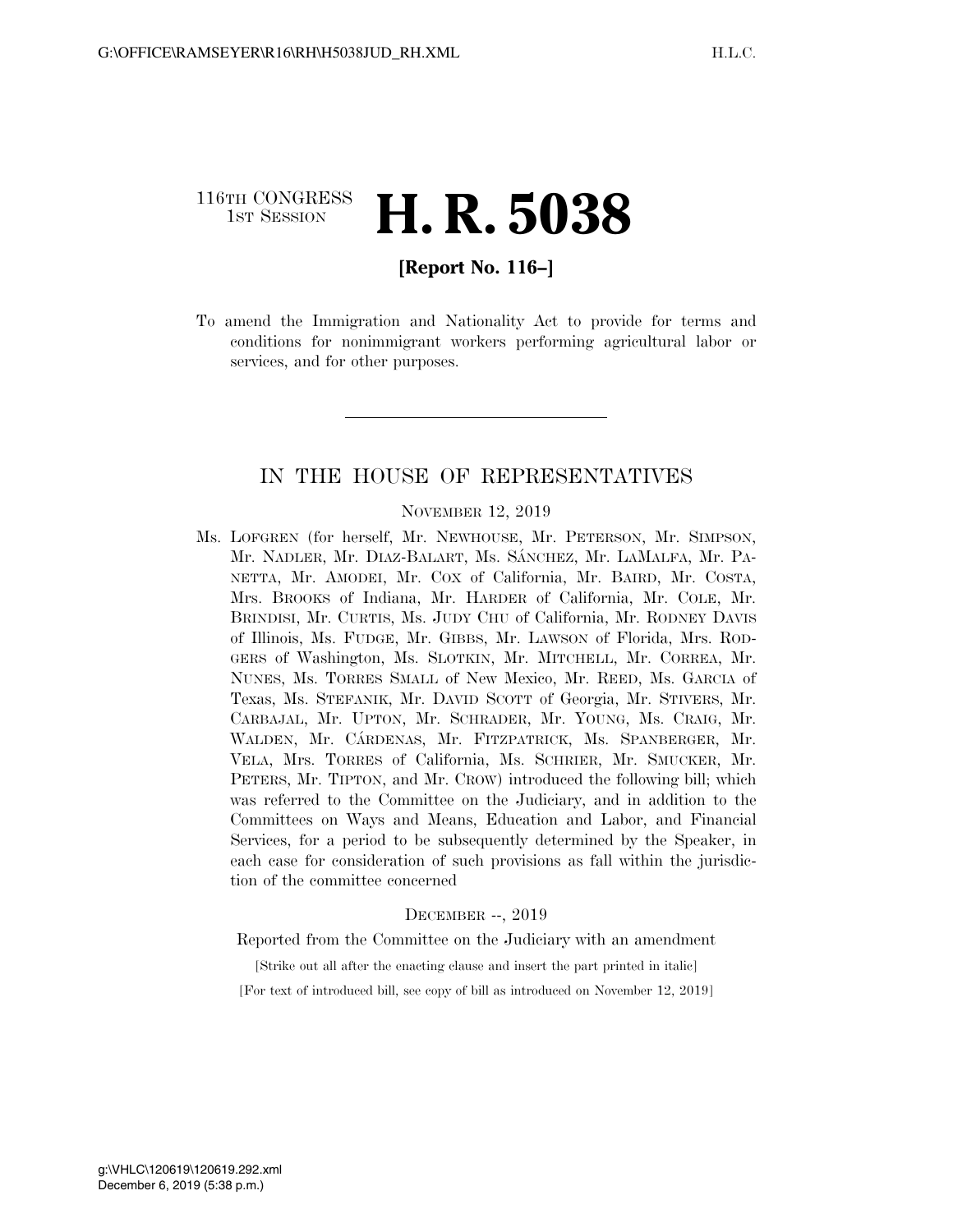116TH CONGRESS
1ST SESSION

# H. R. 5038

**[Report No. 116–]**

To amend the Immigration and Nationality Act to provide for terms and conditions for nonimmigrant workers performing agricultural labor or services, and for other purposes.

---

## IN THE HOUSE OF REPRESENTATIVES

NOVEMBER 12, 2019

Ms. LOFGREN (for herself, Mr. NEWHOUSE, Mr. PETERSON, Mr. SIMPSON, Mr. NADLER, Mr. DIAZ-BALART, Ms. SÁNCHEZ, Mr. LAMALFA, Mr. PANETTA, Mr. AMODEI, Mr. COX of California, Mr. BAIRD, Mr. COSTA, Mrs. BROOKS of Indiana, Mr. HARDER of California, Mr. COLE, Mr. BRINDISI, Mr. CURTIS, Ms. JUDY CHU of California, Mr. RODNEY DAVIS of Illinois, Ms. FUDGE, Mr. GIBBS, Mr. LAWSON of Florida, Mrs. RODGERS of Washington, Ms. SLOTKIN, Mr. MITCHELL, Mr. CORREA, Mr. NUNES, Ms. TORRES SMALL of New Mexico, Mr. REED, Ms. GARCIA of Texas, Ms. STEFANIK, Mr. DAVID SCOTT of Georgia, Mr. STIVERS, Mr. CARBAJAL, Mr. UPTON, Mr. SCHRADER, Mr. YOUNG, Ms. CRAIG, Mr. WALDEN, Mr. CÁRDENAS, Mr. FITZPATRICK, Ms. SPANBERGER, Mr. VELA, Mrs. TORRES of California, Ms. SCHRIER, Mr. SMUCKER, Mr. PETERS, Mr. TIPTON, and Mr. CROW) introduced the following bill; which was referred to the Committee on the Judiciary, and in addition to the Committees on Ways and Means, Education and Labor, and Financial Services, for a period to be subsequently determined by the Speaker, in each case for consideration of such provisions as fall within the jurisdiction of the committee concerned

DECEMBER --, 2019

Reported from the Committee on the Judiciary with an amendment

[Strike out all after the enacting clause and insert the part printed in italic]

[For text of introduced bill, see copy of bill as introduced on November 12, 2019]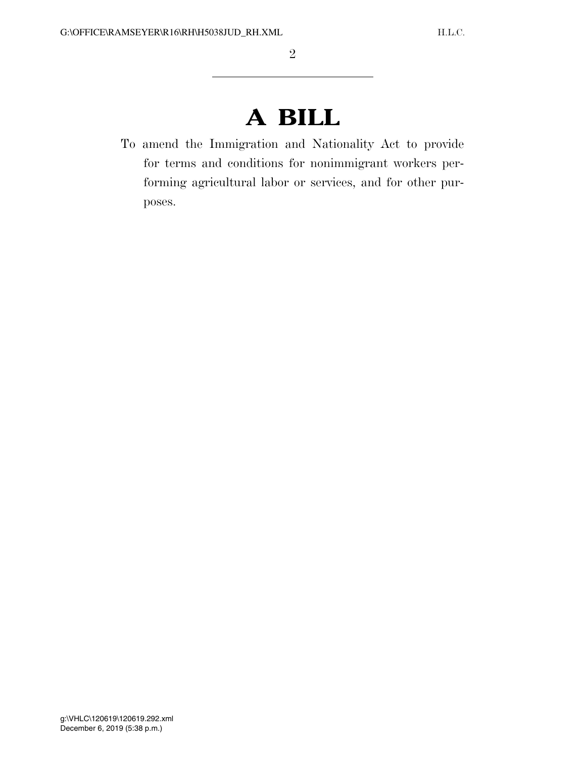# A BILL

To amend the Immigration and Nationality Act to provide for terms and conditions for nonimmigrant workers performing agricultural labor or services, and for other purposes.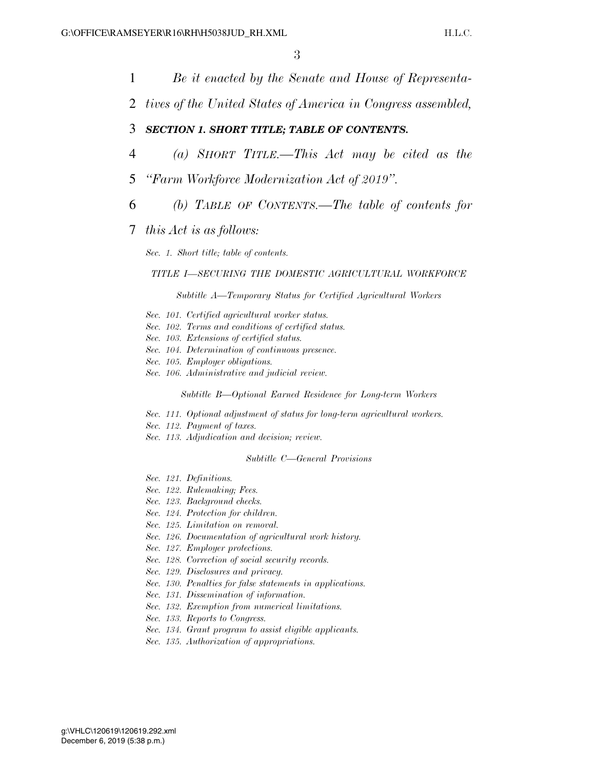*Be it enacted by the Senate and House of Representatives of the United States of America in Congress assembled,*

### ***SECTION 1. SHORT TITLE; TABLE OF CONTENTS.***

*(a) SHORT TITLE.—This Act may be cited as the "Farm Workforce Modernization Act of 2019".*

*(b) TABLE OF CONTENTS.—The table of contents for this Act is as follows:*

*Sec. 1. Short title; table of contents.*

*TITLE I—SECURING THE DOMESTIC AGRICULTURAL WORKFORCE*

*Subtitle A—Temporary Status for Certified Agricultural Workers*

*Sec. 101. Certified agricultural worker status.*
*Sec. 102. Terms and conditions of certified status.*
*Sec. 103. Extensions of certified status.*
*Sec. 104. Determination of continuous presence.*
*Sec. 105. Employer obligations.*
*Sec. 106. Administrative and judicial review.*

*Subtitle B—Optional Earned Residence for Long-term Workers*

*Sec. 111. Optional adjustment of status for long-term agricultural workers.*
*Sec. 112. Payment of taxes.*
*Sec. 113. Adjudication and decision; review.*

*Subtitle C—General Provisions*

*Sec. 121. Definitions.*
*Sec. 122. Rulemaking; Fees.*
*Sec. 123. Background checks.*
*Sec. 124. Protection for children.*
*Sec. 125. Limitation on removal.*
*Sec. 126. Documentation of agricultural work history.*
*Sec. 127. Employer protections.*
*Sec. 128. Correction of social security records.*
*Sec. 129. Disclosures and privacy.*
*Sec. 130. Penalties for false statements in applications.*
*Sec. 131. Dissemination of information.*
*Sec. 132. Exemption from numerical limitations.*
*Sec. 133. Reports to Congress.*
*Sec. 134. Grant program to assist eligible applicants.*
*Sec. 135. Authorization of appropriations.*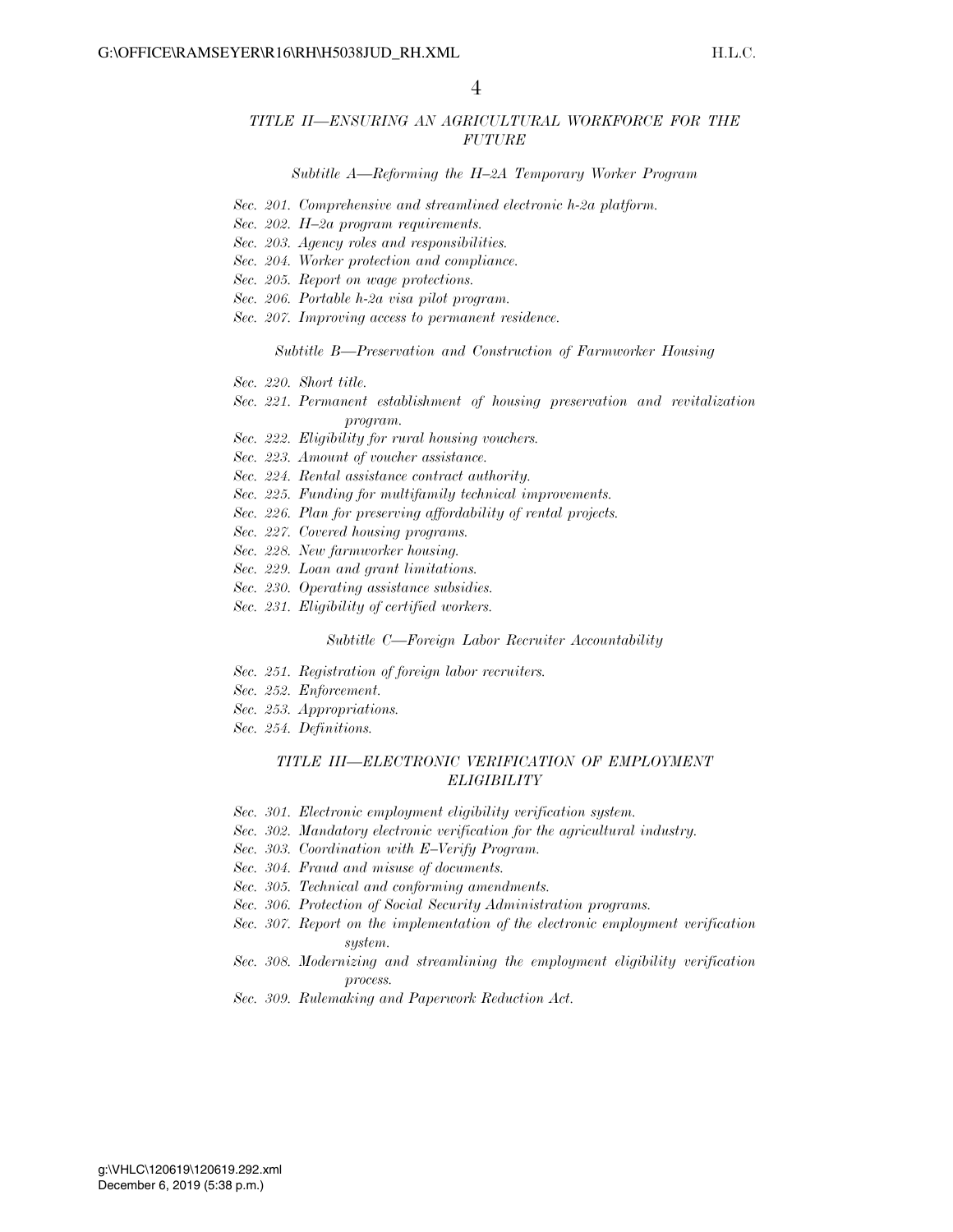*TITLE II—ENSURING AN AGRICULTURAL WORKFORCE FOR THE FUTURE*

*Subtitle A—Reforming the H–2A Temporary Worker Program*

*Sec. 201. Comprehensive and streamlined electronic h-2a platform.*
*Sec. 202. H–2a program requirements.*
*Sec. 203. Agency roles and responsibilities.*
*Sec. 204. Worker protection and compliance.*
*Sec. 205. Report on wage protections.*
*Sec. 206. Portable h-2a visa pilot program.*
*Sec. 207. Improving access to permanent residence.*

*Subtitle B—Preservation and Construction of Farmworker Housing*

*Sec. 220. Short title.*
*Sec. 221. Permanent establishment of housing preservation and revitalization program.*
*Sec. 222. Eligibility for rural housing vouchers.*
*Sec. 223. Amount of voucher assistance.*
*Sec. 224. Rental assistance contract authority.*
*Sec. 225. Funding for multifamily technical improvements.*
*Sec. 226. Plan for preserving affordability of rental projects.*
*Sec. 227. Covered housing programs.*
*Sec. 228. New farmworker housing.*
*Sec. 229. Loan and grant limitations.*
*Sec. 230. Operating assistance subsidies.*
*Sec. 231. Eligibility of certified workers.*

*Subtitle C—Foreign Labor Recruiter Accountability*

*Sec. 251. Registration of foreign labor recruiters.*
*Sec. 252. Enforcement.*
*Sec. 253. Appropriations.*
*Sec. 254. Definitions.*

*TITLE III—ELECTRONIC VERIFICATION OF EMPLOYMENT ELIGIBILITY*

*Sec. 301. Electronic employment eligibility verification system.*
*Sec. 302. Mandatory electronic verification for the agricultural industry.*
*Sec. 303. Coordination with E–Verify Program.*
*Sec. 304. Fraud and misuse of documents.*
*Sec. 305. Technical and conforming amendments.*
*Sec. 306. Protection of Social Security Administration programs.*
*Sec. 307. Report on the implementation of the electronic employment verification system.*
*Sec. 308. Modernizing and streamlining the employment eligibility verification process.*
*Sec. 309. Rulemaking and Paperwork Reduction Act.*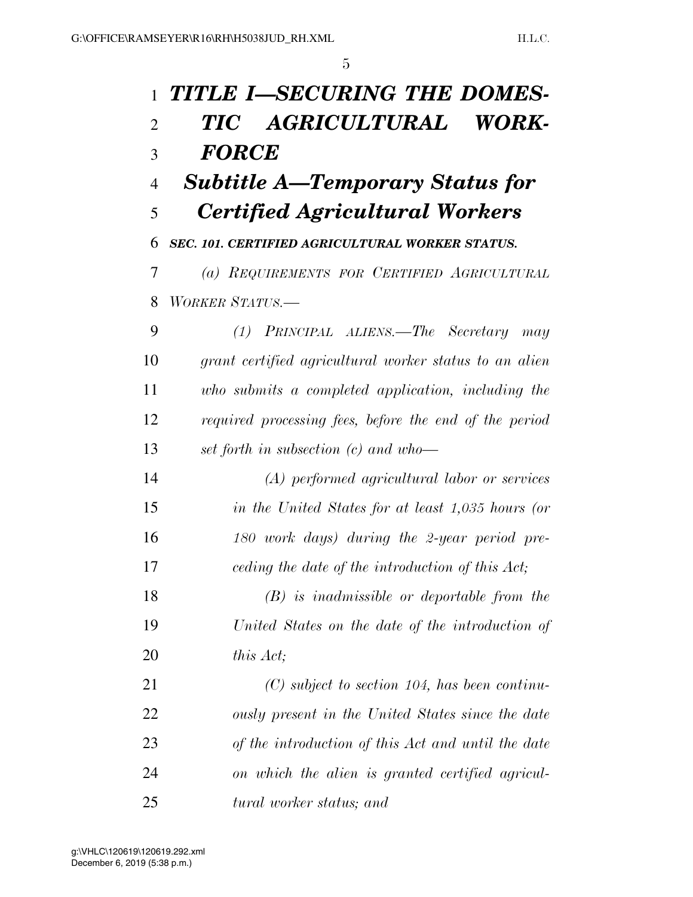# *TITLE I—SECURING THE DOMESTIC AGRICULTURAL WORKFORCE*

## *Subtitle A—Temporary Status for Certified Agricultural Workers*

### *SEC. 101. CERTIFIED AGRICULTURAL WORKER STATUS.*

*(a) REQUIREMENTS FOR CERTIFIED AGRICULTURAL WORKER STATUS.—*

*(1) PRINCIPAL ALIENS.—The Secretary may grant certified agricultural worker status to an alien who submits a completed application, including the required processing fees, before the end of the period set forth in subsection (c) and who—*

*(A) performed agricultural labor or services in the United States for at least 1,035 hours (or 180 work days) during the 2-year period preceding the date of the introduction of this Act;*

*(B) is inadmissible or deportable from the United States on the date of the introduction of this Act;*

*(C) subject to section 104, has been continuously present in the United States since the date of the introduction of this Act and until the date on which the alien is granted certified agricultural worker status; and*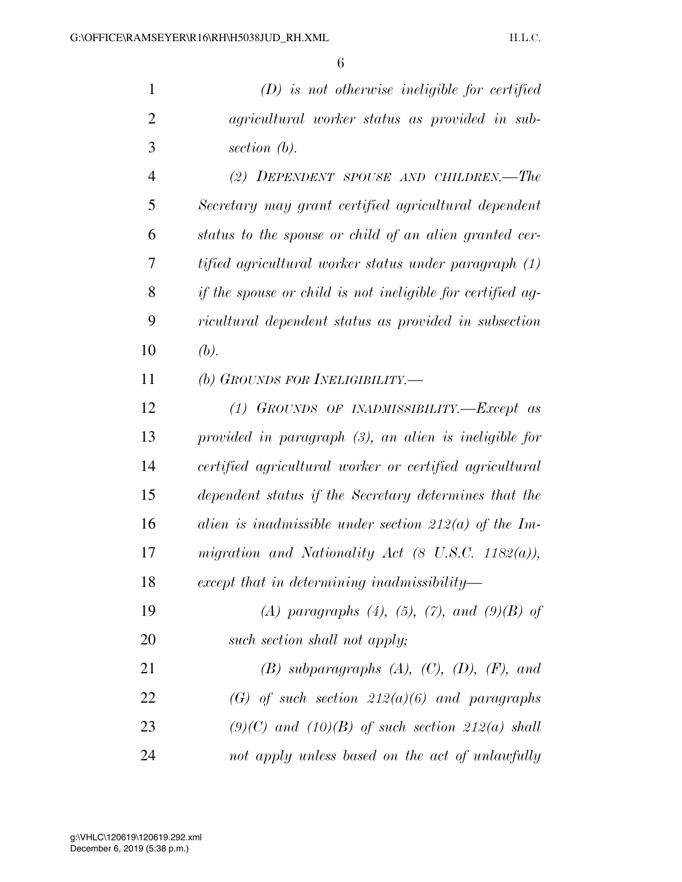*(D) is not otherwise ineligible for certified agricultural worker status as provided in subsection (b).*

*(2) DEPENDENT SPOUSE AND CHILDREN.—The Secretary may grant certified agricultural dependent status to the spouse or child of an alien granted certified agricultural worker status under paragraph (1) if the spouse or child is not ineligible for certified agricultural dependent status as provided in subsection (b).*

*(b) GROUNDS FOR INELIGIBILITY.—*

*(1) GROUNDS OF INADMISSIBILITY.—Except as provided in paragraph (3), an alien is ineligible for certified agricultural worker or certified agricultural dependent status if the Secretary determines that the alien is inadmissible under section 212(a) of the Immigration and Nationality Act (8 U.S.C. 1182(a)), except that in determining inadmissibility—*

*(A) paragraphs (4), (5), (7), and (9)(B) of such section shall not apply;*

*(B) subparagraphs (A), (C), (D), (F), and (G) of such section 212(a)(6) and paragraphs (9)(C) and (10)(B) of such section 212(a) shall not apply unless based on the act of unlawfully*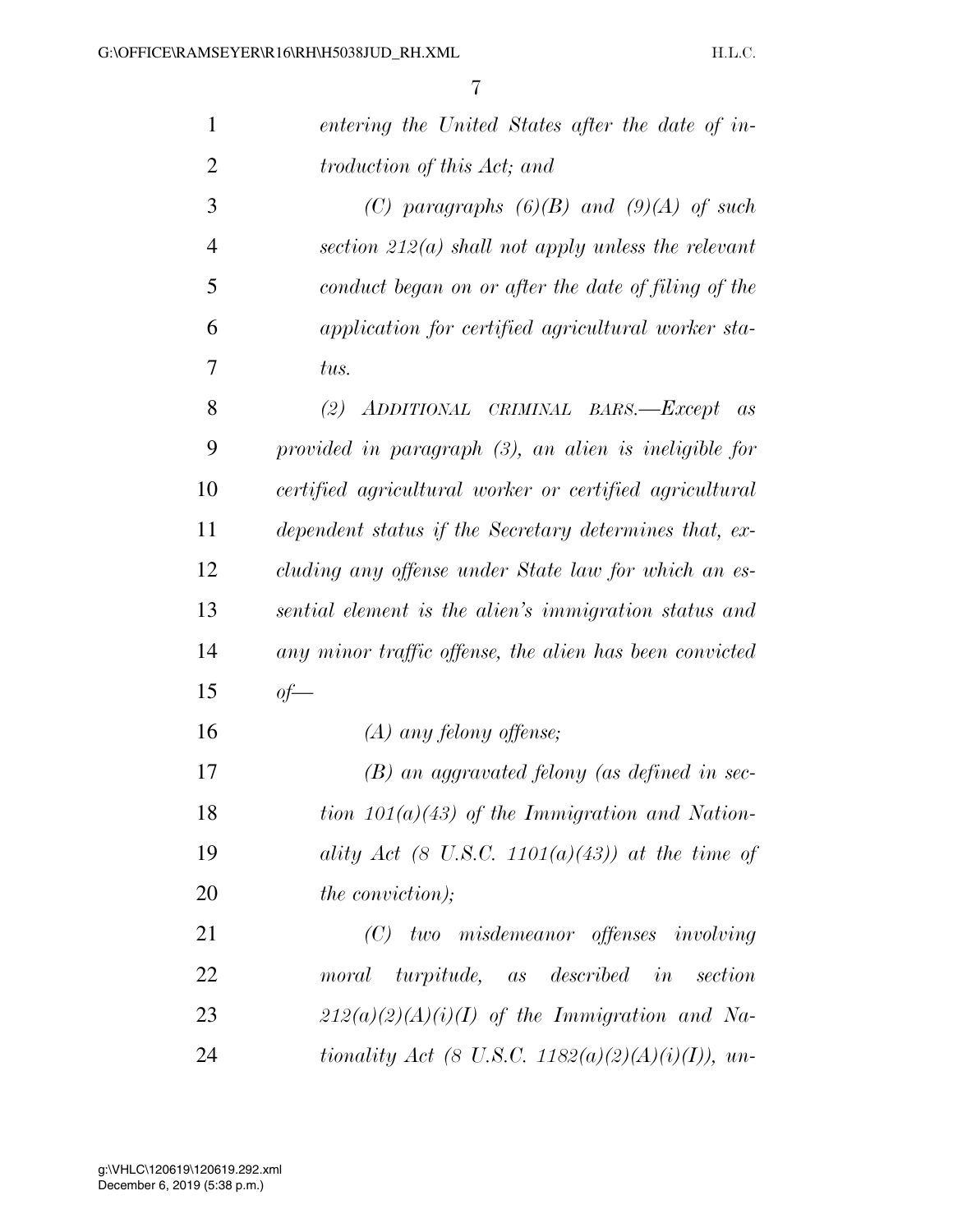*entering the United States after the date of introduction of this Act; and*

*(C) paragraphs (6)(B) and (9)(A) of such section 212(a) shall not apply unless the relevant conduct began on or after the date of filing of the application for certified agricultural worker status.*

*(2) ADDITIONAL CRIMINAL BARS.—Except as provided in paragraph (3), an alien is ineligible for certified agricultural worker or certified agricultural dependent status if the Secretary determines that, excluding any offense under State law for which an essential element is the alien's immigration status and any minor traffic offense, the alien has been convicted of—*

*(A) any felony offense;*

*(B) an aggravated felony (as defined in section 101(a)(43) of the Immigration and Nationality Act (8 U.S.C. 1101(a)(43)) at the time of the conviction);*

*(C) two misdemeanor offenses involving moral turpitude, as described in section 212(a)(2)(A)(i)(I) of the Immigration and Nationality Act (8 U.S.C. 1182(a)(2)(A)(i)(I)), un-*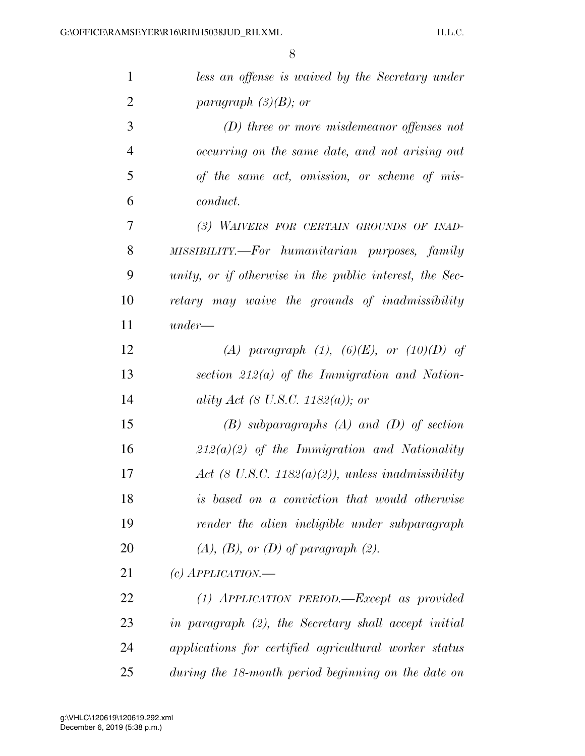*less an offense is waived by the Secretary under paragraph (3)(B); or*

*(D) three or more misdemeanor offenses not occurring on the same date, and not arising out of the same act, omission, or scheme of misconduct.*

*(3) WAIVERS FOR CERTAIN GROUNDS OF INADMISSIBILITY.—For humanitarian purposes, family unity, or if otherwise in the public interest, the Secretary may waive the grounds of inadmissibility under—*

*(A) paragraph (1), (6)(E), or (10)(D) of section 212(a) of the Immigration and Nationality Act (8 U.S.C. 1182(a)); or*

*(B) subparagraphs (A) and (D) of section 212(a)(2) of the Immigration and Nationality Act (8 U.S.C. 1182(a)(2)), unless inadmissibility is based on a conviction that would otherwise render the alien ineligible under subparagraph (A), (B), or (D) of paragraph (2).*

*(c) APPLICATION.—*

*(1) APPLICATION PERIOD.—Except as provided in paragraph (2), the Secretary shall accept initial applications for certified agricultural worker status during the 18-month period beginning on the date on*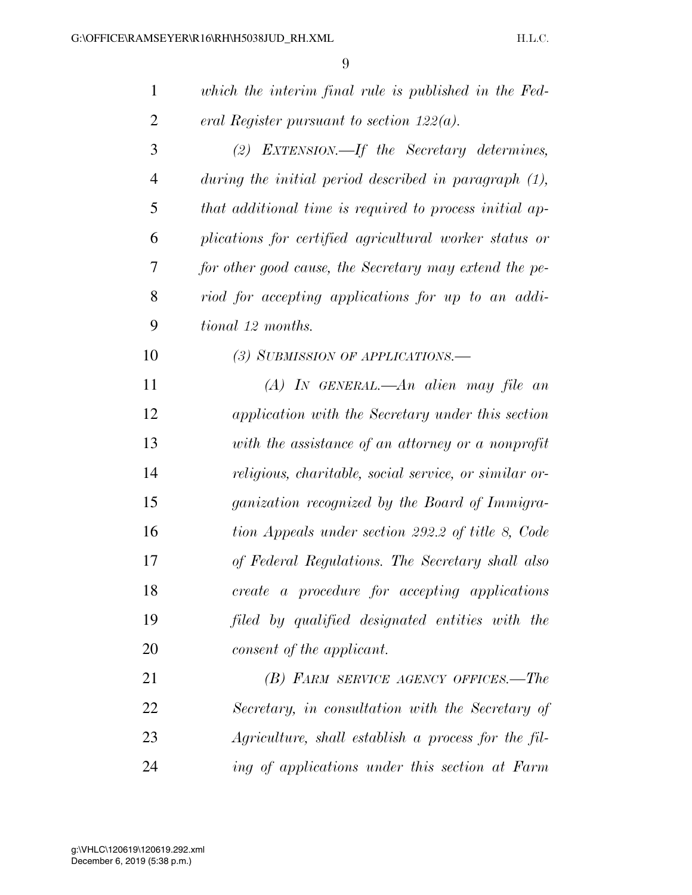*which the interim final rule is published in the Federal Register pursuant to section 122(a).*

*(2) EXTENSION.—If the Secretary determines, during the initial period described in paragraph (1), that additional time is required to process initial applications for certified agricultural worker status or for other good cause, the Secretary may extend the period for accepting applications for up to an additional 12 months.*

*(3) SUBMISSION OF APPLICATIONS.—*

*(A) IN GENERAL.—An alien may file an application with the Secretary under this section with the assistance of an attorney or a nonprofit religious, charitable, social service, or similar organization recognized by the Board of Immigration Appeals under section 292.2 of title 8, Code of Federal Regulations. The Secretary shall also create a procedure for accepting applications filed by qualified designated entities with the consent of the applicant.*

*(B) FARM SERVICE AGENCY OFFICES.—The Secretary, in consultation with the Secretary of Agriculture, shall establish a process for the filing of applications under this section at Farm*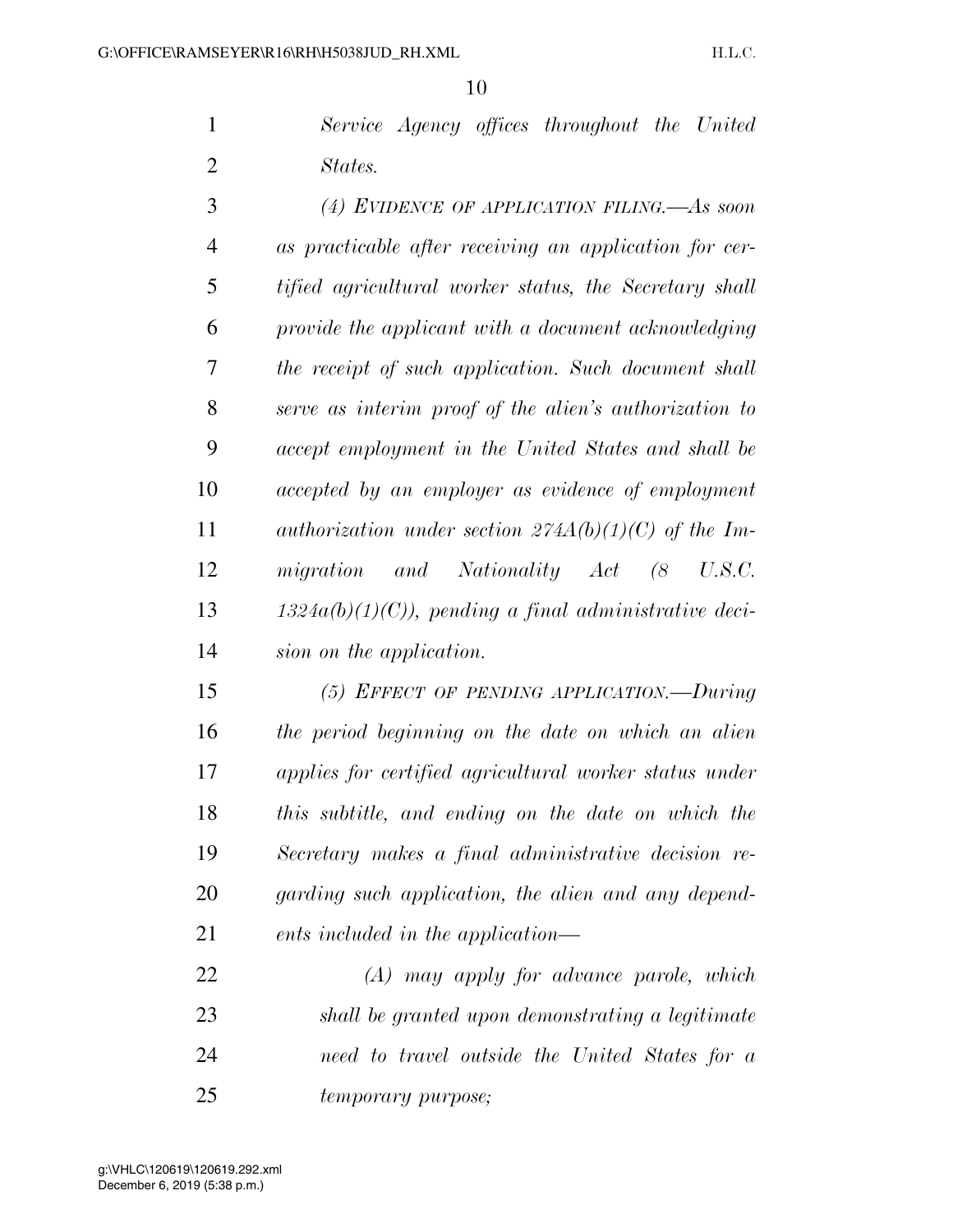*Service Agency offices throughout the United States.*

*(4) EVIDENCE OF APPLICATION FILING.—As soon as practicable after receiving an application for certified agricultural worker status, the Secretary shall provide the applicant with a document acknowledging the receipt of such application. Such document shall serve as interim proof of the alien's authorization to accept employment in the United States and shall be accepted by an employer as evidence of employment authorization under section 274A(b)(1)(C) of the Immigration and Nationality Act (8 U.S.C. 1324a(b)(1)(C)), pending a final administrative decision on the application.*

*(5) EFFECT OF PENDING APPLICATION.—During the period beginning on the date on which an alien applies for certified agricultural worker status under this subtitle, and ending on the date on which the Secretary makes a final administrative decision regarding such application, the alien and any dependents included in the application—*

*(A) may apply for advance parole, which shall be granted upon demonstrating a legitimate need to travel outside the United States for a temporary purpose;*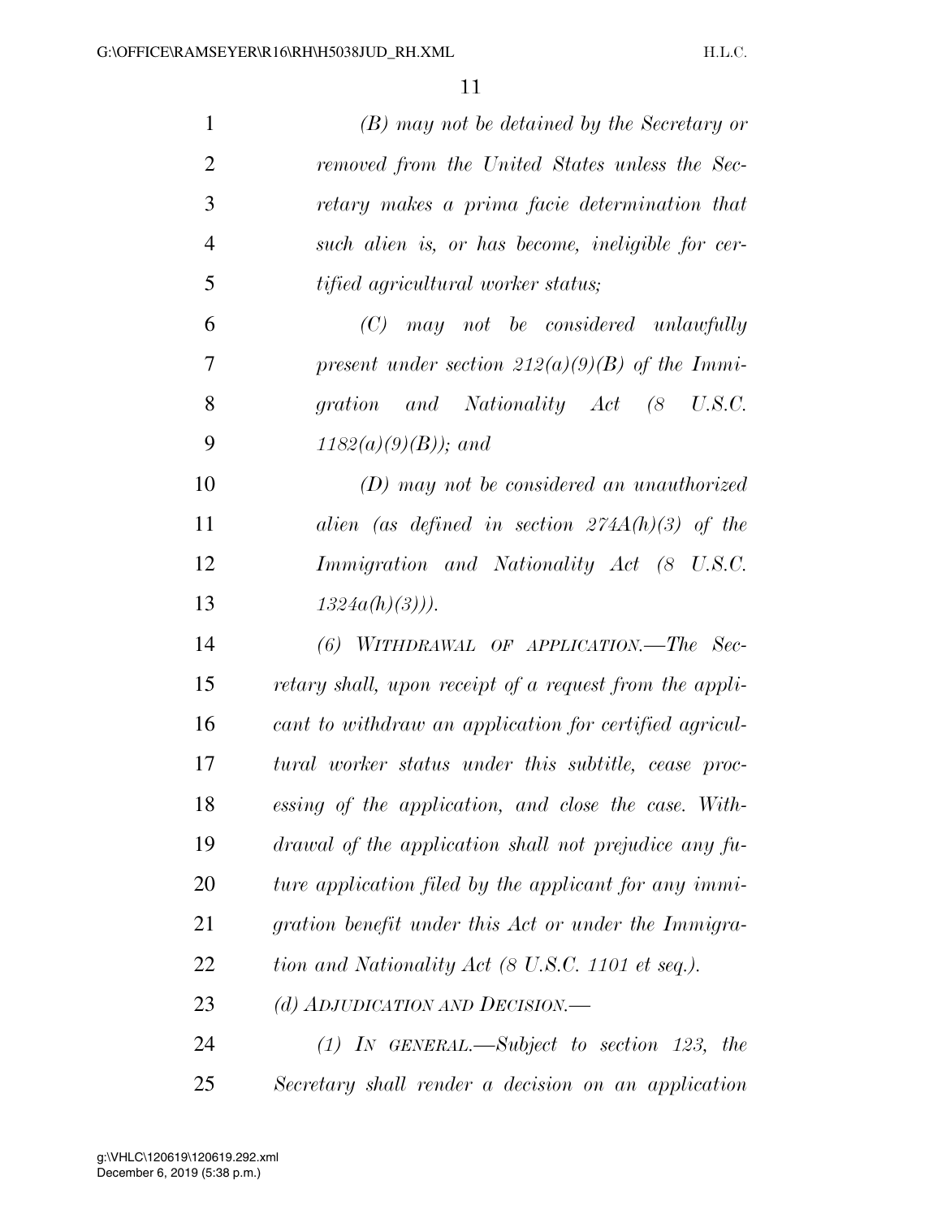*(B) may not be detained by the Secretary or removed from the United States unless the Secretary makes a prima facie determination that such alien is, or has become, ineligible for certified agricultural worker status;*

*(C) may not be considered unlawfully present under section 212(a)(9)(B) of the Immigration and Nationality Act (8 U.S.C. 1182(a)(9)(B)); and*

*(D) may not be considered an unauthorized alien (as defined in section 274A(h)(3) of the Immigration and Nationality Act (8 U.S.C. 1324a(h)(3))).*

*(6) WITHDRAWAL OF APPLICATION.—The Secretary shall, upon receipt of a request from the applicant to withdraw an application for certified agricultural worker status under this subtitle, cease processing of the application, and close the case. Withdrawal of the application shall not prejudice any future application filed by the applicant for any immigration benefit under this Act or under the Immigration and Nationality Act (8 U.S.C. 1101 et seq.).*

*(d) ADJUDICATION AND DECISION.—*

*(1) IN GENERAL.—Subject to section 123, the Secretary shall render a decision on an application*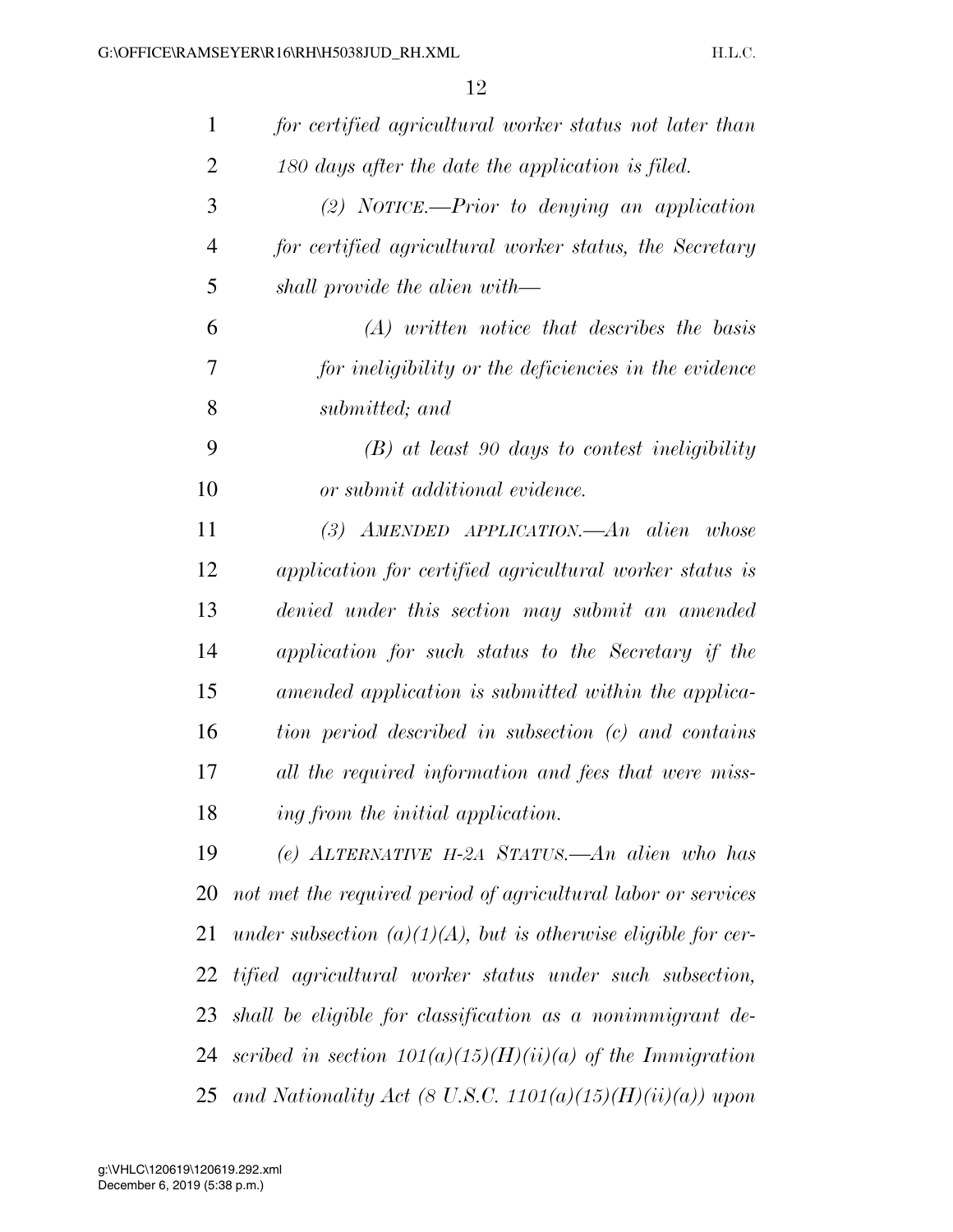*for certified agricultural worker status not later than 180 days after the date the application is filed.*

*(2) NOTICE.—Prior to denying an application for certified agricultural worker status, the Secretary shall provide the alien with—*

*(A) written notice that describes the basis for ineligibility or the deficiencies in the evidence submitted; and*

*(B) at least 90 days to contest ineligibility or submit additional evidence.*

*(3) AMENDED APPLICATION.—An alien whose application for certified agricultural worker status is denied under this section may submit an amended application for such status to the Secretary if the amended application is submitted within the application period described in subsection (c) and contains all the required information and fees that were missing from the initial application.*

*(e) ALTERNATIVE H-2A STATUS.—An alien who has not met the required period of agricultural labor or services under subsection (a)(1)(A), but is otherwise eligible for certified agricultural worker status under such subsection, shall be eligible for classification as a nonimmigrant described in section 101(a)(15)(H)(ii)(a) of the Immigration and Nationality Act (8 U.S.C. 1101(a)(15)(H)(ii)(a)) upon*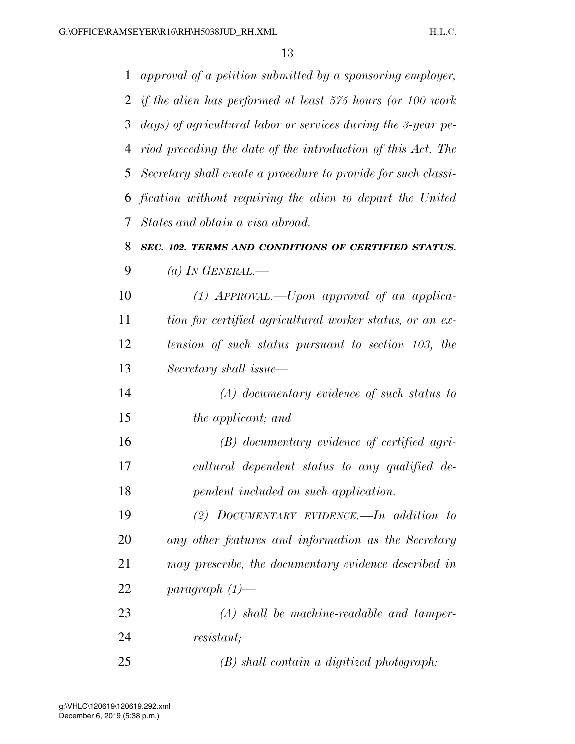*approval of a petition submitted by a sponsoring employer, if the alien has performed at least 575 hours (or 100 work days) of agricultural labor or services during the 3-year period preceding the date of the introduction of this Act. The Secretary shall create a procedure to provide for such classification without requiring the alien to depart the United States and obtain a visa abroad.*

***SEC. 102. TERMS AND CONDITIONS OF CERTIFIED STATUS.***

*(a) IN GENERAL.—*

*(1) APPROVAL.—Upon approval of an application for certified agricultural worker status, or an extension of such status pursuant to section 103, the Secretary shall issue—*

*(A) documentary evidence of such status to the applicant; and*

*(B) documentary evidence of certified agricultural dependent status to any qualified dependent included on such application.*

*(2) DOCUMENTARY EVIDENCE.—In addition to any other features and information as the Secretary may prescribe, the documentary evidence described in paragraph (1)—*

*(A) shall be machine-readable and tamper-resistant;*

*(B) shall contain a digitized photograph;*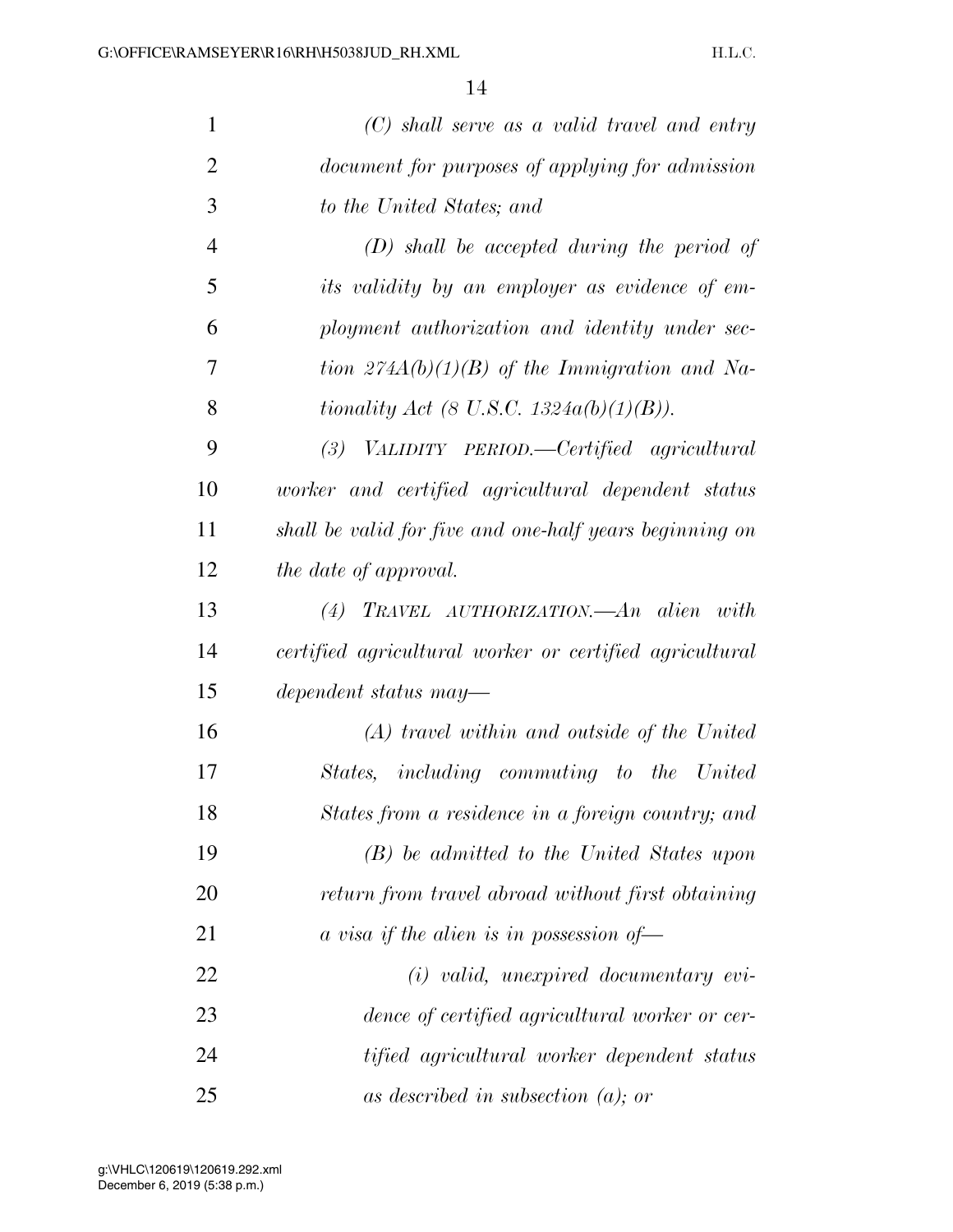*(C) shall serve as a valid travel and entry document for purposes of applying for admission to the United States; and*

*(D) shall be accepted during the period of its validity by an employer as evidence of employment authorization and identity under section 274A(b)(1)(B) of the Immigration and Nationality Act (8 U.S.C. 1324a(b)(1)(B)).*

*(3) VALIDITY PERIOD.—Certified agricultural worker and certified agricultural dependent status shall be valid for five and one-half years beginning on the date of approval.*

*(4) TRAVEL AUTHORIZATION.—An alien with certified agricultural worker or certified agricultural dependent status may—*

*(A) travel within and outside of the United States, including commuting to the United States from a residence in a foreign country; and*

*(B) be admitted to the United States upon return from travel abroad without first obtaining a visa if the alien is in possession of—*

*(i) valid, unexpired documentary evidence of certified agricultural worker or certified agricultural worker dependent status as described in subsection (a); or*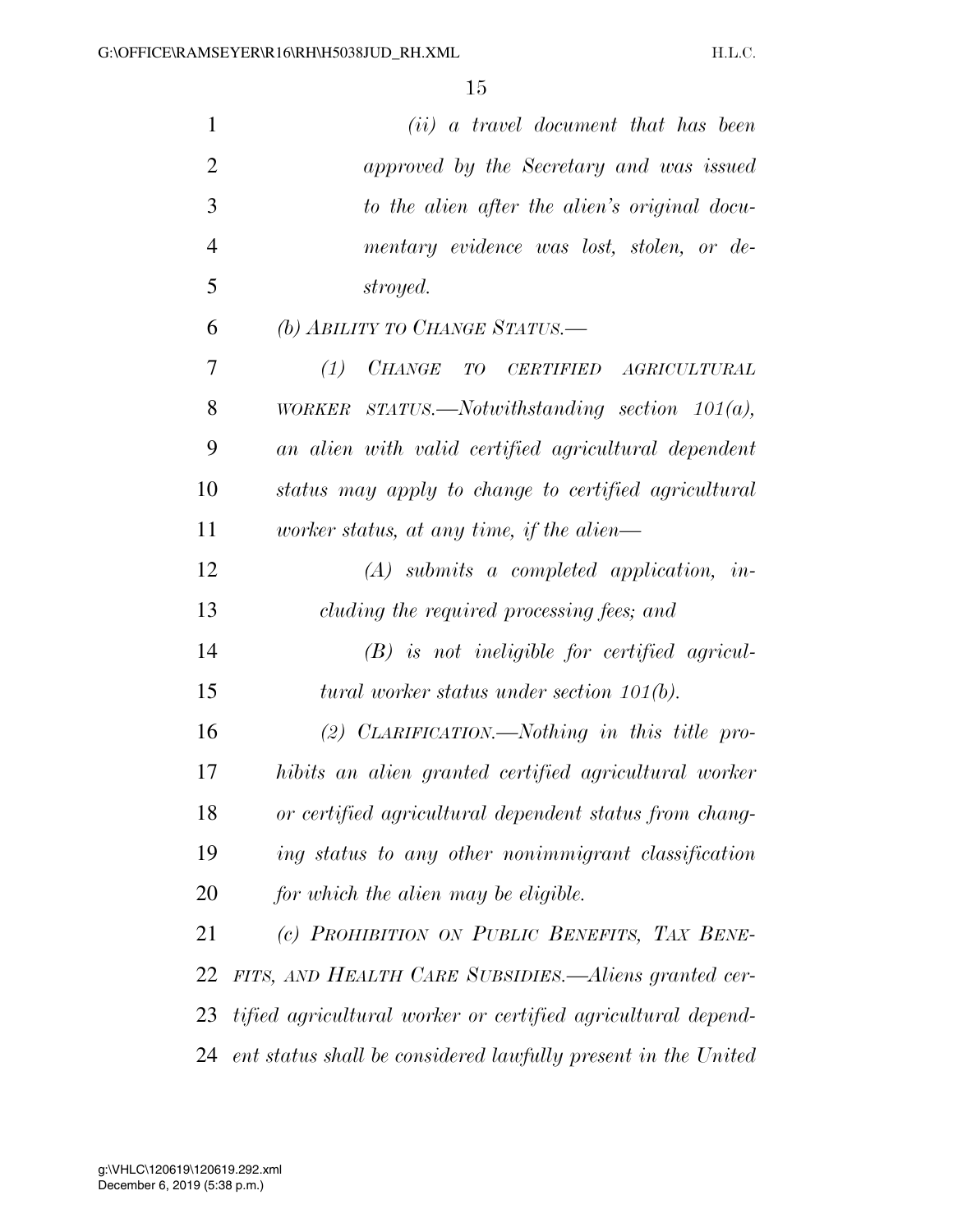*(ii) a travel document that has been approved by the Secretary and was issued to the alien after the alien's original documentary evidence was lost, stolen, or destroyed.*

*(b) ABILITY TO CHANGE STATUS.—*

*(1) CHANGE TO CERTIFIED AGRICULTURAL WORKER STATUS.—Notwithstanding section 101(a), an alien with valid certified agricultural dependent status may apply to change to certified agricultural worker status, at any time, if the alien—*

*(A) submits a completed application, including the required processing fees; and*

*(B) is not ineligible for certified agricultural worker status under section 101(b).*

*(2) CLARIFICATION.—Nothing in this title prohibits an alien granted certified agricultural worker or certified agricultural dependent status from changing status to any other nonimmigrant classification for which the alien may be eligible.*

*(c) PROHIBITION ON PUBLIC BENEFITS, TAX BENEFITS, AND HEALTH CARE SUBSIDIES.—Aliens granted certified agricultural worker or certified agricultural dependent status shall be considered lawfully present in the United*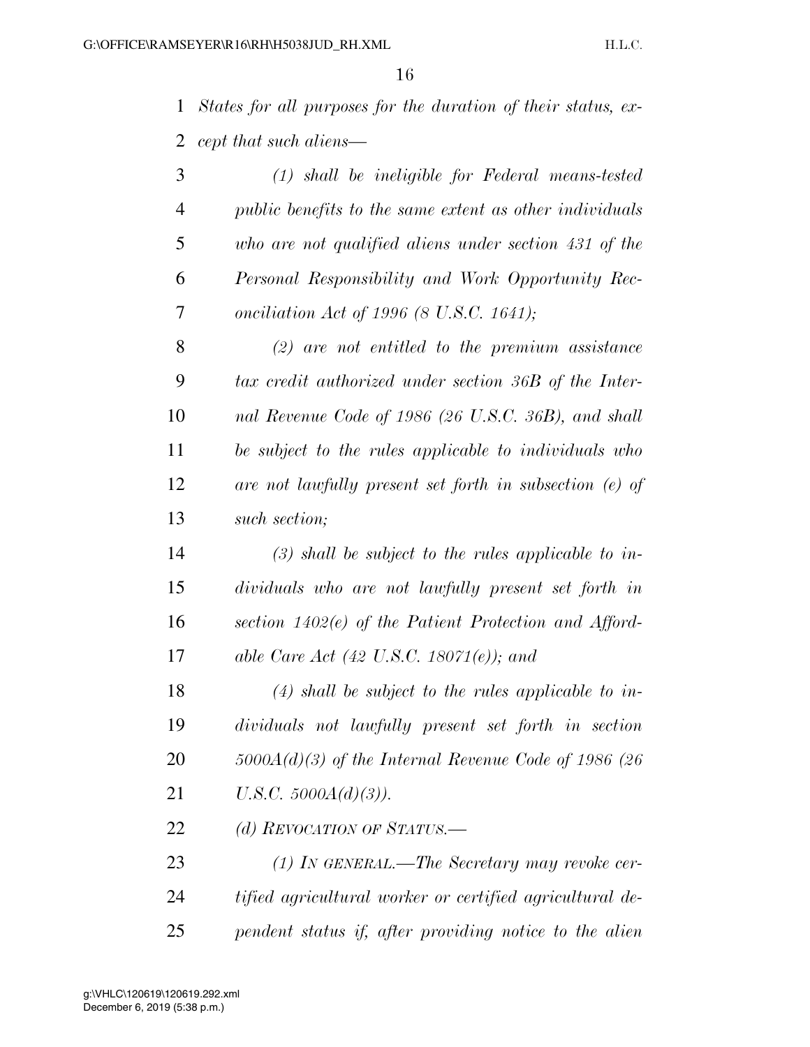*States for all purposes for the duration of their status, except that such aliens—*

*(1) shall be ineligible for Federal means-tested public benefits to the same extent as other individuals who are not qualified aliens under section 431 of the Personal Responsibility and Work Opportunity Reconciliation Act of 1996 (8 U.S.C. 1641);*

*(2) are not entitled to the premium assistance tax credit authorized under section 36B of the Internal Revenue Code of 1986 (26 U.S.C. 36B), and shall be subject to the rules applicable to individuals who are not lawfully present set forth in subsection (e) of such section;*

*(3) shall be subject to the rules applicable to individuals who are not lawfully present set forth in section 1402(e) of the Patient Protection and Affordable Care Act (42 U.S.C. 18071(e)); and*

*(4) shall be subject to the rules applicable to individuals not lawfully present set forth in section 5000A(d)(3) of the Internal Revenue Code of 1986 (26 U.S.C. 5000A(d)(3)).*

*(d) REVOCATION OF STATUS.—*

*(1) IN GENERAL.—The Secretary may revoke certified agricultural worker or certified agricultural dependent status if, after providing notice to the alien*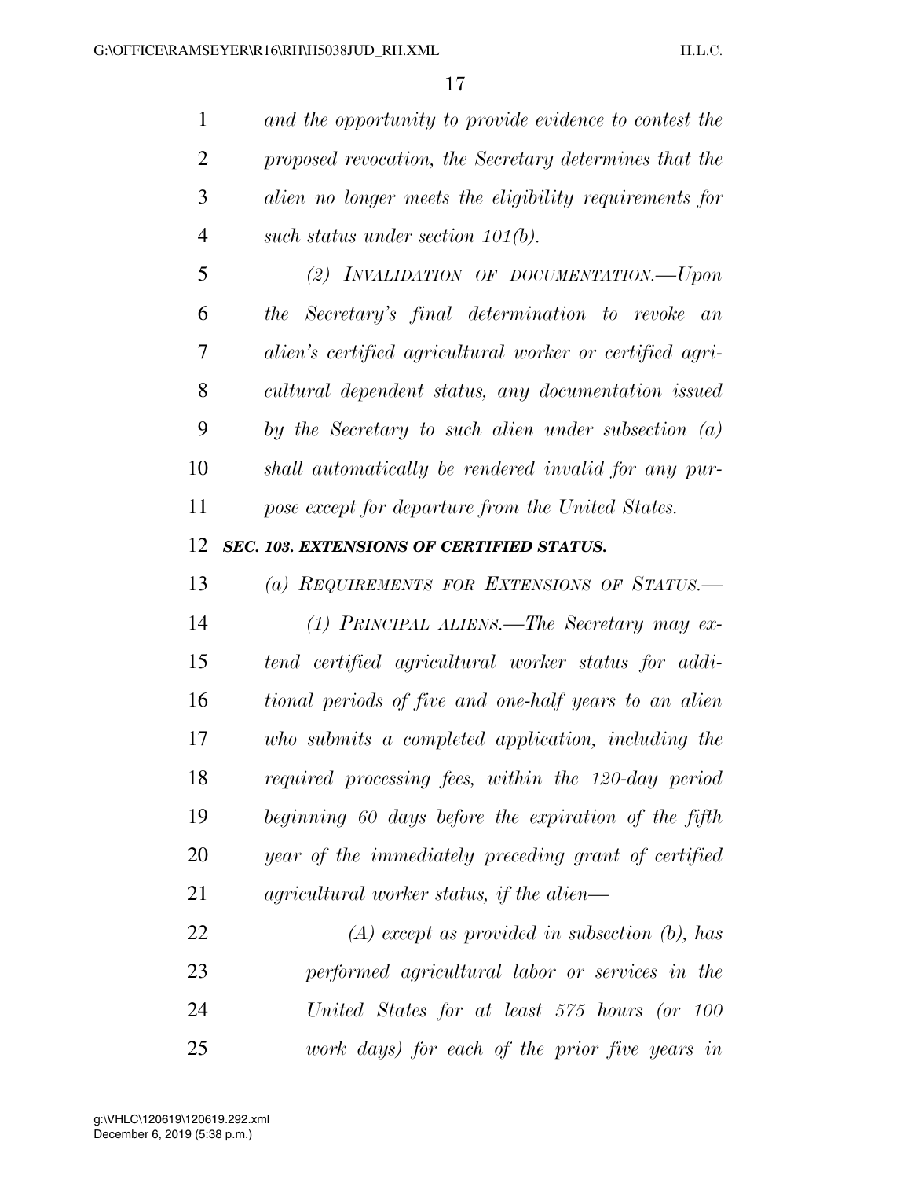*and the opportunity to provide evidence to contest the proposed revocation, the Secretary determines that the alien no longer meets the eligibility requirements for such status under section 101(b).*

*(2) INVALIDATION OF DOCUMENTATION.—Upon the Secretary's final determination to revoke an alien's certified agricultural worker or certified agricultural dependent status, any documentation issued by the Secretary to such alien under subsection (a) shall automatically be rendered invalid for any purpose except for departure from the United States.*

***SEC. 103. EXTENSIONS OF CERTIFIED STATUS.***

*(a) REQUIREMENTS FOR EXTENSIONS OF STATUS.—*

*(1) PRINCIPAL ALIENS.—The Secretary may extend certified agricultural worker status for additional periods of five and one-half years to an alien who submits a completed application, including the required processing fees, within the 120-day period beginning 60 days before the expiration of the fifth year of the immediately preceding grant of certified agricultural worker status, if the alien—*

*(A) except as provided in subsection (b), has performed agricultural labor or services in the United States for at least 575 hours (or 100 work days) for each of the prior five years in*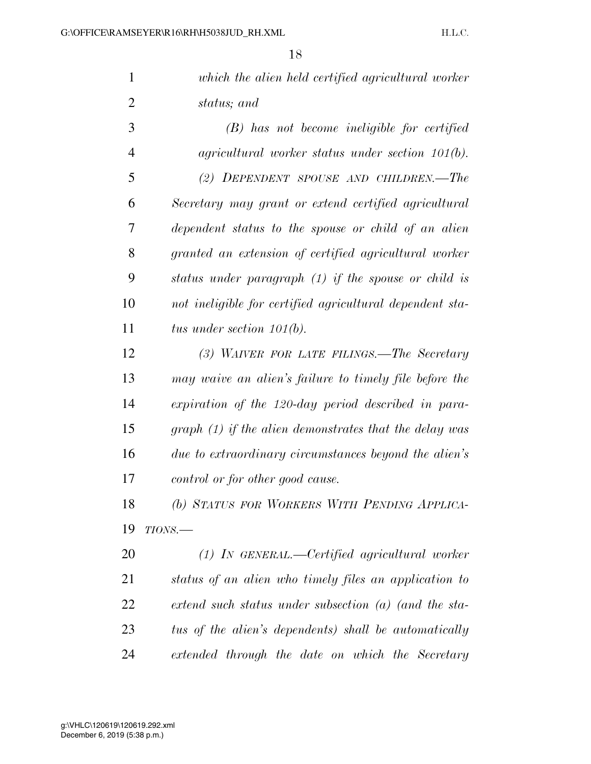*which the alien held certified agricultural worker status; and*

*(B) has not become ineligible for certified agricultural worker status under section 101(b).*

*(2) DEPENDENT SPOUSE AND CHILDREN.—The Secretary may grant or extend certified agricultural dependent status to the spouse or child of an alien granted an extension of certified agricultural worker status under paragraph (1) if the spouse or child is not ineligible for certified agricultural dependent status under section 101(b).*

*(3) WAIVER FOR LATE FILINGS.—The Secretary may waive an alien's failure to timely file before the expiration of the 120-day period described in paragraph (1) if the alien demonstrates that the delay was due to extraordinary circumstances beyond the alien's control or for other good cause.*

*(b) STATUS FOR WORKERS WITH PENDING APPLICATIONS.—*

*(1) IN GENERAL.—Certified agricultural worker status of an alien who timely files an application to extend such status under subsection (a) (and the status of the alien's dependents) shall be automatically extended through the date on which the Secretary*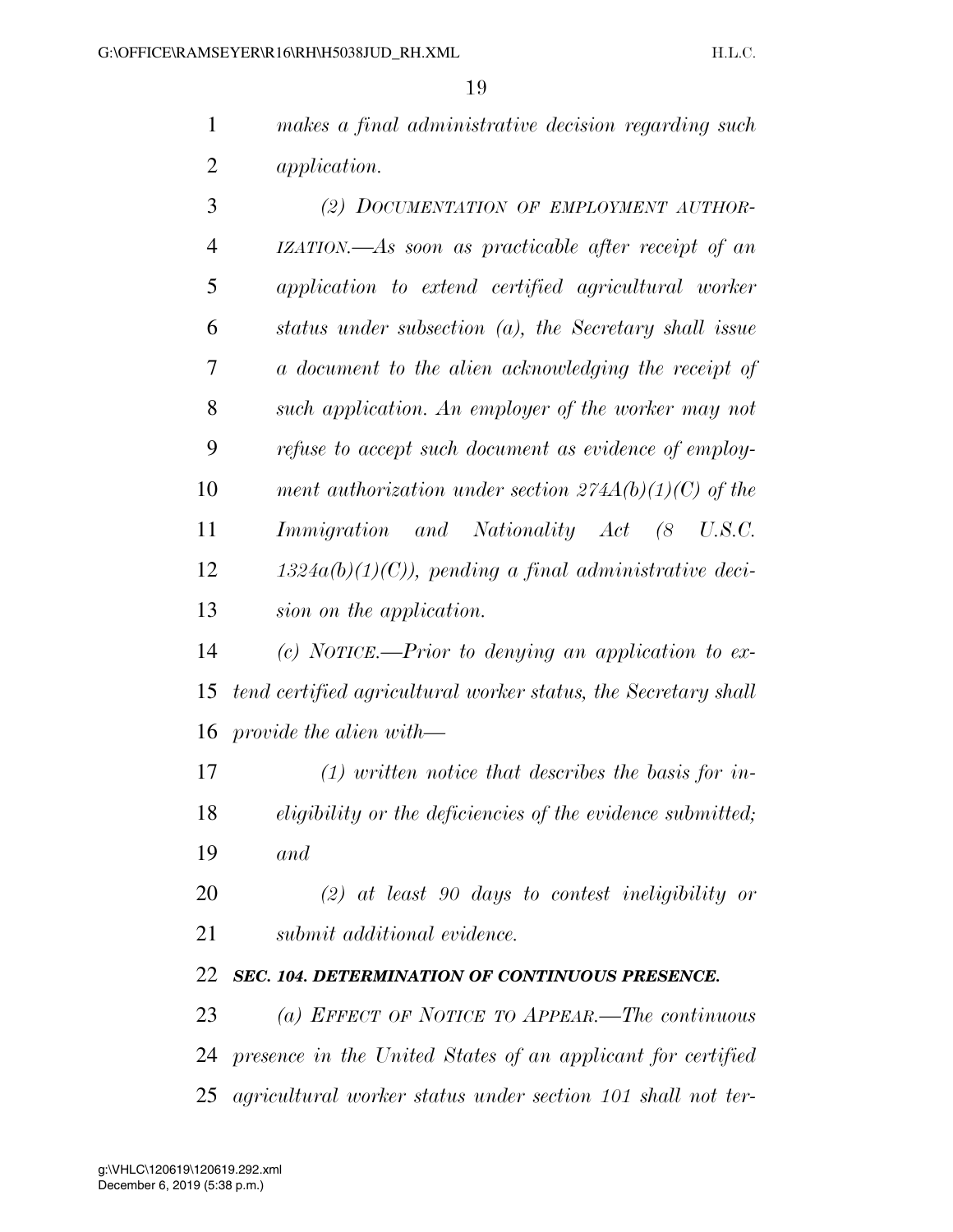*makes a final administrative decision regarding such application.*

*(2) DOCUMENTATION OF EMPLOYMENT AUTHORIZATION.—As soon as practicable after receipt of an application to extend certified agricultural worker status under subsection (a), the Secretary shall issue a document to the alien acknowledging the receipt of such application. An employer of the worker may not refuse to accept such document as evidence of employment authorization under section 274A(b)(1)(C) of the Immigration and Nationality Act (8 U.S.C. 1324a(b)(1)(C)), pending a final administrative decision on the application.*

*(c) NOTICE.—Prior to denying an application to extend certified agricultural worker status, the Secretary shall provide the alien with—*

*(1) written notice that describes the basis for ineligibility or the deficiencies of the evidence submitted; and*

*(2) at least 90 days to contest ineligibility or submit additional evidence.*

***SEC. 104. DETERMINATION OF CONTINUOUS PRESENCE.***

*(a) EFFECT OF NOTICE TO APPEAR.—The continuous presence in the United States of an applicant for certified agricultural worker status under section 101 shall not ter-*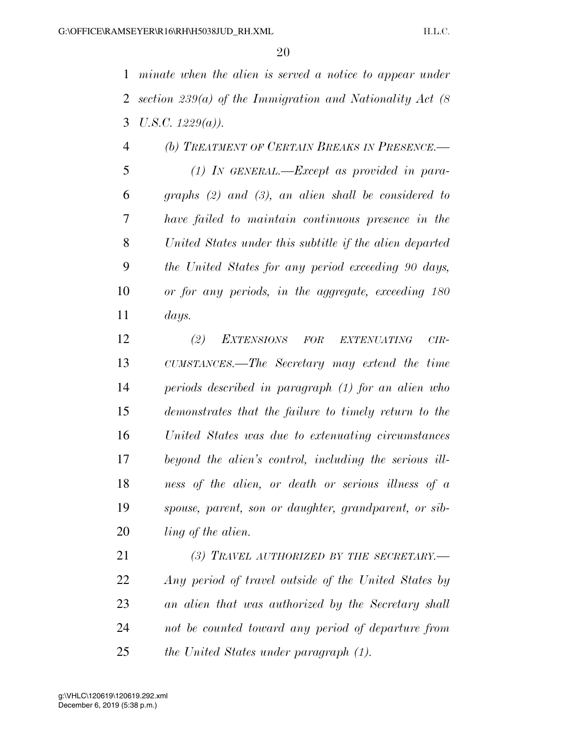*minate when the alien is served a notice to appear under section 239(a) of the Immigration and Nationality Act (8 U.S.C. 1229(a)).*

*(b) TREATMENT OF CERTAIN BREAKS IN PRESENCE.—*

*(1) IN GENERAL.—Except as provided in paragraphs (2) and (3), an alien shall be considered to have failed to maintain continuous presence in the United States under this subtitle if the alien departed the United States for any period exceeding 90 days, or for any periods, in the aggregate, exceeding 180 days.*

*(2) EXTENSIONS FOR EXTENUATING CIRCUMSTANCES.—The Secretary may extend the time periods described in paragraph (1) for an alien who demonstrates that the failure to timely return to the United States was due to extenuating circumstances beyond the alien's control, including the serious illness of the alien, or death or serious illness of a spouse, parent, son or daughter, grandparent, or sibling of the alien.*

*(3) TRAVEL AUTHORIZED BY THE SECRETARY.—Any period of travel outside of the United States by an alien that was authorized by the Secretary shall not be counted toward any period of departure from the United States under paragraph (1).*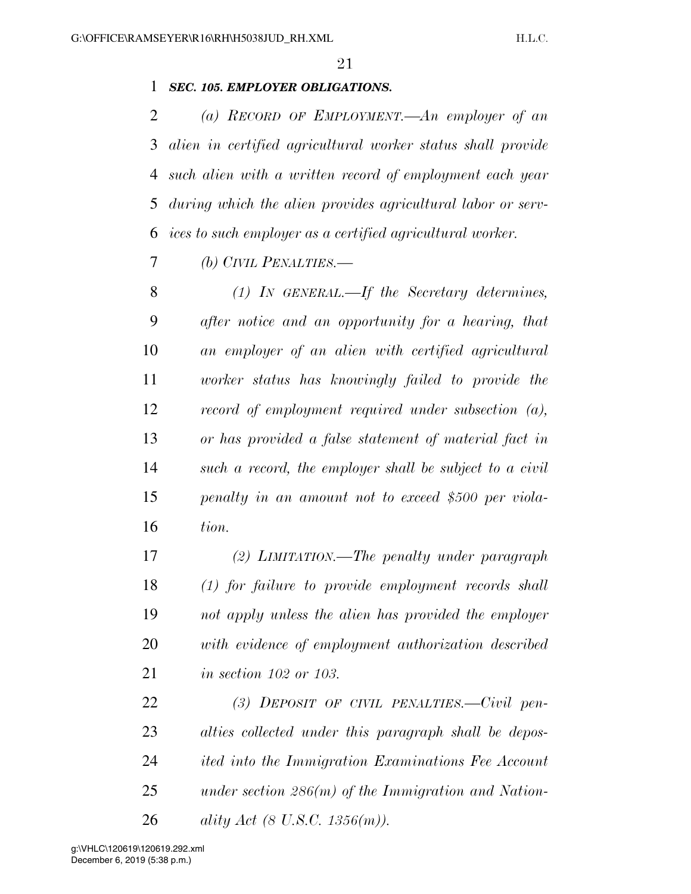### *SEC. 105. EMPLOYER OBLIGATIONS.*

*(a) RECORD OF EMPLOYMENT.—An employer of an alien in certified agricultural worker status shall provide such alien with a written record of employment each year during which the alien provides agricultural labor or services to such employer as a certified agricultural worker.*

*(b) CIVIL PENALTIES.—*

*(1) IN GENERAL.—If the Secretary determines, after notice and an opportunity for a hearing, that an employer of an alien with certified agricultural worker status has knowingly failed to provide the record of employment required under subsection (a), or has provided a false statement of material fact in such a record, the employer shall be subject to a civil penalty in an amount not to exceed $500 per violation.*

*(2) LIMITATION.—The penalty under paragraph (1) for failure to provide employment records shall not apply unless the alien has provided the employer with evidence of employment authorization described in section 102 or 103.*

*(3) DEPOSIT OF CIVIL PENALTIES.—Civil penalties collected under this paragraph shall be deposited into the Immigration Examinations Fee Account under section 286(m) of the Immigration and Nationality Act (8 U.S.C. 1356(m)).*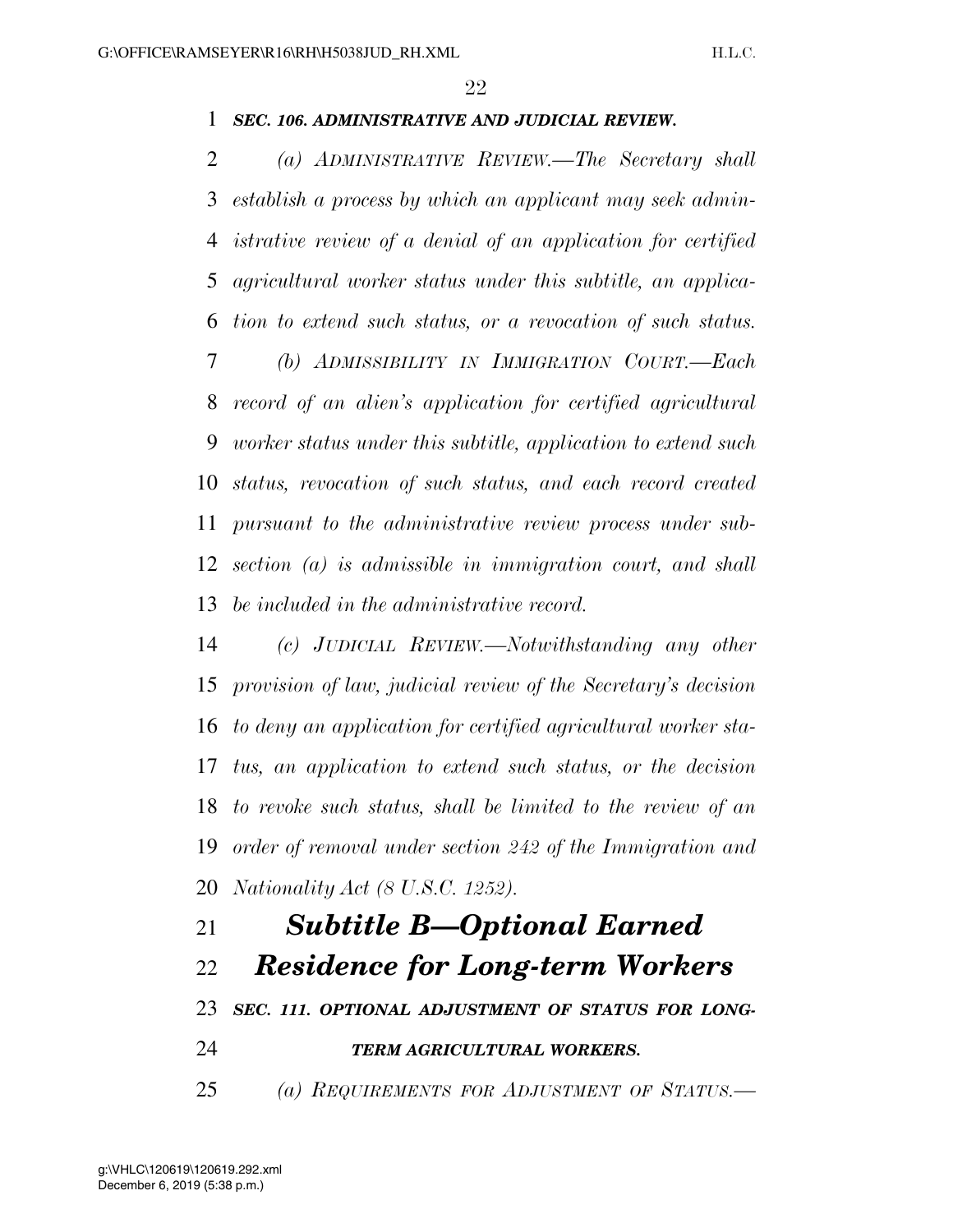***SEC. 106. ADMINISTRATIVE AND JUDICIAL REVIEW.***

*(a) ADMINISTRATIVE REVIEW.—The Secretary shall establish a process by which an applicant may seek administrative review of a denial of an application for certified agricultural worker status under this subtitle, an application to extend such status, or a revocation of such status.*

*(b) ADMISSIBILITY IN IMMIGRATION COURT.—Each record of an alien's application for certified agricultural worker status under this subtitle, application to extend such status, revocation of such status, and each record created pursuant to the administrative review process under subsection (a) is admissible in immigration court, and shall be included in the administrative record.*

*(c) JUDICIAL REVIEW.—Notwithstanding any other provision of law, judicial review of the Secretary's decision to deny an application for certified agricultural worker status, an application to extend such status, or the decision to revoke such status, shall be limited to the review of an order of removal under section 242 of the Immigration and Nationality Act (8 U.S.C. 1252).*

## ***Subtitle B—Optional Earned Residence for Long-term Workers***

***SEC. 111. OPTIONAL ADJUSTMENT OF STATUS FOR LONG-TERM AGRICULTURAL WORKERS.***

*(a) REQUIREMENTS FOR ADJUSTMENT OF STATUS.—*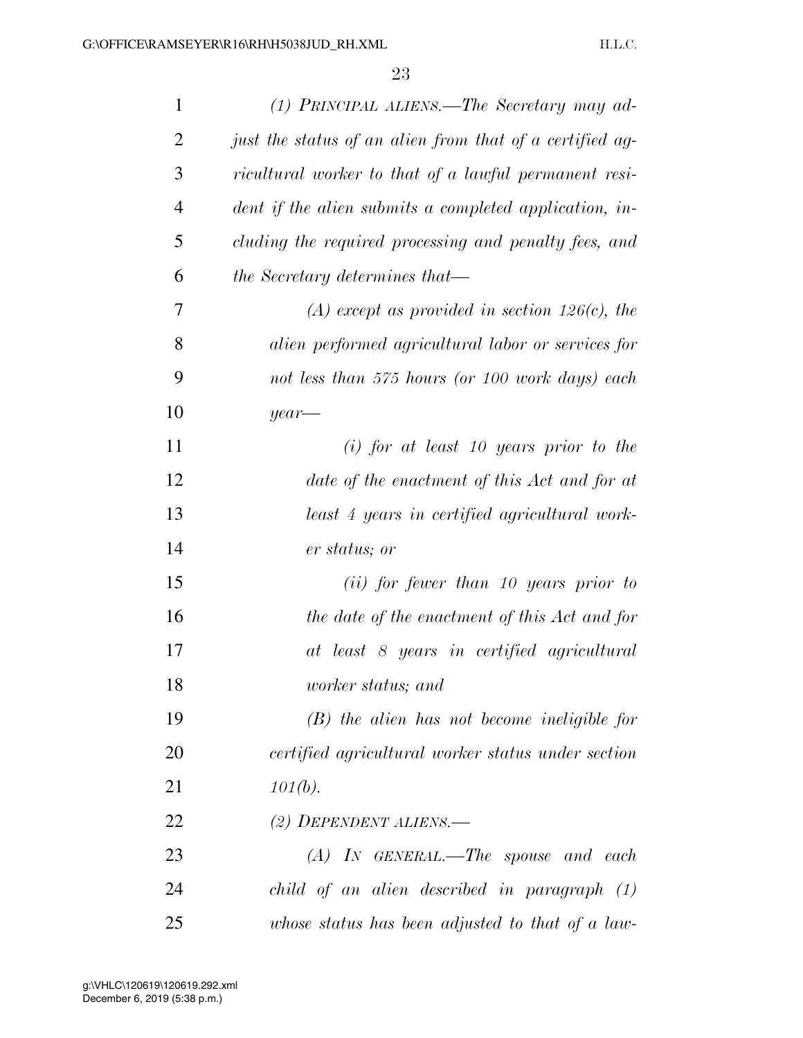*(1) PRINCIPAL ALIENS.—The Secretary may adjust the status of an alien from that of a certified agricultural worker to that of a lawful permanent resident if the alien submits a completed application, including the required processing and penalty fees, and the Secretary determines that—*

*(A) except as provided in section 126(c), the alien performed agricultural labor or services for not less than 575 hours (or 100 work days) each year—*

*(i) for at least 10 years prior to the date of the enactment of this Act and for at least 4 years in certified agricultural worker status; or*

*(ii) for fewer than 10 years prior to the date of the enactment of this Act and for at least 8 years in certified agricultural worker status; and*

*(B) the alien has not become ineligible for certified agricultural worker status under section 101(b).*

*(2) DEPENDENT ALIENS.—*

*(A) IN GENERAL.—The spouse and each child of an alien described in paragraph (1) whose status has been adjusted to that of a law-*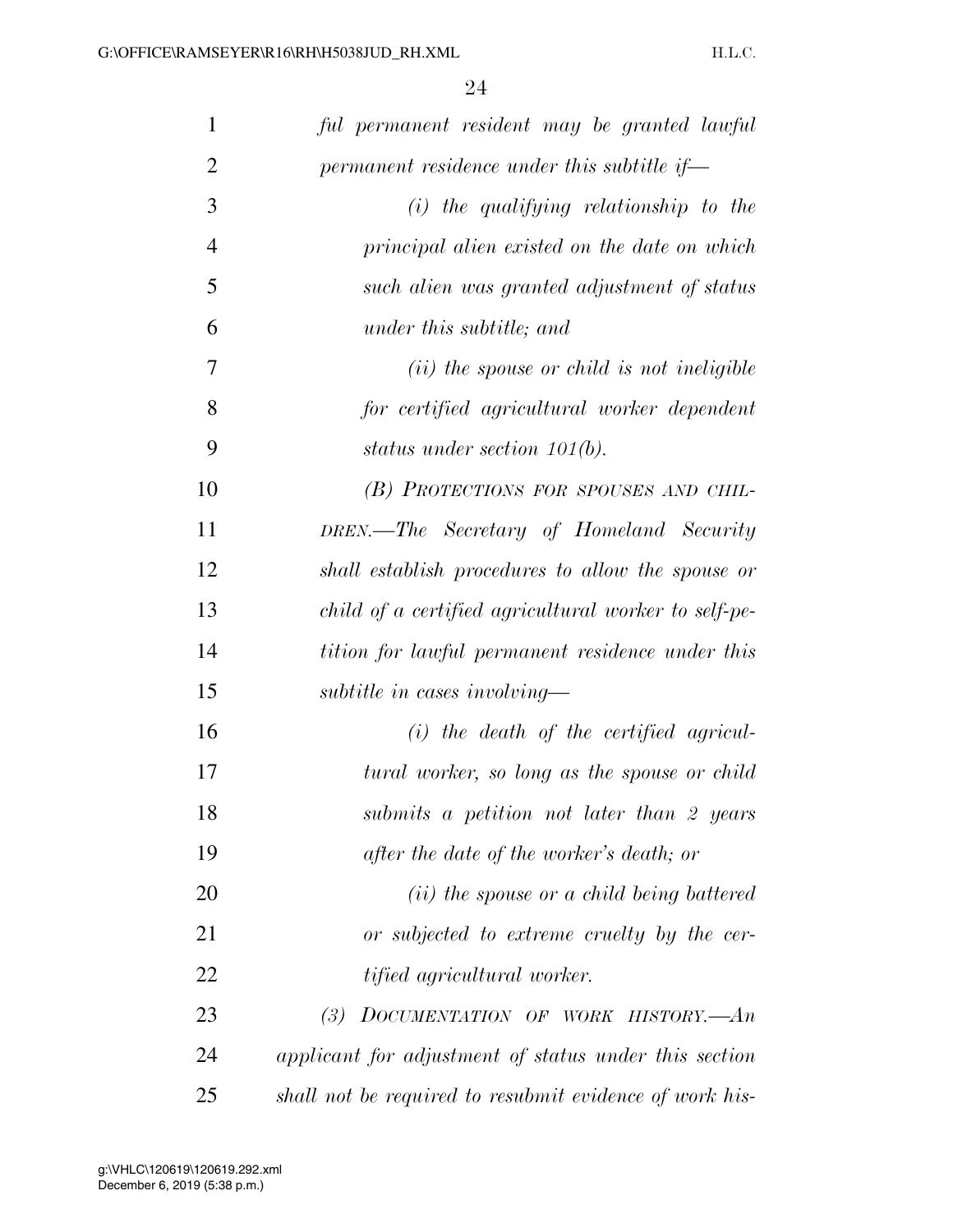*ful permanent resident may be granted lawful permanent residence under this subtitle if—*

*(i) the qualifying relationship to the principal alien existed on the date on which such alien was granted adjustment of status under this subtitle; and*

*(ii) the spouse or child is not ineligible for certified agricultural worker dependent status under section 101(b).*

*(B) PROTECTIONS FOR SPOUSES AND CHILDREN.—The Secretary of Homeland Security shall establish procedures to allow the spouse or child of a certified agricultural worker to self-petition for lawful permanent residence under this subtitle in cases involving—*

*(i) the death of the certified agricultural worker, so long as the spouse or child submits a petition not later than 2 years after the date of the worker's death; or*

*(ii) the spouse or a child being battered or subjected to extreme cruelty by the certified agricultural worker.*

*(3) DOCUMENTATION OF WORK HISTORY.—An applicant for adjustment of status under this section shall not be required to resubmit evidence of work his-*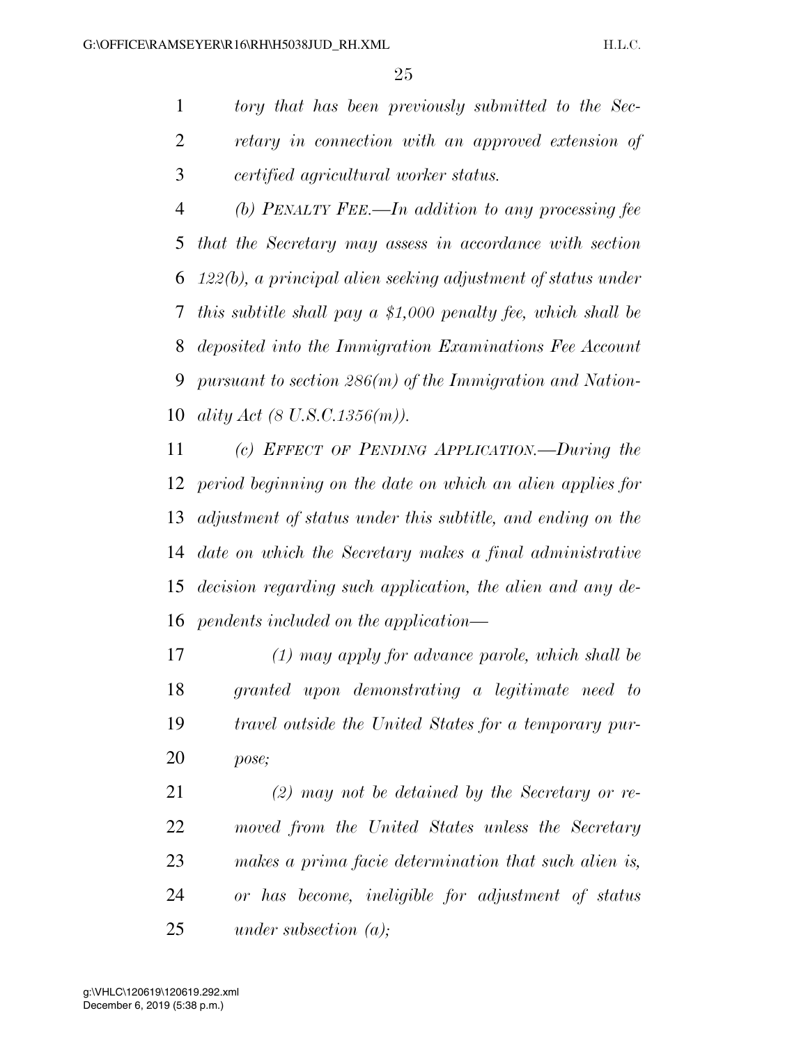*tory that has been previously submitted to the Secretary in connection with an approved extension of certified agricultural worker status.*

*(b) PENALTY FEE.—In addition to any processing fee that the Secretary may assess in accordance with section 122(b), a principal alien seeking adjustment of status under this subtitle shall pay a $1,000 penalty fee, which shall be deposited into the Immigration Examinations Fee Account pursuant to section 286(m) of the Immigration and Nationality Act (8 U.S.C.1356(m)).*

*(c) EFFECT OF PENDING APPLICATION.—During the period beginning on the date on which an alien applies for adjustment of status under this subtitle, and ending on the date on which the Secretary makes a final administrative decision regarding such application, the alien and any dependents included on the application—*

*(1) may apply for advance parole, which shall be granted upon demonstrating a legitimate need to travel outside the United States for a temporary purpose;*

*(2) may not be detained by the Secretary or removed from the United States unless the Secretary makes a prima facie determination that such alien is, or has become, ineligible for adjustment of status under subsection (a);*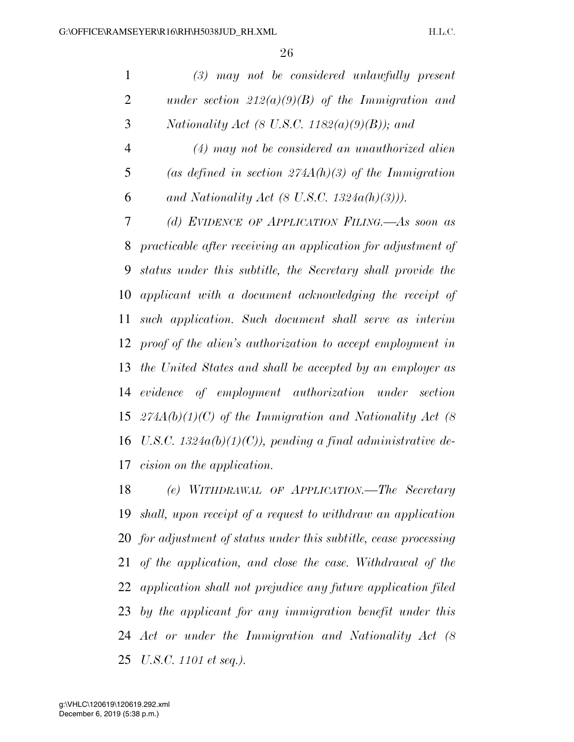*(3) may not be considered unlawfully present under section 212(a)(9)(B) of the Immigration and Nationality Act (8 U.S.C. 1182(a)(9)(B)); and*

*(4) may not be considered an unauthorized alien (as defined in section 274A(h)(3) of the Immigration and Nationality Act (8 U.S.C. 1324a(h)(3))).*

*(d) EVIDENCE OF APPLICATION FILING.—As soon as practicable after receiving an application for adjustment of status under this subtitle, the Secretary shall provide the applicant with a document acknowledging the receipt of such application. Such document shall serve as interim proof of the alien's authorization to accept employment in the United States and shall be accepted by an employer as evidence of employment authorization under section 274A(b)(1)(C) of the Immigration and Nationality Act (8 U.S.C. 1324a(b)(1)(C)), pending a final administrative decision on the application.*

*(e) WITHDRAWAL OF APPLICATION.—The Secretary shall, upon receipt of a request to withdraw an application for adjustment of status under this subtitle, cease processing of the application, and close the case. Withdrawal of the application shall not prejudice any future application filed by the applicant for any immigration benefit under this Act or under the Immigration and Nationality Act (8 U.S.C. 1101 et seq.).*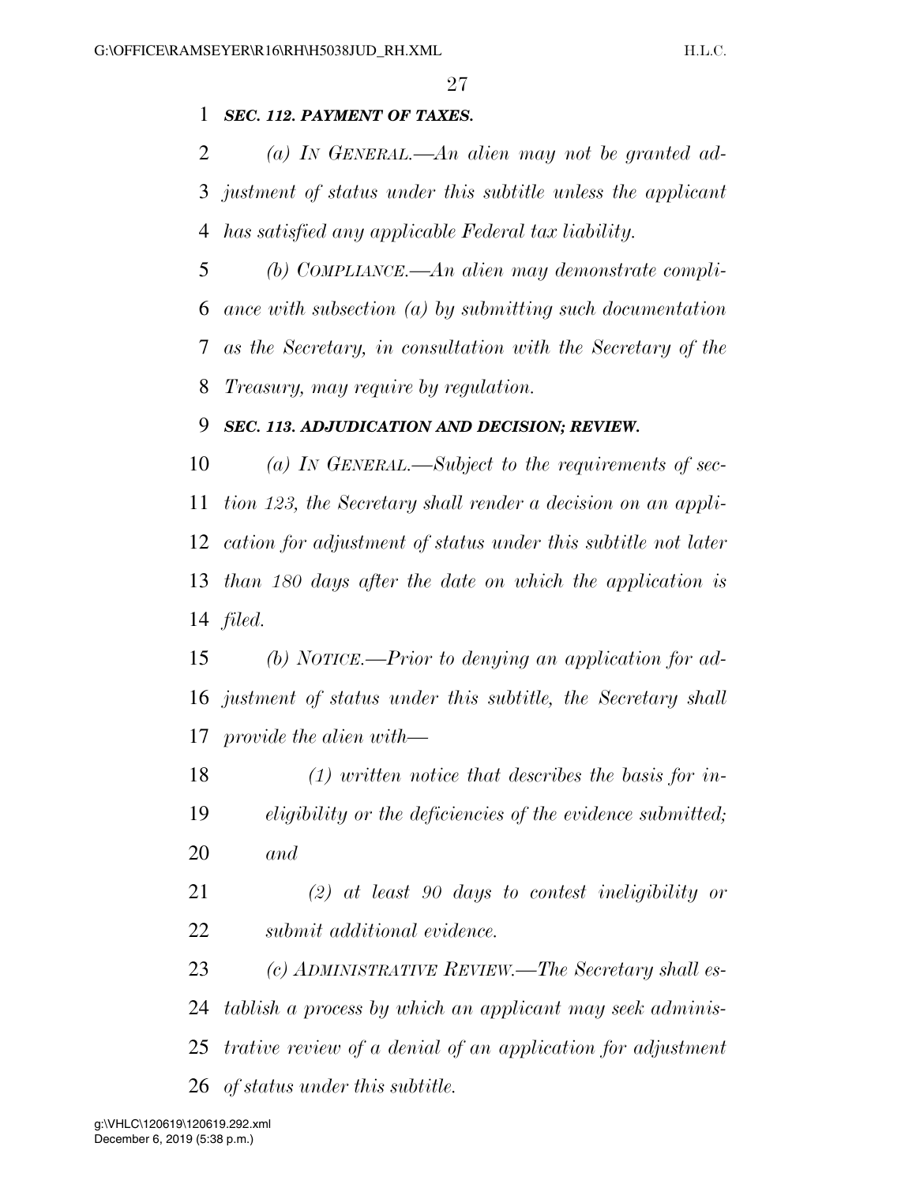***SEC. 112. PAYMENT OF TAXES.***

*(a) IN GENERAL.—An alien may not be granted adjustment of status under this subtitle unless the applicant has satisfied any applicable Federal tax liability.*

*(b) COMPLIANCE.—An alien may demonstrate compliance with subsection (a) by submitting such documentation as the Secretary, in consultation with the Secretary of the Treasury, may require by regulation.*

***SEC. 113. ADJUDICATION AND DECISION; REVIEW.***

*(a) IN GENERAL.—Subject to the requirements of section 123, the Secretary shall render a decision on an application for adjustment of status under this subtitle not later than 180 days after the date on which the application is filed.*

*(b) NOTICE.—Prior to denying an application for adjustment of status under this subtitle, the Secretary shall provide the alien with—*

*(1) written notice that describes the basis for ineligibility or the deficiencies of the evidence submitted; and*

*(2) at least 90 days to contest ineligibility or submit additional evidence.*

*(c) ADMINISTRATIVE REVIEW.—The Secretary shall establish a process by which an applicant may seek administrative review of a denial of an application for adjustment of status under this subtitle.*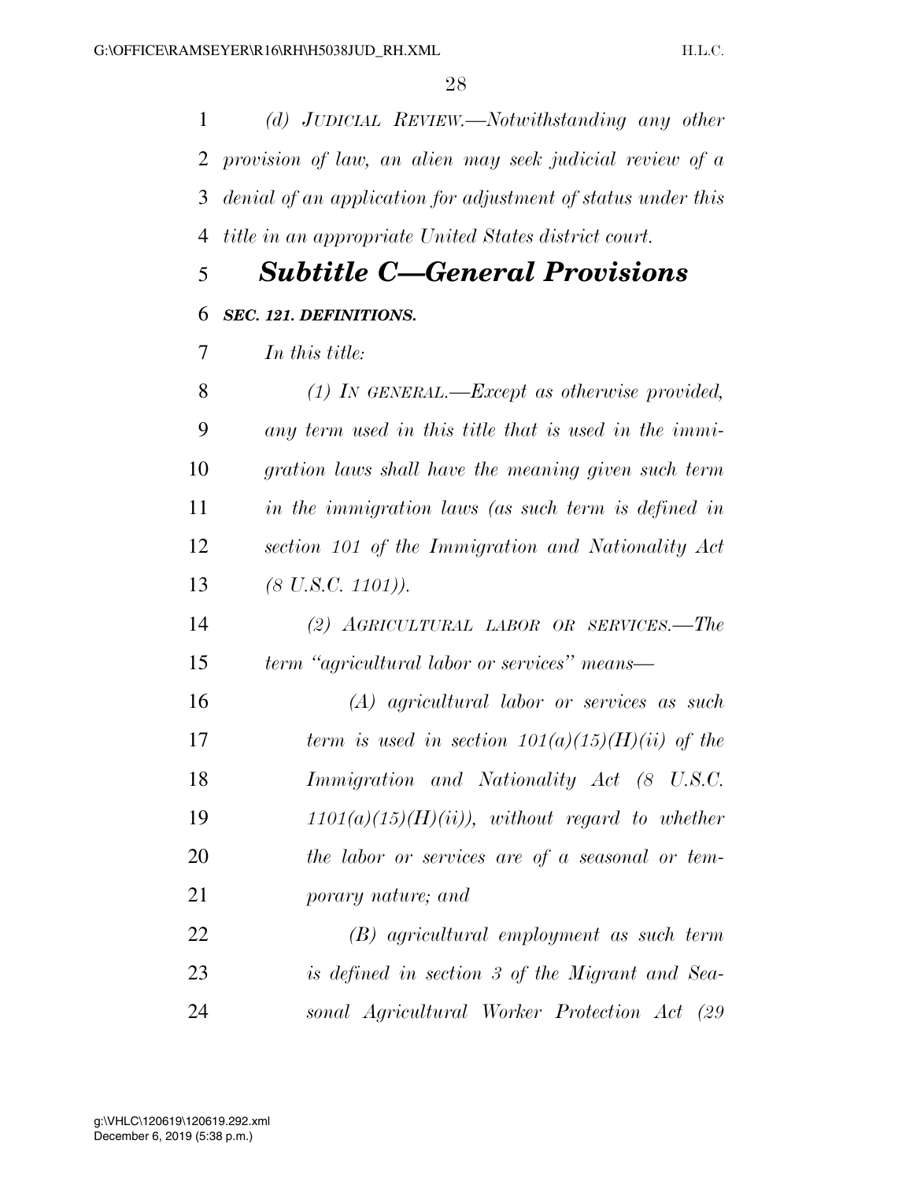*(d) JUDICIAL REVIEW.—Notwithstanding any other provision of law, an alien may seek judicial review of a denial of an application for adjustment of status under this title in an appropriate United States district court.*

## *Subtitle C—General Provisions*

***SEC. 121. DEFINITIONS.***

*In this title:*

*(1) IN GENERAL.—Except as otherwise provided, any term used in this title that is used in the immigration laws shall have the meaning given such term in the immigration laws (as such term is defined in section 101 of the Immigration and Nationality Act (8 U.S.C. 1101)).*

*(2) AGRICULTURAL LABOR OR SERVICES.—The term "agricultural labor or services" means—*

*(A) agricultural labor or services as such term is used in section 101(a)(15)(H)(ii) of the Immigration and Nationality Act (8 U.S.C. 1101(a)(15)(H)(ii)), without regard to whether the labor or services are of a seasonal or temporary nature; and*

*(B) agricultural employment as such term is defined in section 3 of the Migrant and Seasonal Agricultural Worker Protection Act (29*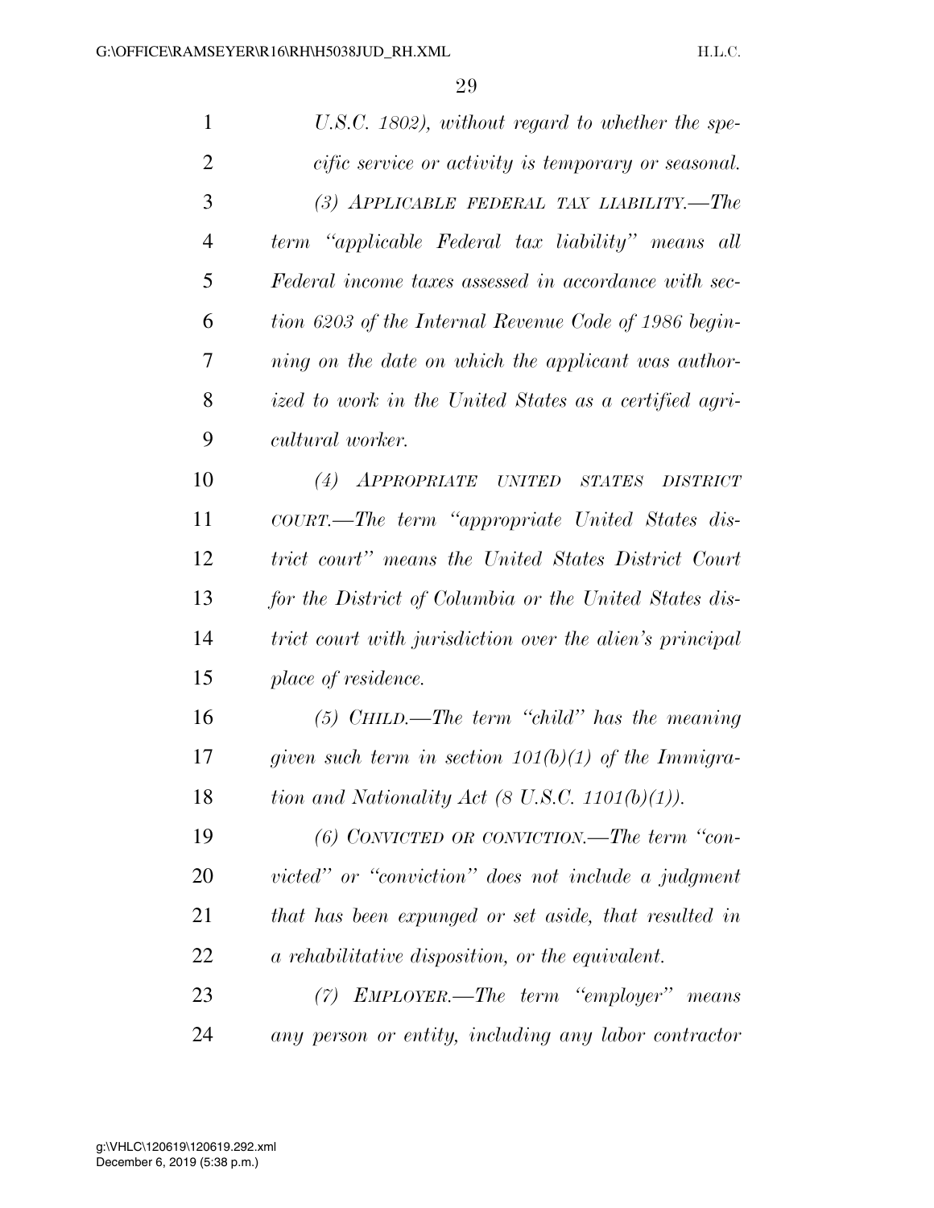*U.S.C. 1802), without regard to whether the specific service or activity is temporary or seasonal.*

*(3) APPLICABLE FEDERAL TAX LIABILITY.—The term "applicable Federal tax liability" means all Federal income taxes assessed in accordance with section 6203 of the Internal Revenue Code of 1986 beginning on the date on which the applicant was authorized to work in the United States as a certified agricultural worker.*

*(4) APPROPRIATE UNITED STATES DISTRICT COURT.—The term "appropriate United States district court" means the United States District Court for the District of Columbia or the United States district court with jurisdiction over the alien's principal place of residence.*

*(5) CHILD.—The term "child" has the meaning given such term in section 101(b)(1) of the Immigration and Nationality Act (8 U.S.C. 1101(b)(1)).*

*(6) CONVICTED OR CONVICTION.—The term "convicted" or "conviction" does not include a judgment that has been expunged or set aside, that resulted in a rehabilitative disposition, or the equivalent.*

*(7) EMPLOYER.—The term "employer" means any person or entity, including any labor contractor*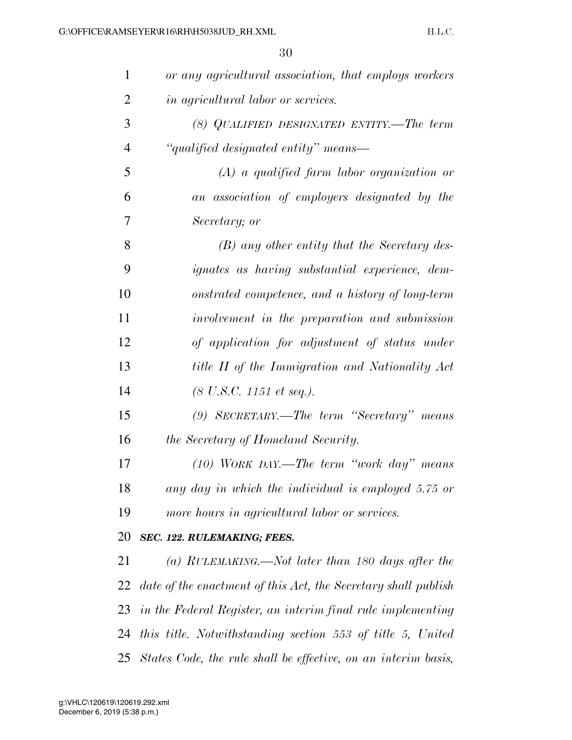*or any agricultural association, that employs workers in agricultural labor or services.*

*(8) QUALIFIED DESIGNATED ENTITY.—The term "qualified designated entity" means—*

*(A) a qualified farm labor organization or an association of employers designated by the Secretary; or*

*(B) any other entity that the Secretary designates as having substantial experience, demonstrated competence, and a history of long-term involvement in the preparation and submission of application for adjustment of status under title II of the Immigration and Nationality Act (8 U.S.C. 1151 et seq.).*

*(9) SECRETARY.—The term "Secretary" means the Secretary of Homeland Security.*

*(10) WORK DAY.—The term "work day" means any day in which the individual is employed 5.75 or more hours in agricultural labor or services.*

***SEC. 122. RULEMAKING; FEES.***

*(a) RULEMAKING.—Not later than 180 days after the date of the enactment of this Act, the Secretary shall publish in the Federal Register, an interim final rule implementing this title. Notwithstanding section 553 of title 5, United States Code, the rule shall be effective, on an interim basis,*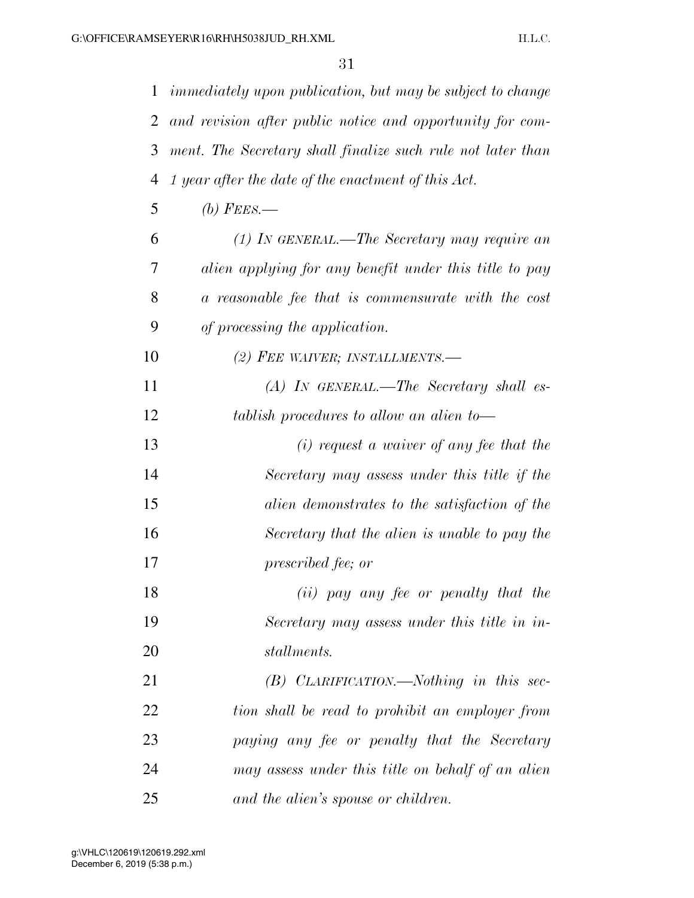*immediately upon publication, but may be subject to change and revision after public notice and opportunity for comment. The Secretary shall finalize such rule not later than 1 year after the date of the enactment of this Act.*

*(b) FEES.—*

*(1) IN GENERAL.—The Secretary may require an alien applying for any benefit under this title to pay a reasonable fee that is commensurate with the cost of processing the application.*

*(2) FEE WAIVER; INSTALLMENTS.—*

*(A) IN GENERAL.—The Secretary shall establish procedures to allow an alien to—*

*(i) request a waiver of any fee that the Secretary may assess under this title if the alien demonstrates to the satisfaction of the Secretary that the alien is unable to pay the prescribed fee; or*

*(ii) pay any fee or penalty that the Secretary may assess under this title in installments.*

*(B) CLARIFICATION.—Nothing in this section shall be read to prohibit an employer from paying any fee or penalty that the Secretary may assess under this title on behalf of an alien and the alien's spouse or children.*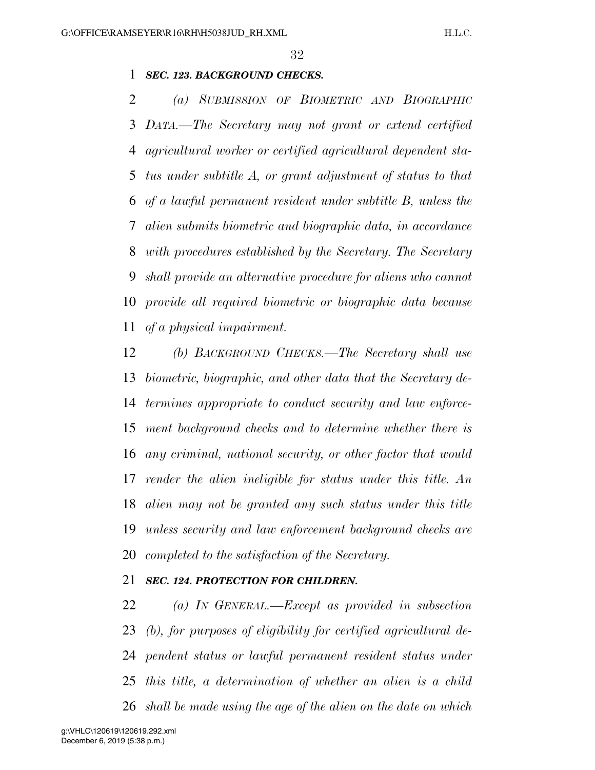***SEC. 123. BACKGROUND CHECKS.***

*(a) SUBMISSION OF BIOMETRIC AND BIOGRAPHIC DATA.—The Secretary may not grant or extend certified agricultural worker or certified agricultural dependent status under subtitle A, or grant adjustment of status to that of a lawful permanent resident under subtitle B, unless the alien submits biometric and biographic data, in accordance with procedures established by the Secretary. The Secretary shall provide an alternative procedure for aliens who cannot provide all required biometric or biographic data because of a physical impairment.*

*(b) BACKGROUND CHECKS.—The Secretary shall use biometric, biographic, and other data that the Secretary determines appropriate to conduct security and law enforcement background checks and to determine whether there is any criminal, national security, or other factor that would render the alien ineligible for status under this title. An alien may not be granted any such status under this title unless security and law enforcement background checks are completed to the satisfaction of the Secretary.*

***SEC. 124. PROTECTION FOR CHILDREN.***

*(a) IN GENERAL.—Except as provided in subsection (b), for purposes of eligibility for certified agricultural dependent status or lawful permanent resident status under this title, a determination of whether an alien is a child shall be made using the age of the alien on the date on which*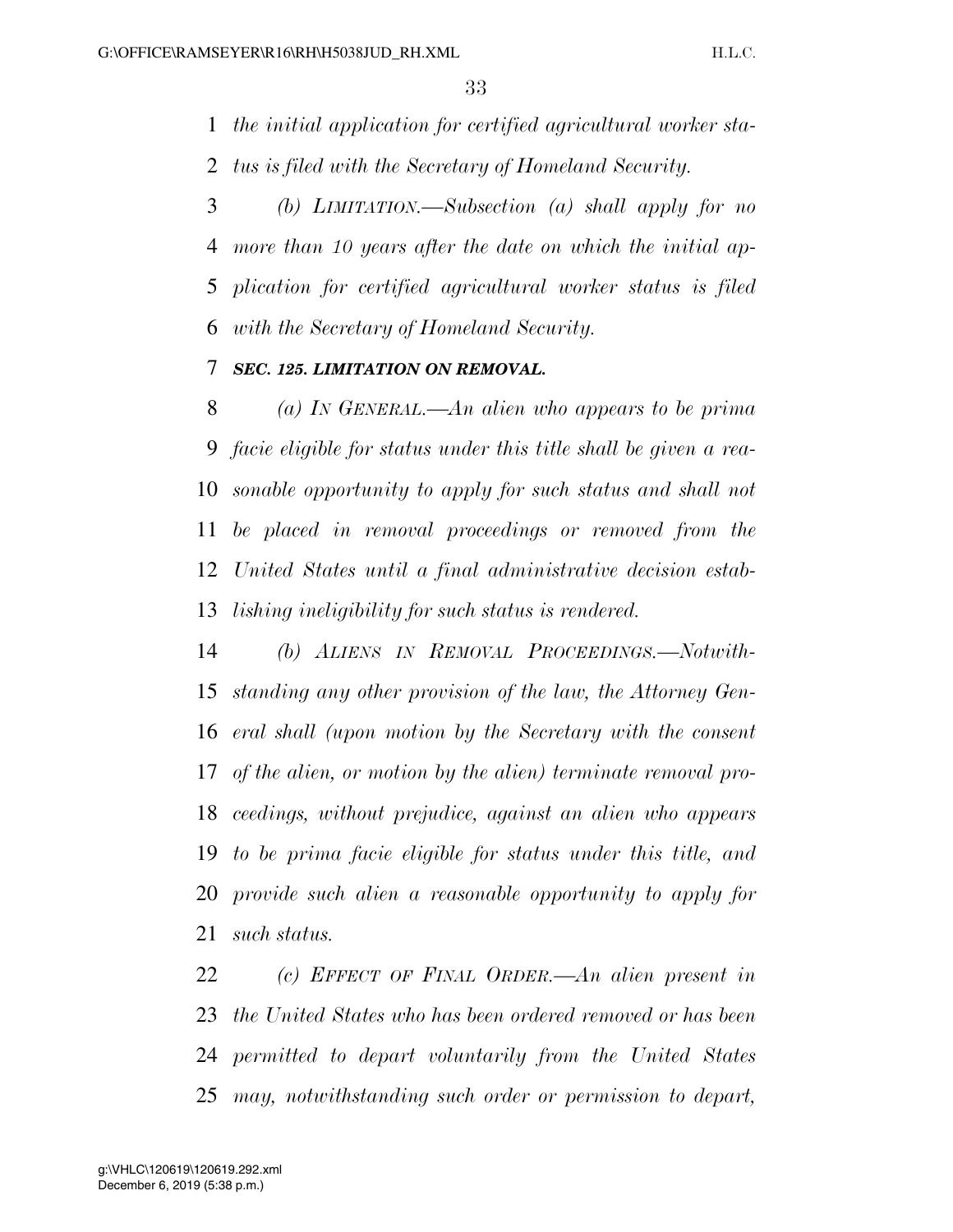*the initial application for certified agricultural worker status is filed with the Secretary of Homeland Security.*

*(b) LIMITATION.—Subsection (a) shall apply for no more than 10 years after the date on which the initial application for certified agricultural worker status is filed with the Secretary of Homeland Security.*

***SEC. 125. LIMITATION ON REMOVAL.***

*(a) IN GENERAL.—An alien who appears to be prima facie eligible for status under this title shall be given a reasonable opportunity to apply for such status and shall not be placed in removal proceedings or removed from the United States until a final administrative decision establishing ineligibility for such status is rendered.*

*(b) ALIENS IN REMOVAL PROCEEDINGS.—Notwithstanding any other provision of the law, the Attorney General shall (upon motion by the Secretary with the consent of the alien, or motion by the alien) terminate removal proceedings, without prejudice, against an alien who appears to be prima facie eligible for status under this title, and provide such alien a reasonable opportunity to apply for such status.*

*(c) EFFECT OF FINAL ORDER.—An alien present in the United States who has been ordered removed or has been permitted to depart voluntarily from the United States may, notwithstanding such order or permission to depart,*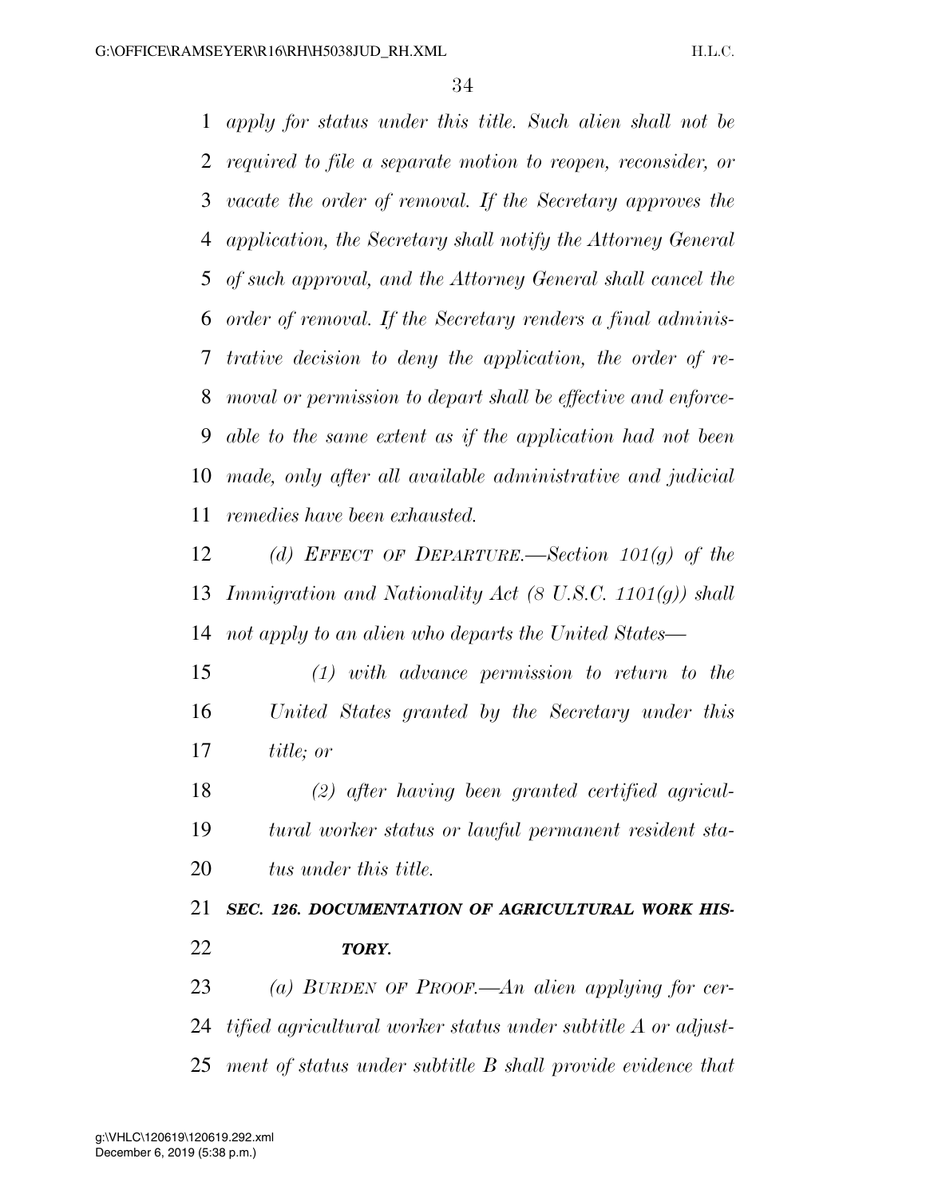*apply for status under this title. Such alien shall not be required to file a separate motion to reopen, reconsider, or vacate the order of removal. If the Secretary approves the application, the Secretary shall notify the Attorney General of such approval, and the Attorney General shall cancel the order of removal. If the Secretary renders a final administrative decision to deny the application, the order of removal or permission to depart shall be effective and enforceable to the same extent as if the application had not been made, only after all available administrative and judicial remedies have been exhausted.*

*(d) EFFECT OF DEPARTURE.—Section 101(g) of the Immigration and Nationality Act (8 U.S.C. 1101(g)) shall not apply to an alien who departs the United States—*

*(1) with advance permission to return to the United States granted by the Secretary under this title; or*

*(2) after having been granted certified agricultural worker status or lawful permanent resident status under this title.*

### ***SEC. 126. DOCUMENTATION OF AGRICULTURAL WORK HISTORY.***

*(a) BURDEN OF PROOF.—An alien applying for certified agricultural worker status under subtitle A or adjustment of status under subtitle B shall provide evidence that*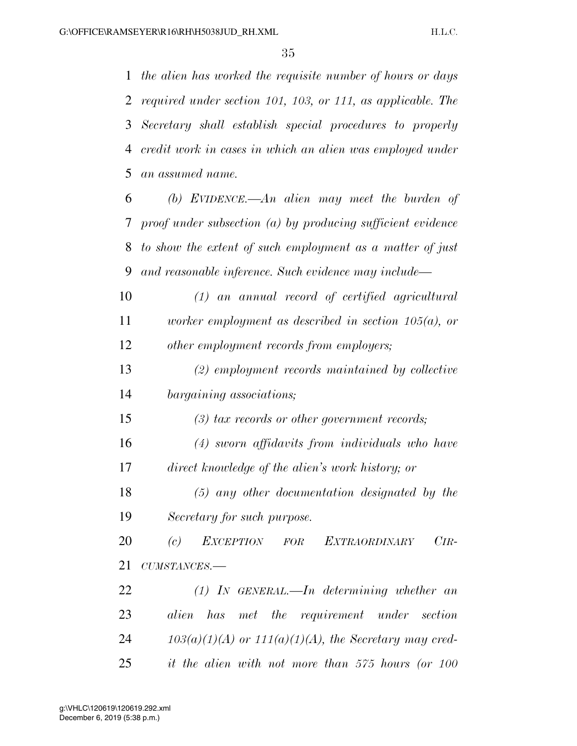*the alien has worked the requisite number of hours or days required under section 101, 103, or 111, as applicable. The Secretary shall establish special procedures to properly credit work in cases in which an alien was employed under an assumed name.*

*(b) EVIDENCE.—An alien may meet the burden of proof under subsection (a) by producing sufficient evidence to show the extent of such employment as a matter of just and reasonable inference. Such evidence may include—*

*(1) an annual record of certified agricultural worker employment as described in section 105(a), or other employment records from employers;*

*(2) employment records maintained by collective bargaining associations;*

*(3) tax records or other government records;*

*(4) sworn affidavits from individuals who have direct knowledge of the alien's work history; or*

*(5) any other documentation designated by the Secretary for such purpose.*

*(c) EXCEPTION FOR EXTRAORDINARY CIRCUMSTANCES.—*

*(1) IN GENERAL.—In determining whether an alien has met the requirement under section 103(a)(1)(A) or 111(a)(1)(A), the Secretary may credit the alien with not more than 575 hours (or 100*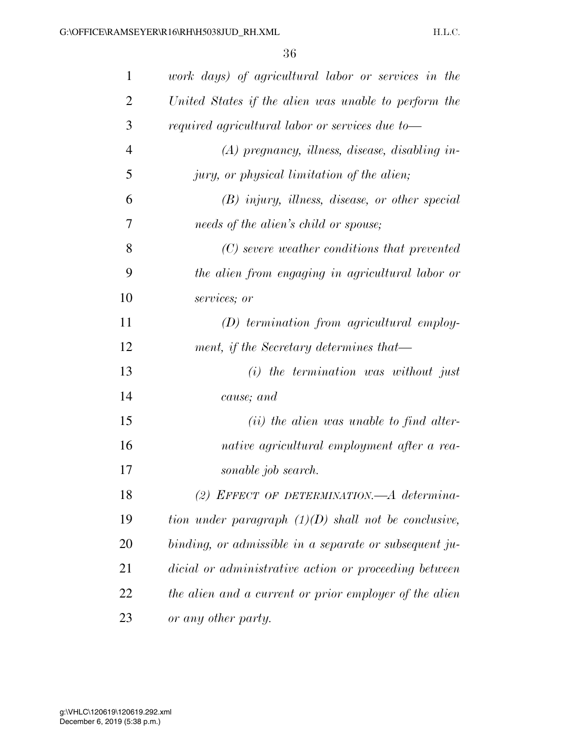*work days) of agricultural labor or services in the United States if the alien was unable to perform the required agricultural labor or services due to—*

*(A) pregnancy, illness, disease, disabling injury, or physical limitation of the alien;*

*(B) injury, illness, disease, or other special needs of the alien's child or spouse;*

*(C) severe weather conditions that prevented the alien from engaging in agricultural labor or services; or*

*(D) termination from agricultural employment, if the Secretary determines that—*

*(i) the termination was without just cause; and*

*(ii) the alien was unable to find alternative agricultural employment after a reasonable job search.*

*(2) EFFECT OF DETERMINATION.—A determination under paragraph (1)(D) shall not be conclusive, binding, or admissible in a separate or subsequent judicial or administrative action or proceeding between the alien and a current or prior employer of the alien or any other party.*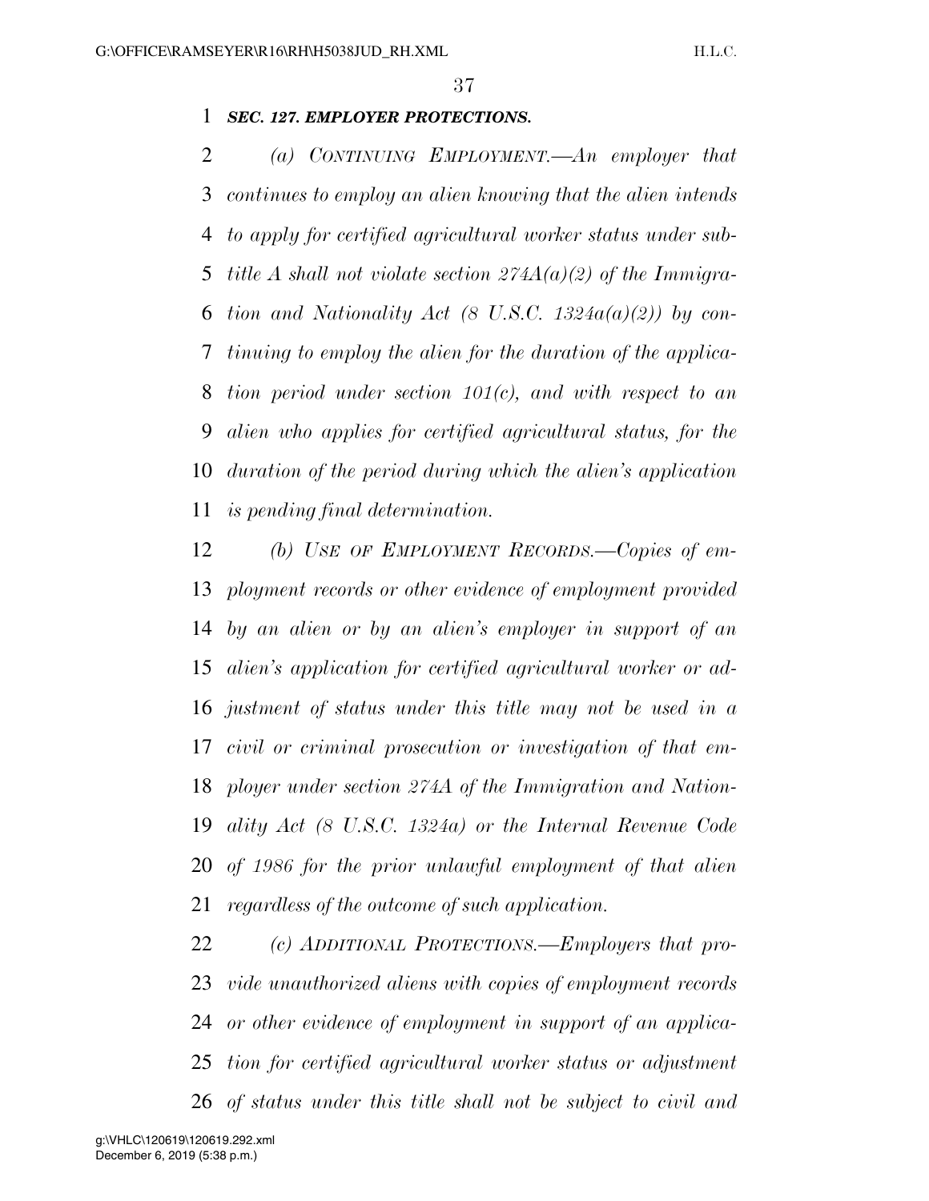***SEC. 127. EMPLOYER PROTECTIONS.***

*(a) CONTINUING EMPLOYMENT.—An employer that continues to employ an alien knowing that the alien intends to apply for certified agricultural worker status under subtitle A shall not violate section 274A(a)(2) of the Immigration and Nationality Act (8 U.S.C. 1324a(a)(2)) by continuing to employ the alien for the duration of the application period under section 101(c), and with respect to an alien who applies for certified agricultural status, for the duration of the period during which the alien's application is pending final determination.*

*(b) USE OF EMPLOYMENT RECORDS.—Copies of employment records or other evidence of employment provided by an alien or by an alien's employer in support of an alien's application for certified agricultural worker or adjustment of status under this title may not be used in a civil or criminal prosecution or investigation of that employer under section 274A of the Immigration and Nationality Act (8 U.S.C. 1324a) or the Internal Revenue Code of 1986 for the prior unlawful employment of that alien regardless of the outcome of such application.*

*(c) ADDITIONAL PROTECTIONS.—Employers that provide unauthorized aliens with copies of employment records or other evidence of employment in support of an application for certified agricultural worker status or adjustment of status under this title shall not be subject to civil and*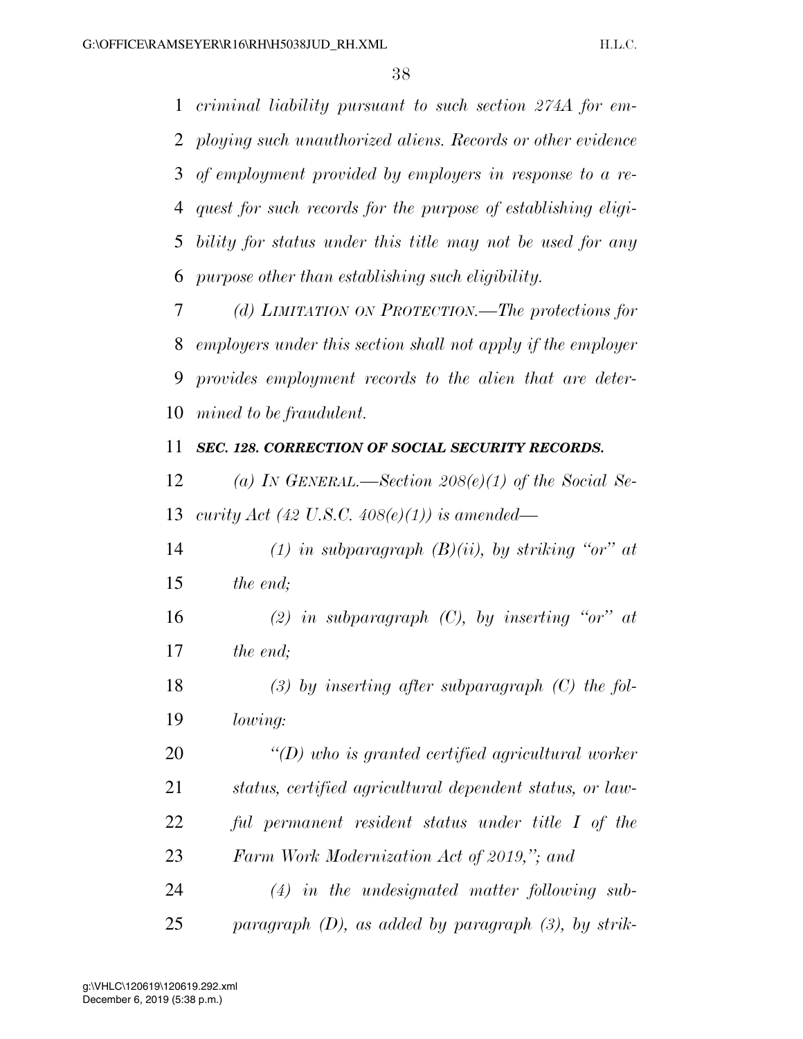*criminal liability pursuant to such section 274A for employing such unauthorized aliens. Records or other evidence of employment provided by employers in response to a request for such records for the purpose of establishing eligibility for status under this title may not be used for any purpose other than establishing such eligibility.*

*(d) LIMITATION ON PROTECTION.—The protections for employers under this section shall not apply if the employer provides employment records to the alien that are determined to be fraudulent.*

***SEC. 128. CORRECTION OF SOCIAL SECURITY RECORDS.***

*(a) IN GENERAL.—Section 208(e)(1) of the Social Security Act (42 U.S.C. 408(e)(1)) is amended—*

*(1) in subparagraph (B)(ii), by striking "or" at the end;*

*(2) in subparagraph (C), by inserting "or" at the end;*

*(3) by inserting after subparagraph (C) the following:*

*"(D) who is granted certified agricultural worker status, certified agricultural dependent status, or lawful permanent resident status under title I of the Farm Work Modernization Act of 2019,"; and*

*(4) in the undesignated matter following subparagraph (D), as added by paragraph (3), by strik-*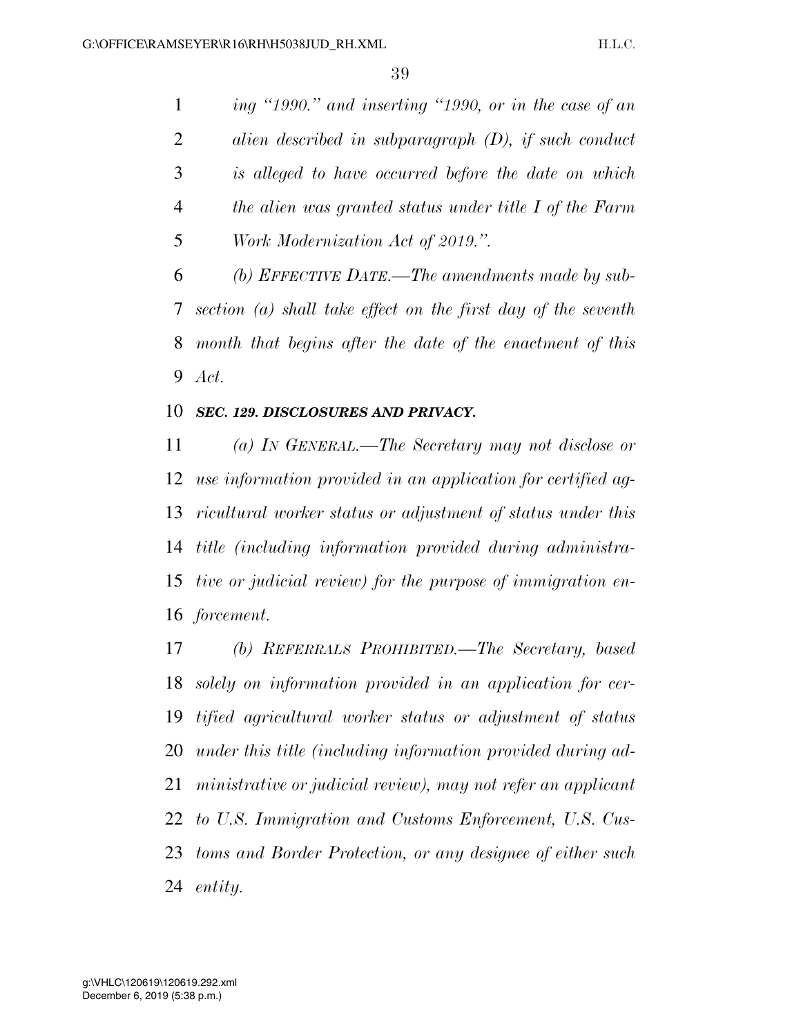*ing "1990." and inserting "1990, or in the case of an alien described in subparagraph (D), if such conduct is alleged to have occurred before the date on which the alien was granted status under title I of the Farm Work Modernization Act of 2019.".*

*(b) EFFECTIVE DATE.—The amendments made by subsection (a) shall take effect on the first day of the seventh month that begins after the date of the enactment of this Act.*

### *SEC. 129. DISCLOSURES AND PRIVACY.*

*(a) IN GENERAL.—The Secretary may not disclose or use information provided in an application for certified agricultural worker status or adjustment of status under this title (including information provided during administrative or judicial review) for the purpose of immigration enforcement.*

*(b) REFERRALS PROHIBITED.—The Secretary, based solely on information provided in an application for certified agricultural worker status or adjustment of status under this title (including information provided during administrative or judicial review), may not refer an applicant to U.S. Immigration and Customs Enforcement, U.S. Customs and Border Protection, or any designee of either such entity.*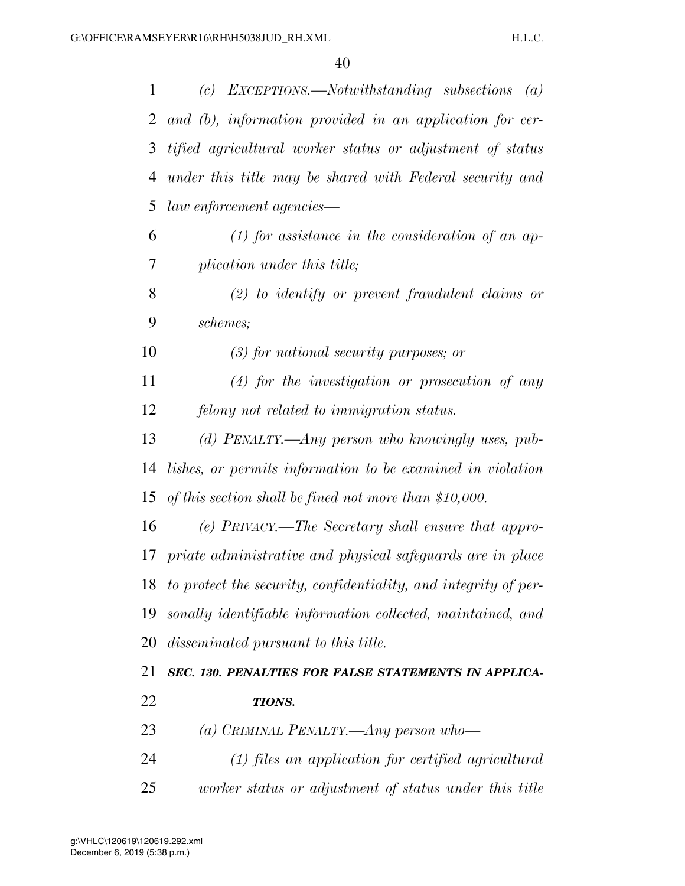*(c) EXCEPTIONS.—Notwithstanding subsections (a) and (b), information provided in an application for certified agricultural worker status or adjustment of status under this title may be shared with Federal security and law enforcement agencies—*

*(1) for assistance in the consideration of an application under this title;*

*(2) to identify or prevent fraudulent claims or schemes;*

*(3) for national security purposes; or*

*(4) for the investigation or prosecution of any felony not related to immigration status.*

*(d) PENALTY.—Any person who knowingly uses, publishes, or permits information to be examined in violation of this section shall be fined not more than $10,000.*

*(e) PRIVACY.—The Secretary shall ensure that appropriate administrative and physical safeguards are in place to protect the security, confidentiality, and integrity of personally identifiable information collected, maintained, and disseminated pursuant to this title.*

***SEC. 130. PENALTIES FOR FALSE STATEMENTS IN APPLICATIONS.***

*(a) CRIMINAL PENALTY.—Any person who—*

*(1) files an application for certified agricultural worker status or adjustment of status under this title*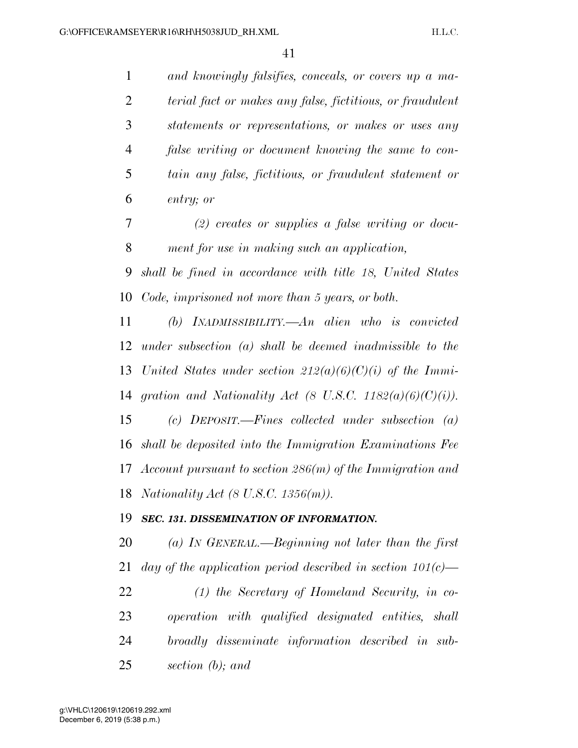*and knowingly falsifies, conceals, or covers up a material fact or makes any false, fictitious, or fraudulent statements or representations, or makes or uses any false writing or document knowing the same to contain any false, fictitious, or fraudulent statement or entry; or*

*(2) creates or supplies a false writing or document for use in making such an application,*

*shall be fined in accordance with title 18, United States Code, imprisoned not more than 5 years, or both.*

*(b) INADMISSIBILITY.—An alien who is convicted under subsection (a) shall be deemed inadmissible to the United States under section 212(a)(6)(C)(i) of the Immigration and Nationality Act (8 U.S.C. 1182(a)(6)(C)(i)).*

*(c) DEPOSIT.—Fines collected under subsection (a) shall be deposited into the Immigration Examinations Fee Account pursuant to section 286(m) of the Immigration and Nationality Act (8 U.S.C. 1356(m)).*

***SEC. 131. DISSEMINATION OF INFORMATION.***

*(a) IN GENERAL.—Beginning not later than the first day of the application period described in section 101(c)—*

*(1) the Secretary of Homeland Security, in cooperation with qualified designated entities, shall broadly disseminate information described in subsection (b); and*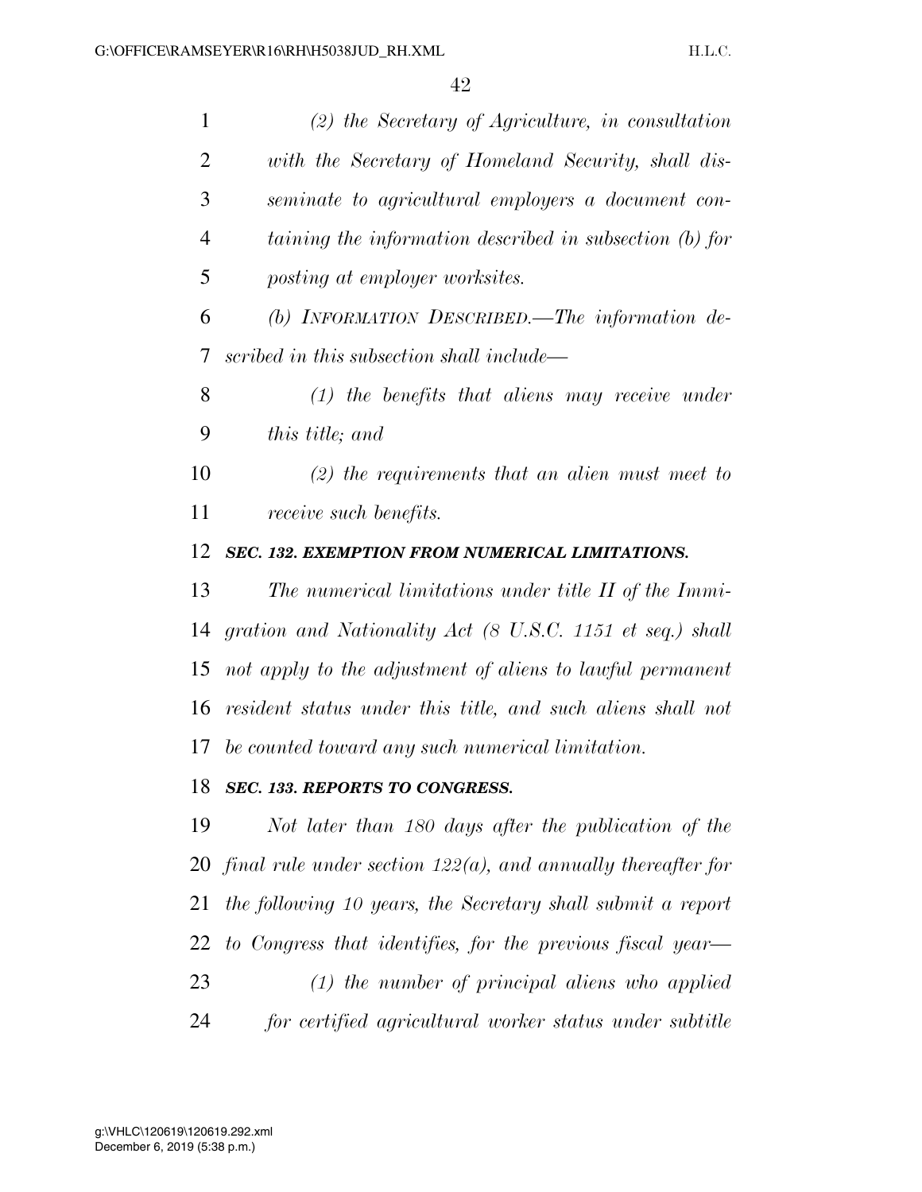*(2) the Secretary of Agriculture, in consultation with the Secretary of Homeland Security, shall disseminate to agricultural employers a document containing the information described in subsection (b) for posting at employer worksites.*

*(b) INFORMATION DESCRIBED.—The information described in this subsection shall include—*

*(1) the benefits that aliens may receive under this title; and*

*(2) the requirements that an alien must meet to receive such benefits.*

### *SEC. 132. EXEMPTION FROM NUMERICAL LIMITATIONS.*

*The numerical limitations under title II of the Immigration and Nationality Act (8 U.S.C. 1151 et seq.) shall not apply to the adjustment of aliens to lawful permanent resident status under this title, and such aliens shall not be counted toward any such numerical limitation.*

### *SEC. 133. REPORTS TO CONGRESS.*

*Not later than 180 days after the publication of the final rule under section 122(a), and annually thereafter for the following 10 years, the Secretary shall submit a report to Congress that identifies, for the previous fiscal year—*

*(1) the number of principal aliens who applied for certified agricultural worker status under subtitle*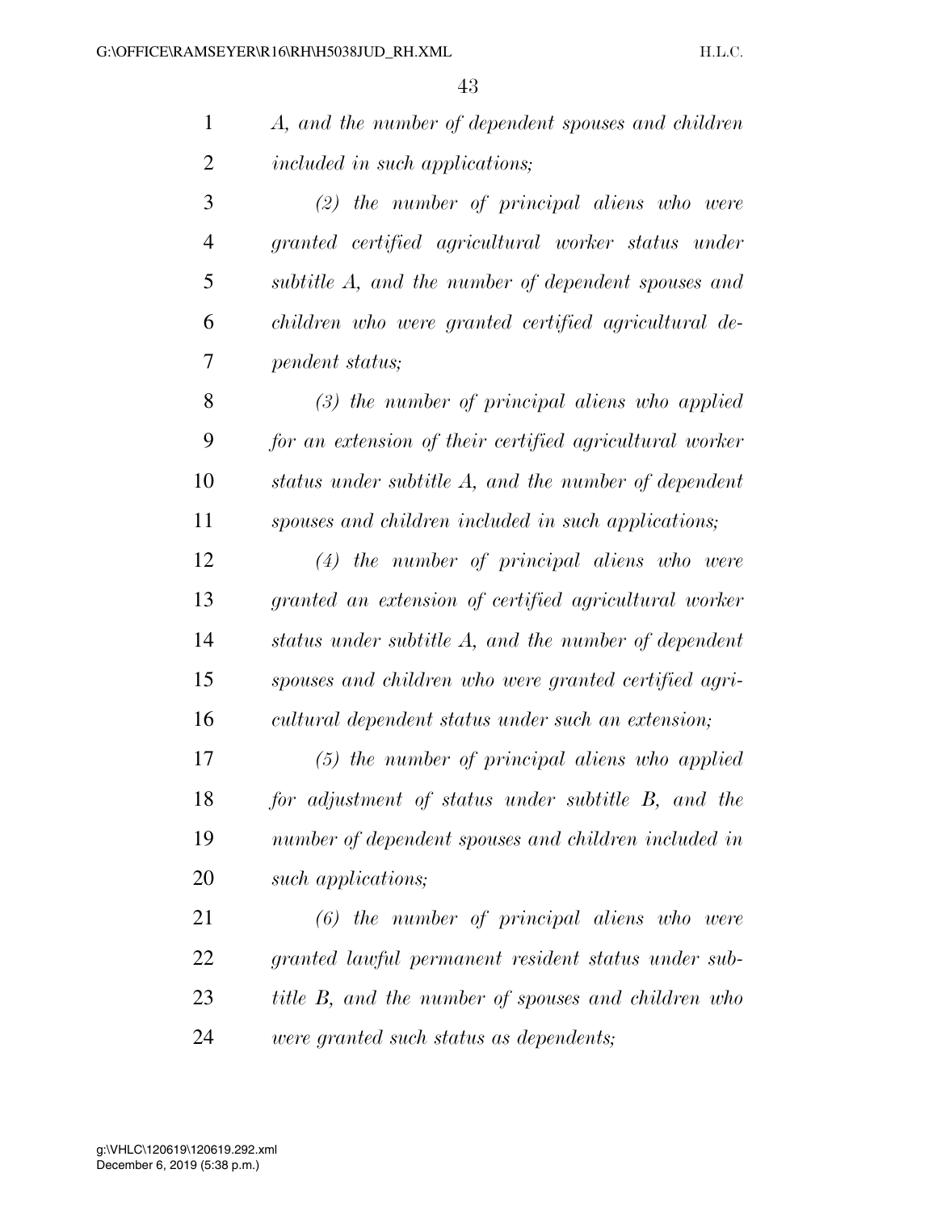*A, and the number of dependent spouses and children included in such applications;*

*(2) the number of principal aliens who were granted certified agricultural worker status under subtitle A, and the number of dependent spouses and children who were granted certified agricultural dependent status;*

*(3) the number of principal aliens who applied for an extension of their certified agricultural worker status under subtitle A, and the number of dependent spouses and children included in such applications;*

*(4) the number of principal aliens who were granted an extension of certified agricultural worker status under subtitle A, and the number of dependent spouses and children who were granted certified agricultural dependent status under such an extension;*

*(5) the number of principal aliens who applied for adjustment of status under subtitle B, and the number of dependent spouses and children included in such applications;*

*(6) the number of principal aliens who were granted lawful permanent resident status under subtitle B, and the number of spouses and children who were granted such status as dependents;*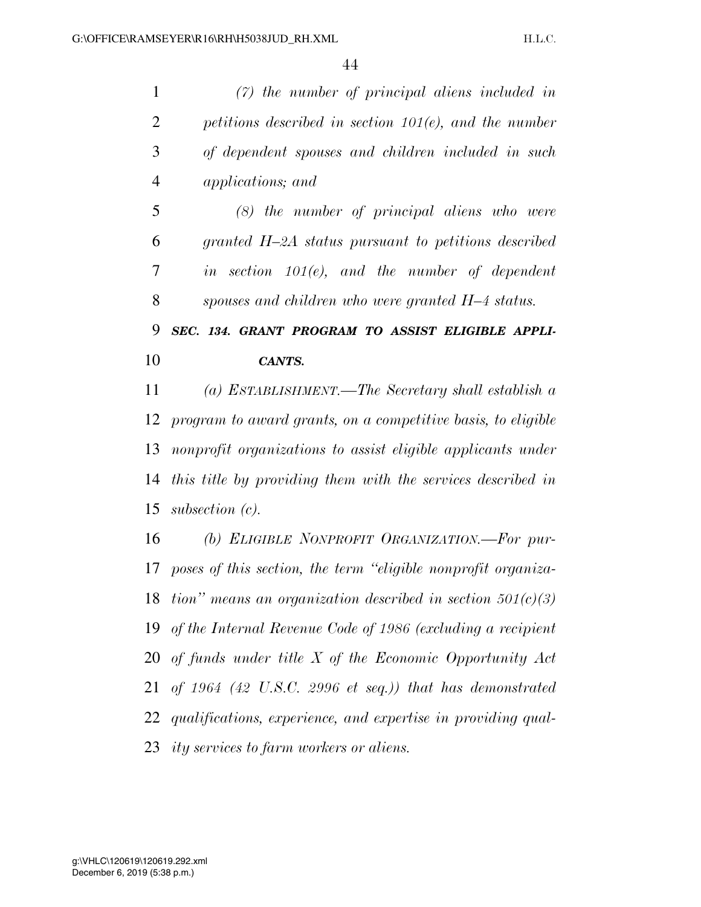*(7) the number of principal aliens included in petitions described in section 101(e), and the number of dependent spouses and children included in such applications; and*

*(8) the number of principal aliens who were granted H–2A status pursuant to petitions described in section 101(e), and the number of dependent spouses and children who were granted H–4 status.*

### *SEC. 134. GRANT PROGRAM TO ASSIST ELIGIBLE APPLICANTS.*

*(a) ESTABLISHMENT.—The Secretary shall establish a program to award grants, on a competitive basis, to eligible nonprofit organizations to assist eligible applicants under this title by providing them with the services described in subsection (c).*

*(b) ELIGIBLE NONPROFIT ORGANIZATION.—For purposes of this section, the term "eligible nonprofit organization" means an organization described in section 501(c)(3) of the Internal Revenue Code of 1986 (excluding a recipient of funds under title X of the Economic Opportunity Act of 1964 (42 U.S.C. 2996 et seq.)) that has demonstrated qualifications, experience, and expertise in providing quality services to farm workers or aliens.*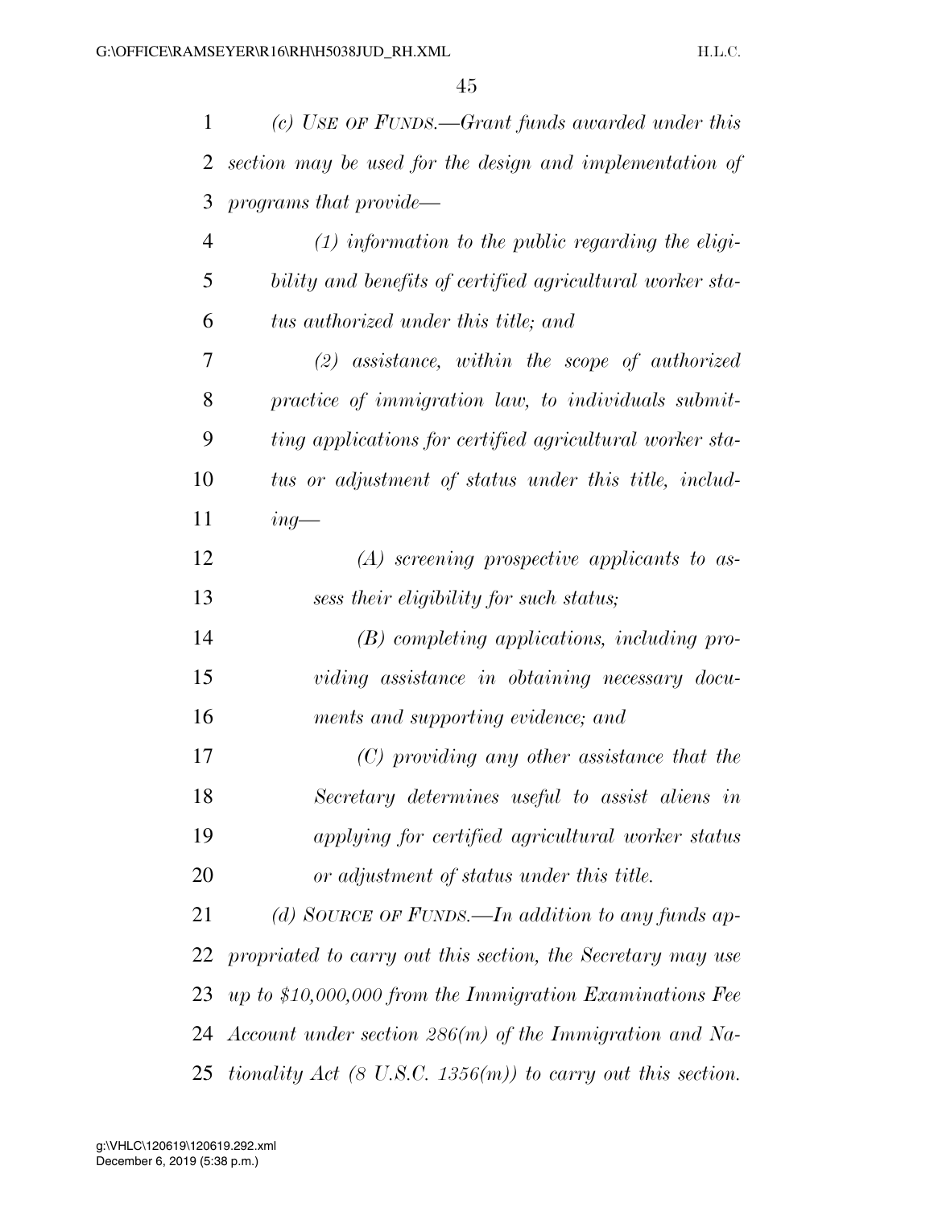*(c) Use of Funds.—Grant funds awarded under this section may be used for the design and implementation of programs that provide—*

*(1) information to the public regarding the eligibility and benefits of certified agricultural worker status authorized under this title; and*

*(2) assistance, within the scope of authorized practice of immigration law, to individuals submitting applications for certified agricultural worker status or adjustment of status under this title, including—*

*(A) screening prospective applicants to assess their eligibility for such status;*

*(B) completing applications, including providing assistance in obtaining necessary documents and supporting evidence; and*

*(C) providing any other assistance that the Secretary determines useful to assist aliens in applying for certified agricultural worker status or adjustment of status under this title.*

*(d) Source of Funds.—In addition to any funds appropriated to carry out this section, the Secretary may use up to $10,000,000 from the Immigration Examinations Fee Account under section 286(m) of the Immigration and Nationality Act (8 U.S.C. 1356(m)) to carry out this section.*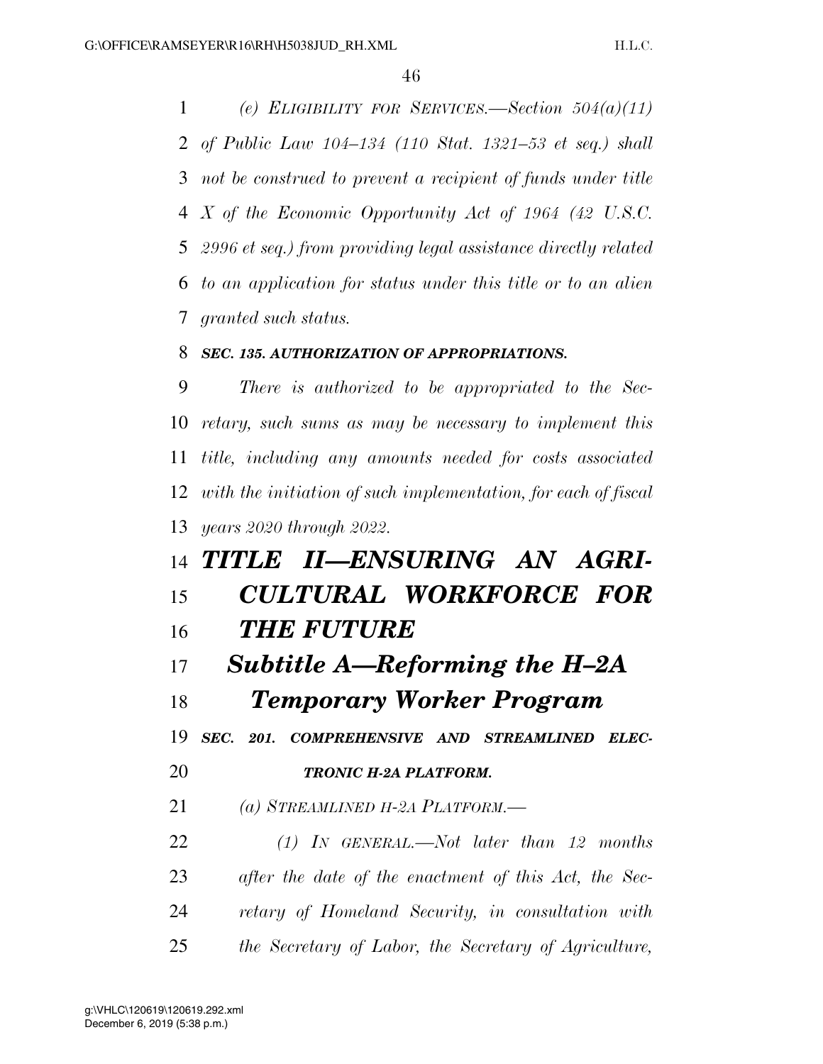*(e) ELIGIBILITY FOR SERVICES.—Section 504(a)(11) of Public Law 104–134 (110 Stat. 1321–53 et seq.) shall not be construed to prevent a recipient of funds under title X of the Economic Opportunity Act of 1964 (42 U.S.C. 2996 et seq.) from providing legal assistance directly related to an application for status under this title or to an alien granted such status.*

### *SEC. 135. AUTHORIZATION OF APPROPRIATIONS.*

*There is authorized to be appropriated to the Secretary, such sums as may be necessary to implement this title, including any amounts needed for costs associated with the initiation of such implementation, for each of fiscal years 2020 through 2022.*

# *TITLE II—ENSURING AN AGRICULTURAL WORKFORCE FOR THE FUTURE*

## *Subtitle A—Reforming the H–2A Temporary Worker Program*

### *SEC. 201. COMPREHENSIVE AND STREAMLINED ELECTRONIC H-2A PLATFORM.*

*(a) STREAMLINED H-2A PLATFORM.—*

*(1) IN GENERAL.—Not later than 12 months after the date of the enactment of this Act, the Secretary of Homeland Security, in consultation with the Secretary of Labor, the Secretary of Agriculture,*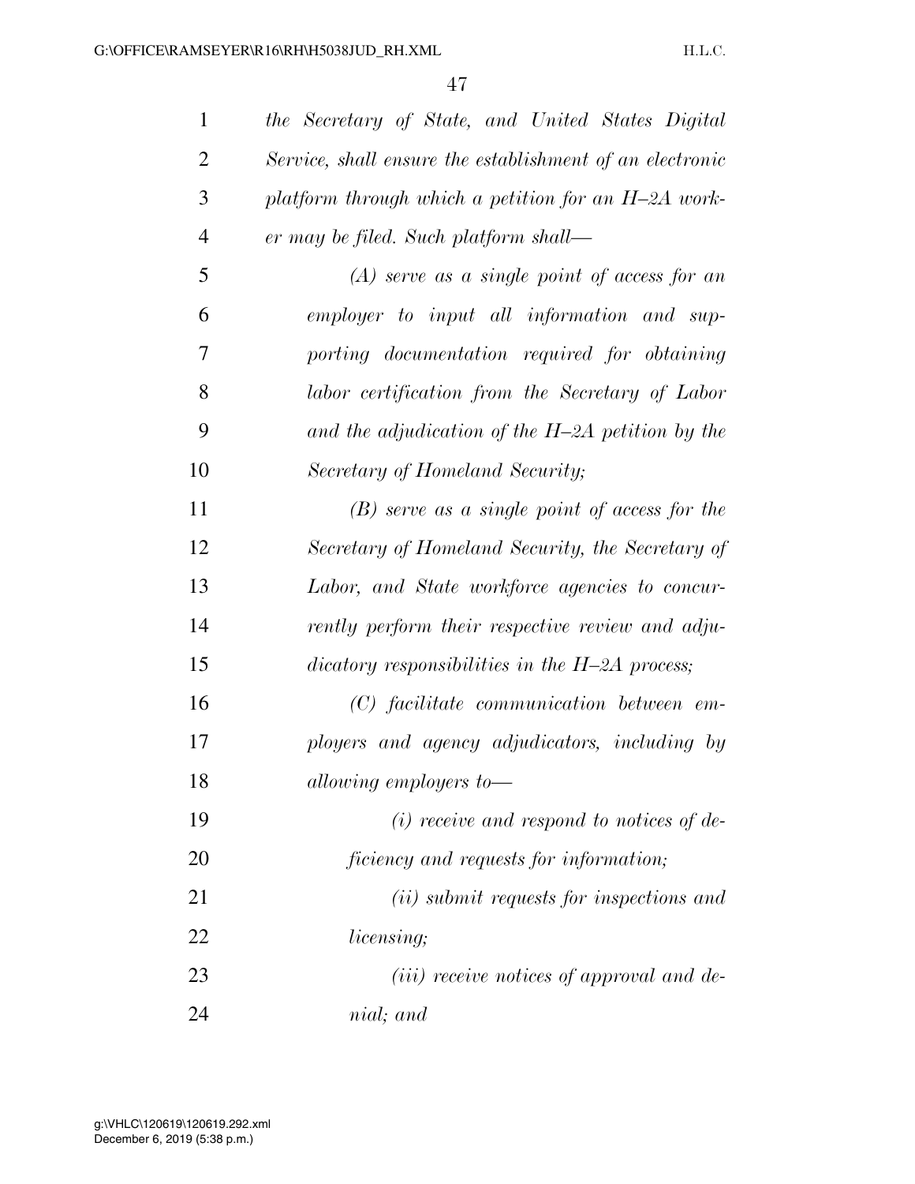*the Secretary of State, and United States Digital Service, shall ensure the establishment of an electronic platform through which a petition for an H–2A worker may be filed. Such platform shall—*

*(A) serve as a single point of access for an employer to input all information and supporting documentation required for obtaining labor certification from the Secretary of Labor and the adjudication of the H–2A petition by the Secretary of Homeland Security;*

*(B) serve as a single point of access for the Secretary of Homeland Security, the Secretary of Labor, and State workforce agencies to concurrently perform their respective review and adjudicatory responsibilities in the H–2A process;*

*(C) facilitate communication between employers and agency adjudicators, including by allowing employers to—*

*(i) receive and respond to notices of deficiency and requests for information;*

*(ii) submit requests for inspections and licensing;*

*(iii) receive notices of approval and denial; and*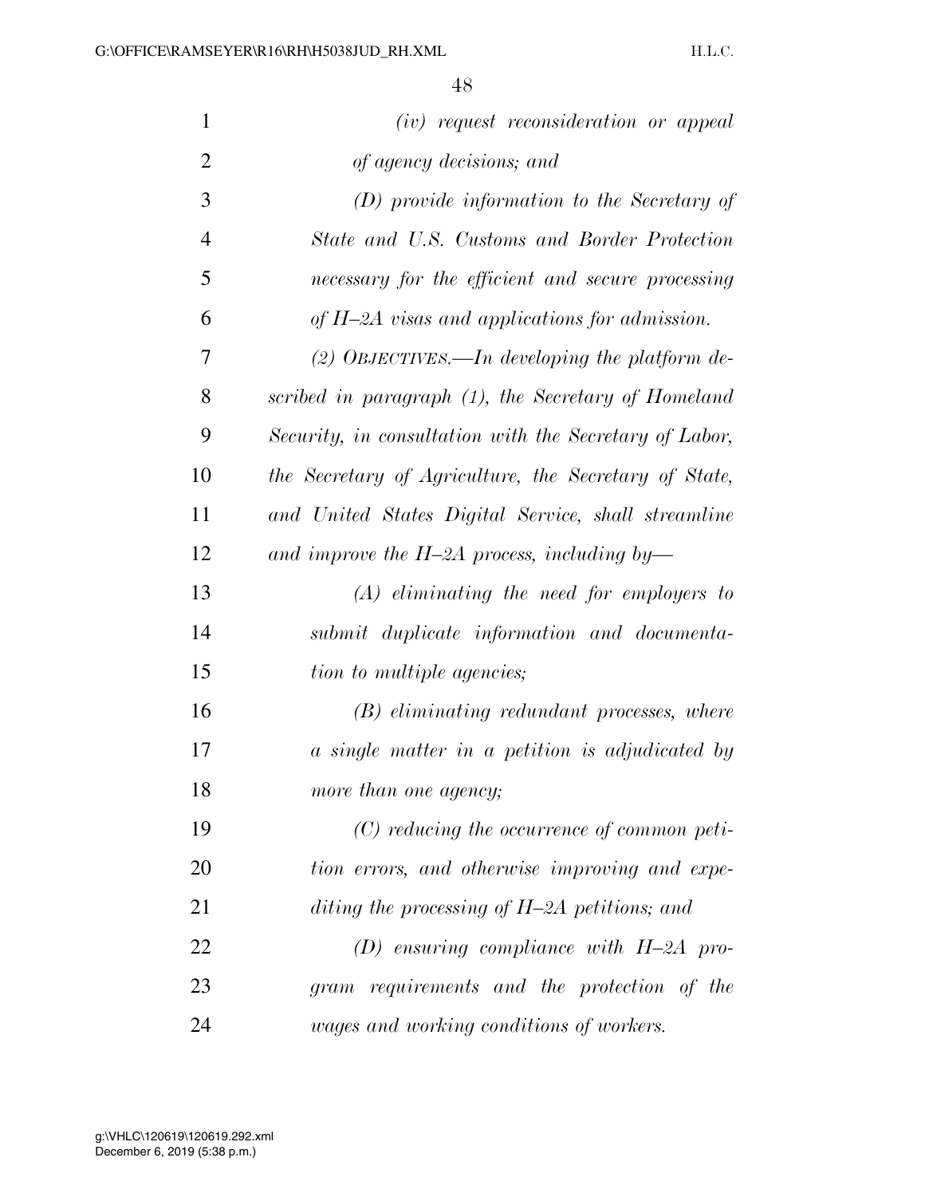*(iv) request reconsideration or appeal of agency decisions; and*

*(D) provide information to the Secretary of State and U.S. Customs and Border Protection necessary for the efficient and secure processing of H–2A visas and applications for admission.*

*(2) OBJECTIVES.—In developing the platform described in paragraph (1), the Secretary of Homeland Security, in consultation with the Secretary of Labor, the Secretary of Agriculture, the Secretary of State, and United States Digital Service, shall streamline and improve the H–2A process, including by—*

*(A) eliminating the need for employers to submit duplicate information and documentation to multiple agencies;*

*(B) eliminating redundant processes, where a single matter in a petition is adjudicated by more than one agency;*

*(C) reducing the occurrence of common petition errors, and otherwise improving and expediting the processing of H–2A petitions; and*

*(D) ensuring compliance with H–2A program requirements and the protection of the wages and working conditions of workers.*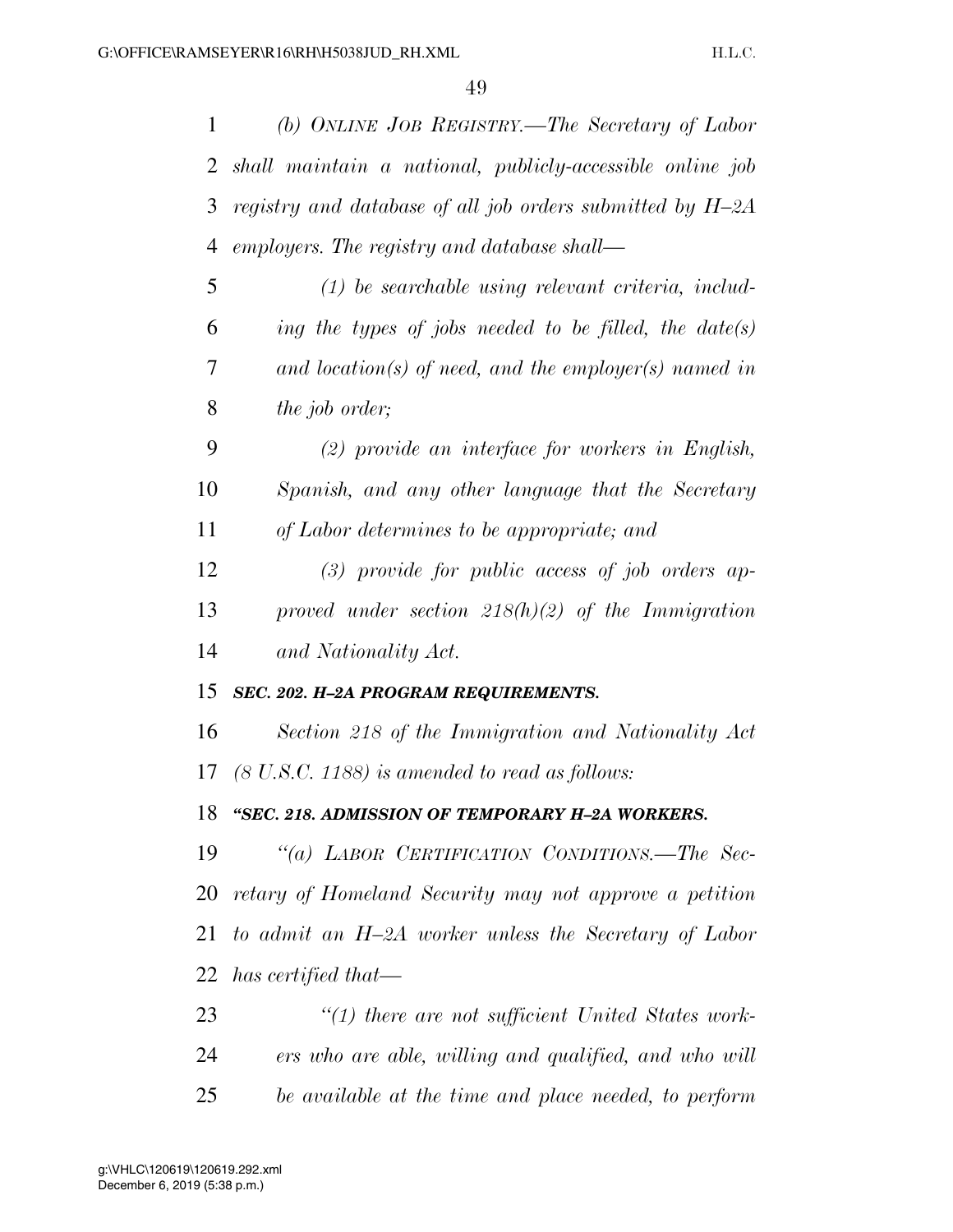*(b) ONLINE JOB REGISTRY.—The Secretary of Labor shall maintain a national, publicly-accessible online job registry and database of all job orders submitted by H–2A employers. The registry and database shall—*

*(1) be searchable using relevant criteria, including the types of jobs needed to be filled, the date(s) and location(s) of need, and the employer(s) named in the job order;*

*(2) provide an interface for workers in English, Spanish, and any other language that the Secretary of Labor determines to be appropriate; and*

*(3) provide for public access of job orders approved under section 218(h)(2) of the Immigration and Nationality Act.*

***SEC. 202. H–2A PROGRAM REQUIREMENTS.***

*Section 218 of the Immigration and Nationality Act (8 U.S.C. 1188) is amended to read as follows:*

***"SEC. 218. ADMISSION OF TEMPORARY H–2A WORKERS.***

*"(a) LABOR CERTIFICATION CONDITIONS.—The Secretary of Homeland Security may not approve a petition to admit an H–2A worker unless the Secretary of Labor has certified that—*

*"(1) there are not sufficient United States workers who are able, willing and qualified, and who will be available at the time and place needed, to perform*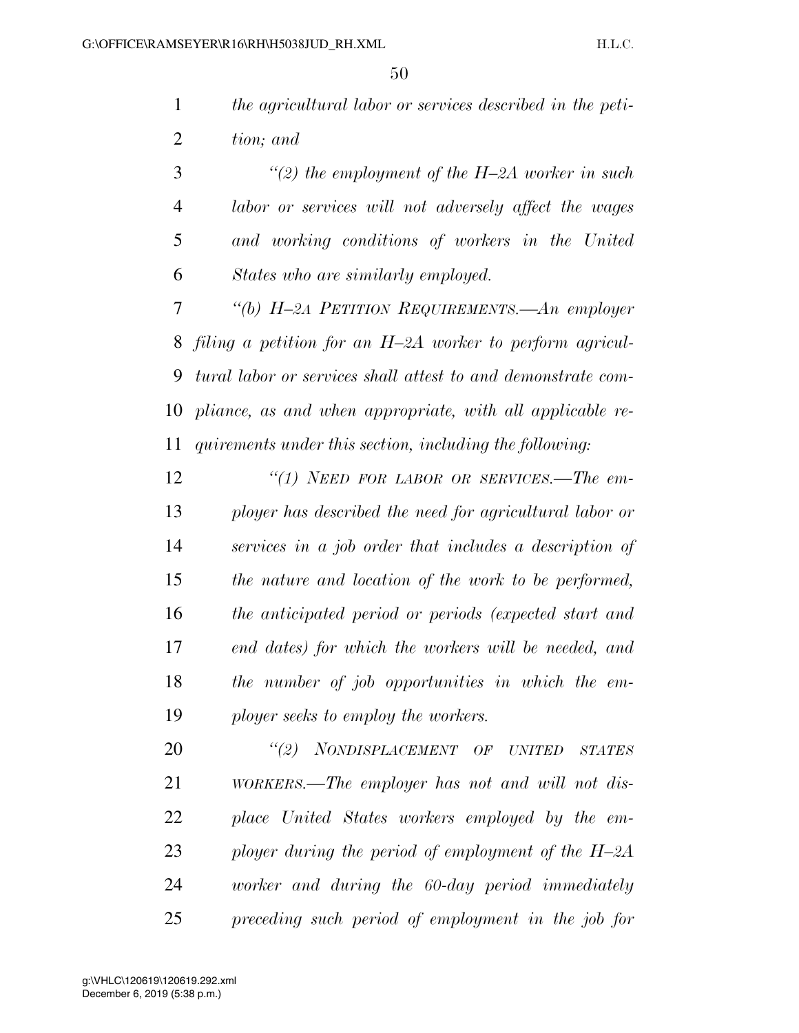*the agricultural labor or services described in the petition; and*

*"(2) the employment of the H–2A worker in such labor or services will not adversely affect the wages and working conditions of workers in the United States who are similarly employed.*

*"(b) H–2A PETITION REQUIREMENTS.—An employer filing a petition for an H–2A worker to perform agricultural labor or services shall attest to and demonstrate compliance, as and when appropriate, with all applicable requirements under this section, including the following:*

*"(1) NEED FOR LABOR OR SERVICES.—The employer has described the need for agricultural labor or services in a job order that includes a description of the nature and location of the work to be performed, the anticipated period or periods (expected start and end dates) for which the workers will be needed, and the number of job opportunities in which the employer seeks to employ the workers.*

*"(2) NONDISPLACEMENT OF UNITED STATES WORKERS.—The employer has not and will not displace United States workers employed by the employer during the period of employment of the H–2A worker and during the 60-day period immediately preceding such period of employment in the job for*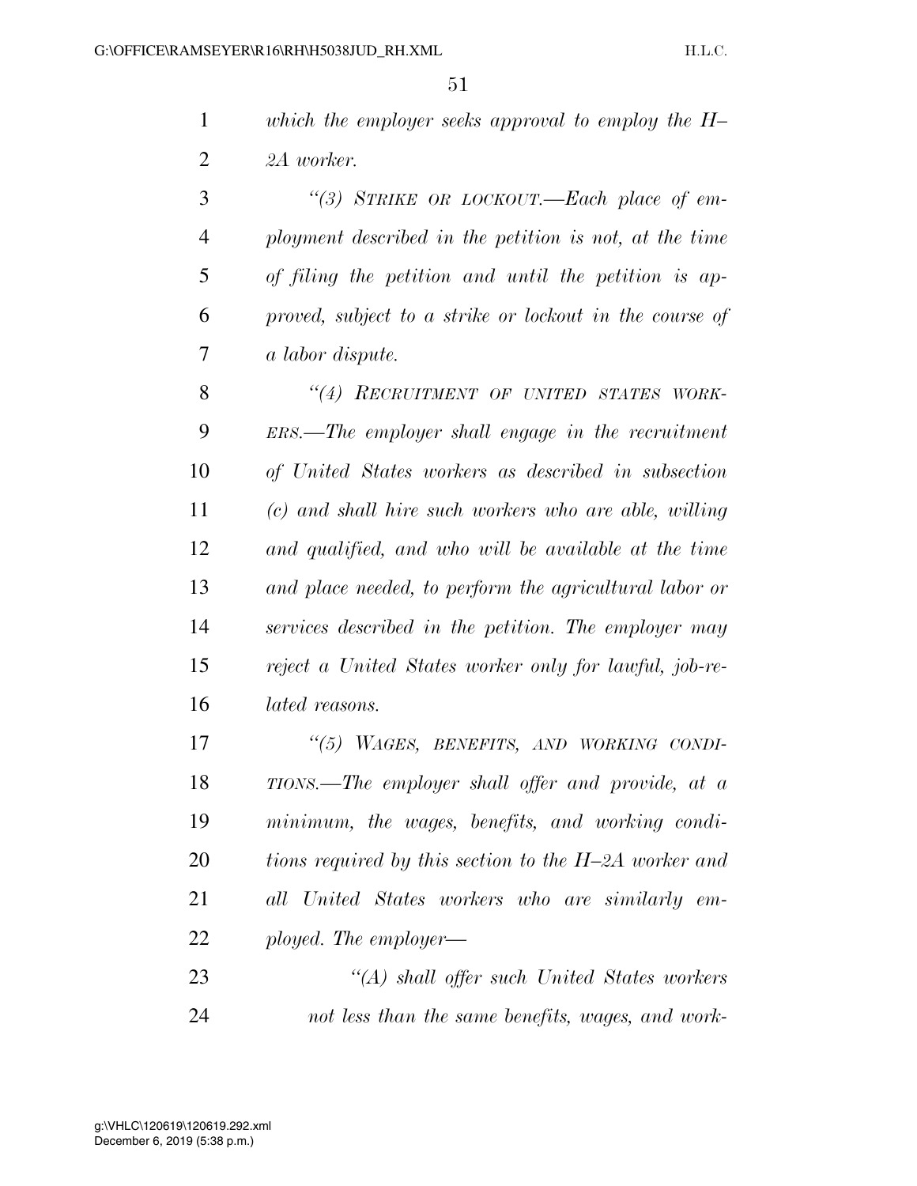*which the employer seeks approval to employ the H–2A worker.*

*"(3) STRIKE OR LOCKOUT.—Each place of employment described in the petition is not, at the time of filing the petition and until the petition is approved, subject to a strike or lockout in the course of a labor dispute.*

*"(4) RECRUITMENT OF UNITED STATES WORKERS.—The employer shall engage in the recruitment of United States workers as described in subsection (c) and shall hire such workers who are able, willing and qualified, and who will be available at the time and place needed, to perform the agricultural labor or services described in the petition. The employer may reject a United States worker only for lawful, job-related reasons.*

*"(5) WAGES, BENEFITS, AND WORKING CONDITIONS.—The employer shall offer and provide, at a minimum, the wages, benefits, and working conditions required by this section to the H–2A worker and all United States workers who are similarly employed. The employer—*

*"(A) shall offer such United States workers not less than the same benefits, wages, and work-*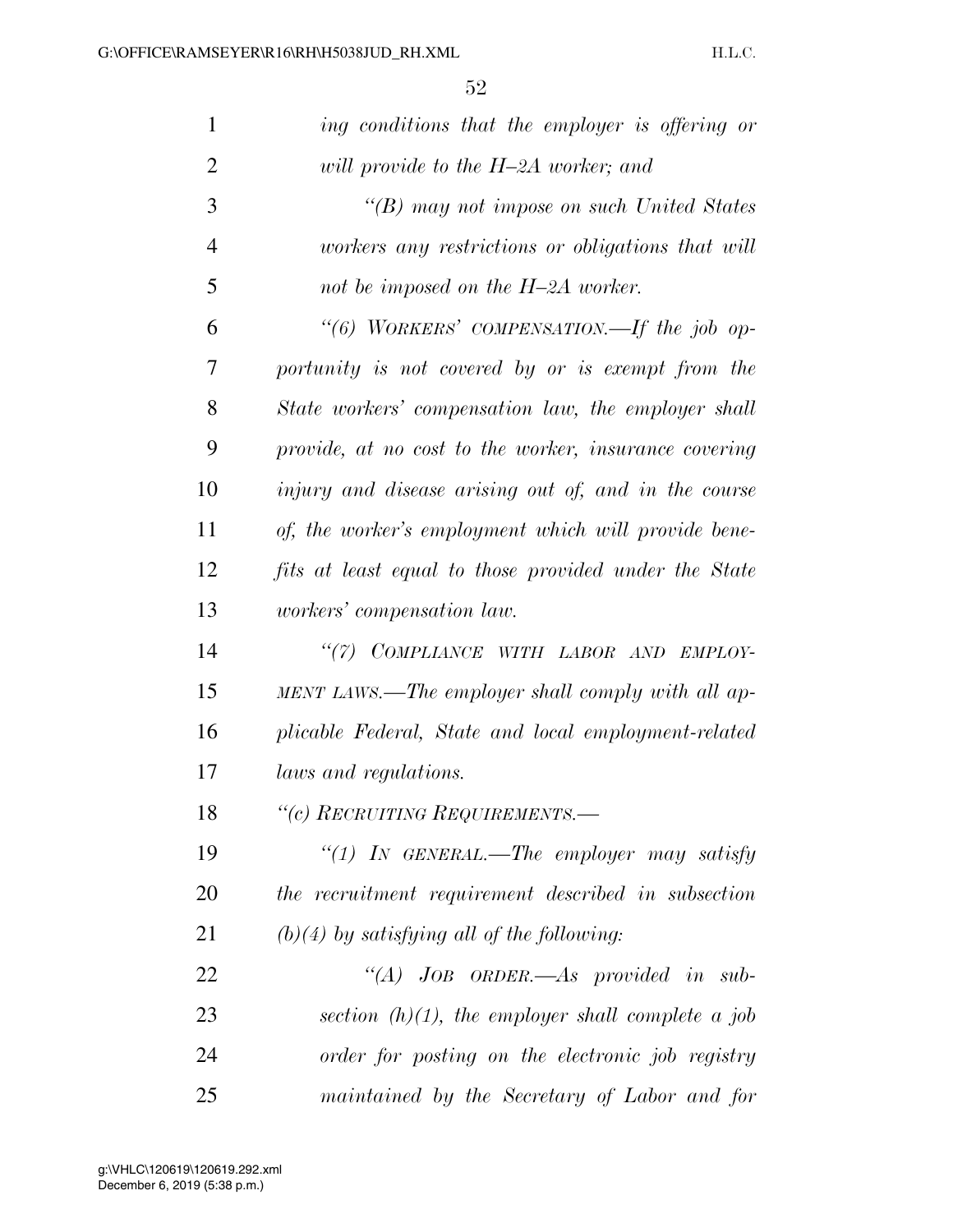*ing conditions that the employer is offering or will provide to the H–2A worker; and*

*“(B) may not impose on such United States workers any restrictions or obligations that will not be imposed on the H–2A worker.*

*“(6) WORKERS’ COMPENSATION.—If the job opportunity is not covered by or is exempt from the State workers’ compensation law, the employer shall provide, at no cost to the worker, insurance covering injury and disease arising out of, and in the course of, the worker’s employment which will provide benefits at least equal to those provided under the State workers’ compensation law.*

*“(7) COMPLIANCE WITH LABOR AND EMPLOYMENT LAWS.—The employer shall comply with all applicable Federal, State and local employment-related laws and regulations.*

*“(c) RECRUITING REQUIREMENTS.—*

*“(1) IN GENERAL.—The employer may satisfy the recruitment requirement described in subsection (b)(4) by satisfying all of the following:*

*“(A) JOB ORDER.—As provided in subsection (h)(1), the employer shall complete a job order for posting on the electronic job registry maintained by the Secretary of Labor and for*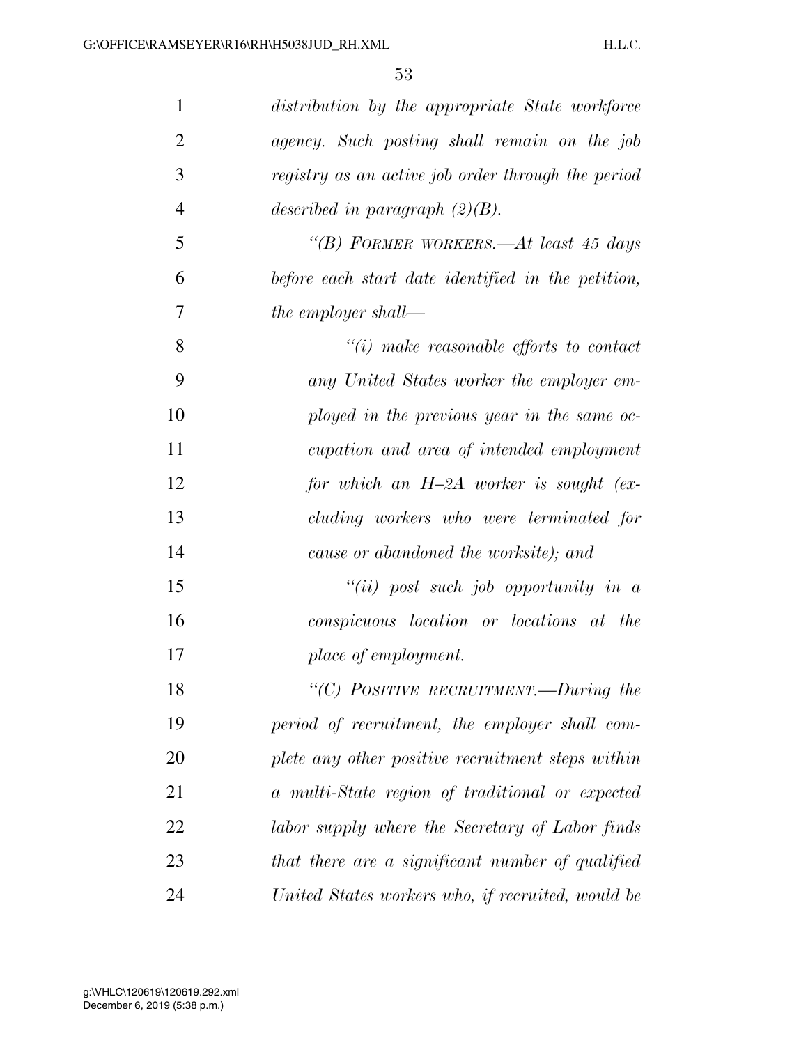*distribution by the appropriate State workforce agency. Such posting shall remain on the job registry as an active job order through the period described in paragraph (2)(B).*

*"(B) FORMER WORKERS.—At least 45 days before each start date identified in the petition, the employer shall—*

*"(i) make reasonable efforts to contact any United States worker the employer employed in the previous year in the same occupation and area of intended employment for which an H–2A worker is sought (excluding workers who were terminated for cause or abandoned the worksite); and*

*"(ii) post such job opportunity in a conspicuous location or locations at the place of employment.*

*"(C) POSITIVE RECRUITMENT.—During the period of recruitment, the employer shall complete any other positive recruitment steps within a multi-State region of traditional or expected labor supply where the Secretary of Labor finds that there are a significant number of qualified United States workers who, if recruited, would be*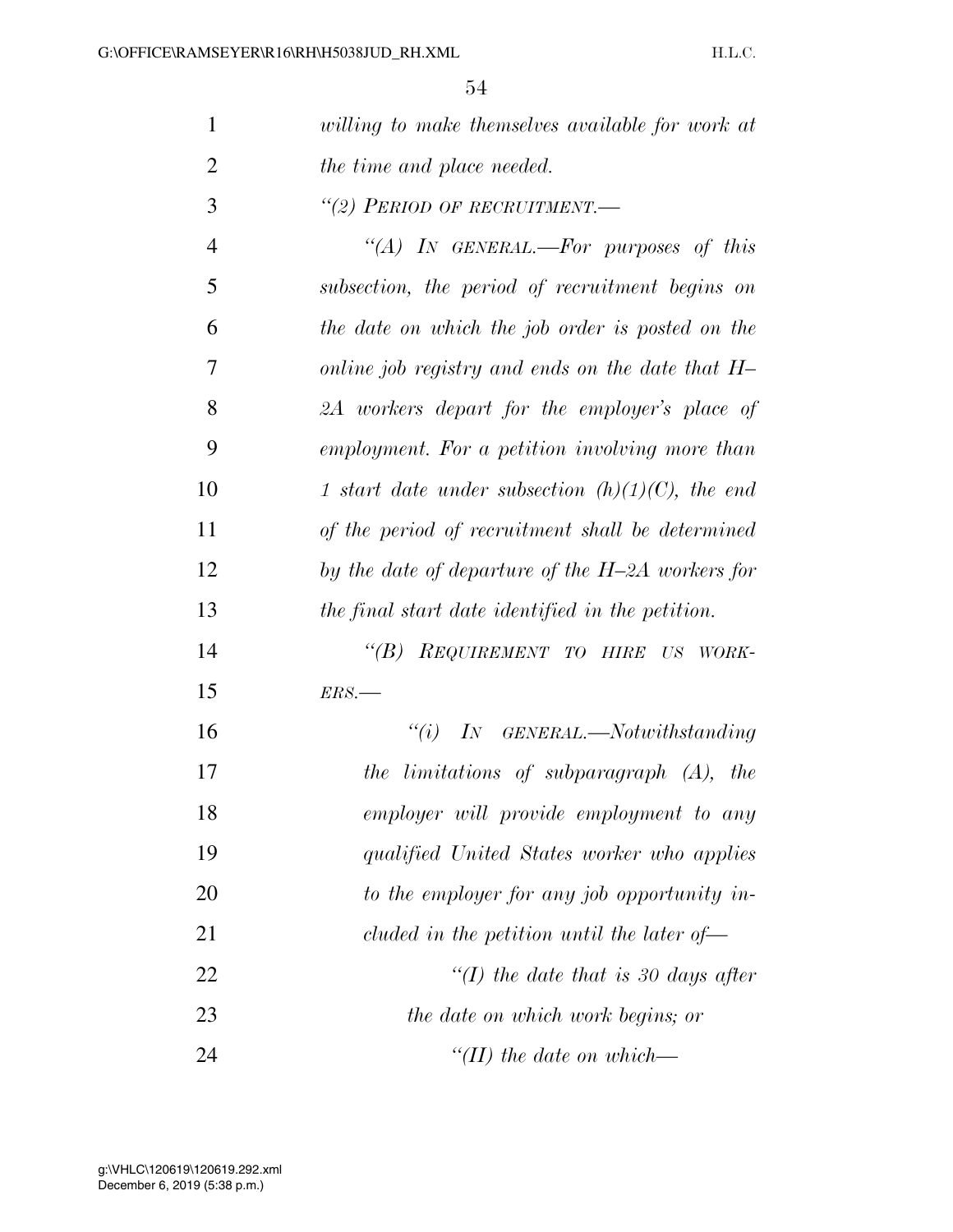*willing to make themselves available for work at the time and place needed.*

*"(2) PERIOD OF RECRUITMENT.—*

*"(A) IN GENERAL.—For purposes of this subsection, the period of recruitment begins on the date on which the job order is posted on the online job registry and ends on the date that H–2A workers depart for the employer's place of employment. For a petition involving more than 1 start date under subsection (h)(1)(C), the end of the period of recruitment shall be determined by the date of departure of the H–2A workers for the final start date identified in the petition.*

*"(B) REQUIREMENT TO HIRE US WORKERS.—*

*"(i) IN GENERAL.—Notwithstanding the limitations of subparagraph (A), the employer will provide employment to any qualified United States worker who applies to the employer for any job opportunity included in the petition until the later of—*

*"(I) the date that is 30 days after the date on which work begins; or*

*"(II) the date on which—*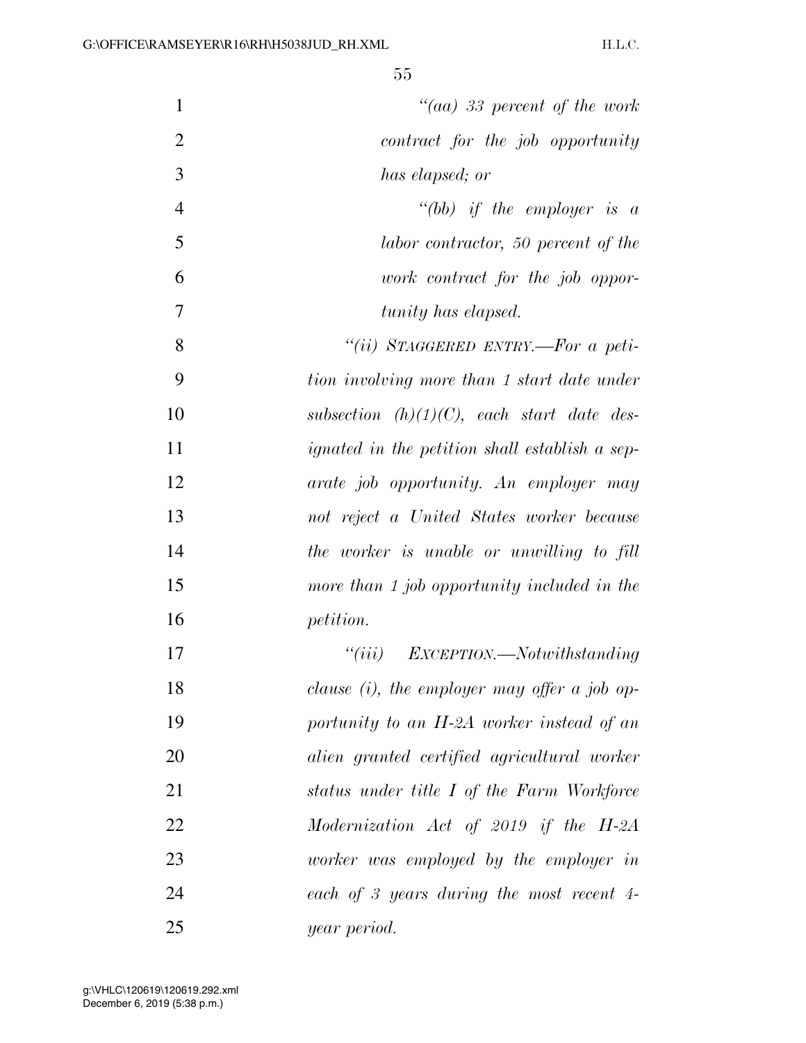*"(aa) 33 percent of the work contract for the job opportunity has elapsed; or*

*"(bb) if the employer is a labor contractor, 50 percent of the work contract for the job opportunity has elapsed.*

*"(ii) STAGGERED ENTRY.—For a petition involving more than 1 start date under subsection (h)(1)(C), each start date designated in the petition shall establish a separate job opportunity. An employer may not reject a United States worker because the worker is unable or unwilling to fill more than 1 job opportunity included in the petition.*

*"(iii) EXCEPTION.—Notwithstanding clause (i), the employer may offer a job opportunity to an H-2A worker instead of an alien granted certified agricultural worker status under title I of the Farm Workforce Modernization Act of 2019 if the H-2A worker was employed by the employer in each of 3 years during the most recent 4-year period.*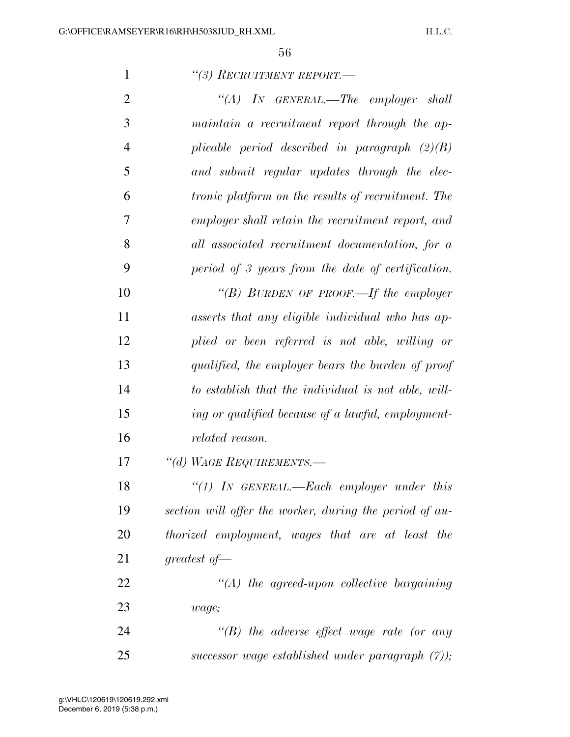*"(3) RECRUITMENT REPORT.—*

*"(A) IN GENERAL.—The employer shall maintain a recruitment report through the applicable period described in paragraph (2)(B) and submit regular updates through the electronic platform on the results of recruitment. The employer shall retain the recruitment report, and all associated recruitment documentation, for a period of 3 years from the date of certification.*

*"(B) BURDEN OF PROOF.—If the employer asserts that any eligible individual who has applied or been referred is not able, willing or qualified, the employer bears the burden of proof to establish that the individual is not able, willing or qualified because of a lawful, employment-related reason.*

*"(d) WAGE REQUIREMENTS.—*

*"(1) IN GENERAL.—Each employer under this section will offer the worker, during the period of authorized employment, wages that are at least the greatest of—*

*"(A) the agreed-upon collective bargaining wage;*

*"(B) the adverse effect wage rate (or any successor wage established under paragraph (7));*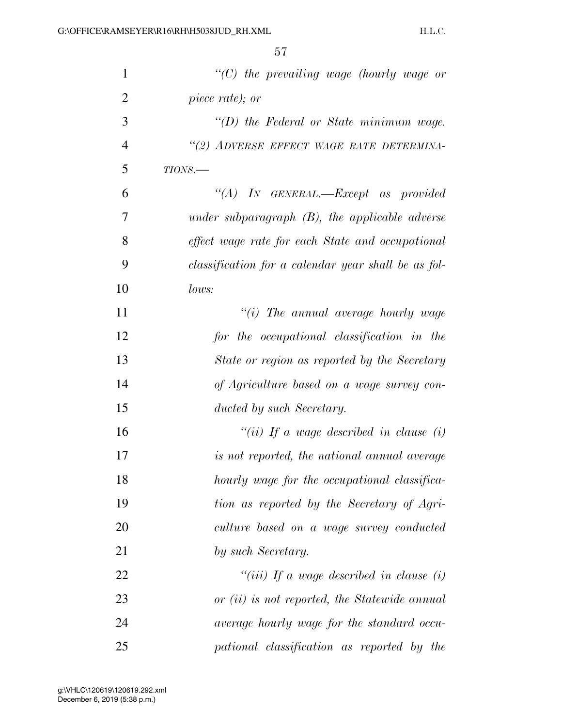*"(C) the prevailing wage (hourly wage or piece rate); or*

*"(D) the Federal or State minimum wage.*

*"(2) ADVERSE EFFECT WAGE RATE DETERMINATIONS.—*

*"(A) IN GENERAL.—Except as provided under subparagraph (B), the applicable adverse effect wage rate for each State and occupational classification for a calendar year shall be as follows:*

*"(i) The annual average hourly wage for the occupational classification in the State or region as reported by the Secretary of Agriculture based on a wage survey conducted by such Secretary.*

*"(ii) If a wage described in clause (i) is not reported, the national annual average hourly wage for the occupational classification as reported by the Secretary of Agriculture based on a wage survey conducted by such Secretary.*

*"(iii) If a wage described in clause (i) or (ii) is not reported, the Statewide annual average hourly wage for the standard occupational classification as reported by the*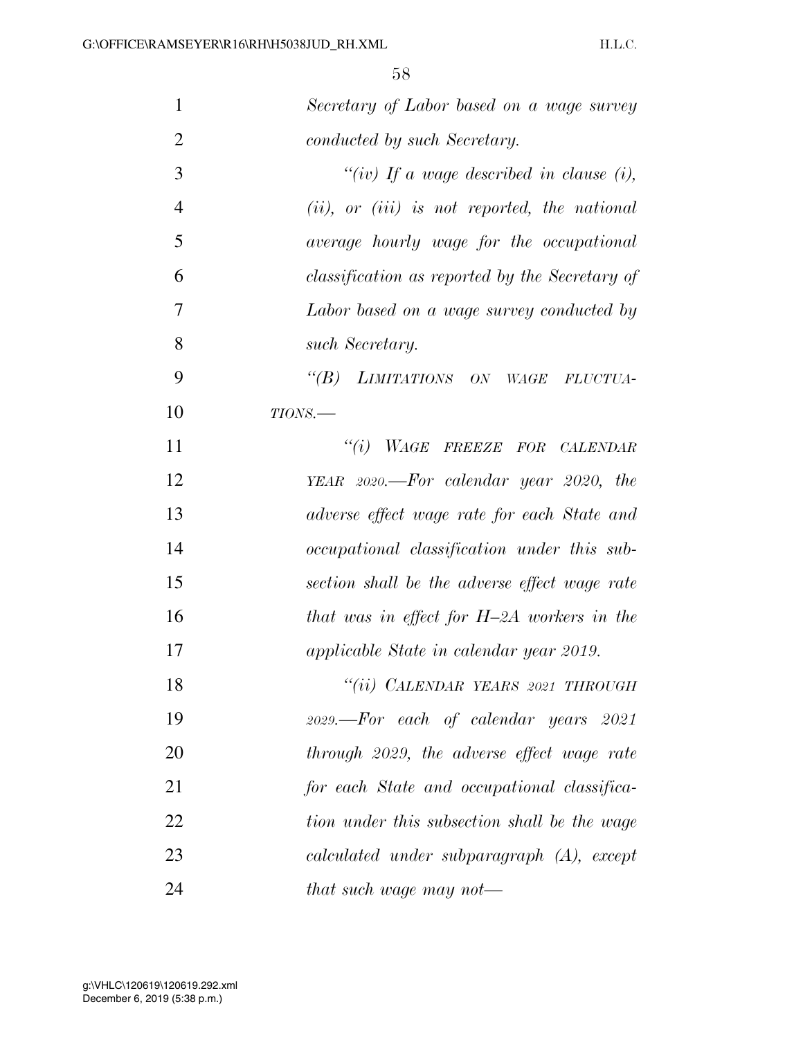*Secretary of Labor based on a wage survey conducted by such Secretary.*

*"(iv) If a wage described in clause (i), (ii), or (iii) is not reported, the national average hourly wage for the occupational classification as reported by the Secretary of Labor based on a wage survey conducted by such Secretary.*

*"(B) LIMITATIONS ON WAGE FLUCTUATIONS.—*

*"(i) WAGE FREEZE FOR CALENDAR YEAR 2020.—For calendar year 2020, the adverse effect wage rate for each State and occupational classification under this subsection shall be the adverse effect wage rate that was in effect for H–2A workers in the applicable State in calendar year 2019.*

*"(ii) CALENDAR YEARS 2021 THROUGH 2029.—For each of calendar years 2021 through 2029, the adverse effect wage rate for each State and occupational classification under this subsection shall be the wage calculated under subparagraph (A), except that such wage may not—*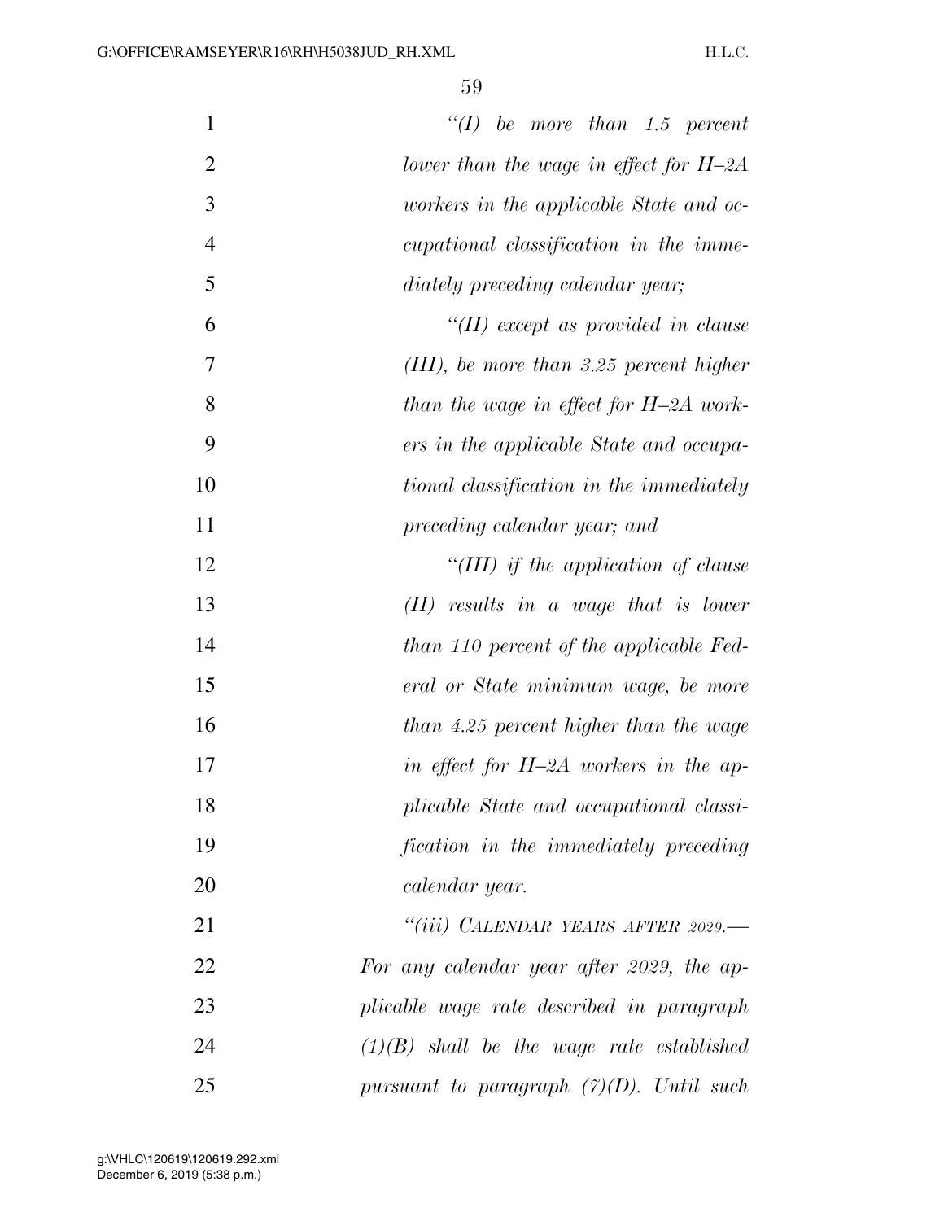*"(I) be more than 1.5 percent lower than the wage in effect for H–2A workers in the applicable State and occupational classification in the immediately preceding calendar year;*

*"(II) except as provided in clause (III), be more than 3.25 percent higher than the wage in effect for H–2A workers in the applicable State and occupational classification in the immediately preceding calendar year; and*

*"(III) if the application of clause (II) results in a wage that is lower than 110 percent of the applicable Federal or State minimum wage, be more than 4.25 percent higher than the wage in effect for H–2A workers in the applicable State and occupational classification in the immediately preceding calendar year.*

*"(iii) CALENDAR YEARS AFTER 2029.— For any calendar year after 2029, the applicable wage rate described in paragraph (1)(B) shall be the wage rate established pursuant to paragraph (7)(D). Until such*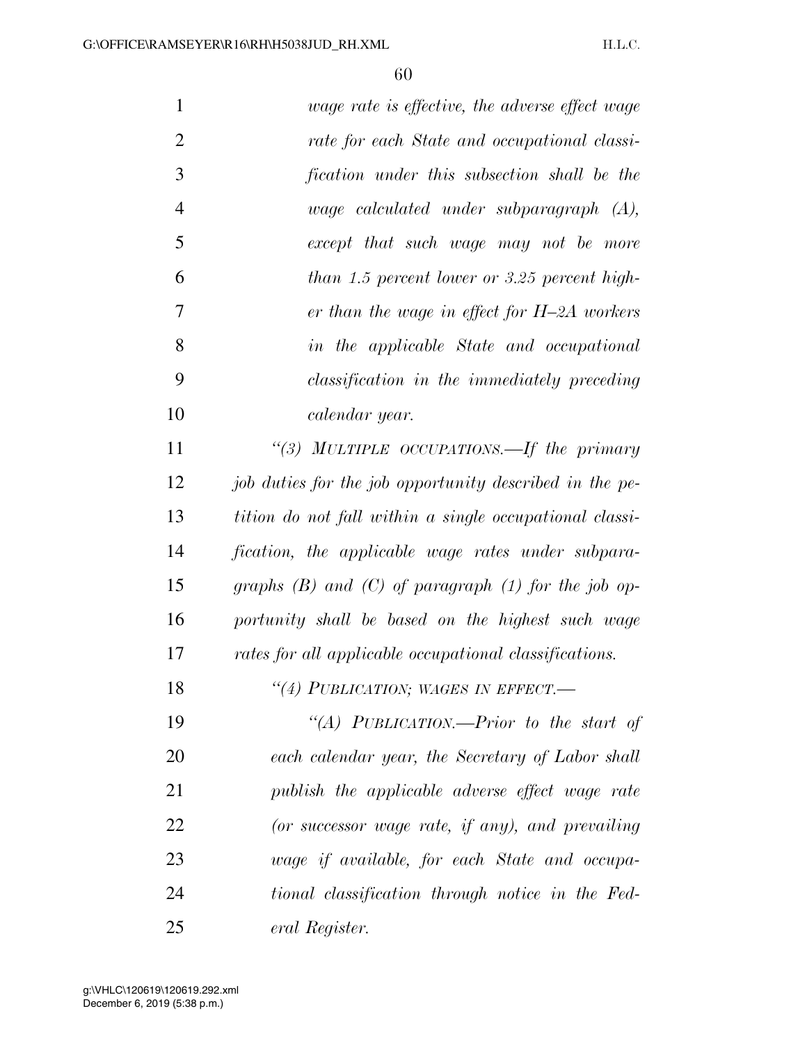*wage rate is effective, the adverse effect wage rate for each State and occupational classification under this subsection shall be the wage calculated under subparagraph (A), except that such wage may not be more than 1.5 percent lower or 3.25 percent higher than the wage in effect for H–2A workers in the applicable State and occupational classification in the immediately preceding calendar year.*

*"(3) MULTIPLE OCCUPATIONS.—If the primary job duties for the job opportunity described in the petition do not fall within a single occupational classification, the applicable wage rates under subparagraphs (B) and (C) of paragraph (1) for the job opportunity shall be based on the highest such wage rates for all applicable occupational classifications.*

*"(4) PUBLICATION; WAGES IN EFFECT.—*

*"(A) PUBLICATION.—Prior to the start of each calendar year, the Secretary of Labor shall publish the applicable adverse effect wage rate (or successor wage rate, if any), and prevailing wage if available, for each State and occupational classification through notice in the Federal Register.*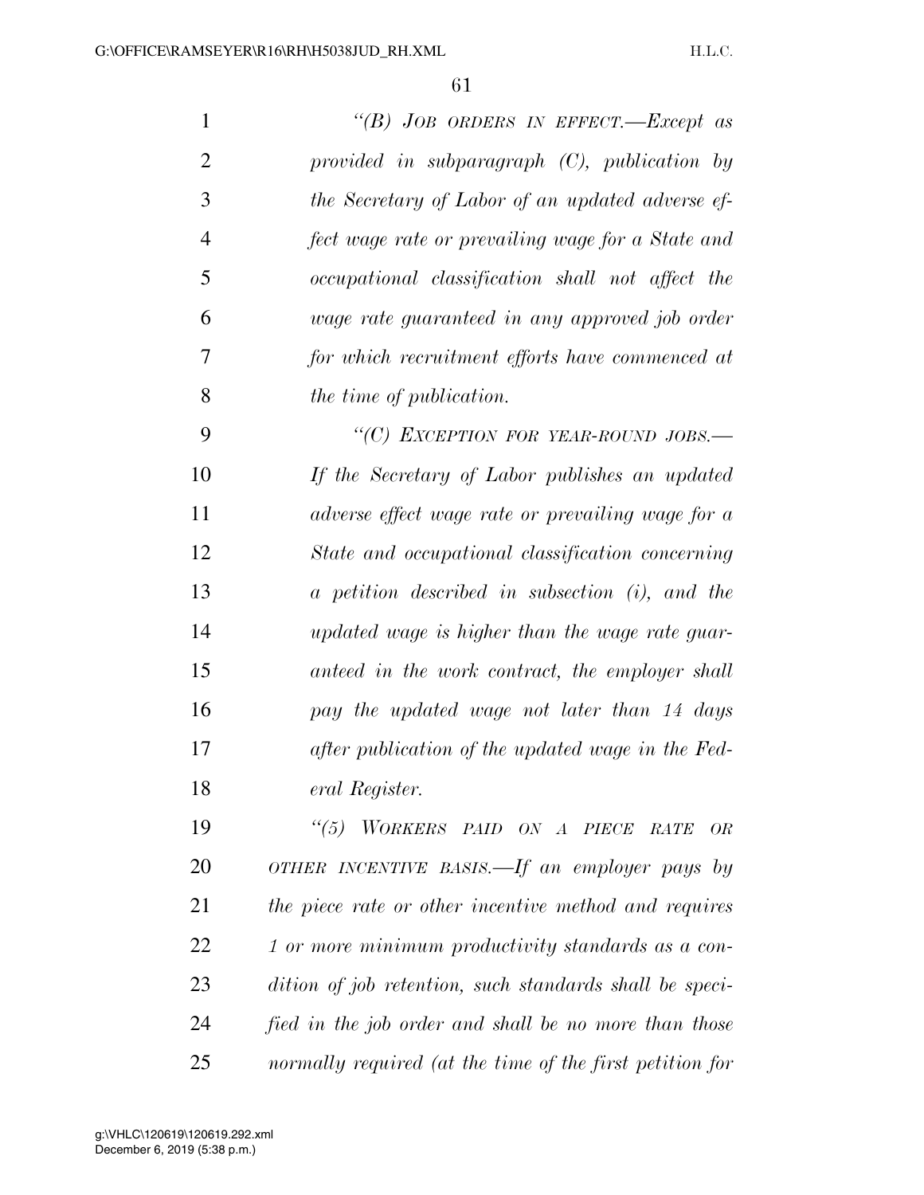*"(B) JOB ORDERS IN EFFECT.—Except as provided in subparagraph (C), publication by the Secretary of Labor of an updated adverse effect wage rate or prevailing wage for a State and occupational classification shall not affect the wage rate guaranteed in any approved job order for which recruitment efforts have commenced at the time of publication.*

*"(C) EXCEPTION FOR YEAR-ROUND JOBS.—If the Secretary of Labor publishes an updated adverse effect wage rate or prevailing wage for a State and occupational classification concerning a petition described in subsection (i), and the updated wage is higher than the wage rate guaranteed in the work contract, the employer shall pay the updated wage not later than 14 days after publication of the updated wage in the Federal Register.*

*"(5) WORKERS PAID ON A PIECE RATE OR OTHER INCENTIVE BASIS.—If an employer pays by the piece rate or other incentive method and requires 1 or more minimum productivity standards as a condition of job retention, such standards shall be specified in the job order and shall be no more than those normally required (at the time of the first petition for*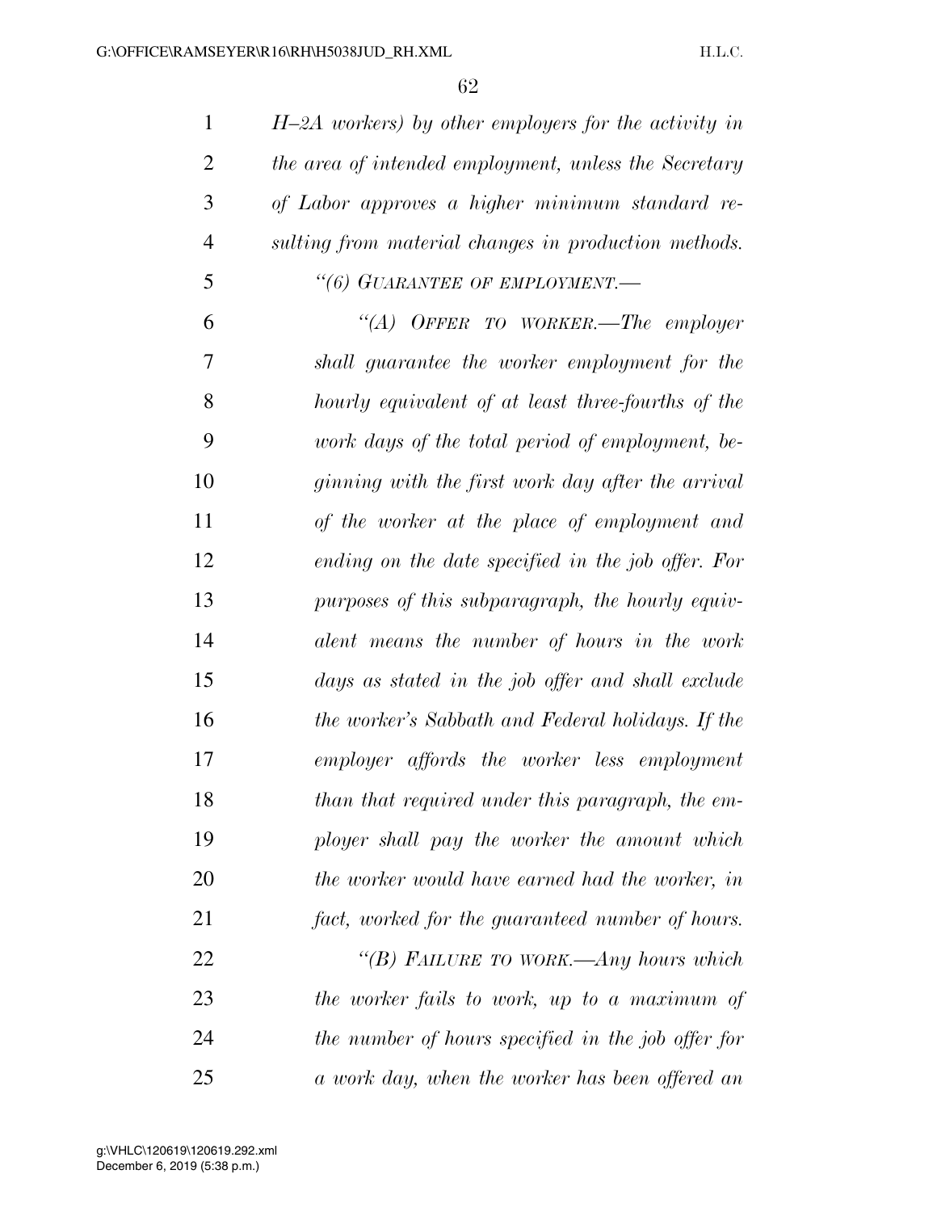*H–2A workers) by other employers for the activity in the area of intended employment, unless the Secretary of Labor approves a higher minimum standard resulting from material changes in production methods.*

*"(6) GUARANTEE OF EMPLOYMENT.—*

*"(A) OFFER TO WORKER.—The employer shall guarantee the worker employment for the hourly equivalent of at least three-fourths of the work days of the total period of employment, beginning with the first work day after the arrival of the worker at the place of employment and ending on the date specified in the job offer. For purposes of this subparagraph, the hourly equivalent means the number of hours in the work days as stated in the job offer and shall exclude the worker's Sabbath and Federal holidays. If the employer affords the worker less employment than that required under this paragraph, the employer shall pay the worker the amount which the worker would have earned had the worker, in fact, worked for the guaranteed number of hours.*

*"(B) FAILURE TO WORK.—Any hours which the worker fails to work, up to a maximum of the number of hours specified in the job offer for a work day, when the worker has been offered an*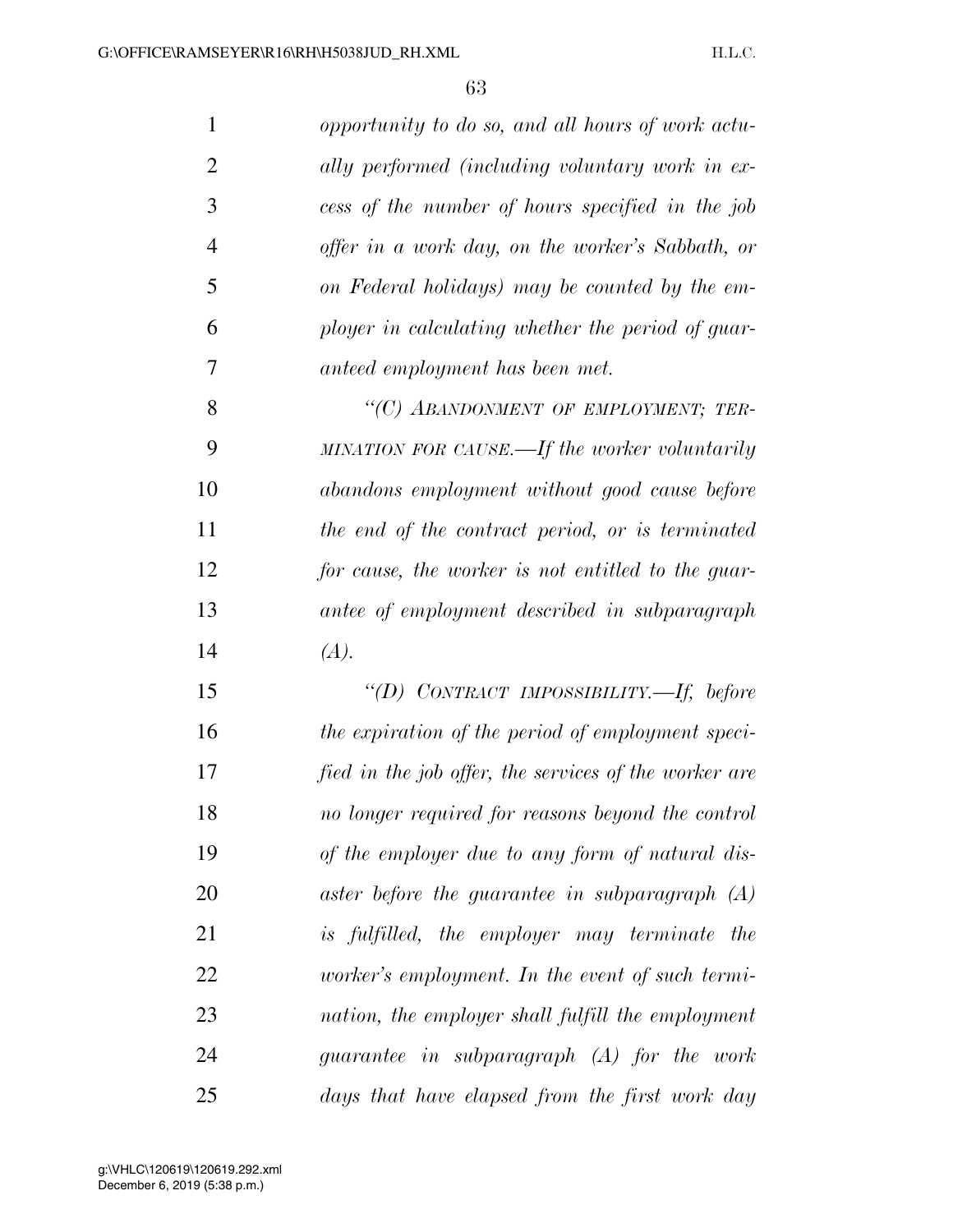*opportunity to do so, and all hours of work actually performed (including voluntary work in excess of the number of hours specified in the job offer in a work day, on the worker's Sabbath, or on Federal holidays) may be counted by the employer in calculating whether the period of guaranteed employment has been met.*

*"(C) ABANDONMENT OF EMPLOYMENT; TERMINATION FOR CAUSE.—If the worker voluntarily abandons employment without good cause before the end of the contract period, or is terminated for cause, the worker is not entitled to the guarantee of employment described in subparagraph (A).*

*"(D) CONTRACT IMPOSSIBILITY.—If, before the expiration of the period of employment specified in the job offer, the services of the worker are no longer required for reasons beyond the control of the employer due to any form of natural disaster before the guarantee in subparagraph (A) is fulfilled, the employer may terminate the worker's employment. In the event of such termination, the employer shall fulfill the employment guarantee in subparagraph (A) for the work days that have elapsed from the first work day*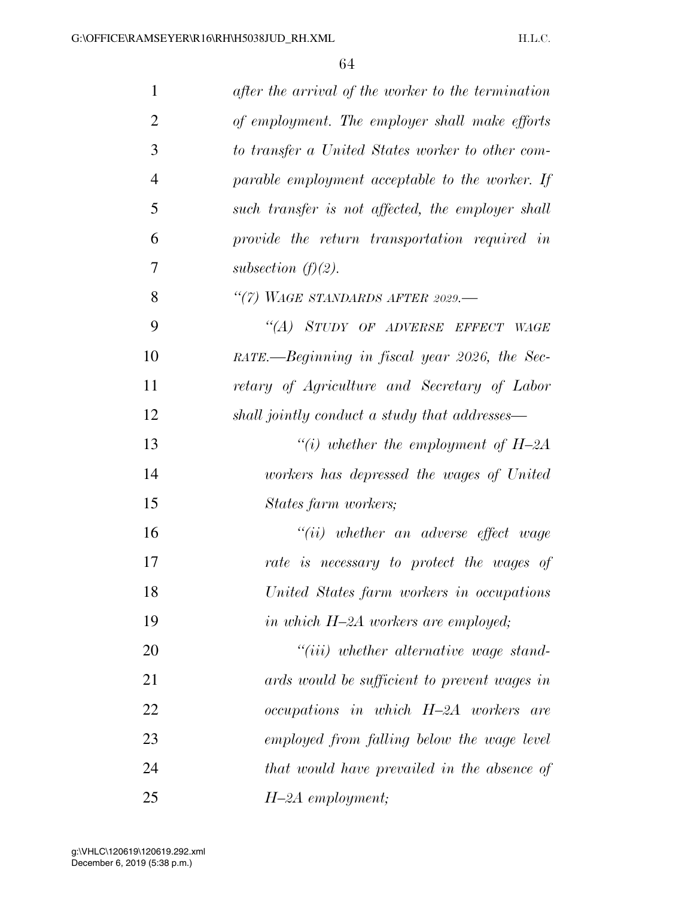*after the arrival of the worker to the termination of employment. The employer shall make efforts to transfer a United States worker to other comparable employment acceptable to the worker. If such transfer is not affected, the employer shall provide the return transportation required in subsection (f)(2).*

*"(7) WAGE STANDARDS AFTER 2029.—*

*"(A) STUDY OF ADVERSE EFFECT WAGE RATE.—Beginning in fiscal year 2026, the Secretary of Agriculture and Secretary of Labor shall jointly conduct a study that addresses—*

*"(i) whether the employment of H–2A workers has depressed the wages of United States farm workers;*

*"(ii) whether an adverse effect wage rate is necessary to protect the wages of United States farm workers in occupations in which H–2A workers are employed;*

*"(iii) whether alternative wage standards would be sufficient to prevent wages in occupations in which H–2A workers are employed from falling below the wage level that would have prevailed in the absence of H–2A employment;*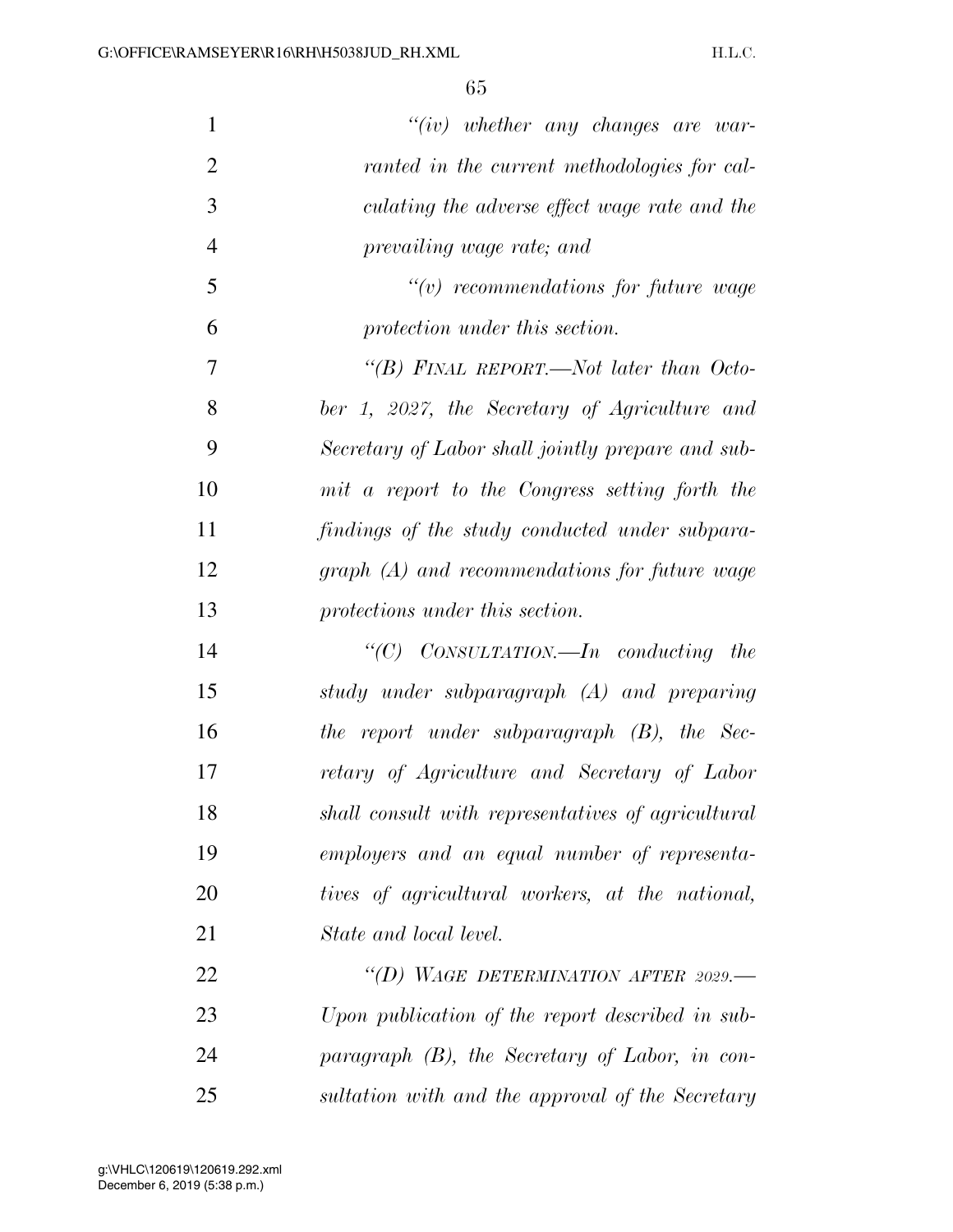*"(iv) whether any changes are warranted in the current methodologies for calculating the adverse effect wage rate and the prevailing wage rate; and*

*"(v) recommendations for future wage protection under this section.*

*"(B) FINAL REPORT.—Not later than October 1, 2027, the Secretary of Agriculture and Secretary of Labor shall jointly prepare and submit a report to the Congress setting forth the findings of the study conducted under subparagraph (A) and recommendations for future wage protections under this section.*

*"(C) CONSULTATION.—In conducting the study under subparagraph (A) and preparing the report under subparagraph (B), the Secretary of Agriculture and Secretary of Labor shall consult with representatives of agricultural employers and an equal number of representatives of agricultural workers, at the national, State and local level.*

*"(D) WAGE DETERMINATION AFTER 2029.—Upon publication of the report described in subparagraph (B), the Secretary of Labor, in consultation with and the approval of the Secretary*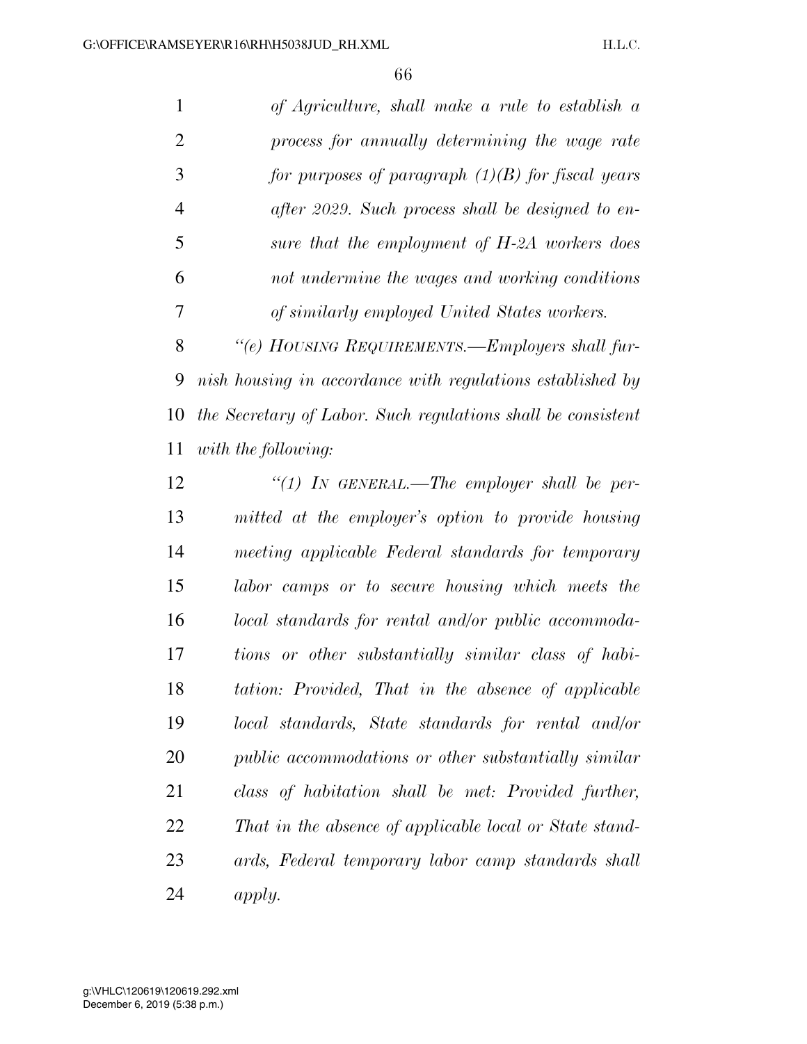*of Agriculture, shall make a rule to establish a process for annually determining the wage rate for purposes of paragraph (1)(B) for fiscal years after 2029. Such process shall be designed to ensure that the employment of H-2A workers does not undermine the wages and working conditions of similarly employed United States workers.*

*"(e) HOUSING REQUIREMENTS.—Employers shall furnish housing in accordance with regulations established by the Secretary of Labor. Such regulations shall be consistent with the following:*

*"(1) IN GENERAL.—The employer shall be permitted at the employer's option to provide housing meeting applicable Federal standards for temporary labor camps or to secure housing which meets the local standards for rental and/or public accommodations or other substantially similar class of habitation: Provided, That in the absence of applicable local standards, State standards for rental and/or public accommodations or other substantially similar class of habitation shall be met: Provided further, That in the absence of applicable local or State standards, Federal temporary labor camp standards shall apply.*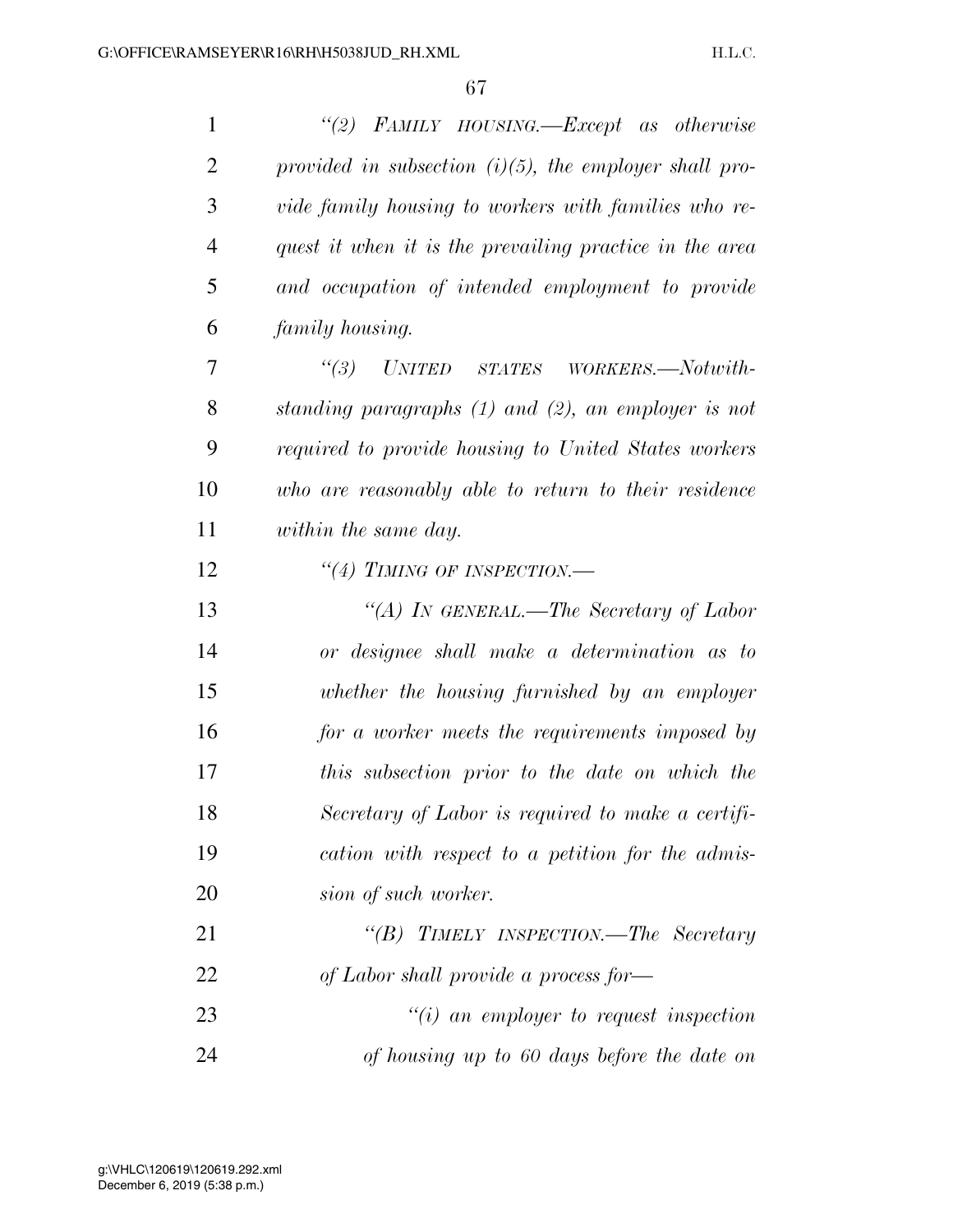"(2) *FAMILY HOUSING.—Except as otherwise provided in subsection (i)(5), the employer shall provide family housing to workers with families who request it when it is the prevailing practice in the area and occupation of intended employment to provide family housing.*

"(3) *UNITED STATES WORKERS.—Notwithstanding paragraphs (1) and (2), an employer is not required to provide housing to United States workers who are reasonably able to return to their residence within the same day.*

"(4) *TIMING OF INSPECTION.—*

"(A) *IN GENERAL.—The Secretary of Labor or designee shall make a determination as to whether the housing furnished by an employer for a worker meets the requirements imposed by this subsection prior to the date on which the Secretary of Labor is required to make a certification with respect to a petition for the admission of such worker.*

"(B) *TIMELY INSPECTION.—The Secretary of Labor shall provide a process for—*

"(i) *an employer to request inspection of housing up to 60 days before the date on*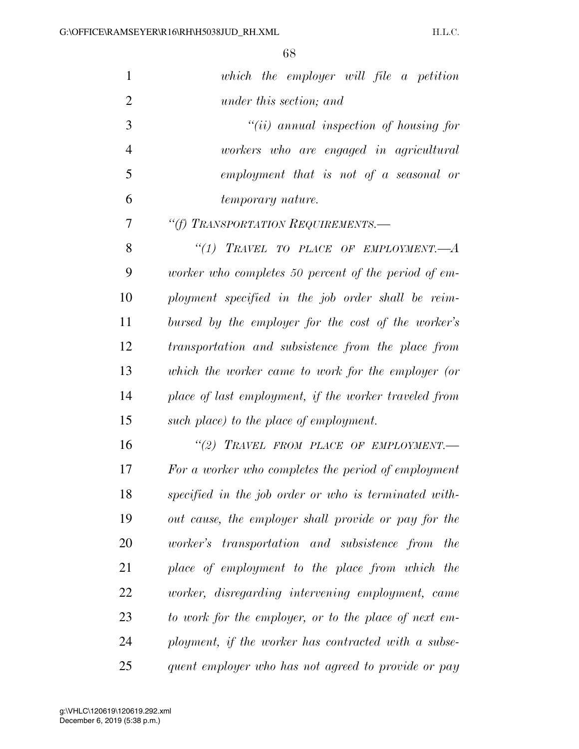*which the employer will file a petition under this section; and*

*"(ii) annual inspection of housing for workers who are engaged in agricultural employment that is not of a seasonal or temporary nature.*

*"(f) TRANSPORTATION REQUIREMENTS.—*

*"(1) TRAVEL TO PLACE OF EMPLOYMENT.—A worker who completes 50 percent of the period of employment specified in the job order shall be reimbursed by the employer for the cost of the worker's transportation and subsistence from the place from which the worker came to work for the employer (or place of last employment, if the worker traveled from such place) to the place of employment.*

*"(2) TRAVEL FROM PLACE OF EMPLOYMENT.—For a worker who completes the period of employment specified in the job order or who is terminated without cause, the employer shall provide or pay for the worker's transportation and subsistence from the place of employment to the place from which the worker, disregarding intervening employment, came to work for the employer, or to the place of next employment, if the worker has contracted with a subsequent employer who has not agreed to provide or pay*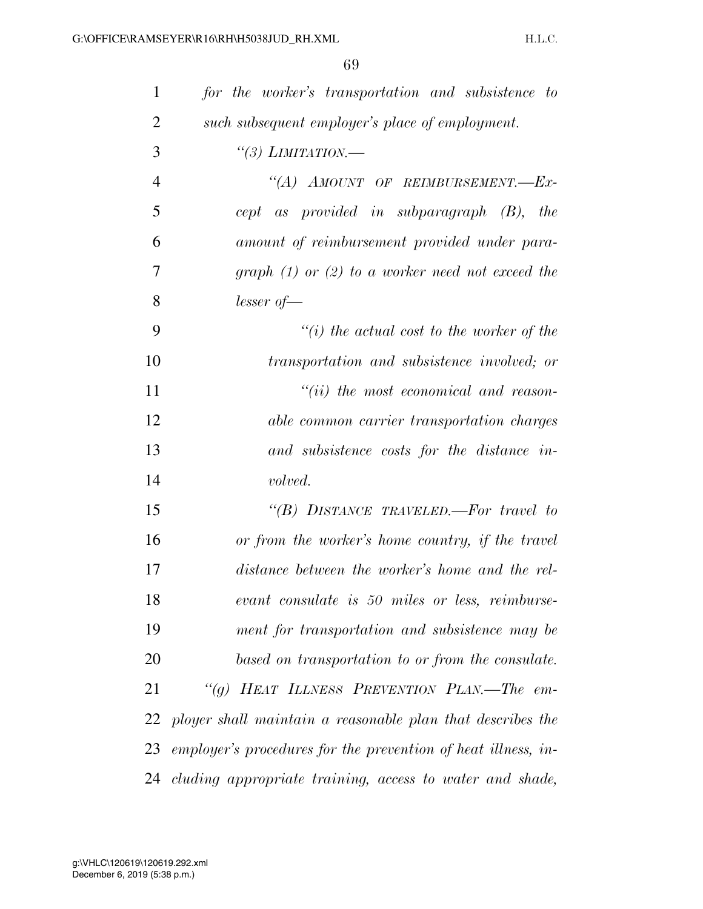*for the worker's transportation and subsistence to such subsequent employer's place of employment.*

*"(3) LIMITATION.—*

*"(A) AMOUNT OF REIMBURSEMENT.—Except as provided in subparagraph (B), the amount of reimbursement provided under paragraph (1) or (2) to a worker need not exceed the lesser of—*

*"(i) the actual cost to the worker of the transportation and subsistence involved; or*

*"(ii) the most economical and reasonable common carrier transportation charges and subsistence costs for the distance involved.*

*"(B) DISTANCE TRAVELED.—For travel to or from the worker's home country, if the travel distance between the worker's home and the relevant consulate is 50 miles or less, reimbursement for transportation and subsistence may be based on transportation to or from the consulate.*

*"(g) HEAT ILLNESS PREVENTION PLAN.—The employer shall maintain a reasonable plan that describes the employer's procedures for the prevention of heat illness, including appropriate training, access to water and shade,*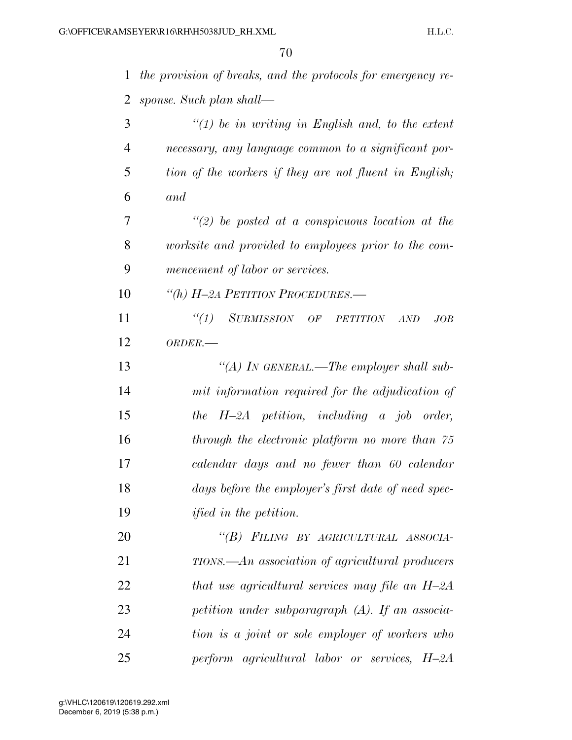*the provision of breaks, and the protocols for emergency response. Such plan shall—*

*"(1) be in writing in English and, to the extent necessary, any language common to a significant portion of the workers if they are not fluent in English; and*

*"(2) be posted at a conspicuous location at the worksite and provided to employees prior to the commencement of labor or services.*

*"(h) H–2A PETITION PROCEDURES.—*

*"(1) SUBMISSION OF PETITION AND JOB ORDER.—*

*"(A) IN GENERAL.—The employer shall submit information required for the adjudication of the H–2A petition, including a job order, through the electronic platform no more than 75 calendar days and no fewer than 60 calendar days before the employer's first date of need specified in the petition.*

*"(B) FILING BY AGRICULTURAL ASSOCIATIONS.—An association of agricultural producers that use agricultural services may file an H–2A petition under subparagraph (A). If an association is a joint or sole employer of workers who perform agricultural labor or services, H–2A*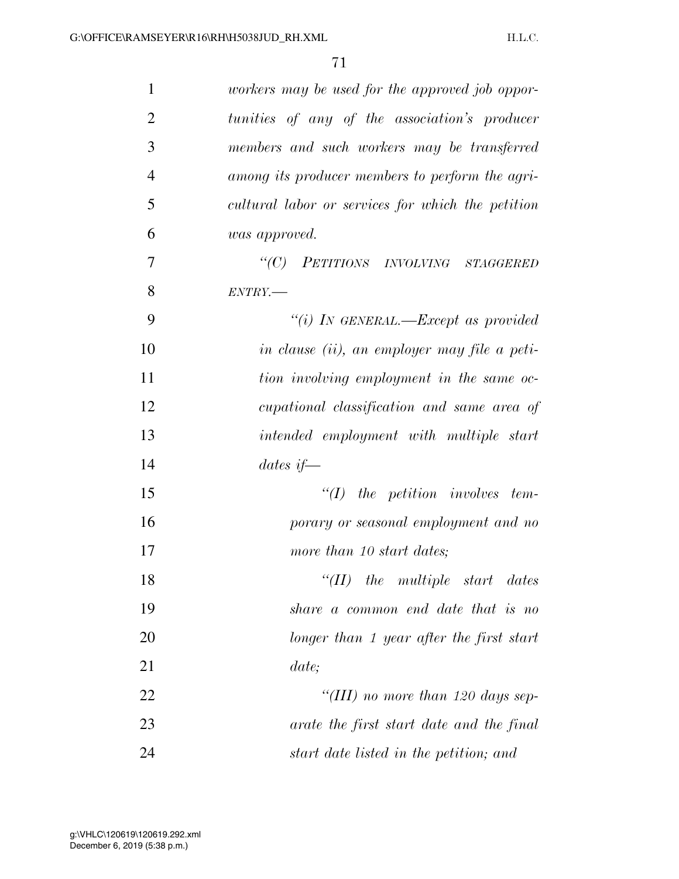*workers may be used for the approved job opportunities of any of the association's producer members and such workers may be transferred among its producer members to perform the agricultural labor or services for which the petition was approved.*

*"(C) PETITIONS INVOLVING STAGGERED ENTRY.—*

*"(i) IN GENERAL.—Except as provided in clause (ii), an employer may file a petition involving employment in the same occupational classification and same area of intended employment with multiple start dates if—*

*"(I) the petition involves temporary or seasonal employment and no more than 10 start dates;*

*"(II) the multiple start dates share a common end date that is no longer than 1 year after the first start date;*

*"(III) no more than 120 days separate the first start date and the final start date listed in the petition; and*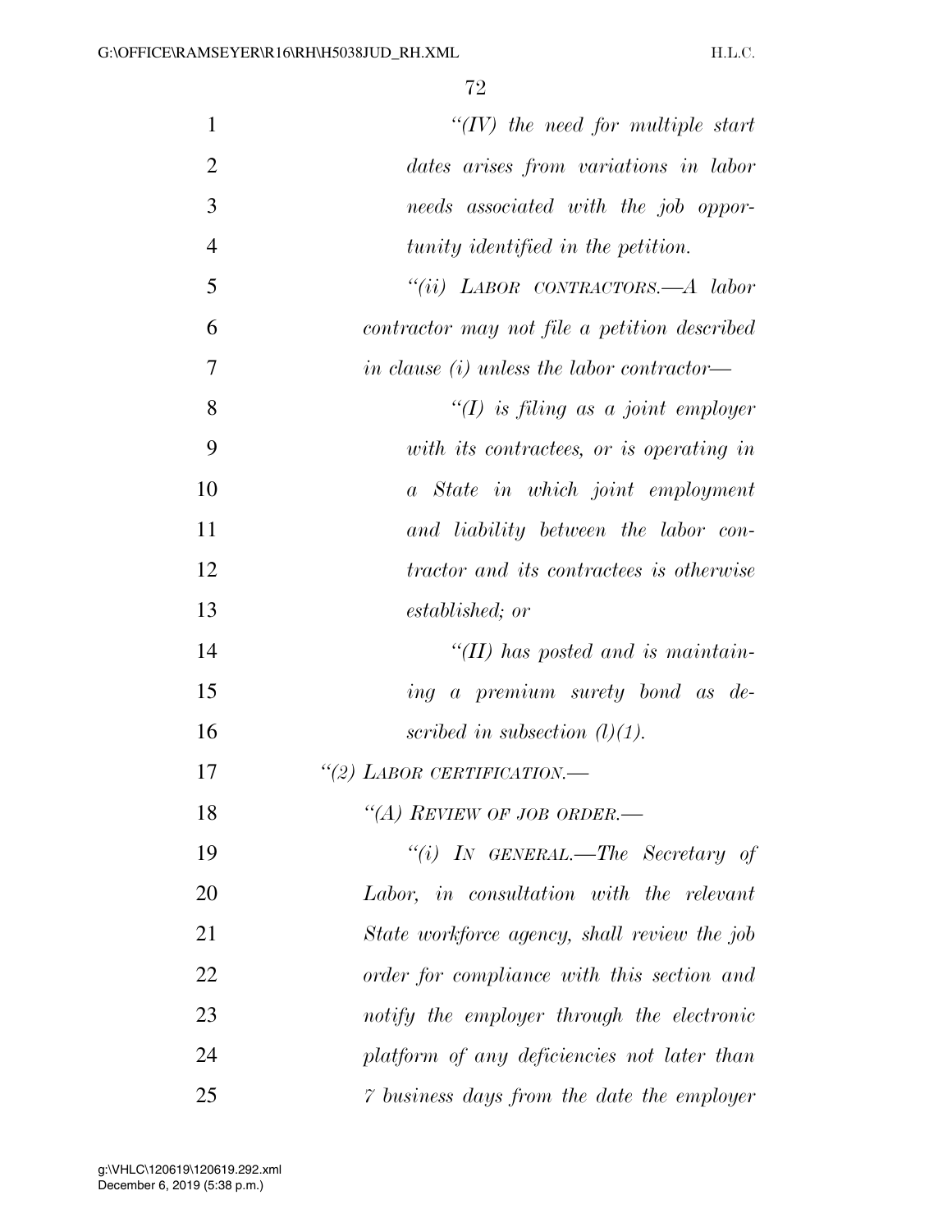*"(IV) the need for multiple start dates arises from variations in labor needs associated with the job opportunity identified in the petition.*

*"(ii) LABOR CONTRACTORS.—A labor contractor may not file a petition described in clause (i) unless the labor contractor—*

*"(I) is filing as a joint employer with its contractees, or is operating in a State in which joint employment and liability between the labor contractor and its contractees is otherwise established; or*

*"(II) has posted and is maintaining a premium surety bond as described in subsection (l)(1).*

*"(2) LABOR CERTIFICATION.—*

*"(A) REVIEW OF JOB ORDER.—*

*"(i) IN GENERAL.—The Secretary of Labor, in consultation with the relevant State workforce agency, shall review the job order for compliance with this section and notify the employer through the electronic platform of any deficiencies not later than 7 business days from the date the employer*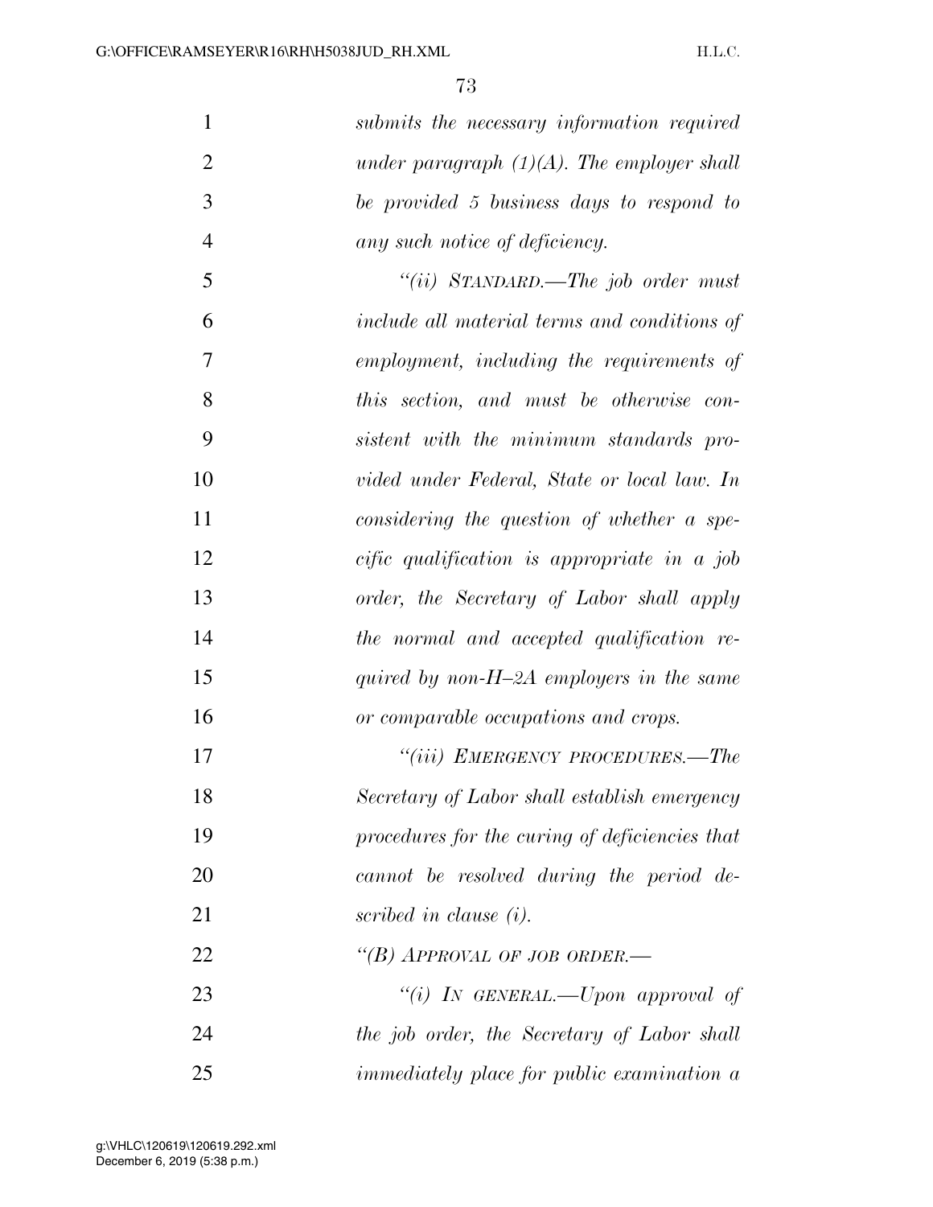*submits the necessary information required under paragraph (1)(A). The employer shall be provided 5 business days to respond to any such notice of deficiency.*

*"(ii) STANDARD.—The job order must include all material terms and conditions of employment, including the requirements of this section, and must be otherwise consistent with the minimum standards provided under Federal, State or local law. In considering the question of whether a specific qualification is appropriate in a job order, the Secretary of Labor shall apply the normal and accepted qualification required by non-H–2A employers in the same or comparable occupations and crops.*

*"(iii) EMERGENCY PROCEDURES.—The Secretary of Labor shall establish emergency procedures for the curing of deficiencies that cannot be resolved during the period described in clause (i).*

*"(B) APPROVAL OF JOB ORDER.—*

*"(i) IN GENERAL.—Upon approval of the job order, the Secretary of Labor shall immediately place for public examination a*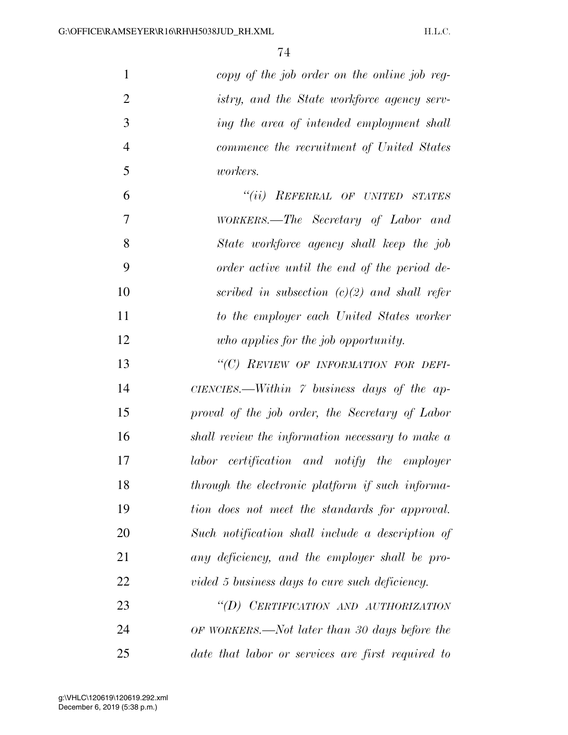*copy of the job order on the online job registry, and the State workforce agency serving the area of intended employment shall commence the recruitment of United States workers.*

*"(ii) REFERRAL OF UNITED STATES WORKERS.—The Secretary of Labor and State workforce agency shall keep the job order active until the end of the period described in subsection (c)(2) and shall refer to the employer each United States worker who applies for the job opportunity.*

*"(C) REVIEW OF INFORMATION FOR DEFICIENCIES.—Within 7 business days of the approval of the job order, the Secretary of Labor shall review the information necessary to make a labor certification and notify the employer through the electronic platform if such information does not meet the standards for approval. Such notification shall include a description of any deficiency, and the employer shall be provided 5 business days to cure such deficiency.*

*"(D) CERTIFICATION AND AUTHORIZATION OF WORKERS.—Not later than 30 days before the date that labor or services are first required to*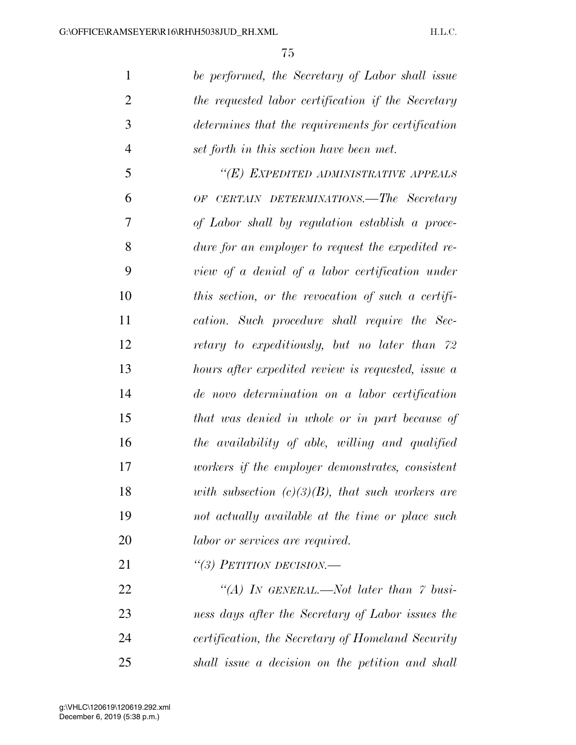*be performed, the Secretary of Labor shall issue the requested labor certification if the Secretary determines that the requirements for certification set forth in this section have been met.*

*"(E) EXPEDITED ADMINISTRATIVE APPEALS OF CERTAIN DETERMINATIONS.—The Secretary of Labor shall by regulation establish a procedure for an employer to request the expedited review of a denial of a labor certification under this section, or the revocation of such a certification. Such procedure shall require the Secretary to expeditiously, but no later than 72 hours after expedited review is requested, issue a de novo determination on a labor certification that was denied in whole or in part because of the availability of able, willing and qualified workers if the employer demonstrates, consistent with subsection (c)(3)(B), that such workers are not actually available at the time or place such labor or services are required.*

*"(3) PETITION DECISION.—*

*"(A) IN GENERAL.—Not later than 7 business days after the Secretary of Labor issues the certification, the Secretary of Homeland Security shall issue a decision on the petition and shall*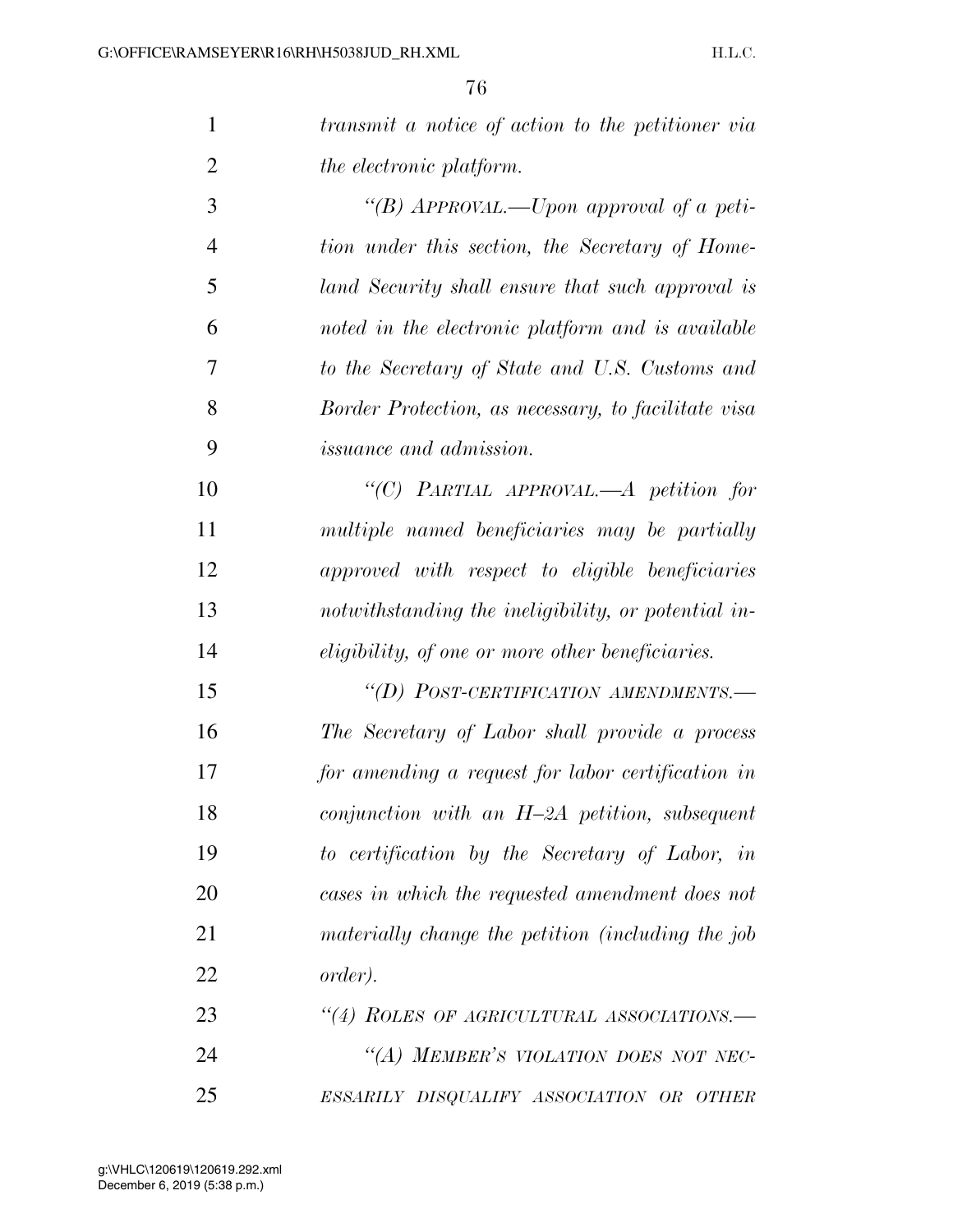*transmit a notice of action to the petitioner via the electronic platform.*

*"(B) APPROVAL.—Upon approval of a petition under this section, the Secretary of Homeland Security shall ensure that such approval is noted in the electronic platform and is available to the Secretary of State and U.S. Customs and Border Protection, as necessary, to facilitate visa issuance and admission.*

*"(C) PARTIAL APPROVAL.—A petition for multiple named beneficiaries may be partially approved with respect to eligible beneficiaries notwithstanding the ineligibility, or potential ineligibility, of one or more other beneficiaries.*

*"(D) POST-CERTIFICATION AMENDMENTS.—The Secretary of Labor shall provide a process for amending a request for labor certification in conjunction with an H–2A petition, subsequent to certification by the Secretary of Labor, in cases in which the requested amendment does not materially change the petition (including the job order).*

*"(4) ROLES OF AGRICULTURAL ASSOCIATIONS.—*

*"(A) MEMBER'S VIOLATION DOES NOT NECESSARILY DISQUALIFY ASSOCIATION OR OTHER*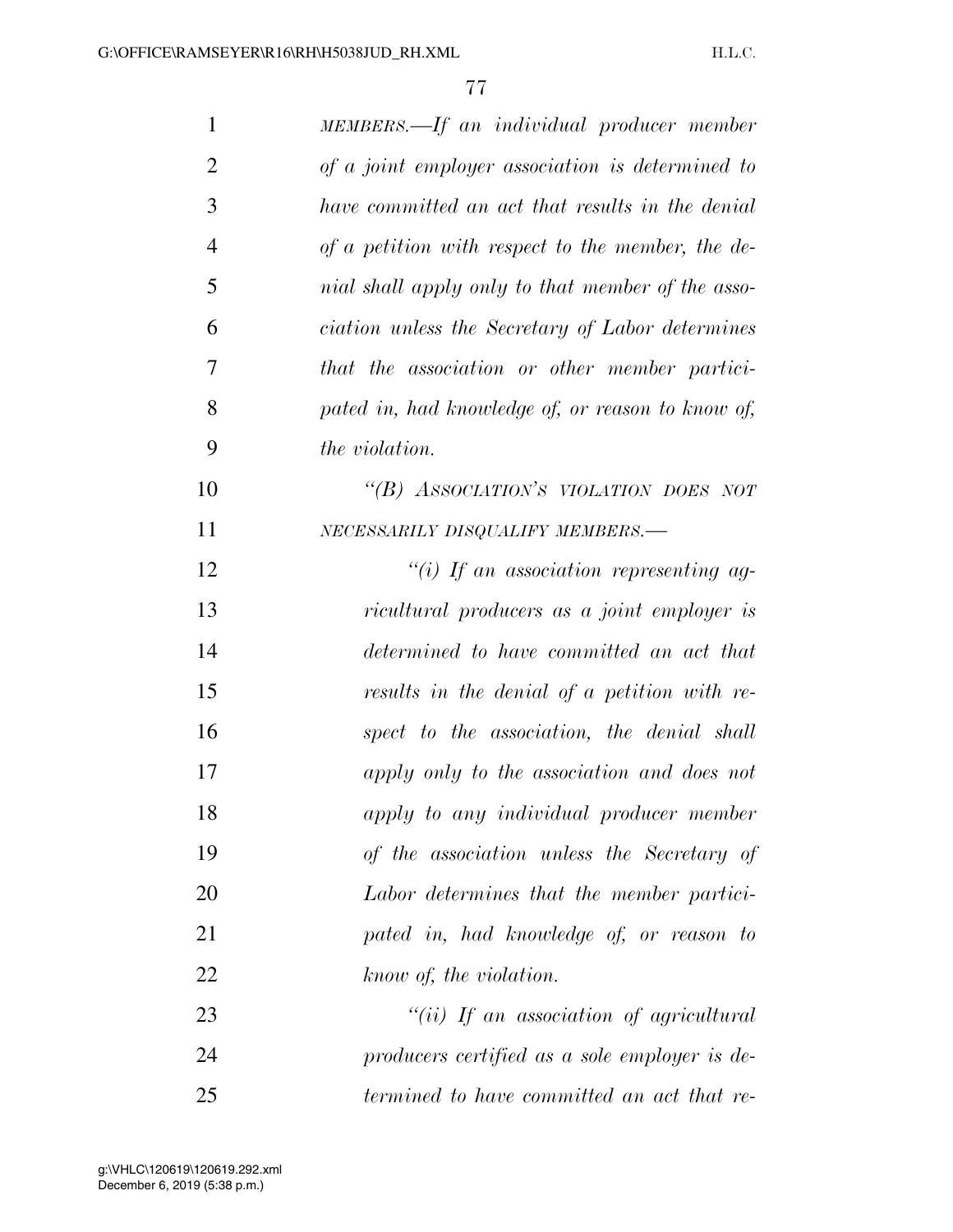*MEMBERS.—If an individual producer member of a joint employer association is determined to have committed an act that results in the denial of a petition with respect to the member, the denial shall apply only to that member of the association unless the Secretary of Labor determines that the association or other member participated in, had knowledge of, or reason to know of, the violation.*

*"(B) ASSOCIATION'S VIOLATION DOES NOT NECESSARILY DISQUALIFY MEMBERS.—*

*"(i) If an association representing agricultural producers as a joint employer is determined to have committed an act that results in the denial of a petition with respect to the association, the denial shall apply only to the association and does not apply to any individual producer member of the association unless the Secretary of Labor determines that the member participated in, had knowledge of, or reason to know of, the violation.*

*"(ii) If an association of agricultural producers certified as a sole employer is determined to have committed an act that re-*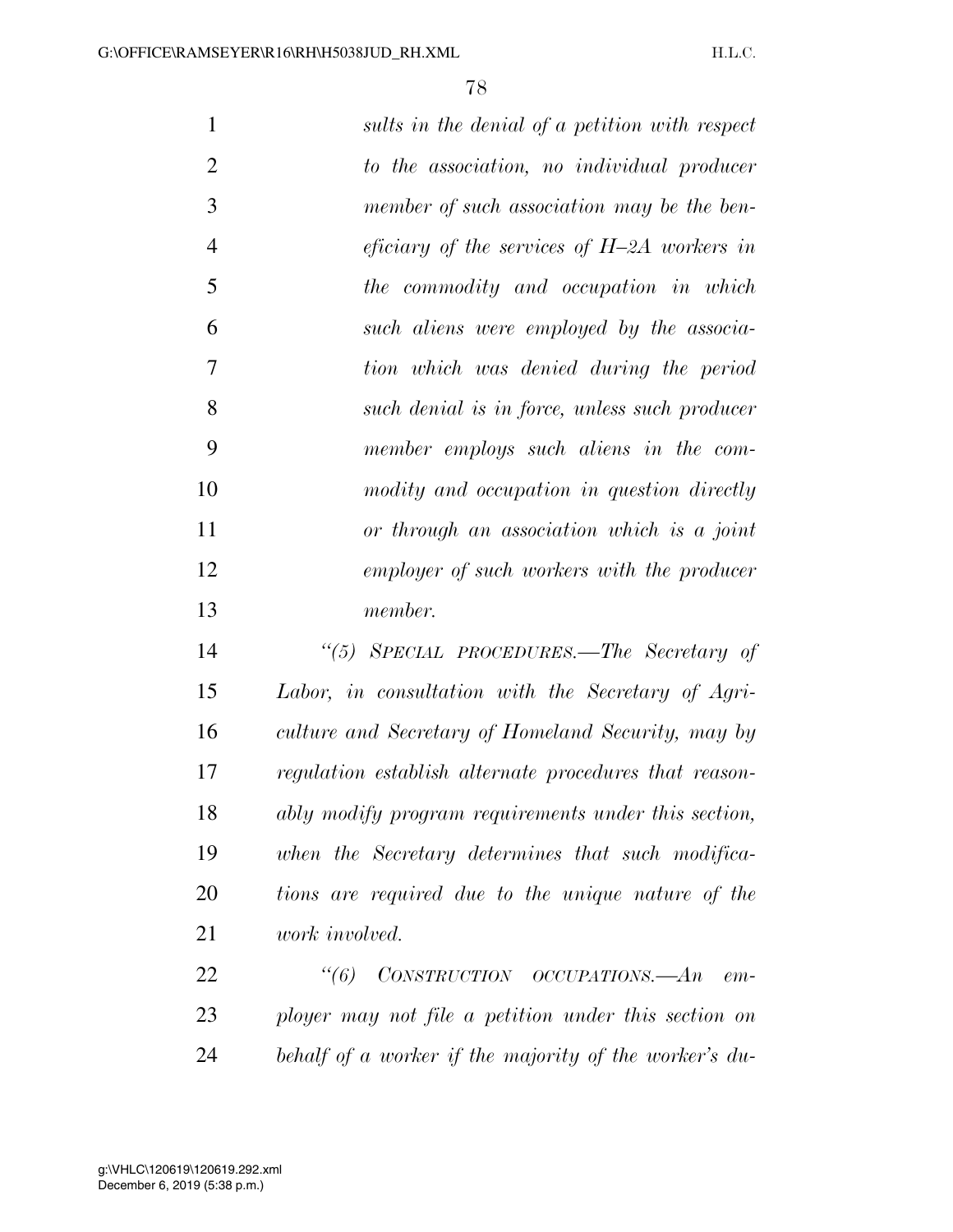*sults in the denial of a petition with respect to the association, no individual producer member of such association may be the beneficiary of the services of H–2A workers in the commodity and occupation in which such aliens were employed by the association which was denied during the period such denial is in force, unless such producer member employs such aliens in the commodity and occupation in question directly or through an association which is a joint employer of such workers with the producer member.*

*"(5) SPECIAL PROCEDURES.—The Secretary of Labor, in consultation with the Secretary of Agriculture and Secretary of Homeland Security, may by regulation establish alternate procedures that reasonably modify program requirements under this section, when the Secretary determines that such modifications are required due to the unique nature of the work involved.*

*"(6) CONSTRUCTION OCCUPATIONS.—An employer may not file a petition under this section on behalf of a worker if the majority of the worker's du-*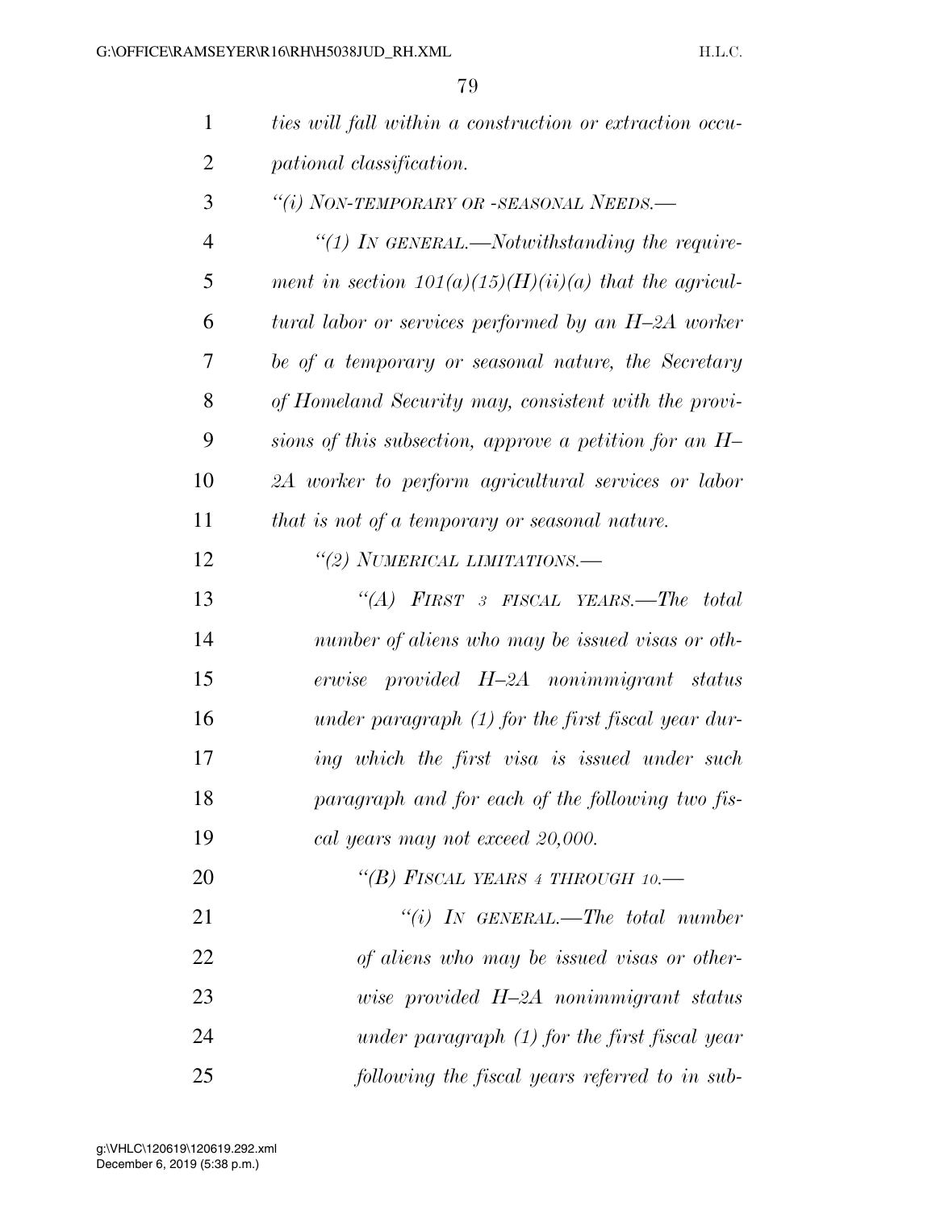*ties will fall within a construction or extraction occupational classification.*

*"(i) NON-TEMPORARY OR -SEASONAL NEEDS.—*

*"(1) IN GENERAL.—Notwithstanding the requirement in section 101(a)(15)(H)(ii)(a) that the agricultural labor or services performed by an H–2A worker be of a temporary or seasonal nature, the Secretary of Homeland Security may, consistent with the provisions of this subsection, approve a petition for an H–2A worker to perform agricultural services or labor that is not of a temporary or seasonal nature.*

*"(2) NUMERICAL LIMITATIONS.—*

*"(A) FIRST 3 FISCAL YEARS.—The total number of aliens who may be issued visas or otherwise provided H–2A nonimmigrant status under paragraph (1) for the first fiscal year during which the first visa is issued under such paragraph and for each of the following two fiscal years may not exceed 20,000.*

*"(B) FISCAL YEARS 4 THROUGH 10.—*

*"(i) IN GENERAL.—The total number of aliens who may be issued visas or otherwise provided H–2A nonimmigrant status under paragraph (1) for the first fiscal year following the fiscal years referred to in sub-*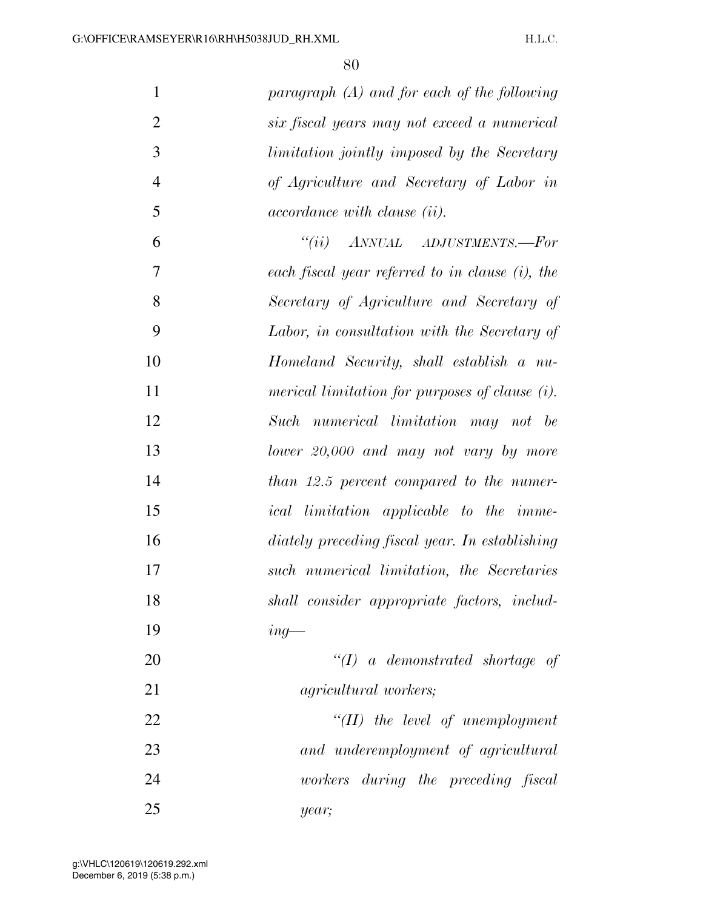*paragraph (A) and for each of the following six fiscal years may not exceed a numerical limitation jointly imposed by the Secretary of Agriculture and Secretary of Labor in accordance with clause (ii).*

*"(ii) ANNUAL ADJUSTMENTS.—For each fiscal year referred to in clause (i), the Secretary of Agriculture and Secretary of Labor, in consultation with the Secretary of Homeland Security, shall establish a numerical limitation for purposes of clause (i). Such numerical limitation may not be lower 20,000 and may not vary by more than 12.5 percent compared to the numerical limitation applicable to the immediately preceding fiscal year. In establishing such numerical limitation, the Secretaries shall consider appropriate factors, including—*

*"(I) a demonstrated shortage of agricultural workers;*

*"(II) the level of unemployment and underemployment of agricultural workers during the preceding fiscal year;*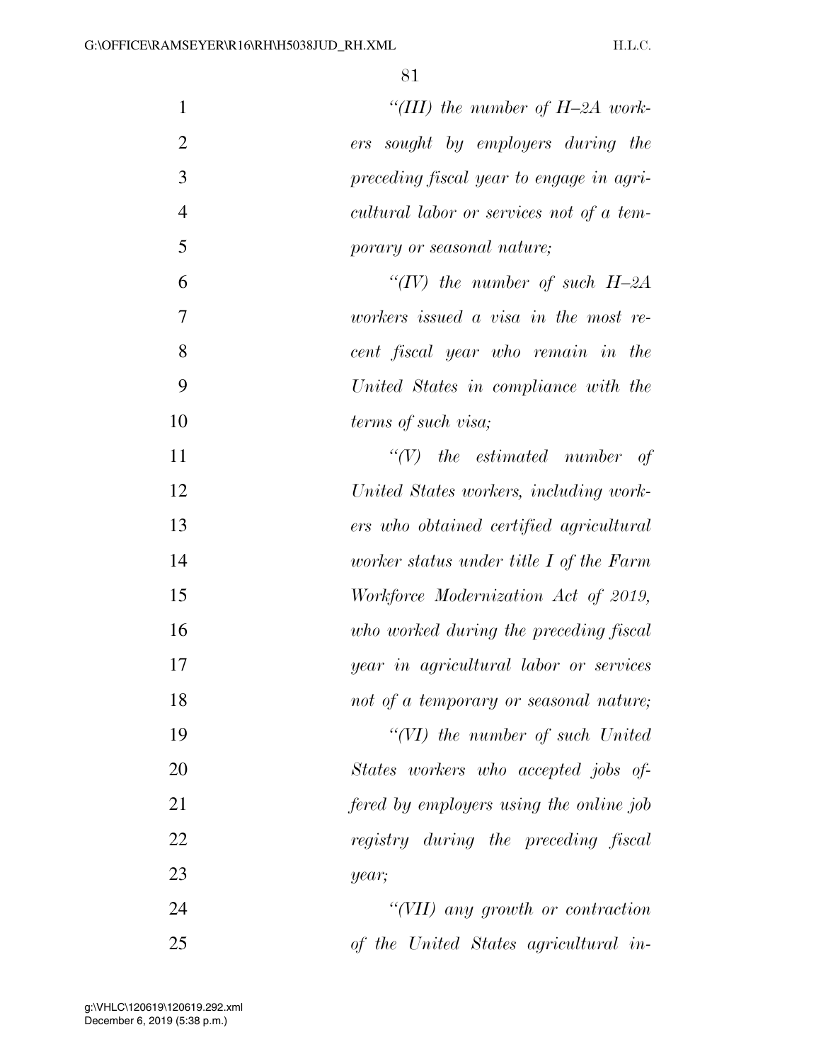*"(III) the number of H–2A workers sought by employers during the preceding fiscal year to engage in agricultural labor or services not of a temporary or seasonal nature;*

*"(IV) the number of such H–2A workers issued a visa in the most recent fiscal year who remain in the United States in compliance with the terms of such visa;*

*"(V) the estimated number of United States workers, including workers who obtained certified agricultural worker status under title I of the Farm Workforce Modernization Act of 2019, who worked during the preceding fiscal year in agricultural labor or services not of a temporary or seasonal nature;*

*"(VI) the number of such United States workers who accepted jobs offered by employers using the online job registry during the preceding fiscal year;*

*"(VII) any growth or contraction of the United States agricultural in-*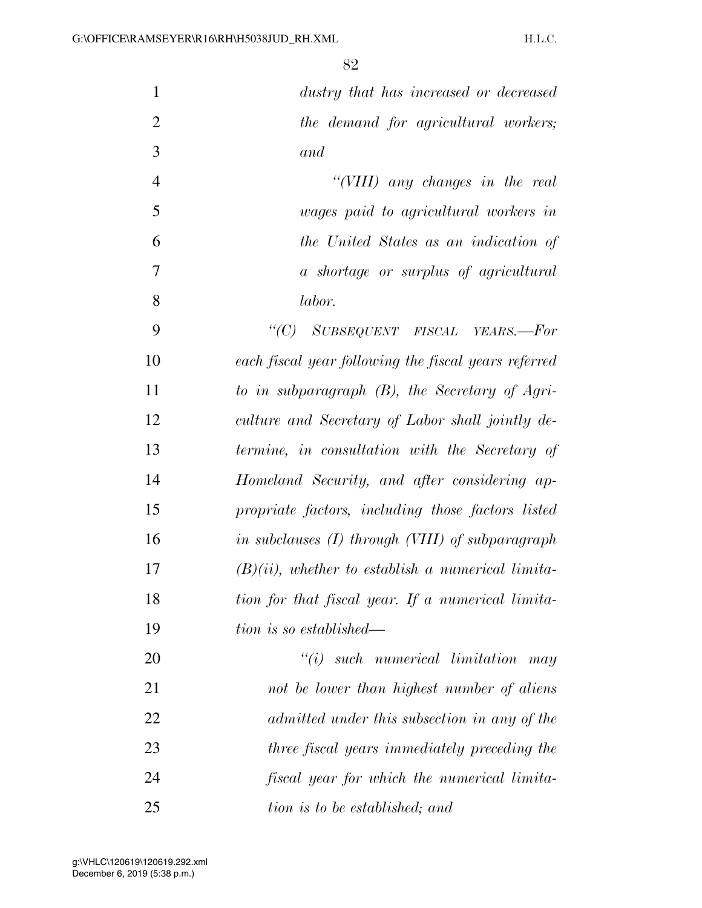*dustry that has increased or decreased the demand for agricultural workers; and*

*"(VIII) any changes in the real wages paid to agricultural workers in the United States as an indication of a shortage or surplus of agricultural labor.*

*"(C) SUBSEQUENT FISCAL YEARS.—For each fiscal year following the fiscal years referred to in subparagraph (B), the Secretary of Agriculture and Secretary of Labor shall jointly determine, in consultation with the Secretary of Homeland Security, and after considering appropriate factors, including those factors listed in subclauses (I) through (VIII) of subparagraph (B)(ii), whether to establish a numerical limitation for that fiscal year. If a numerical limitation is so established—*

*"(i) such numerical limitation may not be lower than highest number of aliens admitted under this subsection in any of the three fiscal years immediately preceding the fiscal year for which the numerical limitation is to be established; and*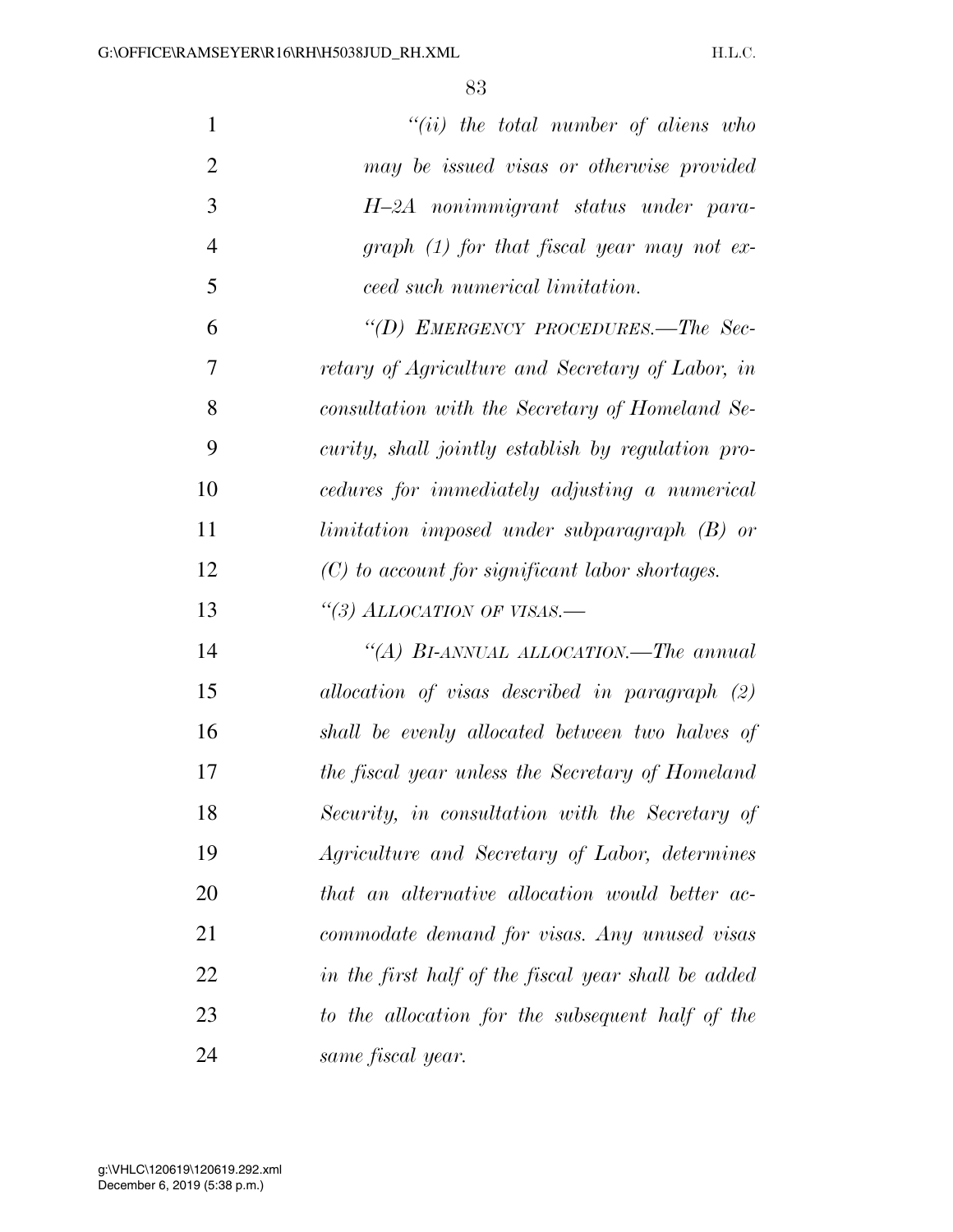*"(ii) the total number of aliens who may be issued visas or otherwise provided H–2A nonimmigrant status under paragraph (1) for that fiscal year may not exceed such numerical limitation.*

*"(D) EMERGENCY PROCEDURES.—The Secretary of Agriculture and Secretary of Labor, in consultation with the Secretary of Homeland Security, shall jointly establish by regulation procedures for immediately adjusting a numerical limitation imposed under subparagraph (B) or (C) to account for significant labor shortages.*

*"(3) ALLOCATION OF VISAS.—*

*"(A) BI-ANNUAL ALLOCATION.—The annual allocation of visas described in paragraph (2) shall be evenly allocated between two halves of the fiscal year unless the Secretary of Homeland Security, in consultation with the Secretary of Agriculture and Secretary of Labor, determines that an alternative allocation would better accommodate demand for visas. Any unused visas in the first half of the fiscal year shall be added to the allocation for the subsequent half of the same fiscal year.*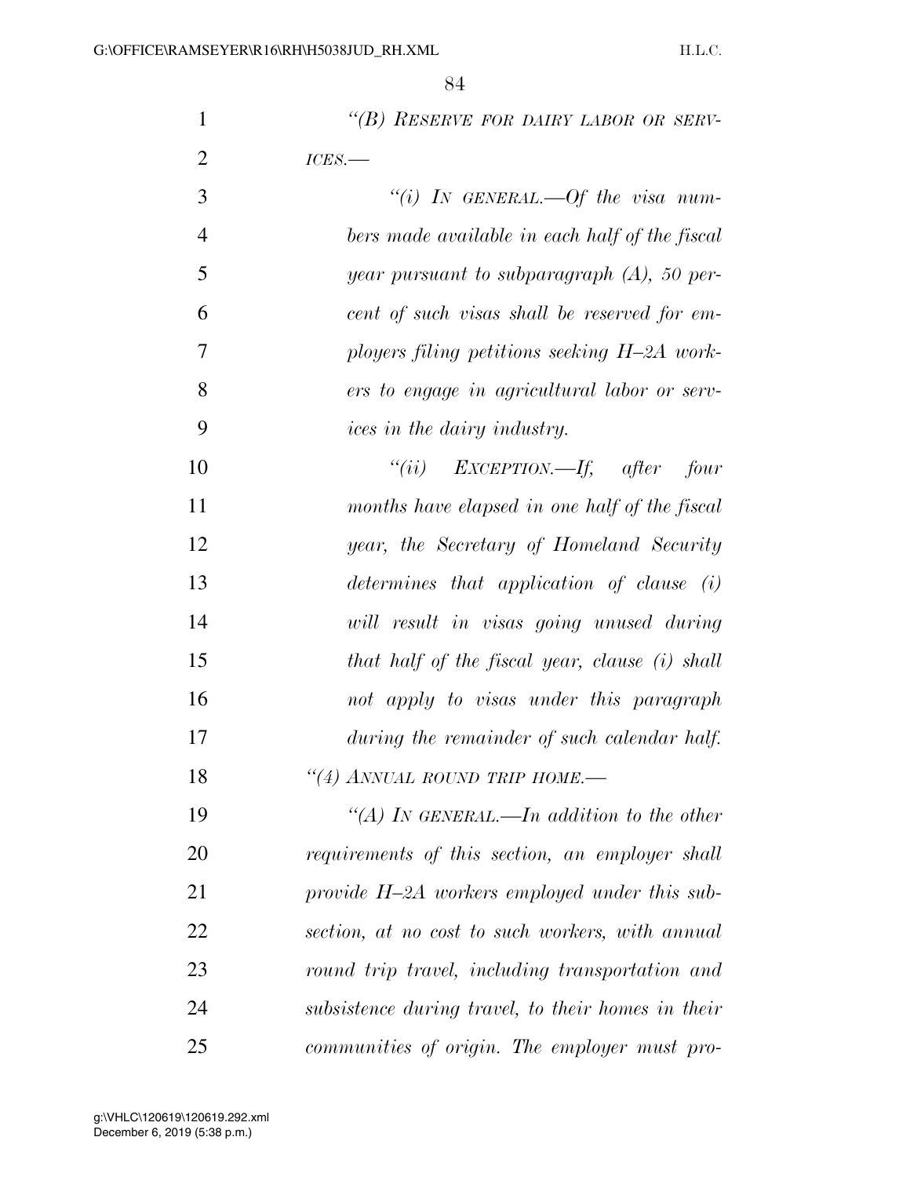*"(B) RESERVE FOR DAIRY LABOR OR SERVICES.—*

*"(i) IN GENERAL.—Of the visa numbers made available in each half of the fiscal year pursuant to subparagraph (A), 50 percent of such visas shall be reserved for employers filing petitions seeking H–2A workers to engage in agricultural labor or services in the dairy industry.*

*"(ii) EXCEPTION.—If, after four months have elapsed in one half of the fiscal year, the Secretary of Homeland Security determines that application of clause (i) will result in visas going unused during that half of the fiscal year, clause (i) shall not apply to visas under this paragraph during the remainder of such calendar half.*

*"(4) ANNUAL ROUND TRIP HOME.—*

*"(A) IN GENERAL.—In addition to the other requirements of this section, an employer shall provide H–2A workers employed under this subsection, at no cost to such workers, with annual round trip travel, including transportation and subsistence during travel, to their homes in their communities of origin. The employer must pro-*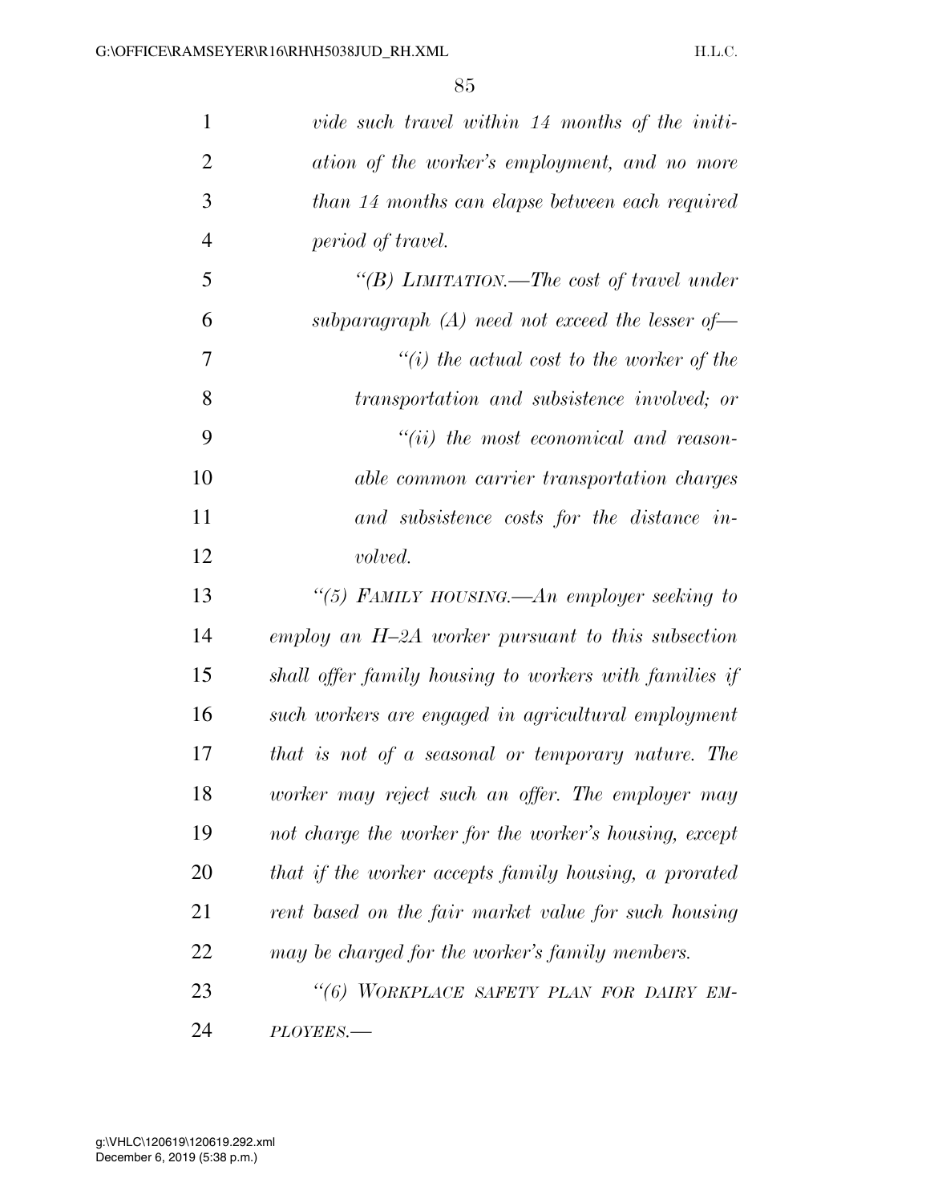*vide such travel within 14 months of the initiation of the worker's employment, and no more than 14 months can elapse between each required period of travel.*

*"(B) LIMITATION.—The cost of travel under subparagraph (A) need not exceed the lesser of—*

*"(i) the actual cost to the worker of the transportation and subsistence involved; or*

*"(ii) the most economical and reasonable common carrier transportation charges and subsistence costs for the distance involved.*

*"(5) FAMILY HOUSING.—An employer seeking to employ an H–2A worker pursuant to this subsection shall offer family housing to workers with families if such workers are engaged in agricultural employment that is not of a seasonal or temporary nature. The worker may reject such an offer. The employer may not charge the worker for the worker's housing, except that if the worker accepts family housing, a prorated rent based on the fair market value for such housing may be charged for the worker's family members.*

*"(6) WORKPLACE SAFETY PLAN FOR DAIRY EMPLOYEES.—*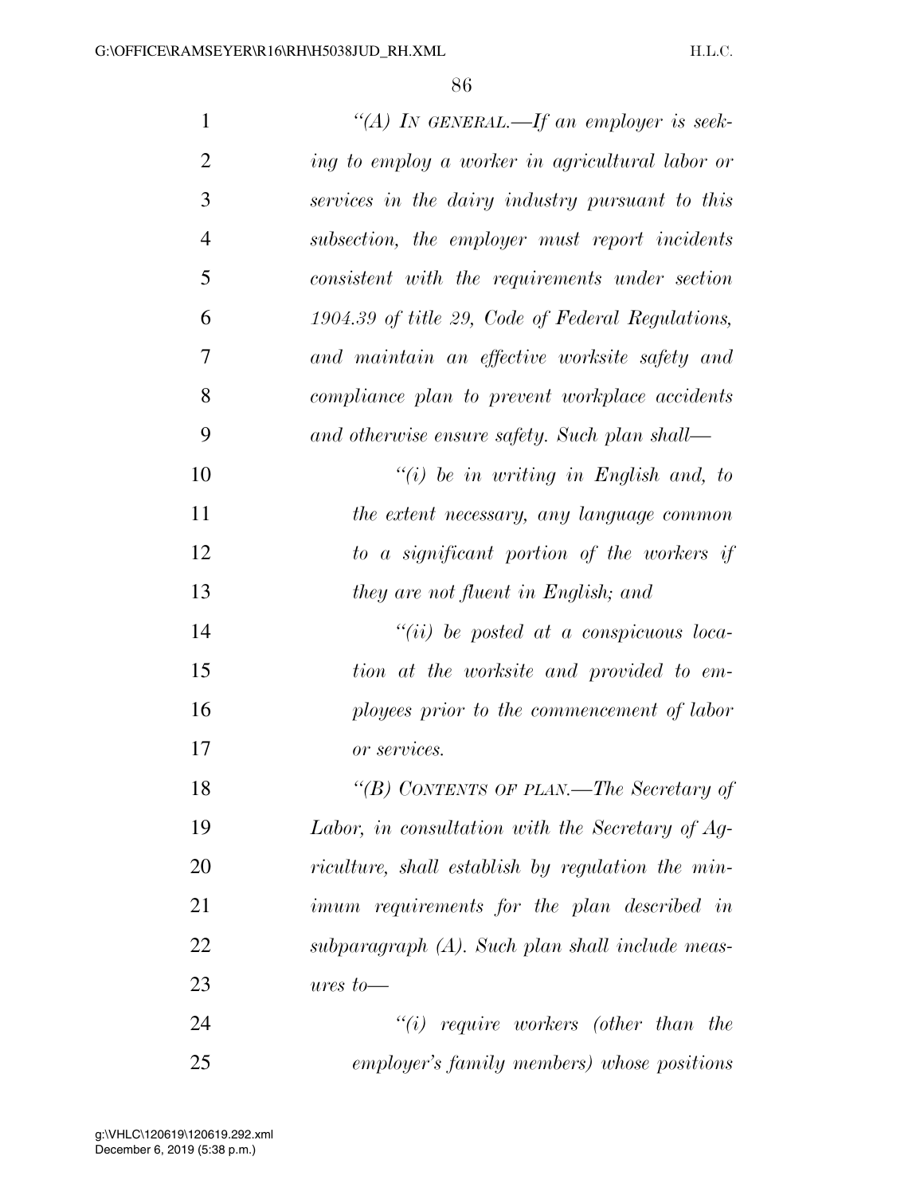*"(A) In general.—If an employer is seeking to employ a worker in agricultural labor or services in the dairy industry pursuant to this subsection, the employer must report incidents consistent with the requirements under section 1904.39 of title 29, Code of Federal Regulations, and maintain an effective worksite safety and compliance plan to prevent workplace accidents and otherwise ensure safety. Such plan shall—*

*"(i) be in writing in English and, to the extent necessary, any language common to a significant portion of the workers if they are not fluent in English; and*

*"(ii) be posted at a conspicuous location at the worksite and provided to employees prior to the commencement of labor or services.*

*"(B) Contents of plan.—The Secretary of Labor, in consultation with the Secretary of Agriculture, shall establish by regulation the minimum requirements for the plan described in subparagraph (A). Such plan shall include measures to—*

*"(i) require workers (other than the employer's family members) whose positions*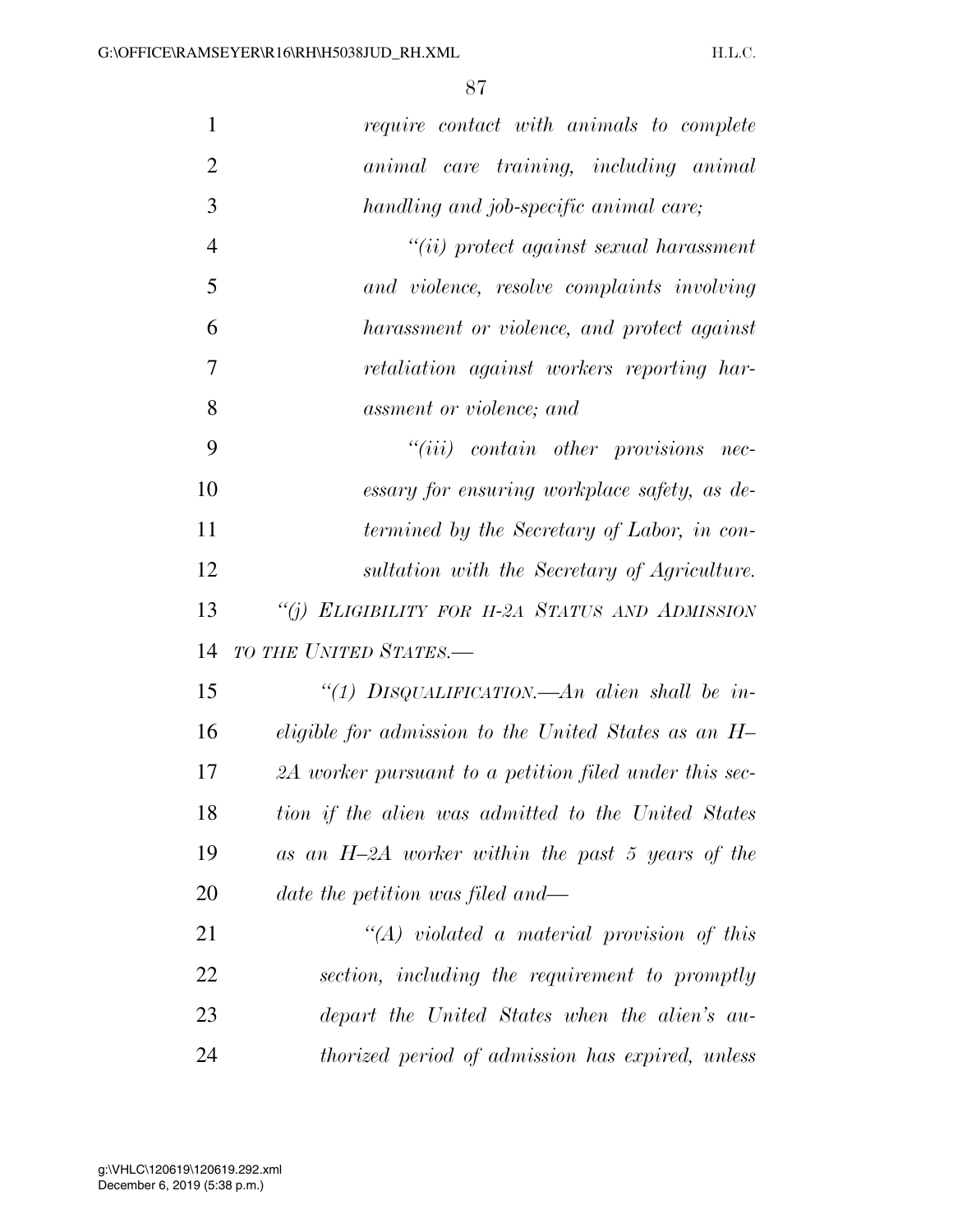*require contact with animals to complete animal care training, including animal handling and job-specific animal care;*

*"(ii) protect against sexual harassment and violence, resolve complaints involving harassment or violence, and protect against retaliation against workers reporting harassment or violence; and*

*"(iii) contain other provisions necessary for ensuring workplace safety, as determined by the Secretary of Labor, in consultation with the Secretary of Agriculture.*

*"(j) ELIGIBILITY FOR H-2A STATUS AND ADMISSION TO THE UNITED STATES.—*

*"(1) DISQUALIFICATION.—An alien shall be ineligible for admission to the United States as an H–2A worker pursuant to a petition filed under this section if the alien was admitted to the United States as an H–2A worker within the past 5 years of the date the petition was filed and—*

*"(A) violated a material provision of this section, including the requirement to promptly depart the United States when the alien's authorized period of admission has expired, unless*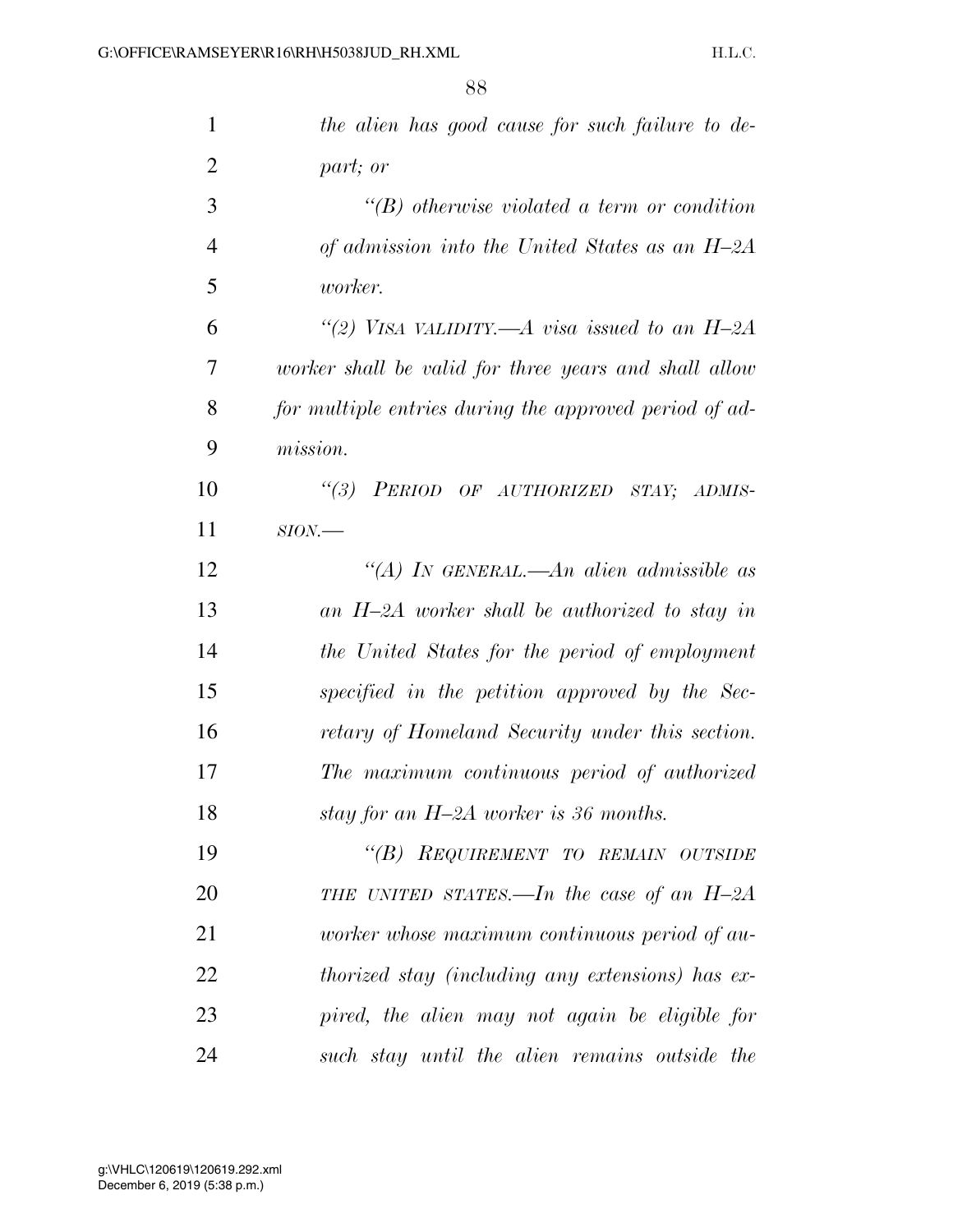*the alien has good cause for such failure to depart; or*

*"(B) otherwise violated a term or condition of admission into the United States as an H–2A worker.*

*"(2) VISA VALIDITY.—A visa issued to an H–2A worker shall be valid for three years and shall allow for multiple entries during the approved period of admission.*

*"(3) PERIOD OF AUTHORIZED STAY; ADMISSION.—*

*"(A) IN GENERAL.—An alien admissible as an H–2A worker shall be authorized to stay in the United States for the period of employment specified in the petition approved by the Secretary of Homeland Security under this section. The maximum continuous period of authorized stay for an H–2A worker is 36 months.*

*"(B) REQUIREMENT TO REMAIN OUTSIDE THE UNITED STATES.—In the case of an H–2A worker whose maximum continuous period of authorized stay (including any extensions) has expired, the alien may not again be eligible for such stay until the alien remains outside the*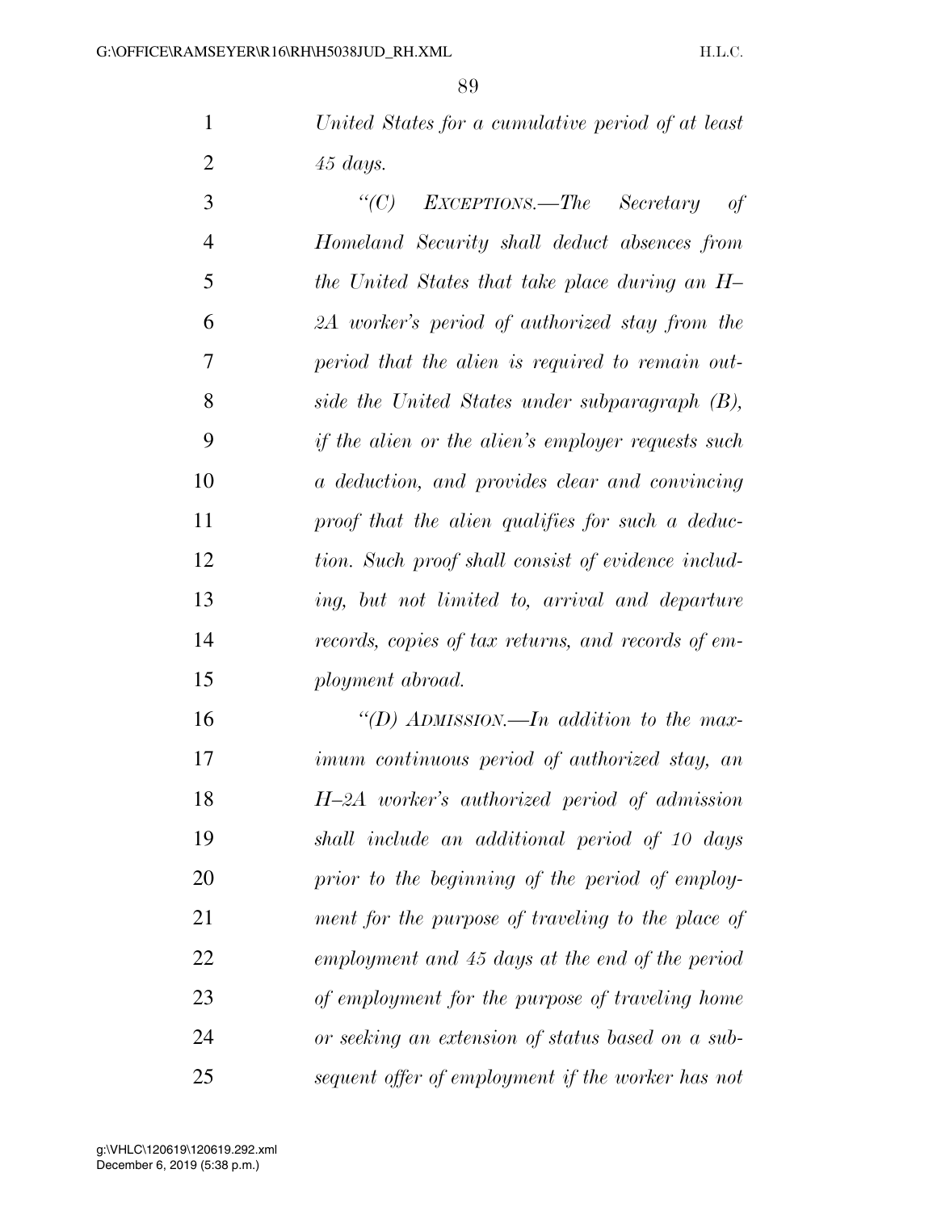*United States for a cumulative period of at least 45 days.*

*"(C) EXCEPTIONS.—The Secretary of Homeland Security shall deduct absences from the United States that take place during an H–2A worker's period of authorized stay from the period that the alien is required to remain outside the United States under subparagraph (B), if the alien or the alien's employer requests such a deduction, and provides clear and convincing proof that the alien qualifies for such a deduction. Such proof shall consist of evidence including, but not limited to, arrival and departure records, copies of tax returns, and records of employment abroad.*

*"(D) ADMISSION.—In addition to the maximum continuous period of authorized stay, an H–2A worker's authorized period of admission shall include an additional period of 10 days prior to the beginning of the period of employment for the purpose of traveling to the place of employment and 45 days at the end of the period of employment for the purpose of traveling home or seeking an extension of status based on a subsequent offer of employment if the worker has not*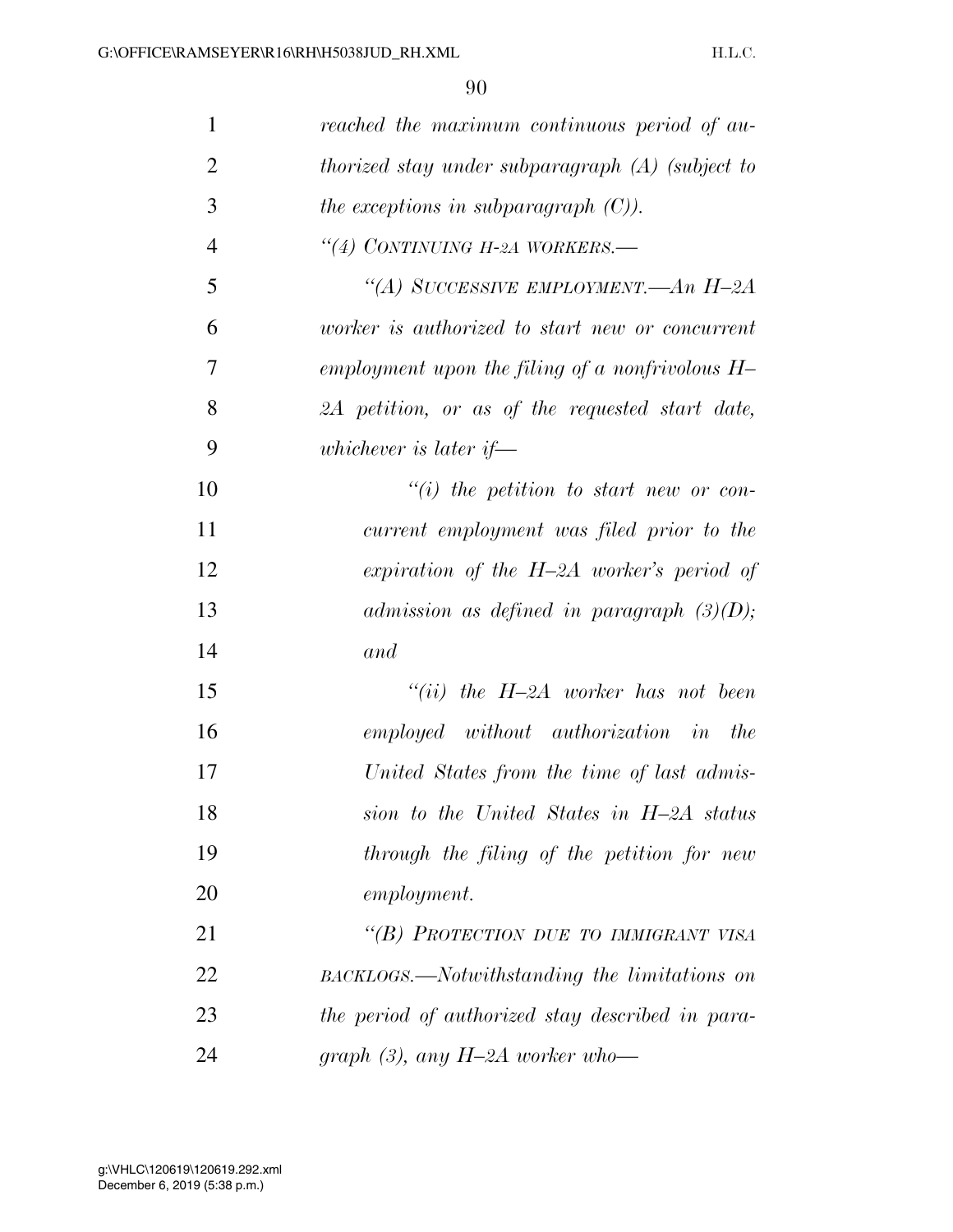*reached the maximum continuous period of authorized stay under subparagraph (A) (subject to the exceptions in subparagraph (C)).*

*"(4) CONTINUING H-2A WORKERS.—*

*"(A) SUCCESSIVE EMPLOYMENT.—An H–2A worker is authorized to start new or concurrent employment upon the filing of a nonfrivolous H–2A petition, or as of the requested start date, whichever is later if—*

*"(i) the petition to start new or concurrent employment was filed prior to the expiration of the H–2A worker's period of admission as defined in paragraph (3)(D); and*

*"(ii) the H–2A worker has not been employed without authorization in the United States from the time of last admission to the United States in H–2A status through the filing of the petition for new employment.*

*"(B) PROTECTION DUE TO IMMIGRANT VISA BACKLOGS.—Notwithstanding the limitations on the period of authorized stay described in paragraph (3), any H–2A worker who—*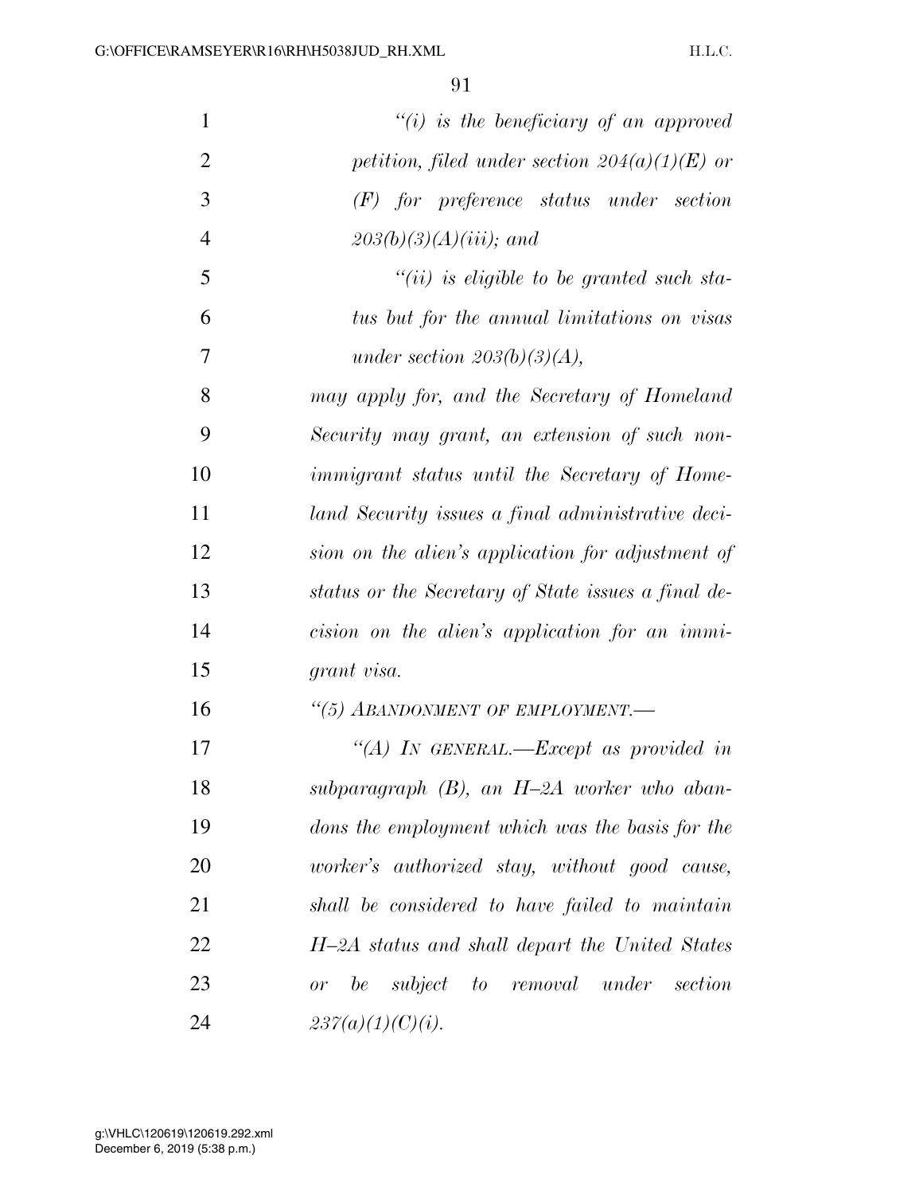*"(i) is the beneficiary of an approved petition, filed under section 204(a)(1)(E) or (F) for preference status under section 203(b)(3)(A)(iii); and*

*"(ii) is eligible to be granted such status but for the annual limitations on visas under section 203(b)(3)(A),*

*may apply for, and the Secretary of Homeland Security may grant, an extension of such nonimmigrant status until the Secretary of Homeland Security issues a final administrative decision on the alien's application for adjustment of status or the Secretary of State issues a final decision on the alien's application for an immigrant visa.*

*"(5) ABANDONMENT OF EMPLOYMENT.—*

*"(A) IN GENERAL.—Except as provided in subparagraph (B), an H–2A worker who abandons the employment which was the basis for the worker's authorized stay, without good cause, shall be considered to have failed to maintain H–2A status and shall depart the United States or be subject to removal under section 237(a)(1)(C)(i).*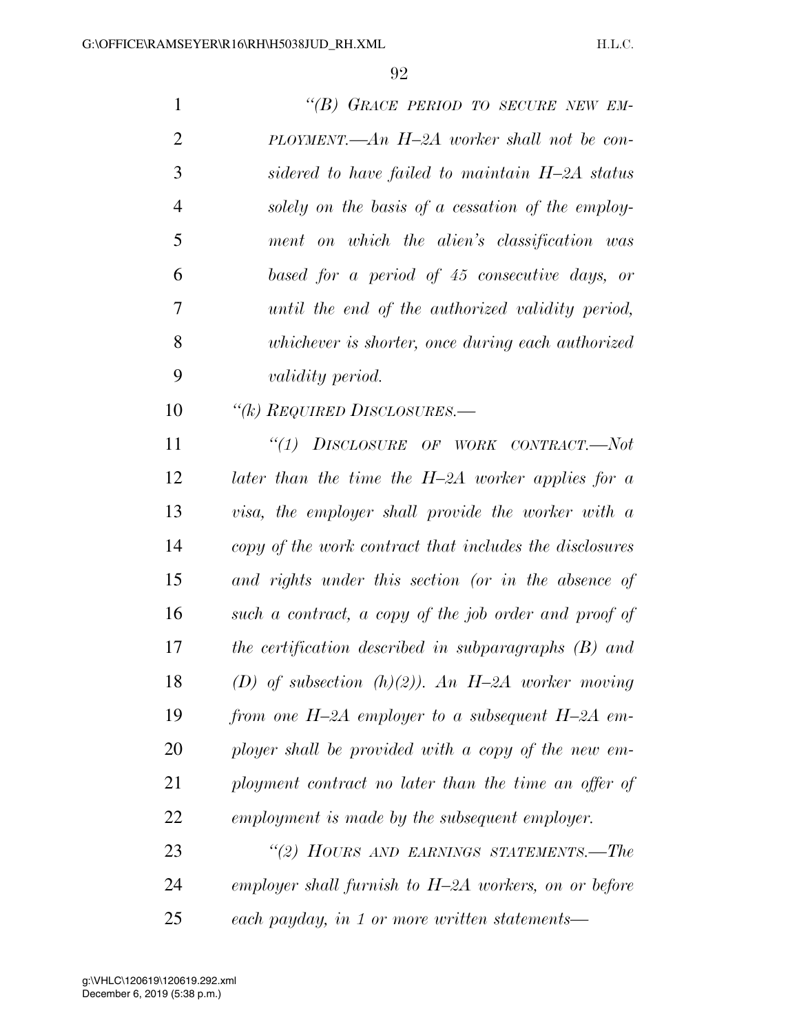*"(B) GRACE PERIOD TO SECURE NEW EMPLOYMENT.—An H–2A worker shall not be considered to have failed to maintain H–2A status solely on the basis of a cessation of the employment on which the alien's classification was based for a period of 45 consecutive days, or until the end of the authorized validity period, whichever is shorter, once during each authorized validity period.*

*"(k) REQUIRED DISCLOSURES.—*

*"(1) DISCLOSURE OF WORK CONTRACT.—Not later than the time the H–2A worker applies for a visa, the employer shall provide the worker with a copy of the work contract that includes the disclosures and rights under this section (or in the absence of such a contract, a copy of the job order and proof of the certification described in subparagraphs (B) and (D) of subsection (h)(2)). An H–2A worker moving from one H–2A employer to a subsequent H–2A employer shall be provided with a copy of the new employment contract no later than the time an offer of employment is made by the subsequent employer.*

*"(2) HOURS AND EARNINGS STATEMENTS.—The employer shall furnish to H–2A workers, on or before each payday, in 1 or more written statements—*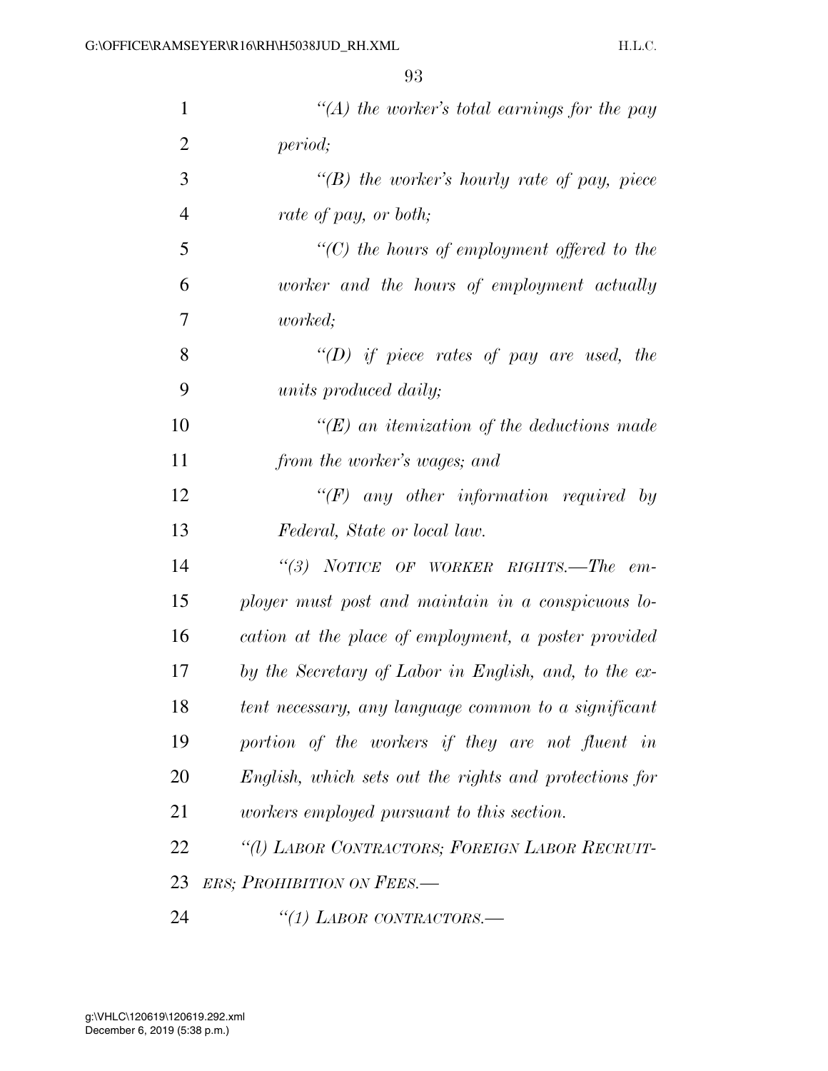*"(A) the worker's total earnings for the pay period;*

*"(B) the worker's hourly rate of pay, piece rate of pay, or both;*

*"(C) the hours of employment offered to the worker and the hours of employment actually worked;*

*"(D) if piece rates of pay are used, the units produced daily;*

*"(E) an itemization of the deductions made from the worker's wages; and*

*"(F) any other information required by Federal, State or local law.*

*"(3) NOTICE OF WORKER RIGHTS.—The employer must post and maintain in a conspicuous location at the place of employment, a poster provided by the Secretary of Labor in English, and, to the extent necessary, any language common to a significant portion of the workers if they are not fluent in English, which sets out the rights and protections for workers employed pursuant to this section.*

*"(l) LABOR CONTRACTORS; FOREIGN LABOR RECRUITERS; PROHIBITION ON FEES.—*

*"(1) LABOR CONTRACTORS.—*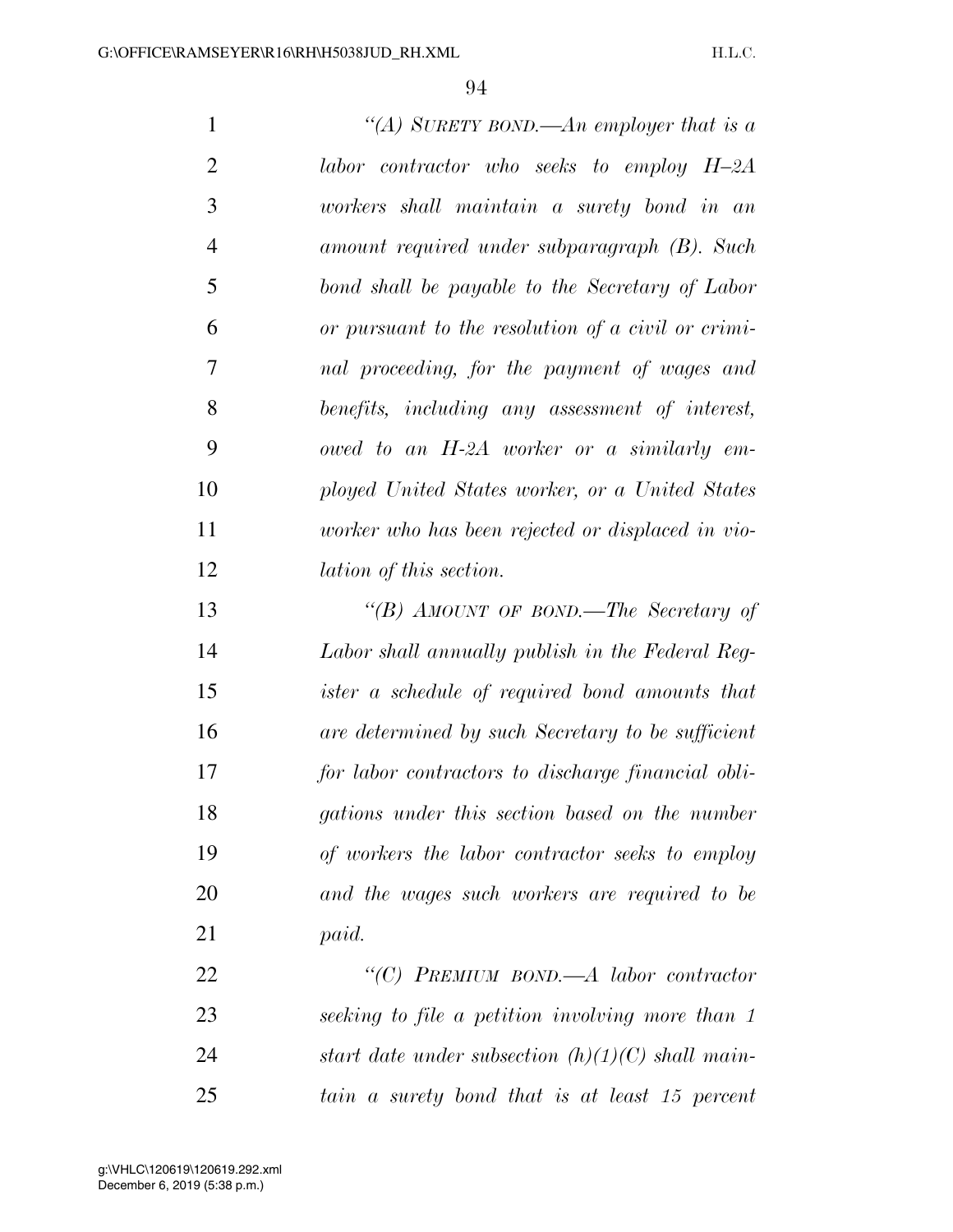*"(A) SURETY BOND.—An employer that is a labor contractor who seeks to employ H–2A workers shall maintain a surety bond in an amount required under subparagraph (B). Such bond shall be payable to the Secretary of Labor or pursuant to the resolution of a civil or criminal proceeding, for the payment of wages and benefits, including any assessment of interest, owed to an H-2A worker or a similarly employed United States worker, or a United States worker who has been rejected or displaced in violation of this section.*

*"(B) AMOUNT OF BOND.—The Secretary of Labor shall annually publish in the Federal Register a schedule of required bond amounts that are determined by such Secretary to be sufficient for labor contractors to discharge financial obligations under this section based on the number of workers the labor contractor seeks to employ and the wages such workers are required to be paid.*

*"(C) PREMIUM BOND.—A labor contractor seeking to file a petition involving more than 1 start date under subsection (h)(1)(C) shall maintain a surety bond that is at least 15 percent*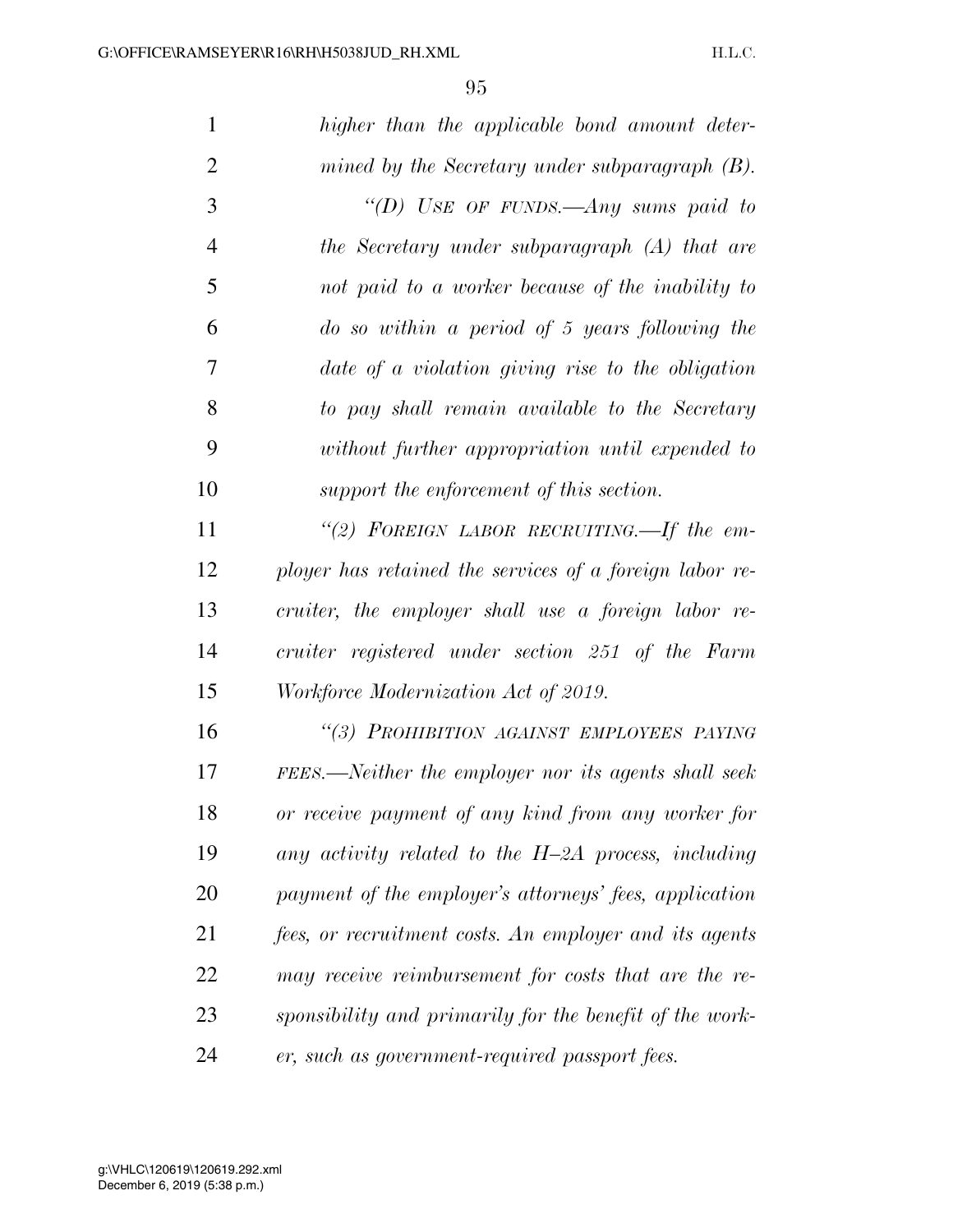*higher than the applicable bond amount determined by the Secretary under subparagraph (B).*

*"(D) USE OF FUNDS.—Any sums paid to the Secretary under subparagraph (A) that are not paid to a worker because of the inability to do so within a period of 5 years following the date of a violation giving rise to the obligation to pay shall remain available to the Secretary without further appropriation until expended to support the enforcement of this section.*

*"(2) FOREIGN LABOR RECRUITING.—If the employer has retained the services of a foreign labor recruiter, the employer shall use a foreign labor recruiter registered under section 251 of the Farm Workforce Modernization Act of 2019.*

*"(3) PROHIBITION AGAINST EMPLOYEES PAYING FEES.—Neither the employer nor its agents shall seek or receive payment of any kind from any worker for any activity related to the H–2A process, including payment of the employer's attorneys' fees, application fees, or recruitment costs. An employer and its agents may receive reimbursement for costs that are the responsibility and primarily for the benefit of the worker, such as government-required passport fees.*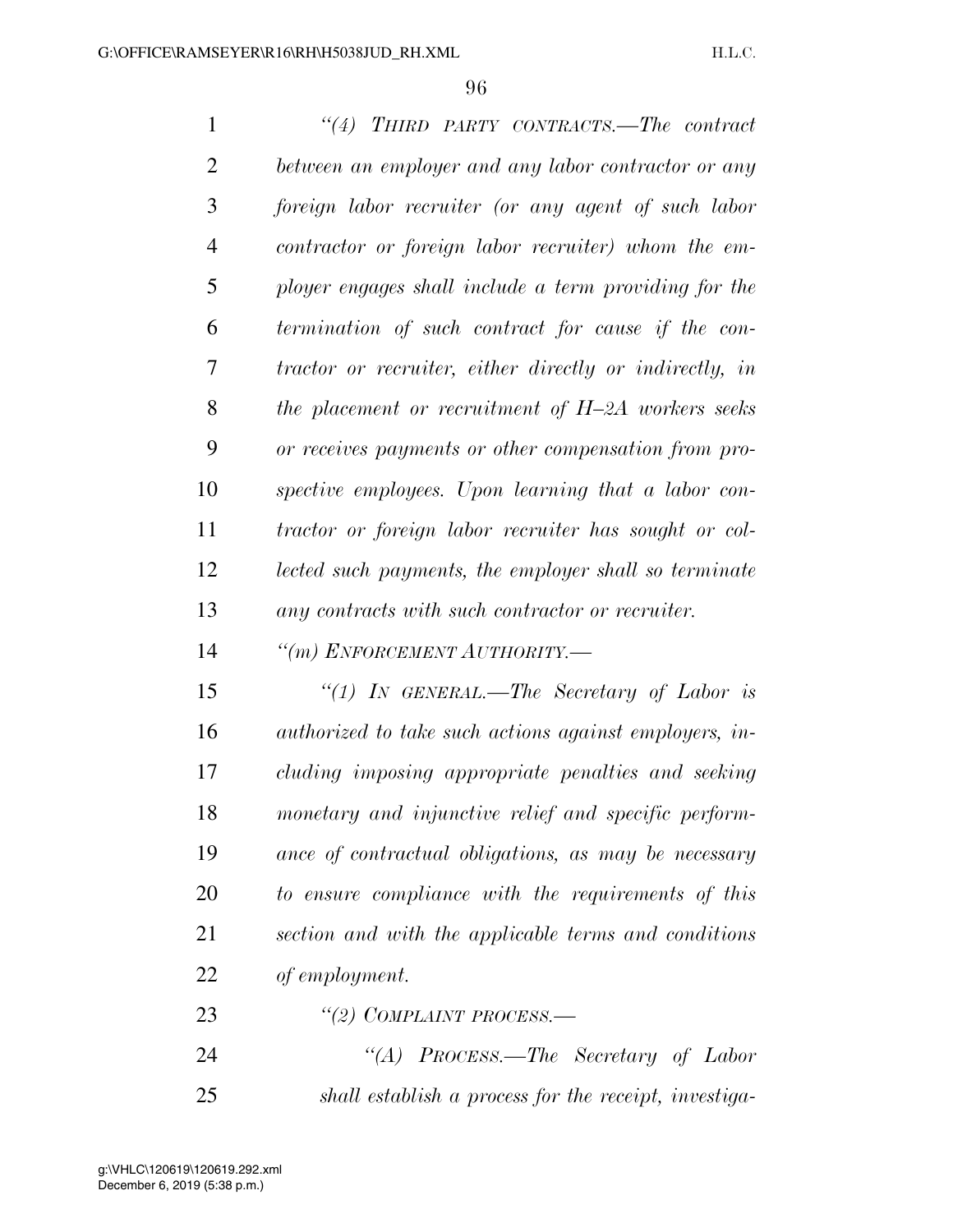*"(4) THIRD PARTY CONTRACTS.—The contract between an employer and any labor contractor or any foreign labor recruiter (or any agent of such labor contractor or foreign labor recruiter) whom the employer engages shall include a term providing for the termination of such contract for cause if the contractor or recruiter, either directly or indirectly, in the placement or recruitment of H–2A workers seeks or receives payments or other compensation from prospective employees. Upon learning that a labor contractor or foreign labor recruiter has sought or collected such payments, the employer shall so terminate any contracts with such contractor or recruiter.*

*"(m) ENFORCEMENT AUTHORITY.—*

*"(1) IN GENERAL.—The Secretary of Labor is authorized to take such actions against employers, including imposing appropriate penalties and seeking monetary and injunctive relief and specific performance of contractual obligations, as may be necessary to ensure compliance with the requirements of this section and with the applicable terms and conditions of employment.*

*"(2) COMPLAINT PROCESS.—*

*"(A) PROCESS.—The Secretary of Labor shall establish a process for the receipt, investiga-*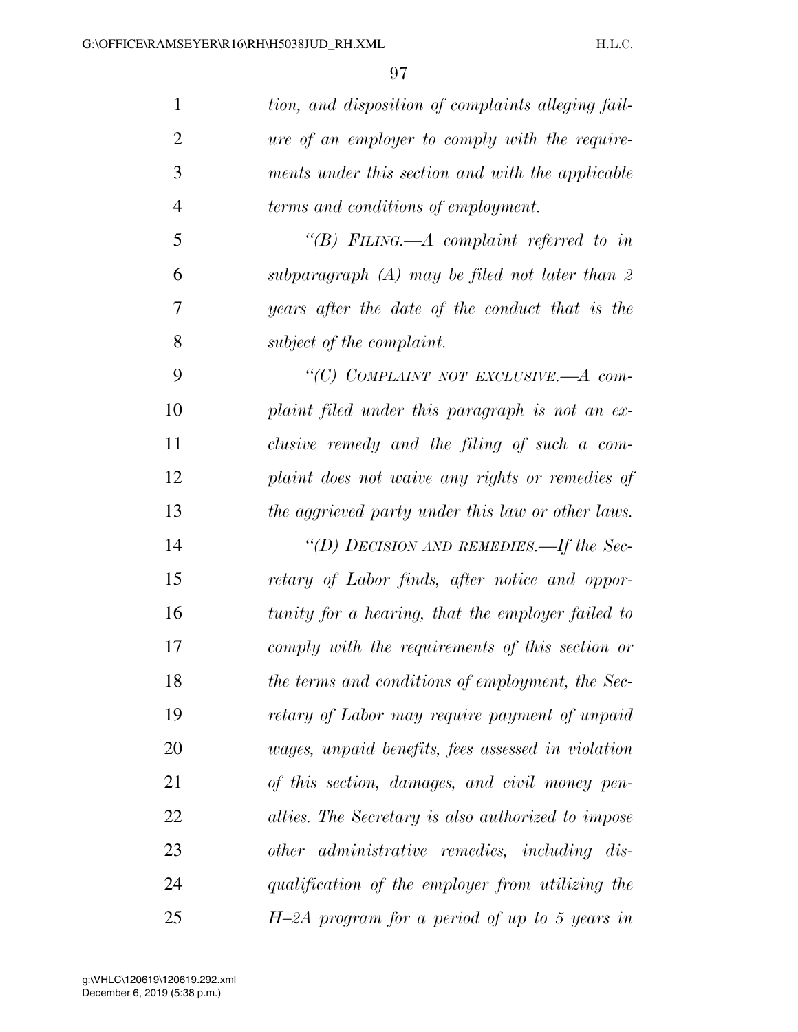*tion, and disposition of complaints alleging failure of an employer to comply with the requirements under this section and with the applicable terms and conditions of employment.*

*"(B) FILING.—A complaint referred to in subparagraph (A) may be filed not later than 2 years after the date of the conduct that is the subject of the complaint.*

*"(C) COMPLAINT NOT EXCLUSIVE.—A complaint filed under this paragraph is not an exclusive remedy and the filing of such a complaint does not waive any rights or remedies of the aggrieved party under this law or other laws.*

*"(D) DECISION AND REMEDIES.—If the Secretary of Labor finds, after notice and opportunity for a hearing, that the employer failed to comply with the requirements of this section or the terms and conditions of employment, the Secretary of Labor may require payment of unpaid wages, unpaid benefits, fees assessed in violation of this section, damages, and civil money penalties. The Secretary is also authorized to impose other administrative remedies, including disqualification of the employer from utilizing the H–2A program for a period of up to 5 years in*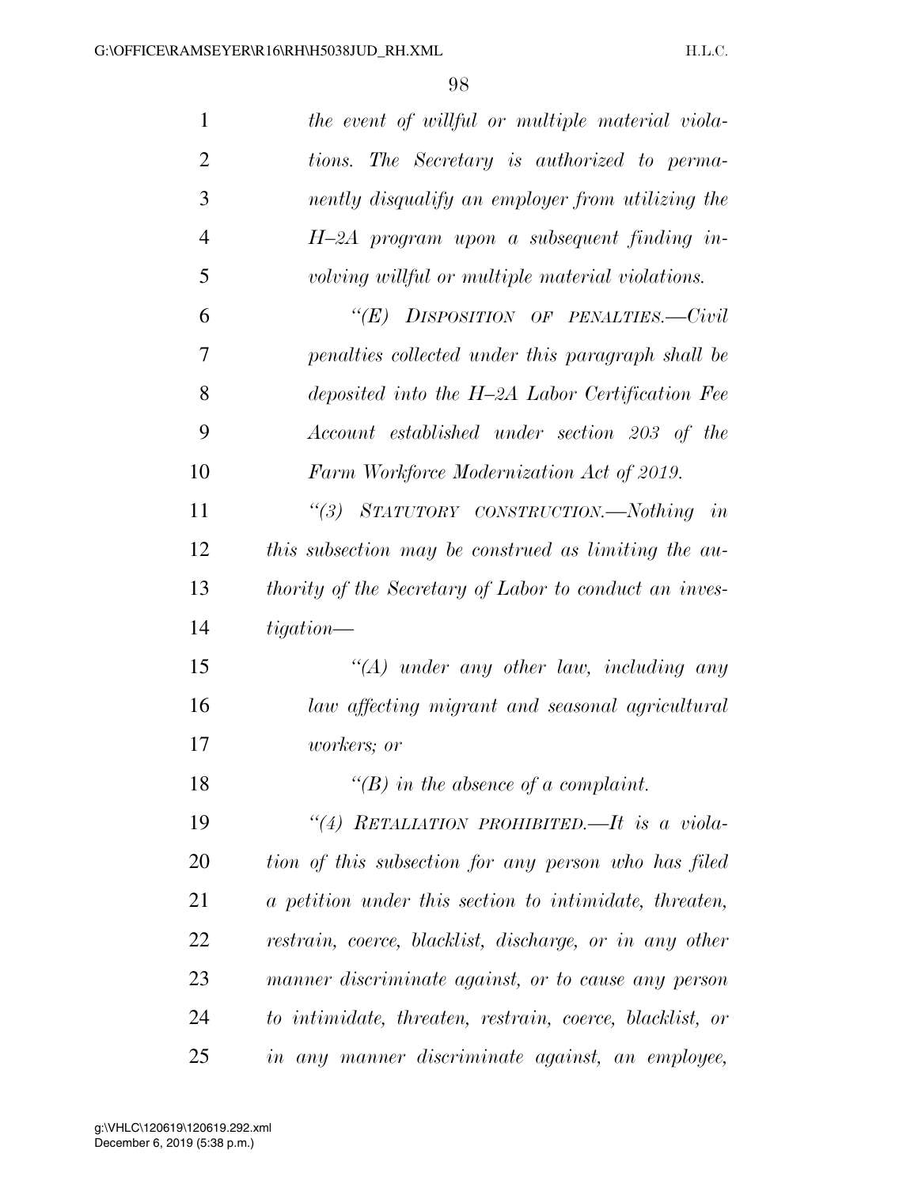*the event of willful or multiple material violations. The Secretary is authorized to permanently disqualify an employer from utilizing the H–2A program upon a subsequent finding involving willful or multiple material violations.*

*"(E) DISPOSITION OF PENALTIES.—Civil penalties collected under this paragraph shall be deposited into the H–2A Labor Certification Fee Account established under section 203 of the Farm Workforce Modernization Act of 2019.*

*"(3) STATUTORY CONSTRUCTION.—Nothing in this subsection may be construed as limiting the authority of the Secretary of Labor to conduct an investigation—*

*"(A) under any other law, including any law affecting migrant and seasonal agricultural workers; or*

*"(B) in the absence of a complaint.*

*"(4) RETALIATION PROHIBITED.—It is a violation of this subsection for any person who has filed a petition under this section to intimidate, threaten, restrain, coerce, blacklist, discharge, or in any other manner discriminate against, or to cause any person to intimidate, threaten, restrain, coerce, blacklist, or in any manner discriminate against, an employee,*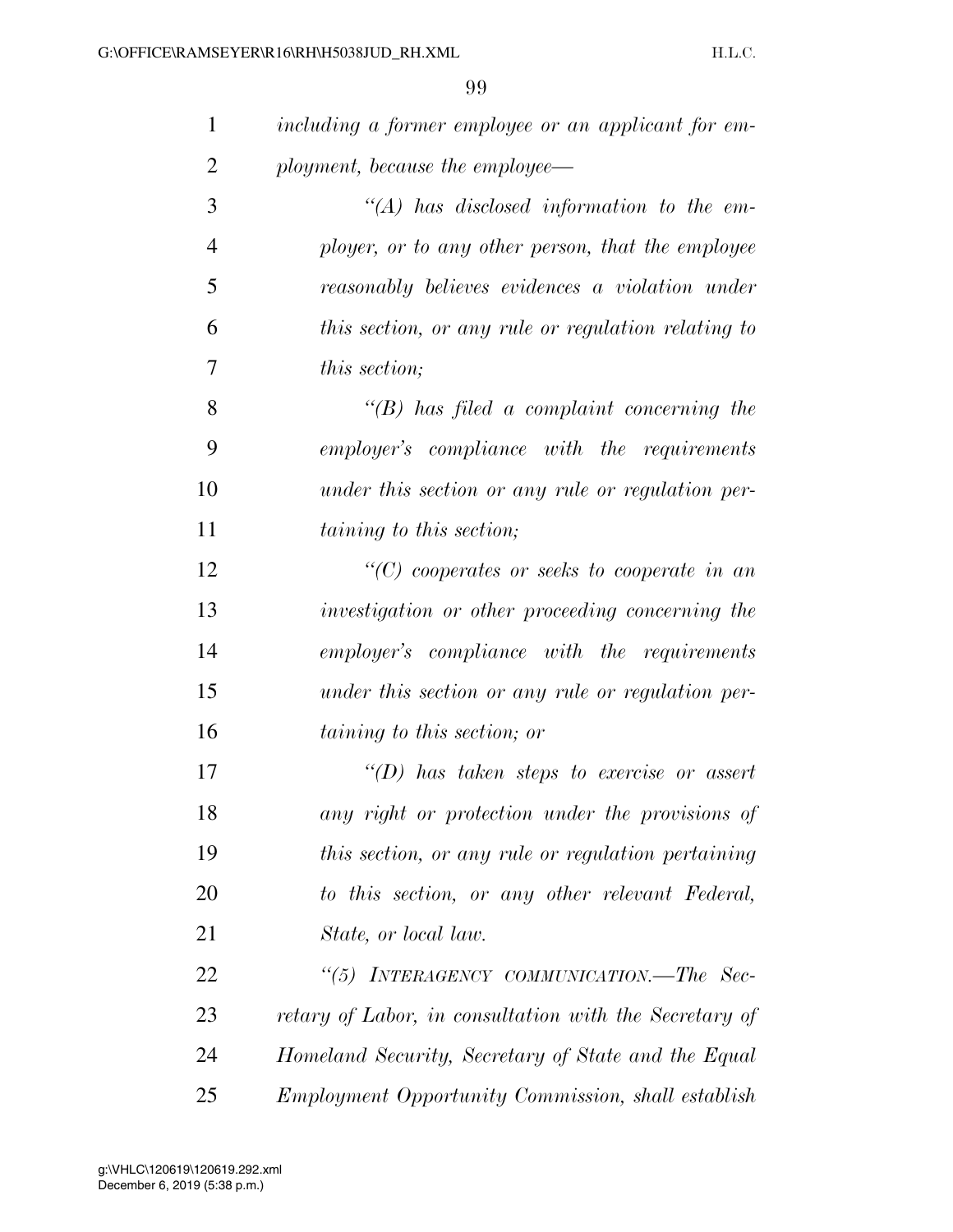*including a former employee or an applicant for employment, because the employee—*

*“(A) has disclosed information to the employer, or to any other person, that the employee reasonably believes evidences a violation under this section, or any rule or regulation relating to this section;*

*“(B) has filed a complaint concerning the employer’s compliance with the requirements under this section or any rule or regulation pertaining to this section;*

*“(C) cooperates or seeks to cooperate in an investigation or other proceeding concerning the employer’s compliance with the requirements under this section or any rule or regulation pertaining to this section; or*

*“(D) has taken steps to exercise or assert any right or protection under the provisions of this section, or any rule or regulation pertaining to this section, or any other relevant Federal, State, or local law.*

*“(5) INTERAGENCY COMMUNICATION.—The Secretary of Labor, in consultation with the Secretary of Homeland Security, Secretary of State and the Equal Employment Opportunity Commission, shall establish*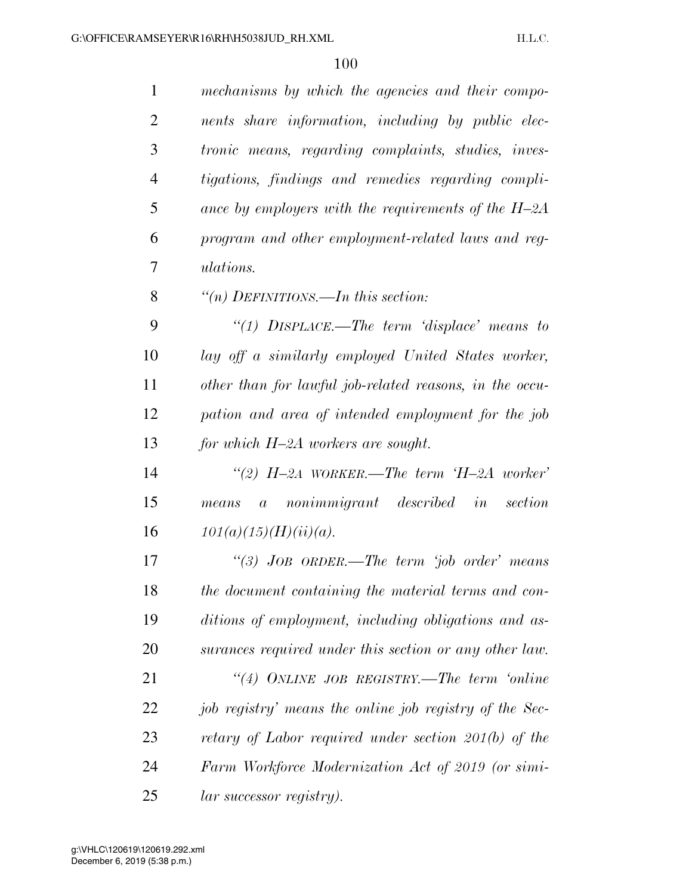*mechanisms by which the agencies and their components share information, including by public electronic means, regarding complaints, studies, investigations, findings and remedies regarding compliance by employers with the requirements of the H–2A program and other employment-related laws and regulations.*

*“(n) DEFINITIONS.—In this section:*

*“(1) DISPLACE.—The term ‘displace’ means to lay off a similarly employed United States worker, other than for lawful job-related reasons, in the occupation and area of intended employment for the job for which H–2A workers are sought.*

*“(2) H–2A WORKER.—The term ‘H–2A worker’ means a nonimmigrant described in section 101(a)(15)(H)(ii)(a).*

*“(3) JOB ORDER.—The term ‘job order’ means the document containing the material terms and conditions of employment, including obligations and assurances required under this section or any other law.*

*“(4) ONLINE JOB REGISTRY.—The term ‘online job registry’ means the online job registry of the Secretary of Labor required under section 201(b) of the Farm Workforce Modernization Act of 2019 (or similar successor registry).*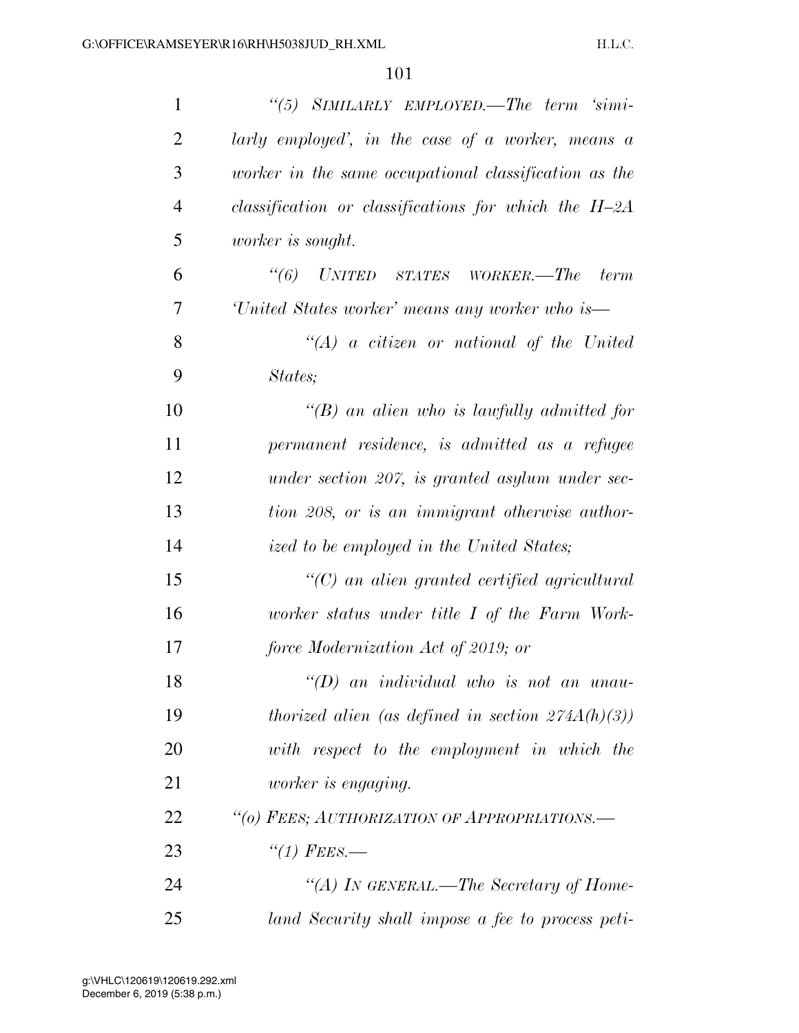*"(5) SIMILARLY EMPLOYED.—The term 'similarly employed', in the case of a worker, means a worker in the same occupational classification as the classification or classifications for which the H–2A worker is sought.*

*"(6) UNITED STATES WORKER.—The term 'United States worker' means any worker who is—*

*"(A) a citizen or national of the United States;*

*"(B) an alien who is lawfully admitted for permanent residence, is admitted as a refugee under section 207, is granted asylum under section 208, or is an immigrant otherwise authorized to be employed in the United States;*

*"(C) an alien granted certified agricultural worker status under title I of the Farm Workforce Modernization Act of 2019; or*

*"(D) an individual who is not an unauthorized alien (as defined in section 274A(h)(3)) with respect to the employment in which the worker is engaging.*

*"(o) FEES; AUTHORIZATION OF APPROPRIATIONS.—*

*"(1) FEES.—*

*"(A) IN GENERAL.—The Secretary of Homeland Security shall impose a fee to process peti-*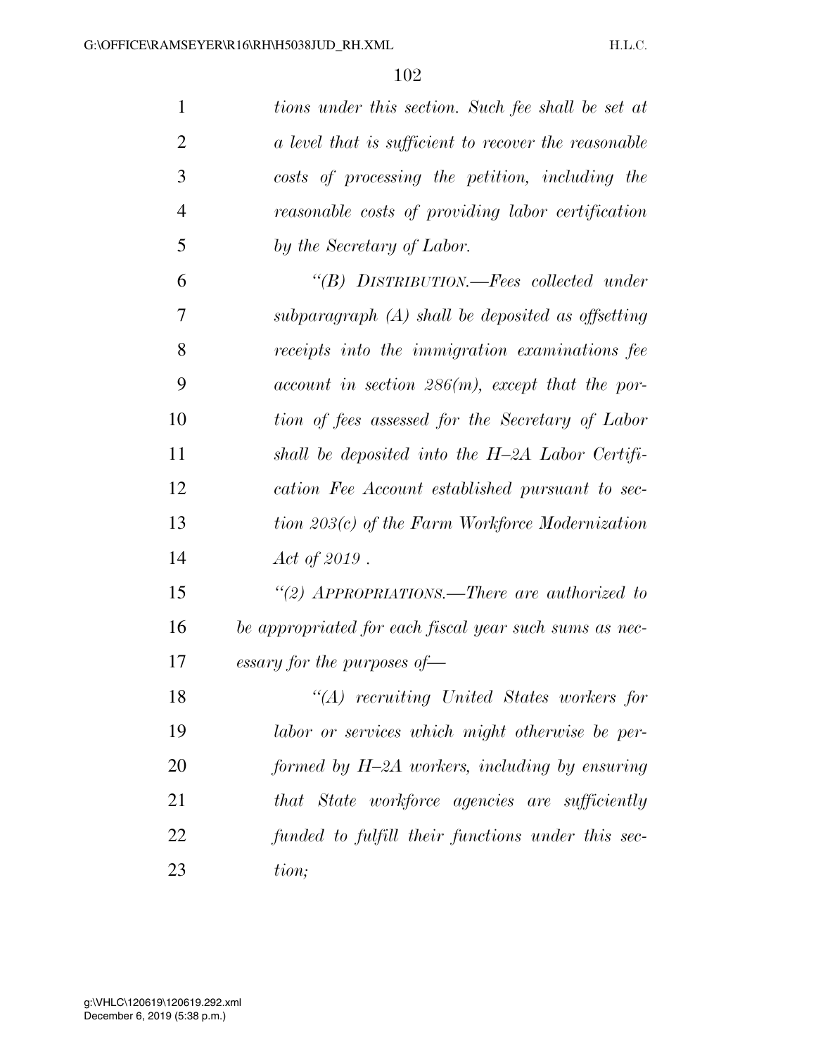*tions under this section. Such fee shall be set at a level that is sufficient to recover the reasonable costs of processing the petition, including the reasonable costs of providing labor certification by the Secretary of Labor.*

*"(B) DISTRIBUTION.—Fees collected under subparagraph (A) shall be deposited as offsetting receipts into the immigration examinations fee account in section 286(m), except that the portion of fees assessed for the Secretary of Labor shall be deposited into the H–2A Labor Certification Fee Account established pursuant to section 203(c) of the Farm Workforce Modernization Act of 2019 .*

*"(2) APPROPRIATIONS.—There are authorized to be appropriated for each fiscal year such sums as necessary for the purposes of—*

*"(A) recruiting United States workers for labor or services which might otherwise be performed by H–2A workers, including by ensuring that State workforce agencies are sufficiently funded to fulfill their functions under this section;*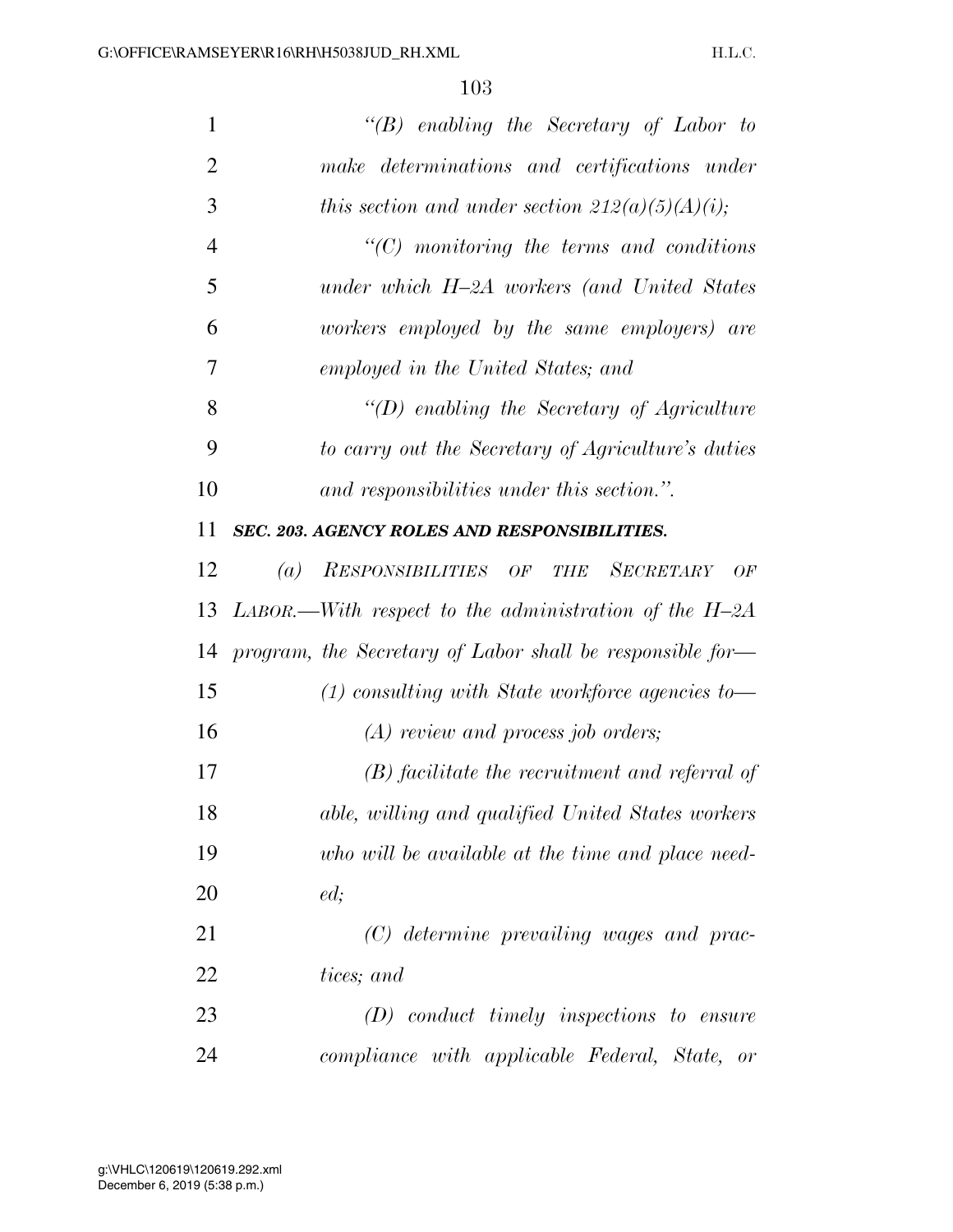*"(B) enabling the Secretary of Labor to make determinations and certifications under this section and under section 212(a)(5)(A)(i);*

*"(C) monitoring the terms and conditions under which H–2A workers (and United States workers employed by the same employers) are employed in the United States; and*

*"(D) enabling the Secretary of Agriculture to carry out the Secretary of Agriculture's duties and responsibilities under this section.".*

***SEC. 203. AGENCY ROLES AND RESPONSIBILITIES.***

*(a) RESPONSIBILITIES OF THE SECRETARY OF LABOR.—With respect to the administration of the H–2A program, the Secretary of Labor shall be responsible for—*

*(1) consulting with State workforce agencies to—*

*(A) review and process job orders;*

*(B) facilitate the recruitment and referral of able, willing and qualified United States workers who will be available at the time and place needed;*

*(C) determine prevailing wages and practices; and*

*(D) conduct timely inspections to ensure compliance with applicable Federal, State, or*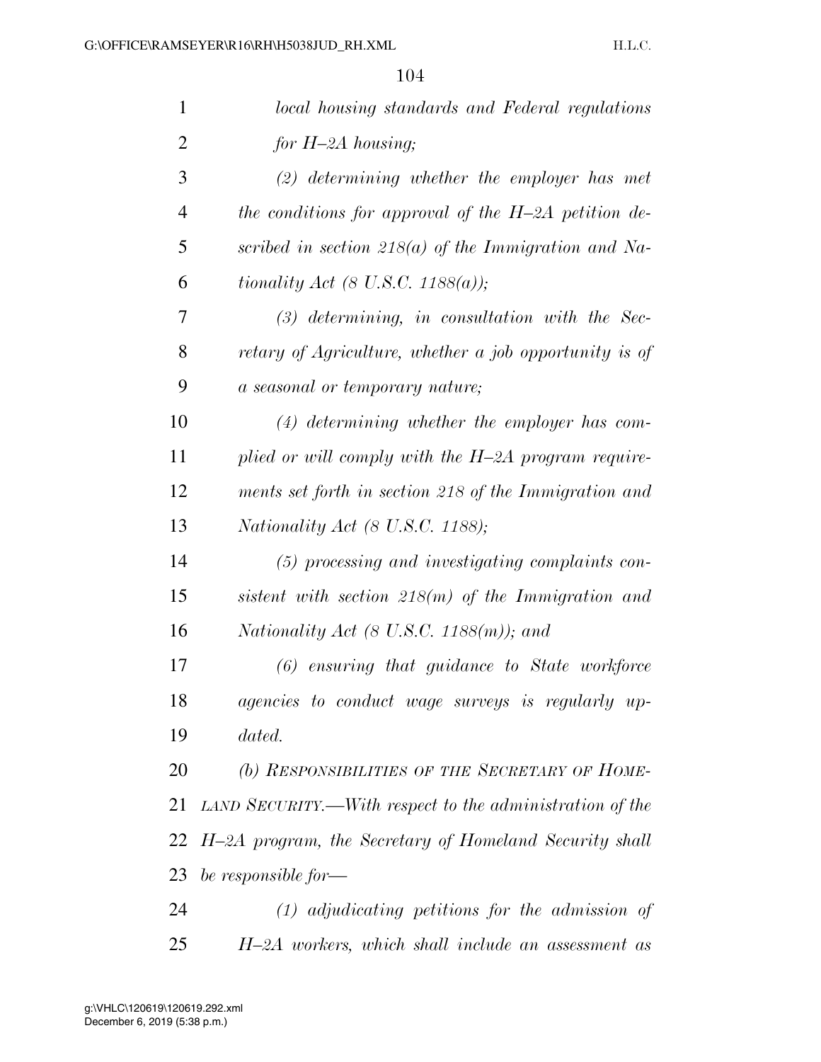*local housing standards and Federal regulations for H–2A housing;*

*(2) determining whether the employer has met the conditions for approval of the H–2A petition described in section 218(a) of the Immigration and Nationality Act (8 U.S.C. 1188(a));*

*(3) determining, in consultation with the Secretary of Agriculture, whether a job opportunity is of a seasonal or temporary nature;*

*(4) determining whether the employer has complied or will comply with the H–2A program requirements set forth in section 218 of the Immigration and Nationality Act (8 U.S.C. 1188);*

*(5) processing and investigating complaints consistent with section 218(m) of the Immigration and Nationality Act (8 U.S.C. 1188(m)); and*

*(6) ensuring that guidance to State workforce agencies to conduct wage surveys is regularly updated.*

*(b) RESPONSIBILITIES OF THE SECRETARY OF HOMELAND SECURITY.—With respect to the administration of the H–2A program, the Secretary of Homeland Security shall be responsible for—*

*(1) adjudicating petitions for the admission of H–2A workers, which shall include an assessment as*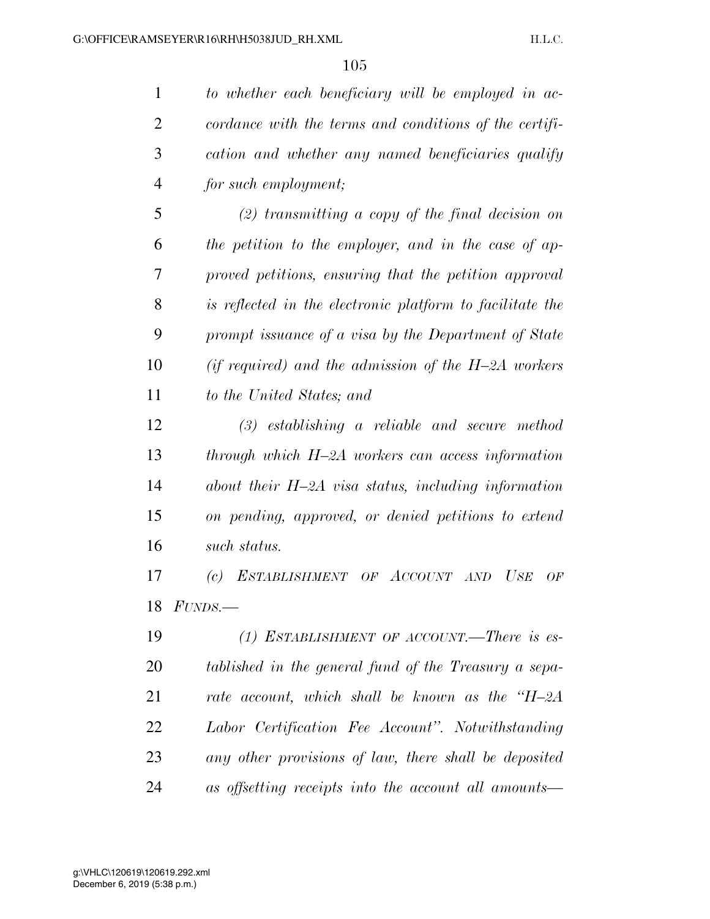*to whether each beneficiary will be employed in accordance with the terms and conditions of the certification and whether any named beneficiaries qualify for such employment;*

*(2) transmitting a copy of the final decision on the petition to the employer, and in the case of approved petitions, ensuring that the petition approval is reflected in the electronic platform to facilitate the prompt issuance of a visa by the Department of State (if required) and the admission of the H–2A workers to the United States; and*

*(3) establishing a reliable and secure method through which H–2A workers can access information about their H–2A visa status, including information on pending, approved, or denied petitions to extend such status.*

*(c) ESTABLISHMENT OF ACCOUNT AND USE OF FUNDS.—*

*(1) ESTABLISHMENT OF ACCOUNT.—There is established in the general fund of the Treasury a separate account, which shall be known as the "H–2A Labor Certification Fee Account". Notwithstanding any other provisions of law, there shall be deposited as offsetting receipts into the account all amounts—*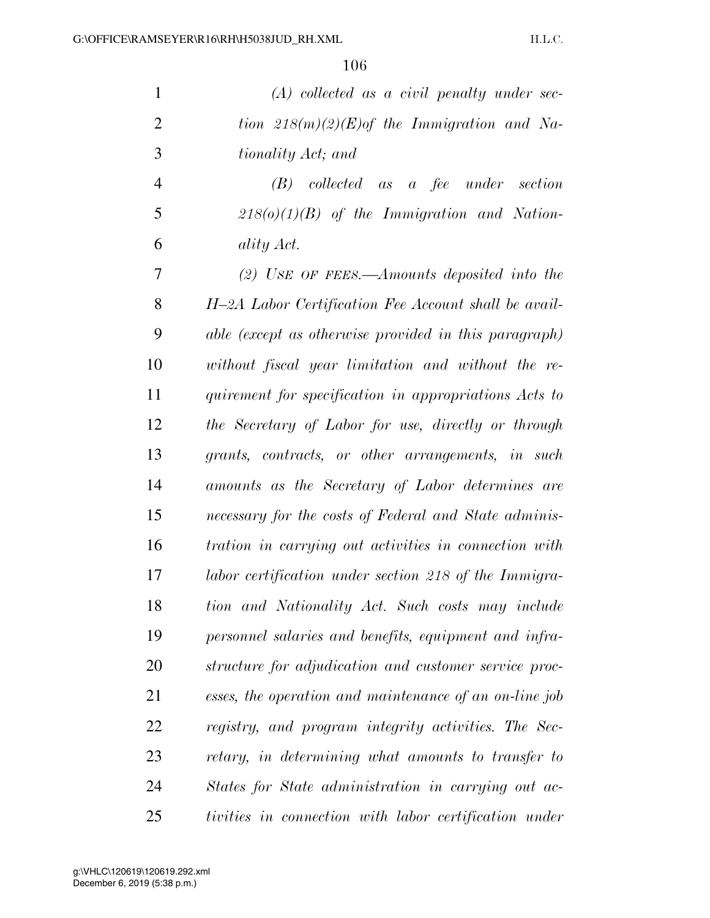*(A) collected as a civil penalty under section 218(m)(2)(E)of the Immigration and Nationality Act; and*

*(B) collected as a fee under section 218(o)(1)(B) of the Immigration and Nationality Act.*

*(2) USE OF FEES.—Amounts deposited into the H–2A Labor Certification Fee Account shall be available (except as otherwise provided in this paragraph) without fiscal year limitation and without the requirement for specification in appropriations Acts to the Secretary of Labor for use, directly or through grants, contracts, or other arrangements, in such amounts as the Secretary of Labor determines are necessary for the costs of Federal and State administration in carrying out activities in connection with labor certification under section 218 of the Immigration and Nationality Act. Such costs may include personnel salaries and benefits, equipment and infrastructure for adjudication and customer service processes, the operation and maintenance of an on-line job registry, and program integrity activities. The Secretary, in determining what amounts to transfer to States for State administration in carrying out activities in connection with labor certification under*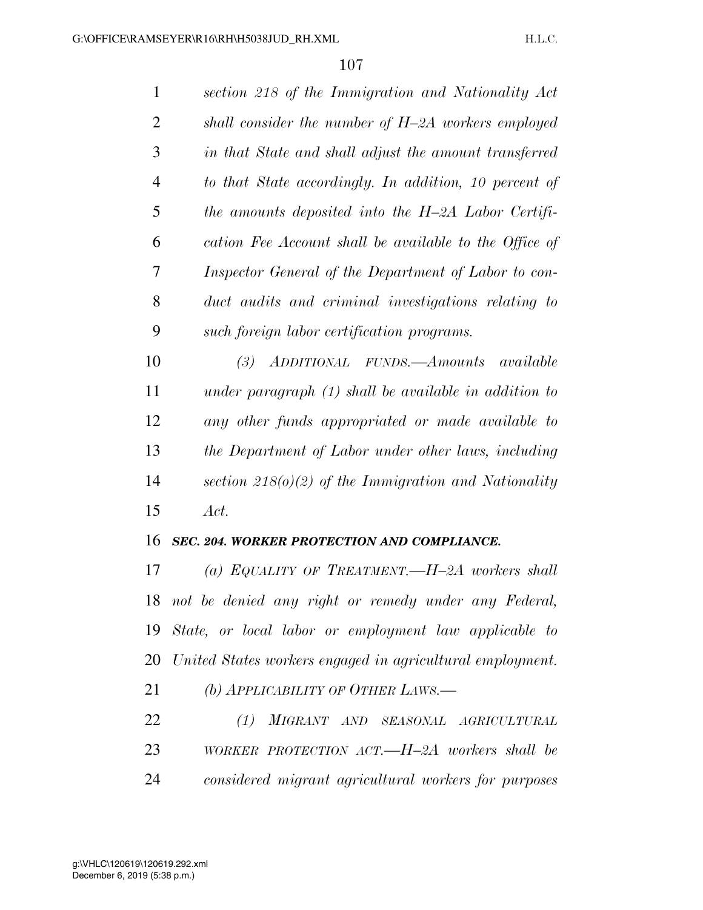*section 218 of the Immigration and Nationality Act shall consider the number of H–2A workers employed in that State and shall adjust the amount transferred to that State accordingly. In addition, 10 percent of the amounts deposited into the H–2A Labor Certification Fee Account shall be available to the Office of Inspector General of the Department of Labor to conduct audits and criminal investigations relating to such foreign labor certification programs.*

*(3) ADDITIONAL FUNDS.—Amounts available under paragraph (1) shall be available in addition to any other funds appropriated or made available to the Department of Labor under other laws, including section 218(o)(2) of the Immigration and Nationality Act.*

***SEC. 204. WORKER PROTECTION AND COMPLIANCE.***

*(a) EQUALITY OF TREATMENT.—H–2A workers shall not be denied any right or remedy under any Federal, State, or local labor or employment law applicable to United States workers engaged in agricultural employment.*

*(b) APPLICABILITY OF OTHER LAWS.—*

*(1) MIGRANT AND SEASONAL AGRICULTURAL WORKER PROTECTION ACT.—H–2A workers shall be considered migrant agricultural workers for purposes*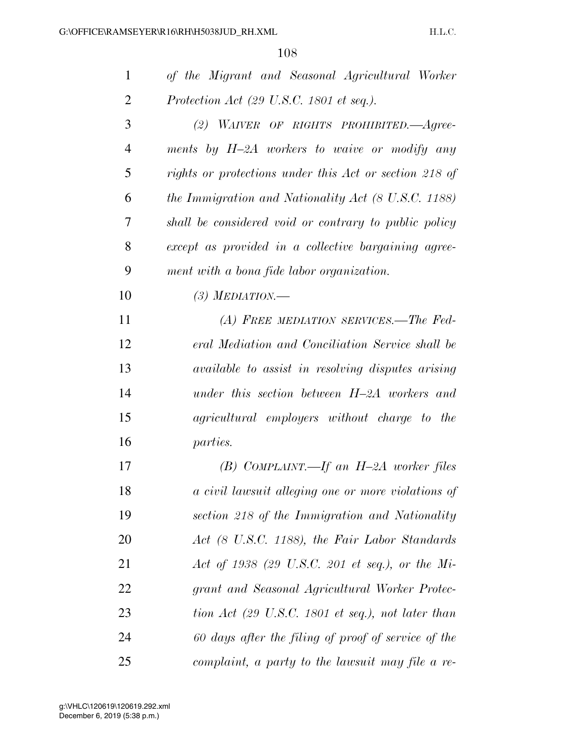*of the Migrant and Seasonal Agricultural Worker Protection Act (29 U.S.C. 1801 et seq.).*

*(2) WAIVER OF RIGHTS PROHIBITED.—Agreements by H–2A workers to waive or modify any rights or protections under this Act or section 218 of the Immigration and Nationality Act (8 U.S.C. 1188) shall be considered void or contrary to public policy except as provided in a collective bargaining agreement with a bona fide labor organization.*

*(3) MEDIATION.—*

*(A) FREE MEDIATION SERVICES.—The Federal Mediation and Conciliation Service shall be available to assist in resolving disputes arising under this section between H–2A workers and agricultural employers without charge to the parties.*

*(B) COMPLAINT.—If an H–2A worker files a civil lawsuit alleging one or more violations of section 218 of the Immigration and Nationality Act (8 U.S.C. 1188), the Fair Labor Standards Act of 1938 (29 U.S.C. 201 et seq.), or the Migrant and Seasonal Agricultural Worker Protection Act (29 U.S.C. 1801 et seq.), not later than 60 days after the filing of proof of service of the complaint, a party to the lawsuit may file a re-*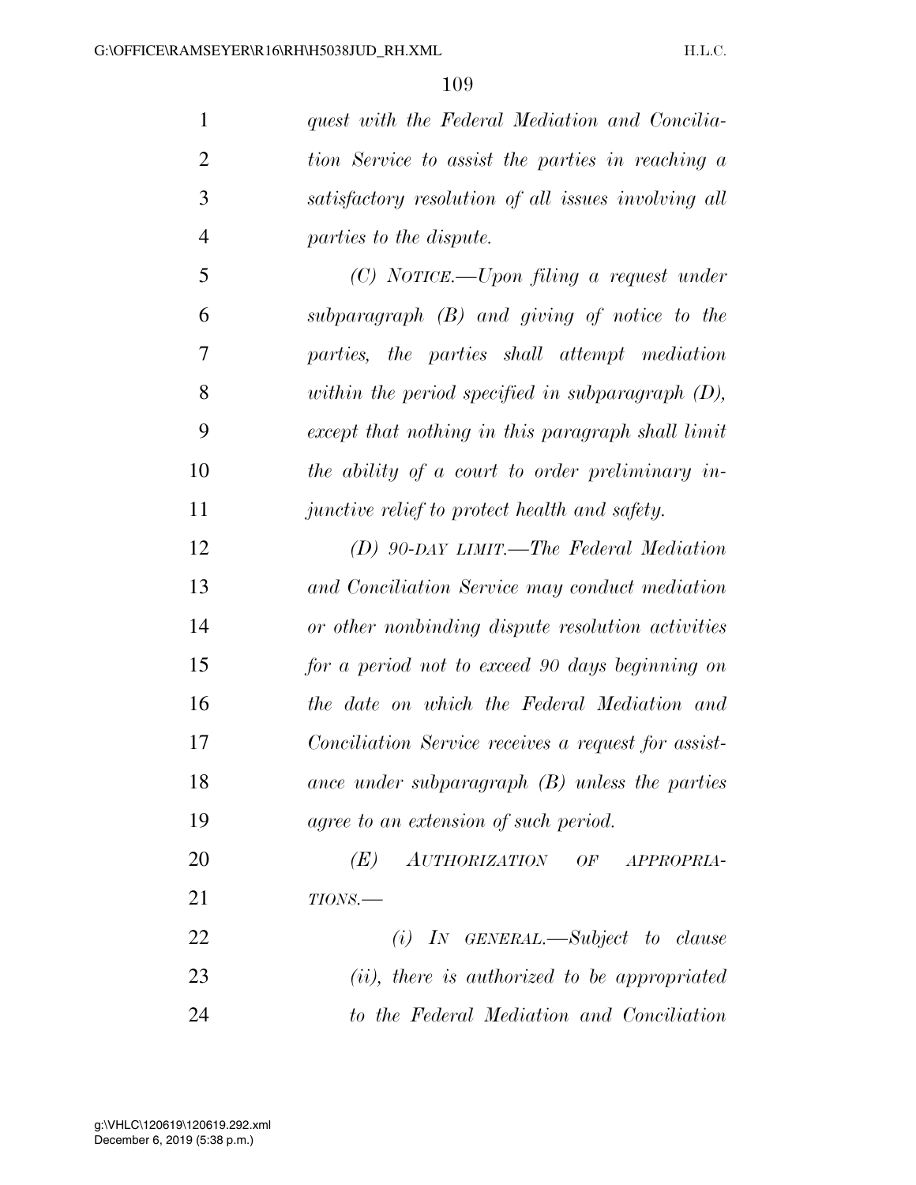*quest with the Federal Mediation and Conciliation Service to assist the parties in reaching a satisfactory resolution of all issues involving all parties to the dispute.*

*(C) NOTICE.—Upon filing a request under subparagraph (B) and giving of notice to the parties, the parties shall attempt mediation within the period specified in subparagraph (D), except that nothing in this paragraph shall limit the ability of a court to order preliminary injunctive relief to protect health and safety.*

*(D) 90-DAY LIMIT.—The Federal Mediation and Conciliation Service may conduct mediation or other nonbinding dispute resolution activities for a period not to exceed 90 days beginning on the date on which the Federal Mediation and Conciliation Service receives a request for assistance under subparagraph (B) unless the parties agree to an extension of such period.*

*(E) AUTHORIZATION OF APPROPRIATIONS.—*

*(i) IN GENERAL.—Subject to clause (ii), there is authorized to be appropriated to the Federal Mediation and Conciliation*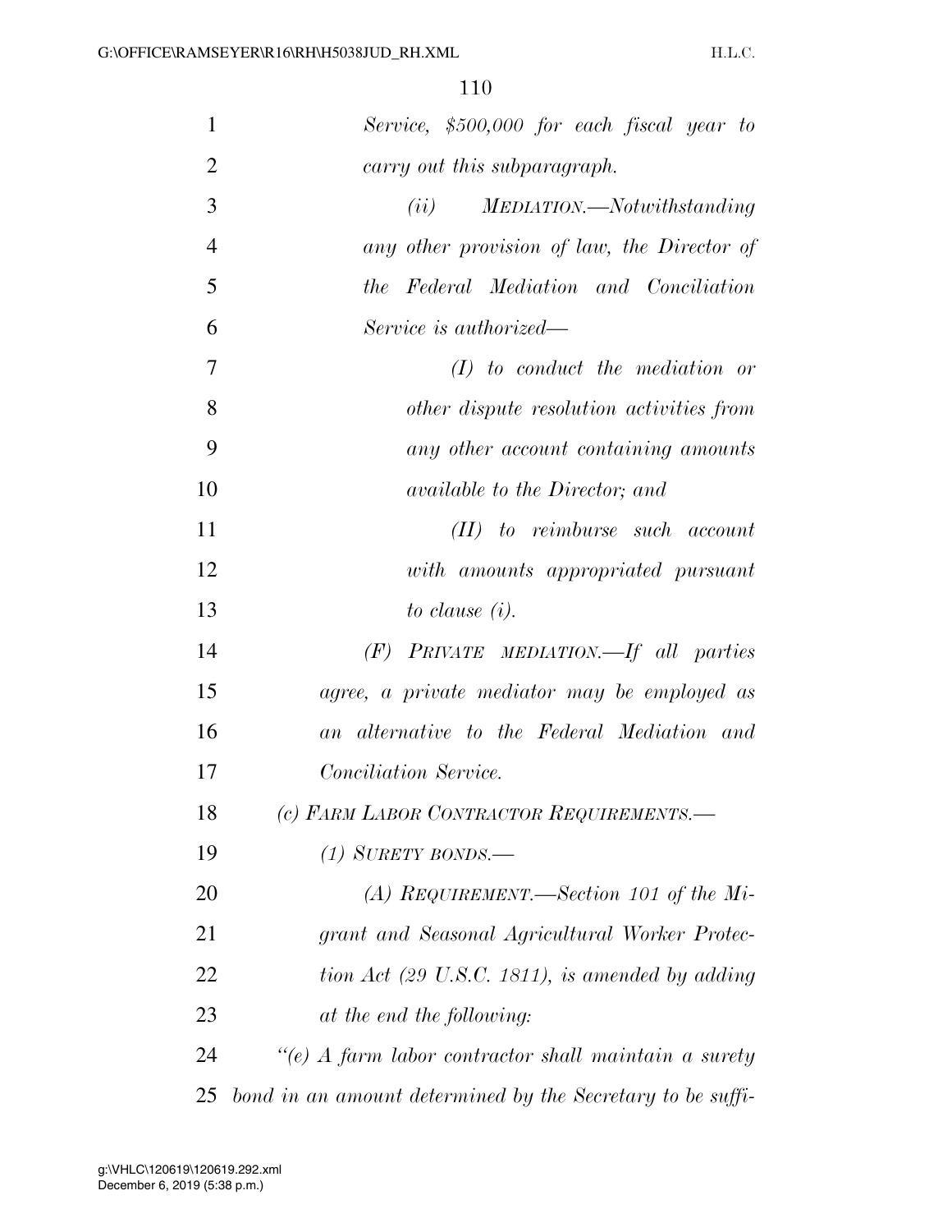*Service, $500,000 for each fiscal year to carry out this subparagraph.*

*(ii) MEDIATION.—Notwithstanding any other provision of law, the Director of the Federal Mediation and Conciliation Service is authorized—*

*(I) to conduct the mediation or other dispute resolution activities from any other account containing amounts available to the Director; and*

*(II) to reimburse such account with amounts appropriated pursuant to clause (i).*

*(F) PRIVATE MEDIATION.—If all parties agree, a private mediator may be employed as an alternative to the Federal Mediation and Conciliation Service.*

*(c) FARM LABOR CONTRACTOR REQUIREMENTS.—*

*(1) SURETY BONDS.—*

*(A) REQUIREMENT.—Section 101 of the Migrant and Seasonal Agricultural Worker Protection Act (29 U.S.C. 1811), is amended by adding at the end the following:*

*"(e) A farm labor contractor shall maintain a surety bond in an amount determined by the Secretary to be suffi-*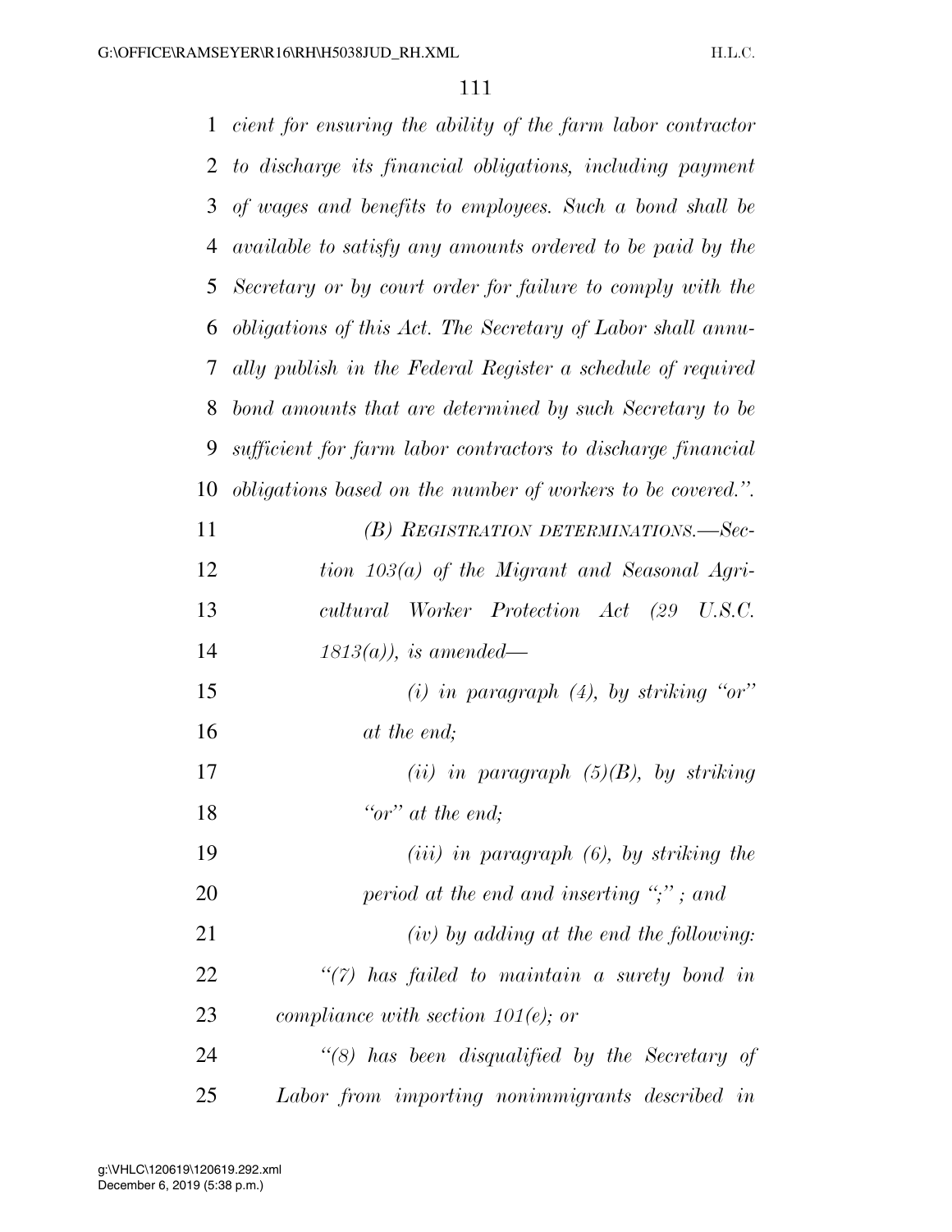*cient for ensuring the ability of the farm labor contractor to discharge its financial obligations, including payment of wages and benefits to employees. Such a bond shall be available to satisfy any amounts ordered to be paid by the Secretary or by court order for failure to comply with the obligations of this Act. The Secretary of Labor shall annually publish in the Federal Register a schedule of required bond amounts that are determined by such Secretary to be sufficient for farm labor contractors to discharge financial obligations based on the number of workers to be covered.''.*

*(B) REGISTRATION DETERMINATIONS.—Section 103(a) of the Migrant and Seasonal Agricultural Worker Protection Act (29 U.S.C. 1813(a)), is amended—*

*(i) in paragraph (4), by striking ''or'' at the end;*

*(ii) in paragraph (5)(B), by striking ''or'' at the end;*

*(iii) in paragraph (6), by striking the period at the end and inserting '';'' ; and*

*(iv) by adding at the end the following:*

*''(7) has failed to maintain a surety bond in compliance with section 101(e); or*

*''(8) has been disqualified by the Secretary of Labor from importing nonimmigrants described in*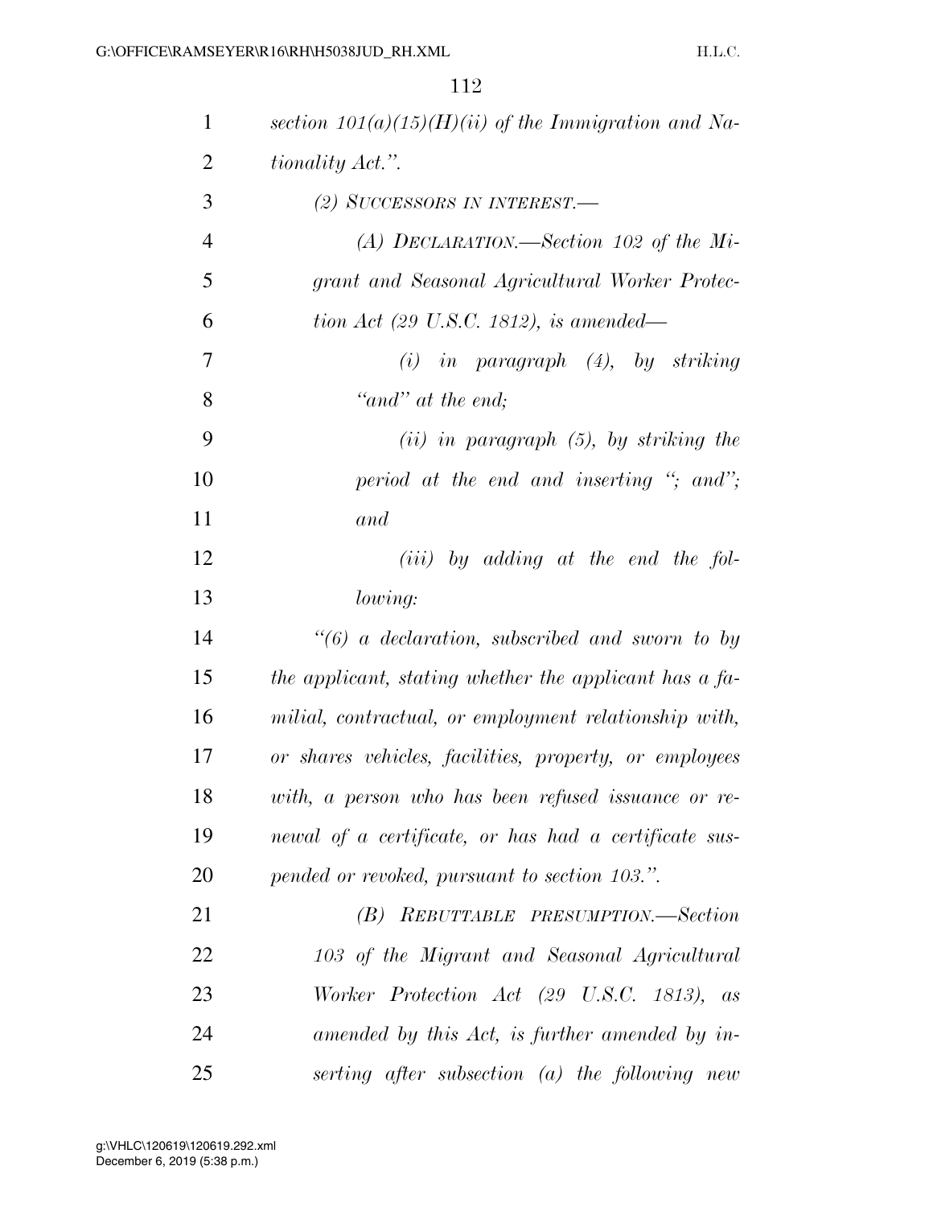*section 101(a)(15)(H)(ii) of the Immigration and Nationality Act.".*

*(2) SUCCESSORS IN INTEREST.—*

*(A) DECLARATION.—Section 102 of the Migrant and Seasonal Agricultural Worker Protection Act (29 U.S.C. 1812), is amended—*

*(i) in paragraph (4), by striking "and" at the end;*

*(ii) in paragraph (5), by striking the period at the end and inserting "; and"; and*

*(iii) by adding at the end the following:*

*"(6) a declaration, subscribed and sworn to by the applicant, stating whether the applicant has a familial, contractual, or employment relationship with, or shares vehicles, facilities, property, or employees with, a person who has been refused issuance or renewal of a certificate, or has had a certificate suspended or revoked, pursuant to section 103.".*

*(B) REBUTTABLE PRESUMPTION.—Section 103 of the Migrant and Seasonal Agricultural Worker Protection Act (29 U.S.C. 1813), as amended by this Act, is further amended by inserting after subsection (a) the following new*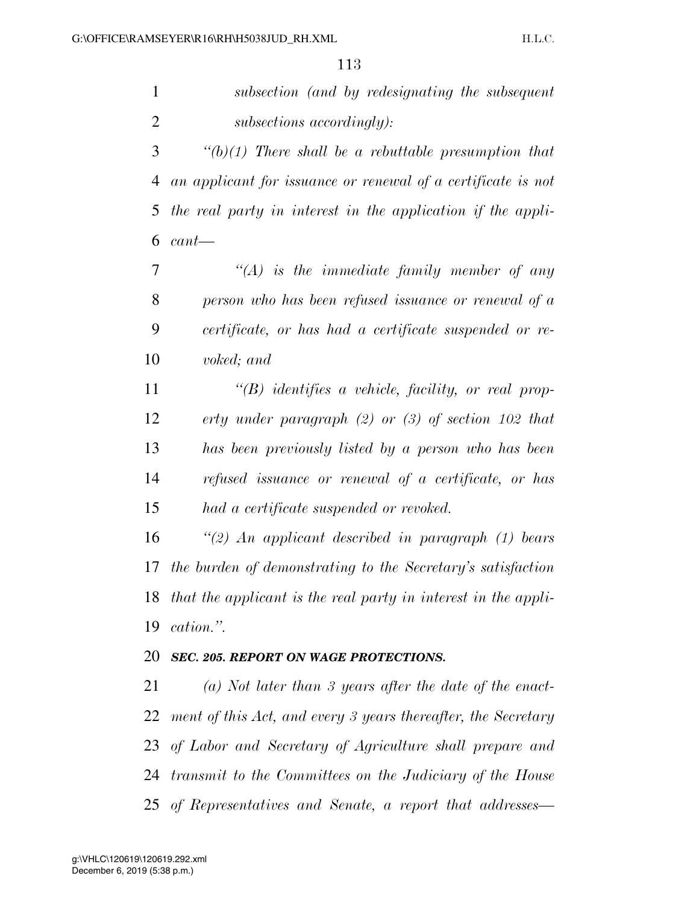*subsection (and by redesignating the subsequent subsections accordingly):*

*"(b)(1) There shall be a rebuttable presumption that an applicant for issuance or renewal of a certificate is not the real party in interest in the application if the applicant—*

*"(A) is the immediate family member of any person who has been refused issuance or renewal of a certificate, or has had a certificate suspended or revoked; and*

*"(B) identifies a vehicle, facility, or real property under paragraph (2) or (3) of section 102 that has been previously listed by a person who has been refused issuance or renewal of a certificate, or has had a certificate suspended or revoked.*

*"(2) An applicant described in paragraph (1) bears the burden of demonstrating to the Secretary's satisfaction that the applicant is the real party in interest in the application.".*

***SEC. 205. REPORT ON WAGE PROTECTIONS.***

*(a) Not later than 3 years after the date of the enactment of this Act, and every 3 years thereafter, the Secretary of Labor and Secretary of Agriculture shall prepare and transmit to the Committees on the Judiciary of the House of Representatives and Senate, a report that addresses—*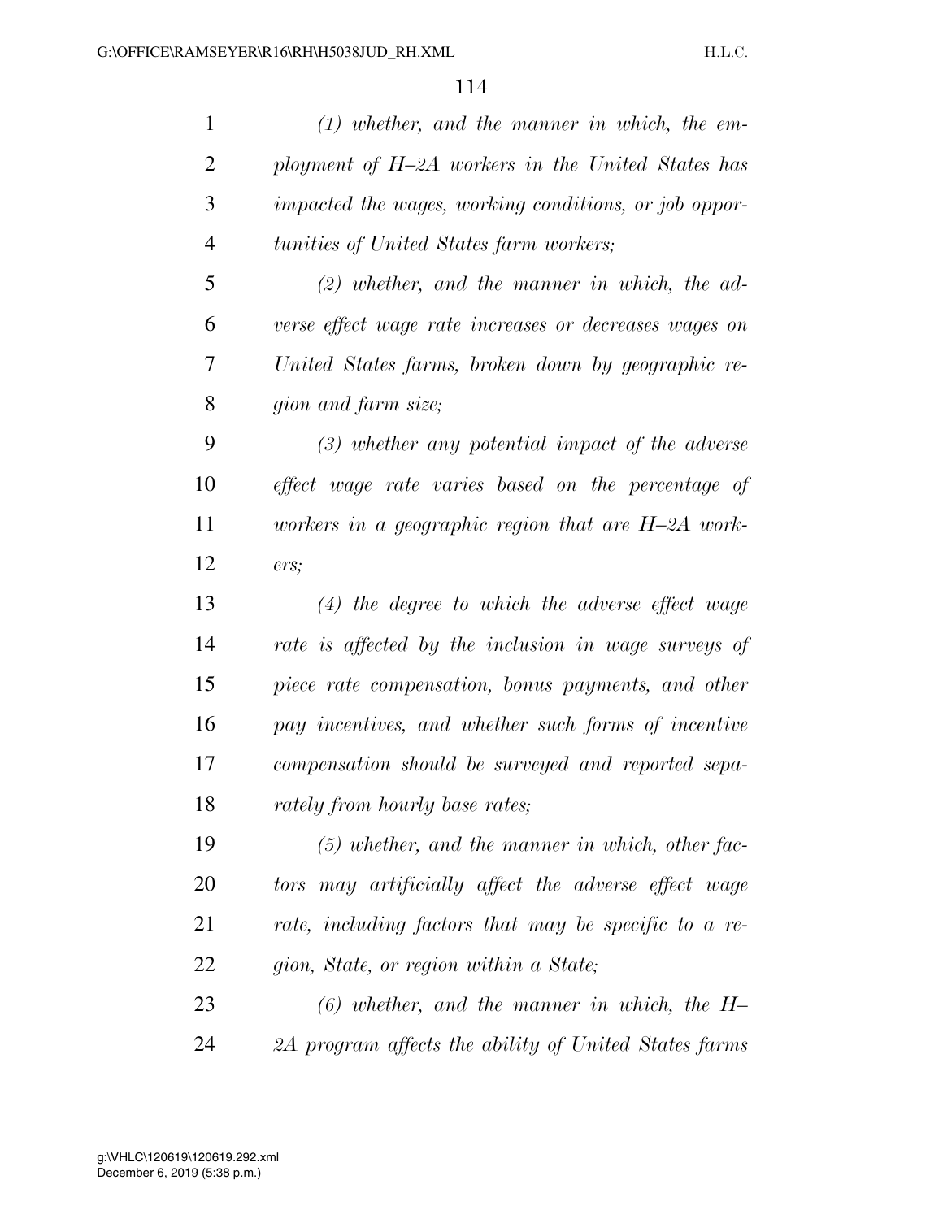*(1) whether, and the manner in which, the employment of H–2A workers in the United States has impacted the wages, working conditions, or job opportunities of United States farm workers;*

*(2) whether, and the manner in which, the adverse effect wage rate increases or decreases wages on United States farms, broken down by geographic region and farm size;*

*(3) whether any potential impact of the adverse effect wage rate varies based on the percentage of workers in a geographic region that are H–2A workers;*

*(4) the degree to which the adverse effect wage rate is affected by the inclusion in wage surveys of piece rate compensation, bonus payments, and other pay incentives, and whether such forms of incentive compensation should be surveyed and reported separately from hourly base rates;*

*(5) whether, and the manner in which, other factors may artificially affect the adverse effect wage rate, including factors that may be specific to a region, State, or region within a State;*

*(6) whether, and the manner in which, the H–2A program affects the ability of United States farms*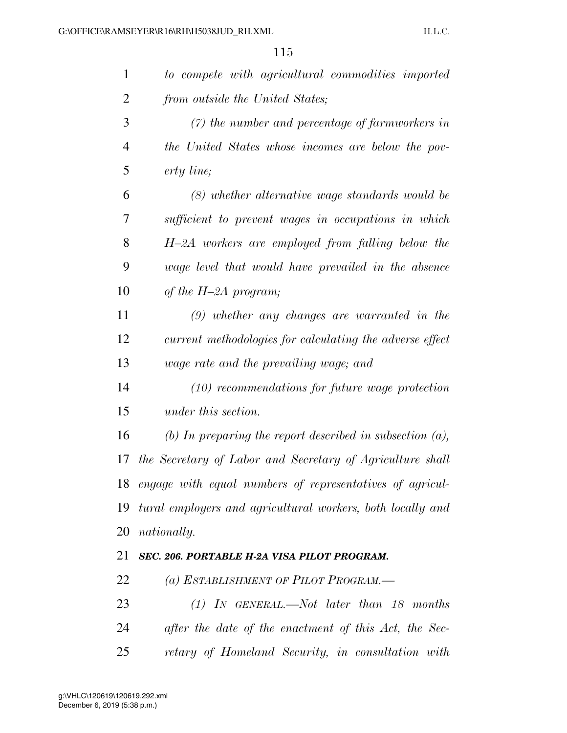*to compete with agricultural commodities imported from outside the United States;*

*(7) the number and percentage of farmworkers in the United States whose incomes are below the poverty line;*

*(8) whether alternative wage standards would be sufficient to prevent wages in occupations in which H–2A workers are employed from falling below the wage level that would have prevailed in the absence of the H–2A program;*

*(9) whether any changes are warranted in the current methodologies for calculating the adverse effect wage rate and the prevailing wage; and*

*(10) recommendations for future wage protection under this section.*

*(b) In preparing the report described in subsection (a), the Secretary of Labor and Secretary of Agriculture shall engage with equal numbers of representatives of agricultural employers and agricultural workers, both locally and nationally.*

***SEC. 206. PORTABLE H-2A VISA PILOT PROGRAM.***

*(a) ESTABLISHMENT OF PILOT PROGRAM.—*

*(1) IN GENERAL.—Not later than 18 months after the date of the enactment of this Act, the Secretary of Homeland Security, in consultation with*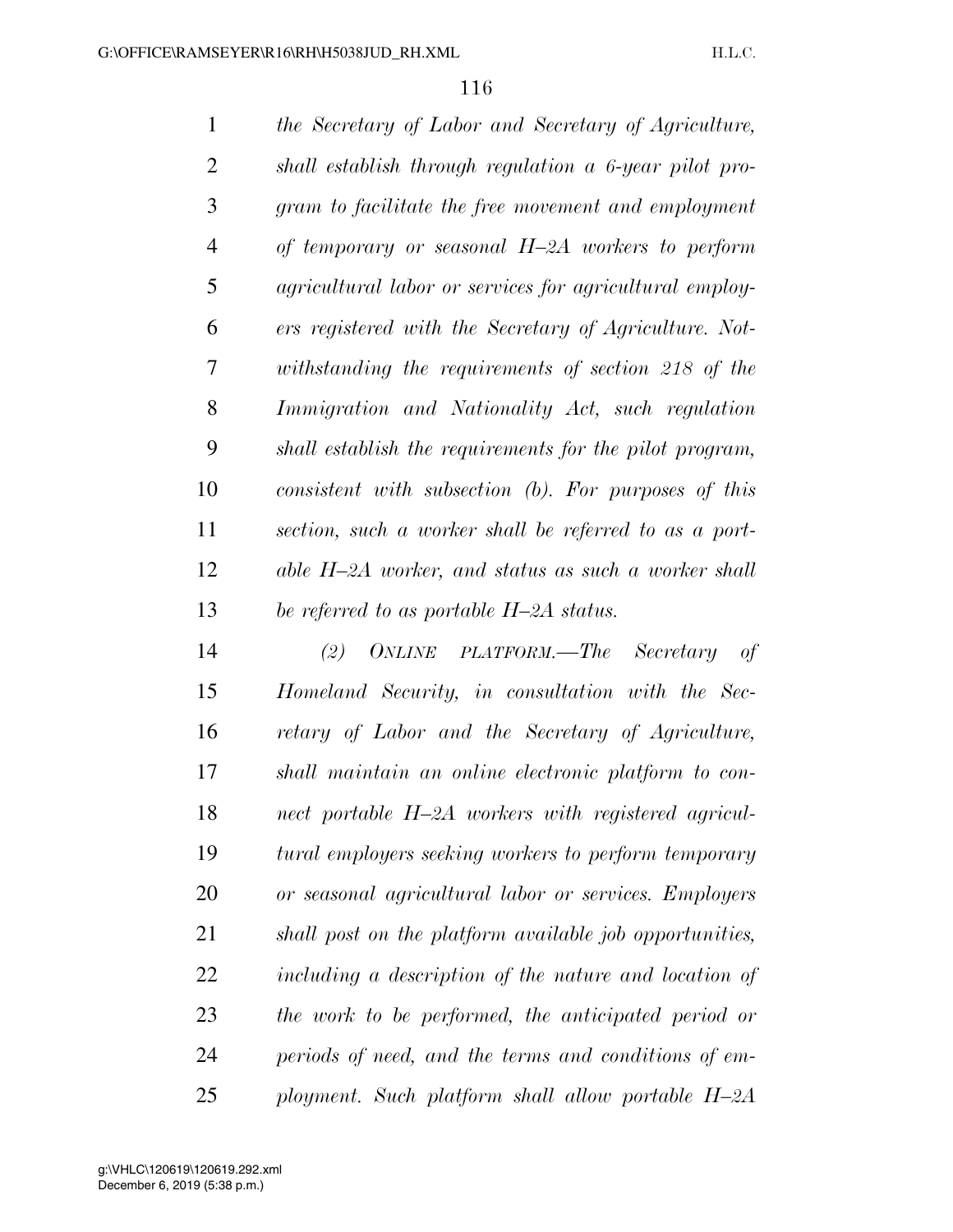*the Secretary of Labor and Secretary of Agriculture, shall establish through regulation a 6-year pilot program to facilitate the free movement and employment of temporary or seasonal H–2A workers to perform agricultural labor or services for agricultural employers registered with the Secretary of Agriculture. Notwithstanding the requirements of section 218 of the Immigration and Nationality Act, such regulation shall establish the requirements for the pilot program, consistent with subsection (b). For purposes of this section, such a worker shall be referred to as a portable H–2A worker, and status as such a worker shall be referred to as portable H–2A status.*

*(2) ONLINE PLATFORM.—The Secretary of Homeland Security, in consultation with the Secretary of Labor and the Secretary of Agriculture, shall maintain an online electronic platform to connect portable H–2A workers with registered agricultural employers seeking workers to perform temporary or seasonal agricultural labor or services. Employers shall post on the platform available job opportunities, including a description of the nature and location of the work to be performed, the anticipated period or periods of need, and the terms and conditions of employment. Such platform shall allow portable H–2A*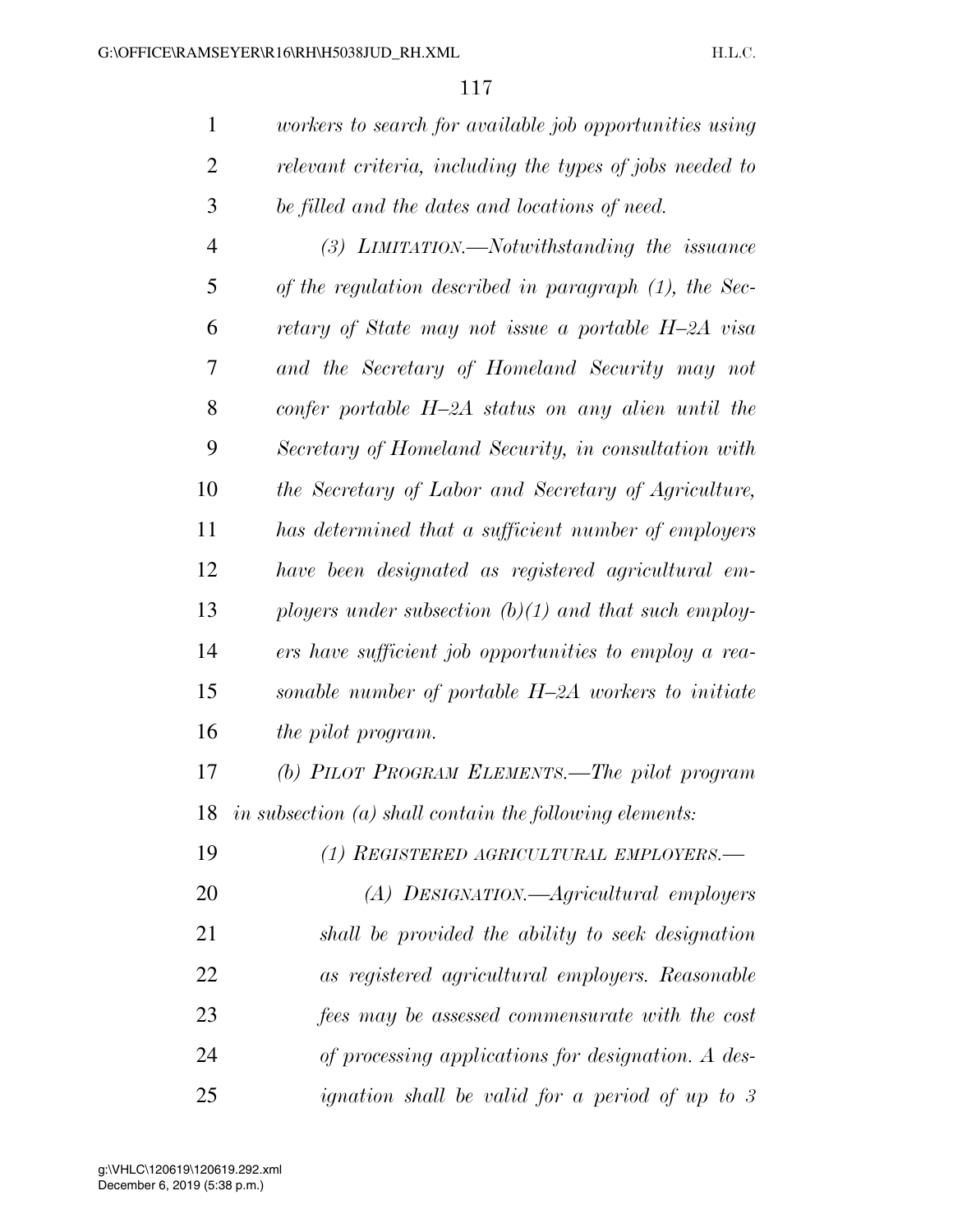*workers to search for available job opportunities using relevant criteria, including the types of jobs needed to be filled and the dates and locations of need.*

*(3) LIMITATION.—Notwithstanding the issuance of the regulation described in paragraph (1), the Secretary of State may not issue a portable H–2A visa and the Secretary of Homeland Security may not confer portable H–2A status on any alien until the Secretary of Homeland Security, in consultation with the Secretary of Labor and Secretary of Agriculture, has determined that a sufficient number of employers have been designated as registered agricultural employers under subsection (b)(1) and that such employers have sufficient job opportunities to employ a reasonable number of portable H–2A workers to initiate the pilot program.*

*(b) PILOT PROGRAM ELEMENTS.—The pilot program in subsection (a) shall contain the following elements:*

*(1) REGISTERED AGRICULTURAL EMPLOYERS.—*

*(A) DESIGNATION.—Agricultural employers shall be provided the ability to seek designation as registered agricultural employers. Reasonable fees may be assessed commensurate with the cost of processing applications for designation. A designation shall be valid for a period of up to 3*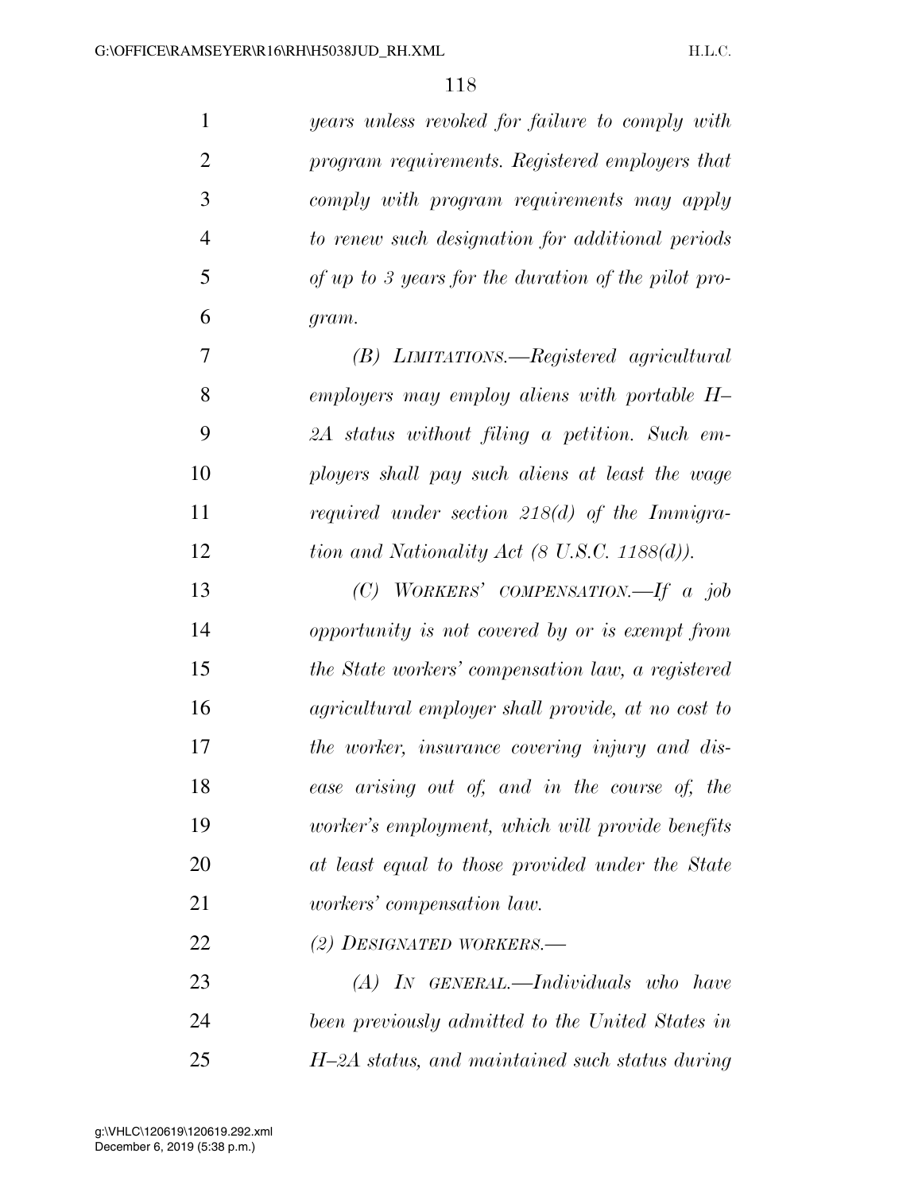*years unless revoked for failure to comply with program requirements. Registered employers that comply with program requirements may apply to renew such designation for additional periods of up to 3 years for the duration of the pilot program.*

*(B) LIMITATIONS.—Registered agricultural employers may employ aliens with portable H–2A status without filing a petition. Such employers shall pay such aliens at least the wage required under section 218(d) of the Immigration and Nationality Act (8 U.S.C. 1188(d)).*

*(C) WORKERS' COMPENSATION.—If a job opportunity is not covered by or is exempt from the State workers' compensation law, a registered agricultural employer shall provide, at no cost to the worker, insurance covering injury and disease arising out of, and in the course of, the worker's employment, which will provide benefits at least equal to those provided under the State workers' compensation law.*

*(2) DESIGNATED WORKERS.—*

*(A) IN GENERAL.—Individuals who have been previously admitted to the United States in H–2A status, and maintained such status during*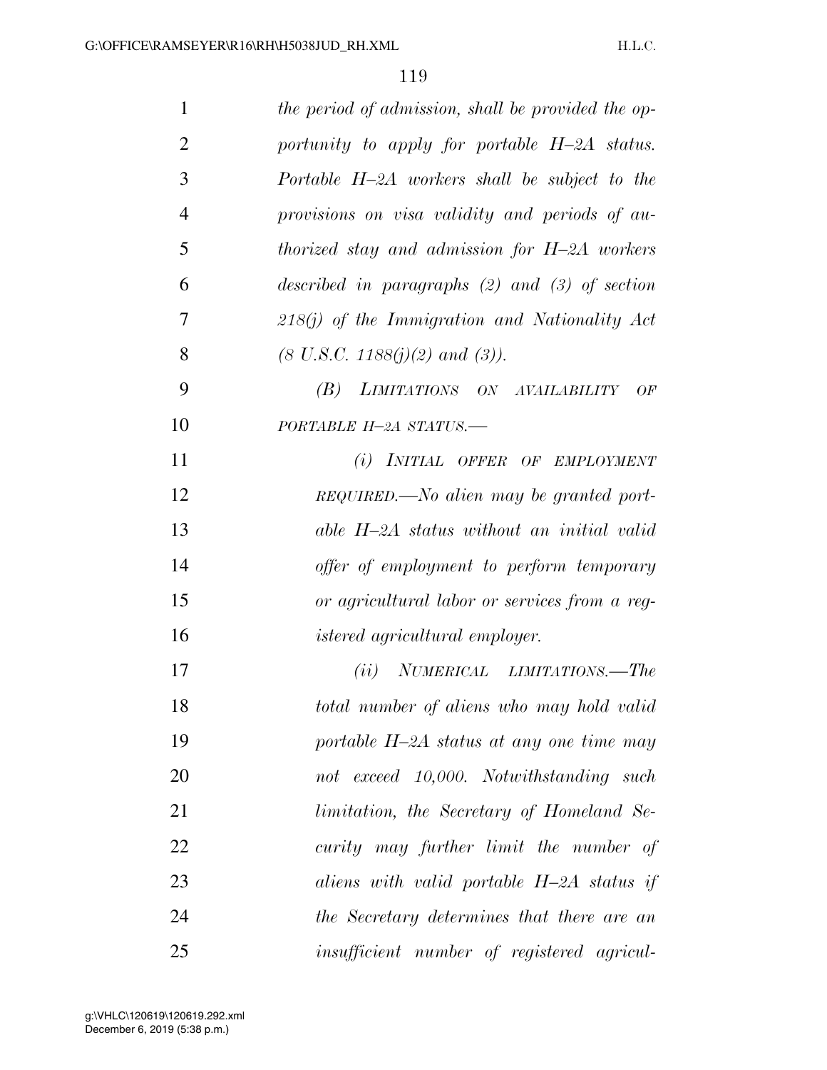*the period of admission, shall be provided the opportunity to apply for portable H–2A status. Portable H–2A workers shall be subject to the provisions on visa validity and periods of authorized stay and admission for H–2A workers described in paragraphs (2) and (3) of section 218(j) of the Immigration and Nationality Act (8 U.S.C. 1188(j)(2) and (3)).*

*(B) LIMITATIONS ON AVAILABILITY OF PORTABLE H–2A STATUS.—*

*(i) INITIAL OFFER OF EMPLOYMENT REQUIRED.—No alien may be granted portable H–2A status without an initial valid offer of employment to perform temporary or agricultural labor or services from a registered agricultural employer.*

*(ii) NUMERICAL LIMITATIONS.—The total number of aliens who may hold valid portable H–2A status at any one time may not exceed 10,000. Notwithstanding such limitation, the Secretary of Homeland Security may further limit the number of aliens with valid portable H–2A status if the Secretary determines that there are an insufficient number of registered agricul-*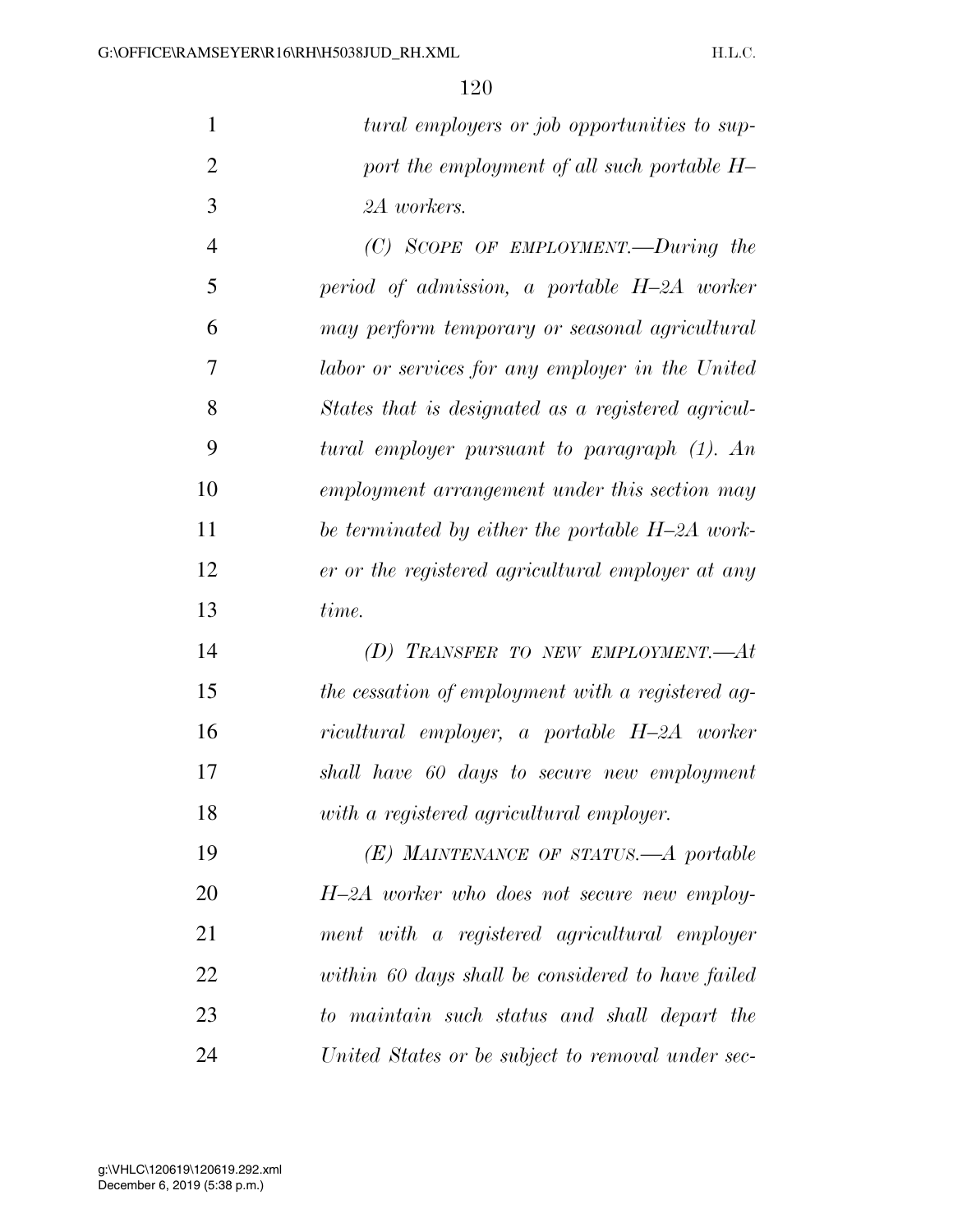*tural employers or job opportunities to support the employment of all such portable H–2A workers.*

*(C) SCOPE OF EMPLOYMENT.—During the period of admission, a portable H–2A worker may perform temporary or seasonal agricultural labor or services for any employer in the United States that is designated as a registered agricultural employer pursuant to paragraph (1). An employment arrangement under this section may be terminated by either the portable H–2A worker or the registered agricultural employer at any time.*

*(D) TRANSFER TO NEW EMPLOYMENT.—At the cessation of employment with a registered agricultural employer, a portable H–2A worker shall have 60 days to secure new employment with a registered agricultural employer.*

*(E) MAINTENANCE OF STATUS.—A portable H–2A worker who does not secure new employment with a registered agricultural employer within 60 days shall be considered to have failed to maintain such status and shall depart the United States or be subject to removal under sec-*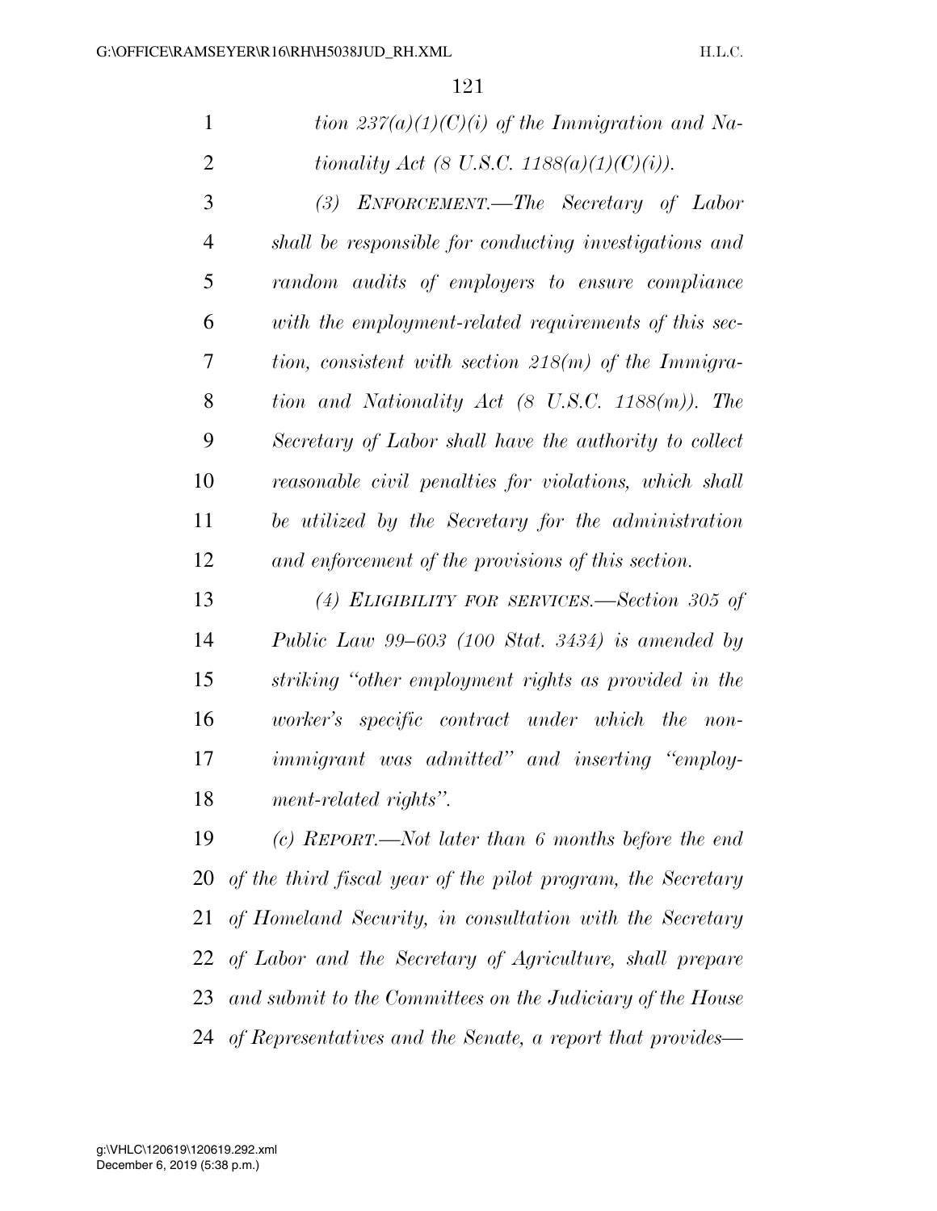*tion 237(a)(1)(C)(i) of the Immigration and Nationality Act (8 U.S.C. 1188(a)(1)(C)(i)).*

*(3) ENFORCEMENT.—The Secretary of Labor shall be responsible for conducting investigations and random audits of employers to ensure compliance with the employment-related requirements of this section, consistent with section 218(m) of the Immigration and Nationality Act (8 U.S.C. 1188(m)). The Secretary of Labor shall have the authority to collect reasonable civil penalties for violations, which shall be utilized by the Secretary for the administration and enforcement of the provisions of this section.*

*(4) ELIGIBILITY FOR SERVICES.—Section 305 of Public Law 99–603 (100 Stat. 3434) is amended by striking "other employment rights as provided in the worker's specific contract under which the nonimmigrant was admitted" and inserting "employment-related rights".*

*(c) REPORT.—Not later than 6 months before the end of the third fiscal year of the pilot program, the Secretary of Homeland Security, in consultation with the Secretary of Labor and the Secretary of Agriculture, shall prepare and submit to the Committees on the Judiciary of the House of Representatives and the Senate, a report that provides—*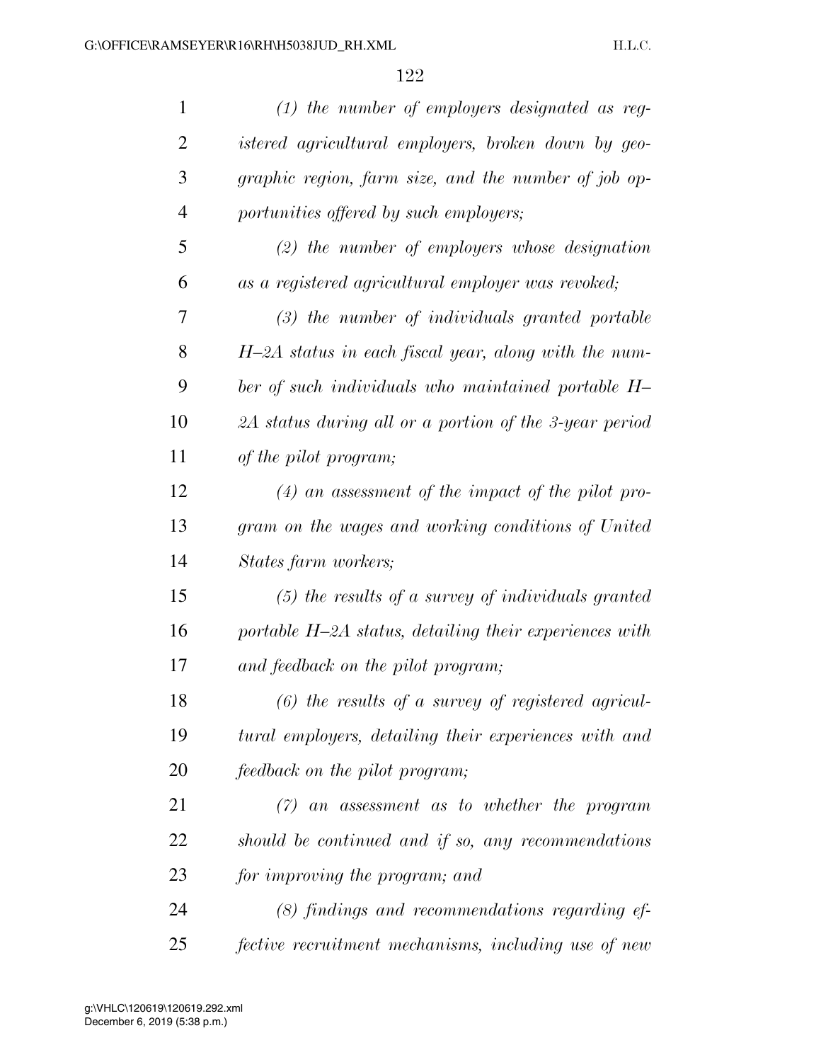*(1) the number of employers designated as registered agricultural employers, broken down by geographic region, farm size, and the number of job opportunities offered by such employers;*

*(2) the number of employers whose designation as a registered agricultural employer was revoked;*

*(3) the number of individuals granted portable H–2A status in each fiscal year, along with the number of such individuals who maintained portable H–2A status during all or a portion of the 3-year period of the pilot program;*

*(4) an assessment of the impact of the pilot program on the wages and working conditions of United States farm workers;*

*(5) the results of a survey of individuals granted portable H–2A status, detailing their experiences with and feedback on the pilot program;*

*(6) the results of a survey of registered agricultural employers, detailing their experiences with and feedback on the pilot program;*

*(7) an assessment as to whether the program should be continued and if so, any recommendations for improving the program; and*

*(8) findings and recommendations regarding effective recruitment mechanisms, including use of new*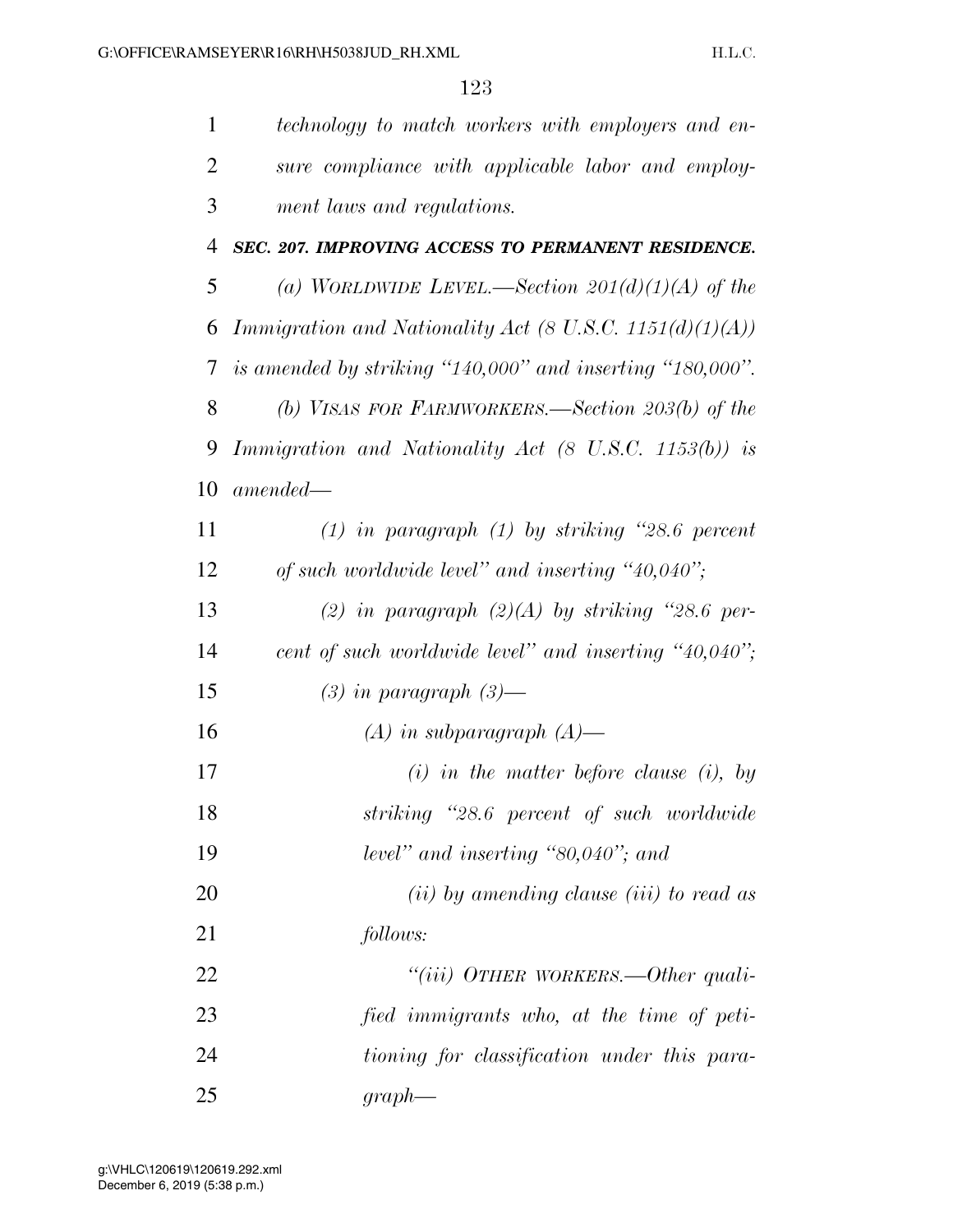*technology to match workers with employers and ensure compliance with applicable labor and employment laws and regulations.*

***SEC. 207. IMPROVING ACCESS TO PERMANENT RESIDENCE.***

*(a) WORLDWIDE LEVEL.—Section 201(d)(1)(A) of the Immigration and Nationality Act (8 U.S.C. 1151(d)(1)(A)) is amended by striking "140,000" and inserting "180,000".*

*(b) VISAS FOR FARMWORKERS.—Section 203(b) of the Immigration and Nationality Act (8 U.S.C. 1153(b)) is amended—*

*(1) in paragraph (1) by striking "28.6 percent of such worldwide level" and inserting "40,040";*

*(2) in paragraph (2)(A) by striking "28.6 percent of such worldwide level" and inserting "40,040";*

*(3) in paragraph (3)—*

*(A) in subparagraph (A)—*

*(i) in the matter before clause (i), by striking "28.6 percent of such worldwide level" and inserting "80,040"; and*

*(ii) by amending clause (iii) to read as follows:*

*"(iii) OTHER WORKERS.—Other qualified immigrants who, at the time of petitioning for classification under this paragraph—*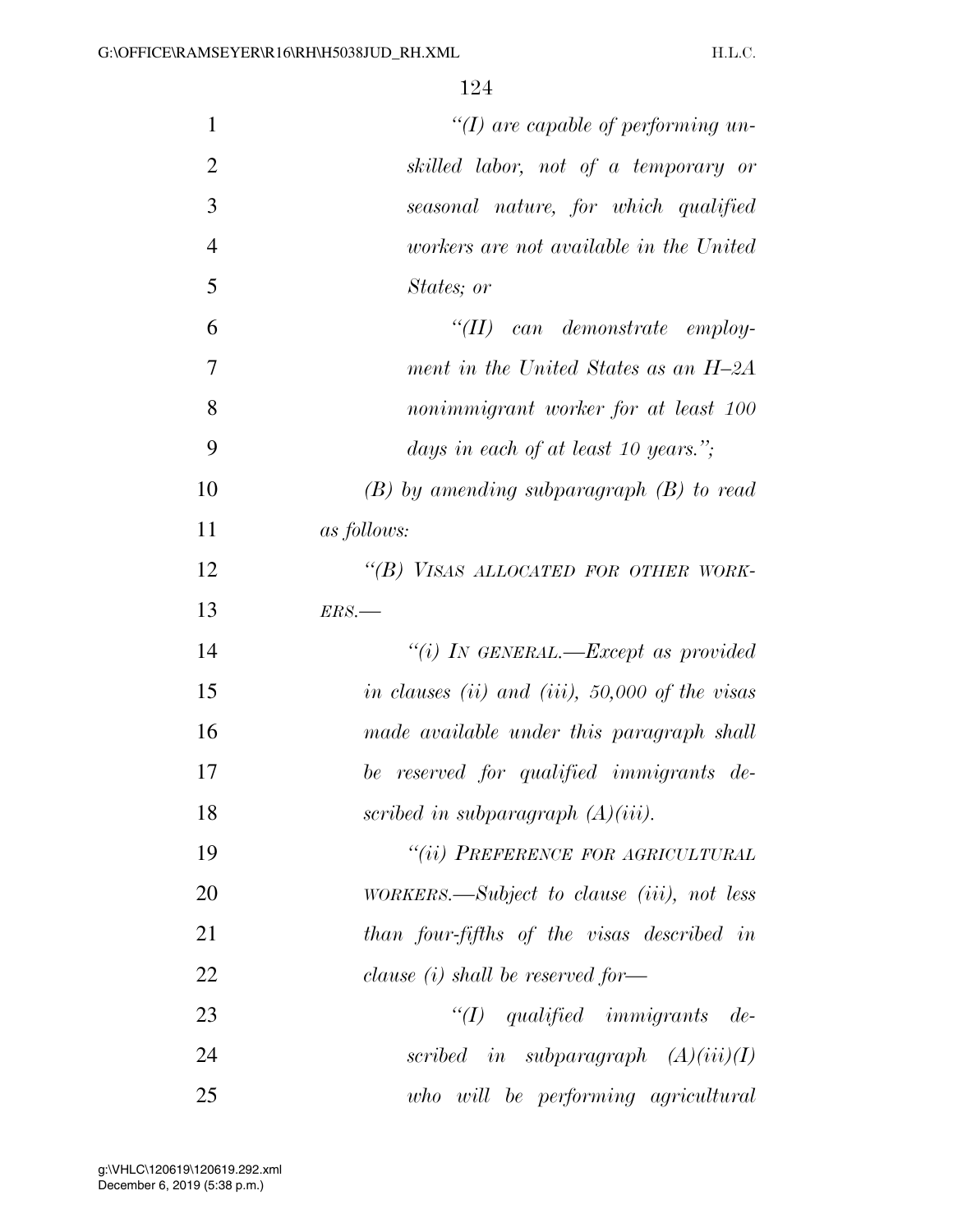*"(I) are capable of performing unskilled labor, not of a temporary or seasonal nature, for which qualified workers are not available in the United States; or*

*"(II) can demonstrate employment in the United States as an H–2A nonimmigrant worker for at least 100 days in each of at least 10 years.";*

*(B) by amending subparagraph (B) to read as follows:*

*"(B) VISAS ALLOCATED FOR OTHER WORKERS.—*

*"(i) IN GENERAL.—Except as provided in clauses (ii) and (iii), 50,000 of the visas made available under this paragraph shall be reserved for qualified immigrants described in subparagraph (A)(iii).*

*"(ii) PREFERENCE FOR AGRICULTURAL WORKERS.—Subject to clause (iii), not less than four-fifths of the visas described in clause (i) shall be reserved for—*

*"(I) qualified immigrants described in subparagraph (A)(iii)(I) who will be performing agricultural*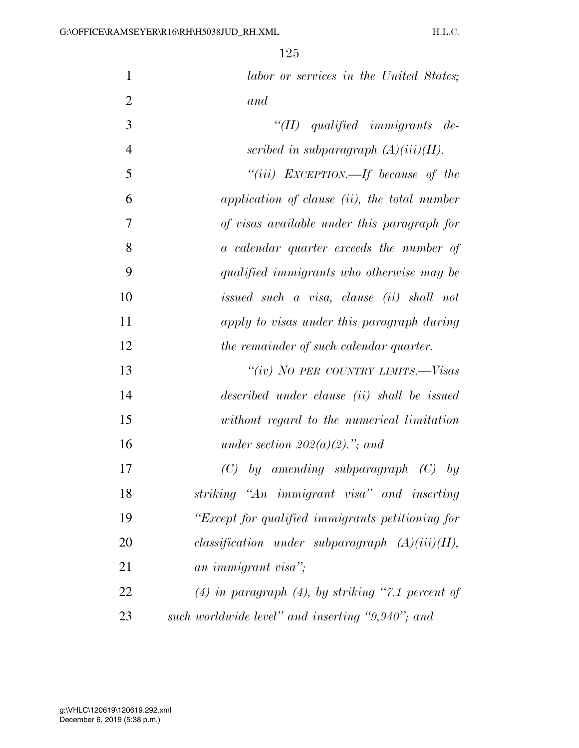*labor or services in the United States; and*

*"(II) qualified immigrants described in subparagraph (A)(iii)(II).*

*"(iii) EXCEPTION.—If because of the application of clause (ii), the total number of visas available under this paragraph for a calendar quarter exceeds the number of qualified immigrants who otherwise may be issued such a visa, clause (ii) shall not apply to visas under this paragraph during the remainder of such calendar quarter.*

*"(iv) NO PER COUNTRY LIMITS.—Visas described under clause (ii) shall be issued without regard to the numerical limitation under section 202(a)(2)."; and*

*(C) by amending subparagraph (C) by striking "An immigrant visa" and inserting "Except for qualified immigrants petitioning for classification under subparagraph (A)(iii)(II), an immigrant visa";*

*(4) in paragraph (4), by striking "7.1 percent of such worldwide level" and inserting "9,940"; and*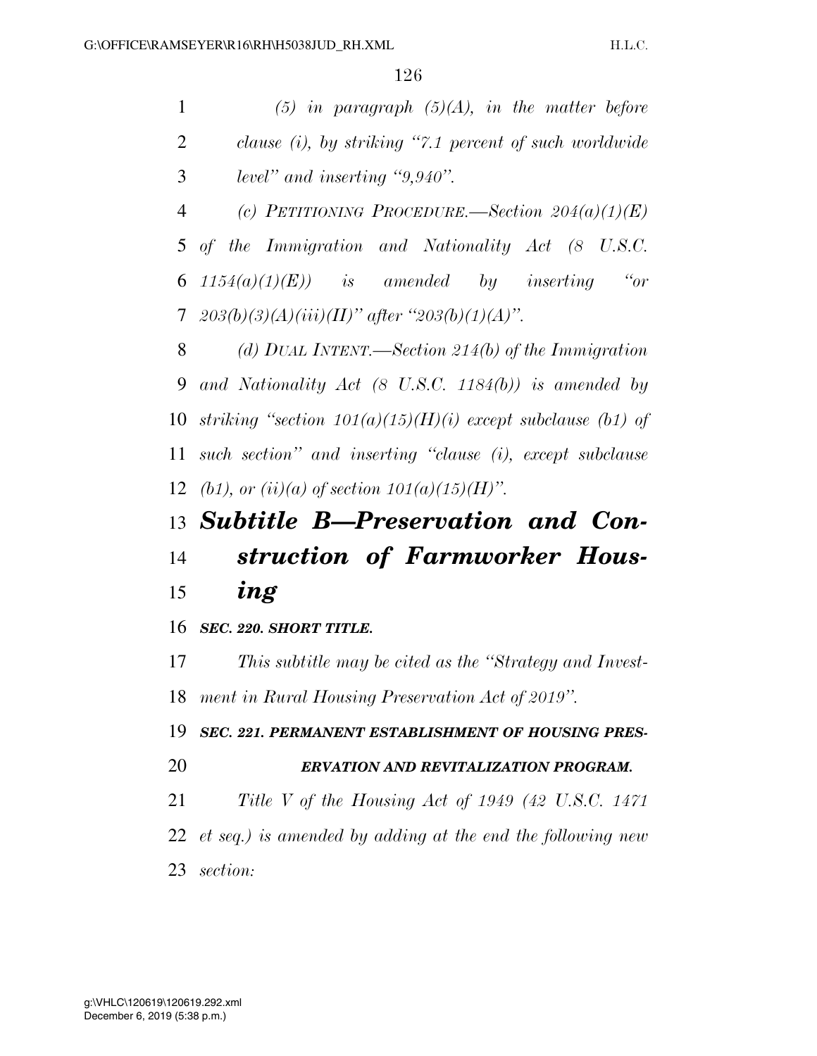*(5) in paragraph (5)(A), in the matter before clause (i), by striking "7.1 percent of such worldwide level" and inserting "9,940".*

*(c) PETITIONING PROCEDURE.—Section 204(a)(1)(E) of the Immigration and Nationality Act (8 U.S.C. 1154(a)(1)(E)) is amended by inserting "or 203(b)(3)(A)(iii)(II)" after "203(b)(1)(A)".*

*(d) DUAL INTENT.—Section 214(b) of the Immigration and Nationality Act (8 U.S.C. 1184(b)) is amended by striking "section 101(a)(15)(H)(i) except subclause (b1) of such section" and inserting "clause (i), except subclause (b1), or (ii)(a) of section 101(a)(15)(H)".*

## ***Subtitle B—Preservation and Construction of Farmworker Housing***

***SEC. 220. SHORT TITLE.***

*This subtitle may be cited as the "Strategy and Investment in Rural Housing Preservation Act of 2019".*

***SEC. 221. PERMANENT ESTABLISHMENT OF HOUSING PRESERVATION AND REVITALIZATION PROGRAM.***

*Title V of the Housing Act of 1949 (42 U.S.C. 1471 et seq.) is amended by adding at the end the following new section:*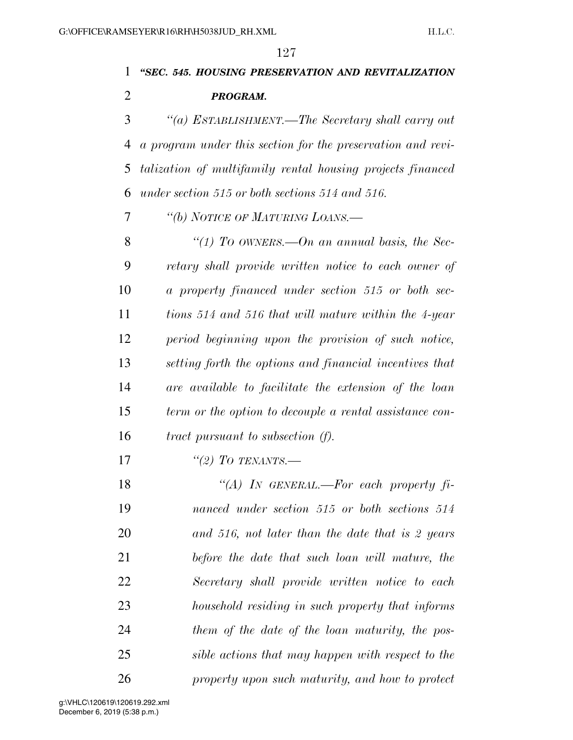*"SEC. 545. HOUSING PRESERVATION AND REVITALIZATION PROGRAM.*

*"(a) ESTABLISHMENT.—The Secretary shall carry out a program under this section for the preservation and revitalization of multifamily rental housing projects financed under section 515 or both sections 514 and 516.*

*"(b) NOTICE OF MATURING LOANS.—*

*"(1) TO OWNERS.—On an annual basis, the Secretary shall provide written notice to each owner of a property financed under section 515 or both sections 514 and 516 that will mature within the 4-year period beginning upon the provision of such notice, setting forth the options and financial incentives that are available to facilitate the extension of the loan term or the option to decouple a rental assistance contract pursuant to subsection (f).*

*"(2) TO TENANTS.—*

*"(A) IN GENERAL.—For each property financed under section 515 or both sections 514 and 516, not later than the date that is 2 years before the date that such loan will mature, the Secretary shall provide written notice to each household residing in such property that informs them of the date of the loan maturity, the possible actions that may happen with respect to the property upon such maturity, and how to protect*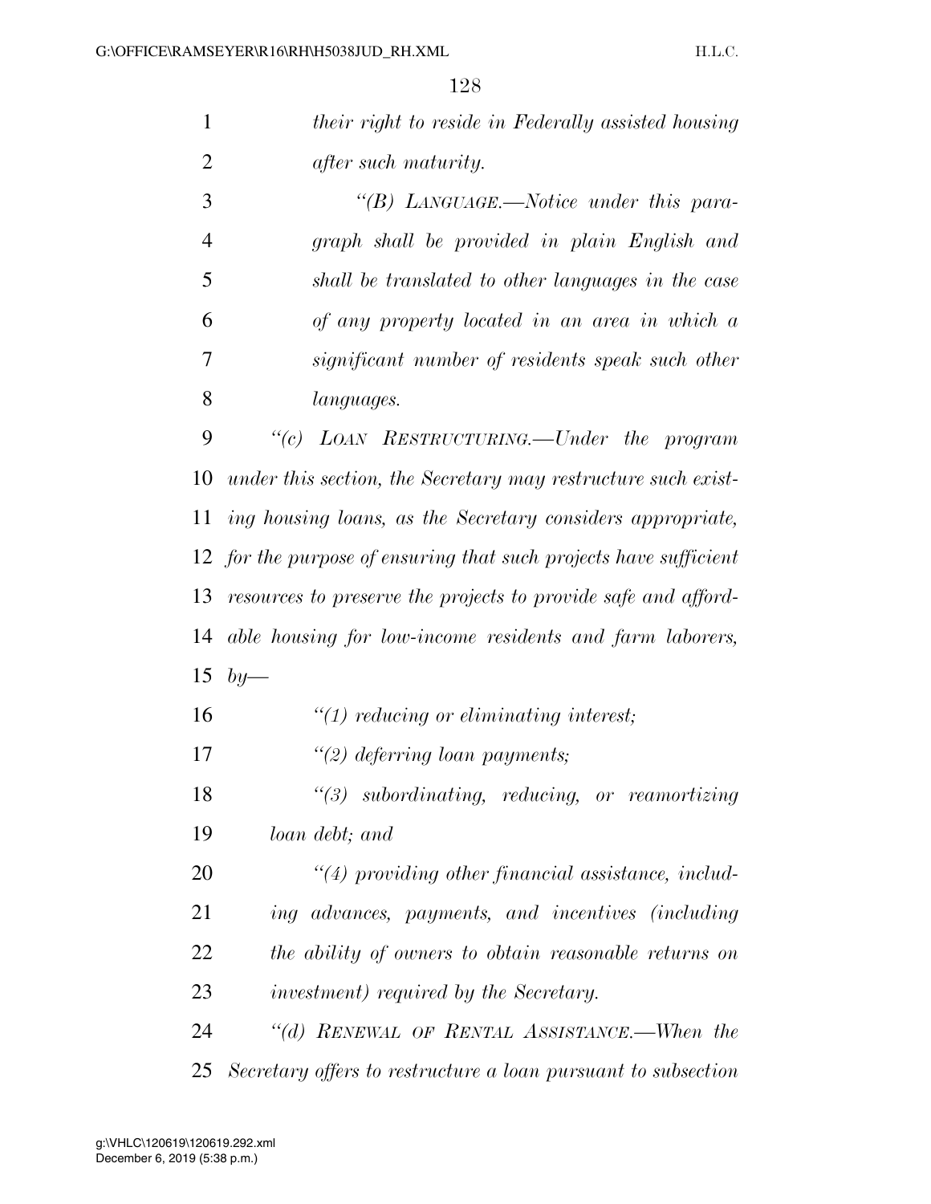*their right to reside in Federally assisted housing after such maturity.*

*"(B) LANGUAGE.—Notice under this paragraph shall be provided in plain English and shall be translated to other languages in the case of any property located in an area in which a significant number of residents speak such other languages.*

*"(c) LOAN RESTRUCTURING.—Under the program under this section, the Secretary may restructure such existing housing loans, as the Secretary considers appropriate, for the purpose of ensuring that such projects have sufficient resources to preserve the projects to provide safe and affordable housing for low-income residents and farm laborers, by—*

*"(1) reducing or eliminating interest;*

*"(2) deferring loan payments;*

*"(3) subordinating, reducing, or reamortizing loan debt; and*

*"(4) providing other financial assistance, including advances, payments, and incentives (including the ability of owners to obtain reasonable returns on investment) required by the Secretary.*

*"(d) RENEWAL OF RENTAL ASSISTANCE.—When the Secretary offers to restructure a loan pursuant to subsection*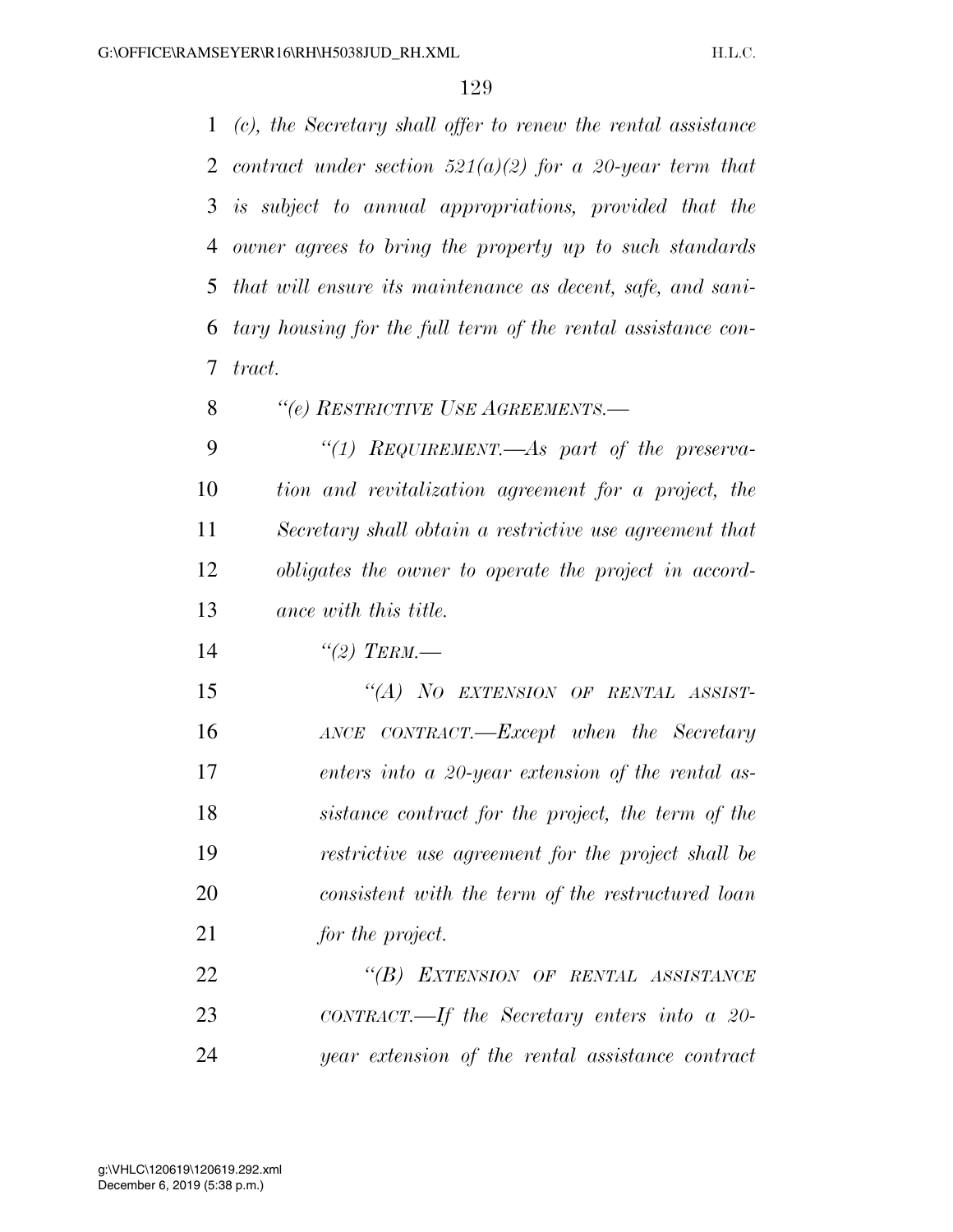*(c), the Secretary shall offer to renew the rental assistance contract under section 521(a)(2) for a 20-year term that is subject to annual appropriations, provided that the owner agrees to bring the property up to such standards that will ensure its maintenance as decent, safe, and sanitary housing for the full term of the rental assistance contract.*

*"(e) RESTRICTIVE USE AGREEMENTS.—*

*"(1) REQUIREMENT.—As part of the preservation and revitalization agreement for a project, the Secretary shall obtain a restrictive use agreement that obligates the owner to operate the project in accordance with this title.*

*"(2) TERM.—*

*"(A) NO EXTENSION OF RENTAL ASSISTANCE CONTRACT.—Except when the Secretary enters into a 20-year extension of the rental assistance contract for the project, the term of the restrictive use agreement for the project shall be consistent with the term of the restructured loan for the project.*

*"(B) EXTENSION OF RENTAL ASSISTANCE CONTRACT.—If the Secretary enters into a 20-year extension of the rental assistance contract*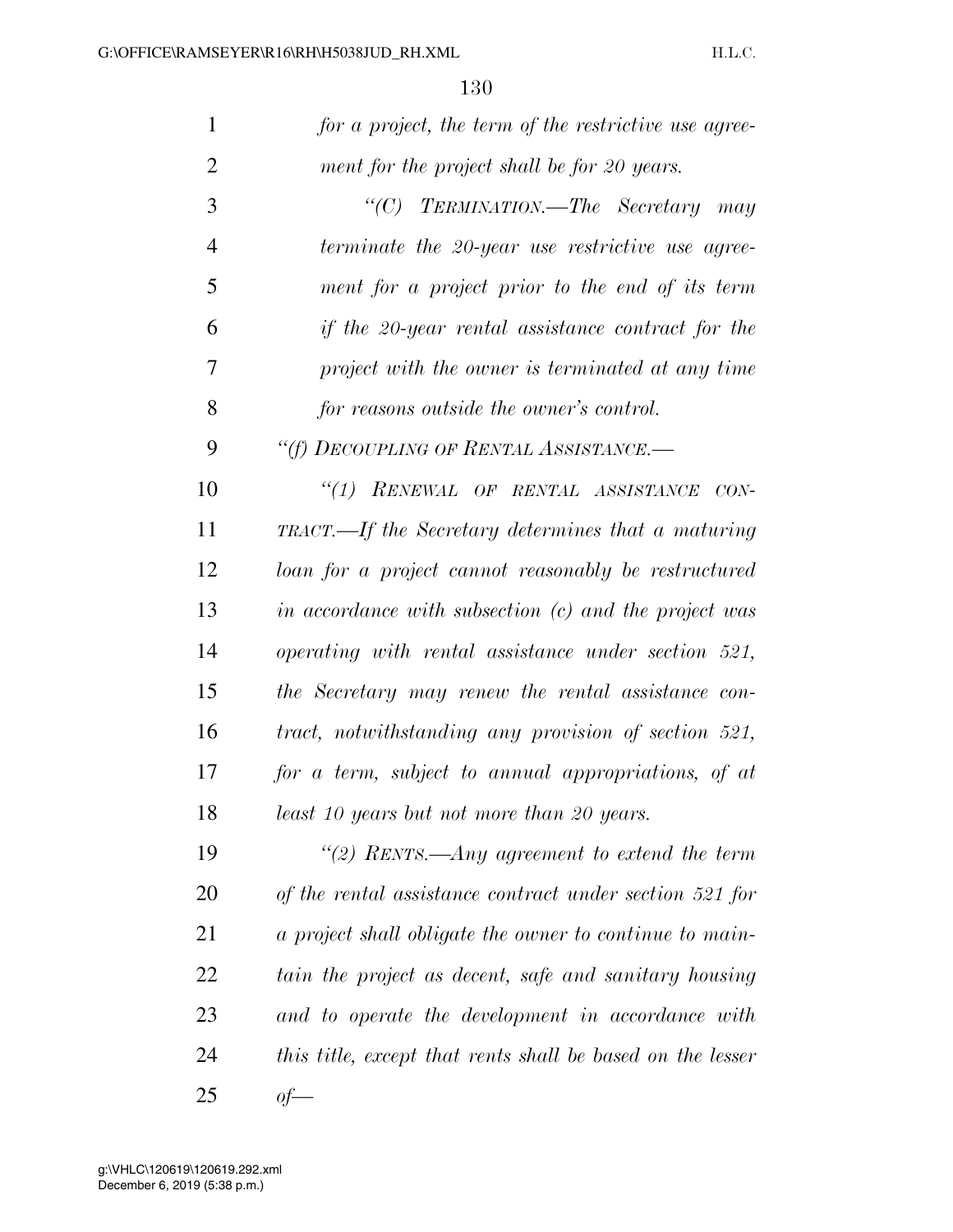*for a project, the term of the restrictive use agreement for the project shall be for 20 years.*

*"(C) TERMINATION.—The Secretary may terminate the 20-year use restrictive use agreement for a project prior to the end of its term if the 20-year rental assistance contract for the project with the owner is terminated at any time for reasons outside the owner's control.*

*"(f) DECOUPLING OF RENTAL ASSISTANCE.—*

*"(1) RENEWAL OF RENTAL ASSISTANCE CONTRACT.—If the Secretary determines that a maturing loan for a project cannot reasonably be restructured in accordance with subsection (c) and the project was operating with rental assistance under section 521, the Secretary may renew the rental assistance contract, notwithstanding any provision of section 521, for a term, subject to annual appropriations, of at least 10 years but not more than 20 years.*

*"(2) RENTS.—Any agreement to extend the term of the rental assistance contract under section 521 for a project shall obligate the owner to continue to maintain the project as decent, safe and sanitary housing and to operate the development in accordance with this title, except that rents shall be based on the lesser of—*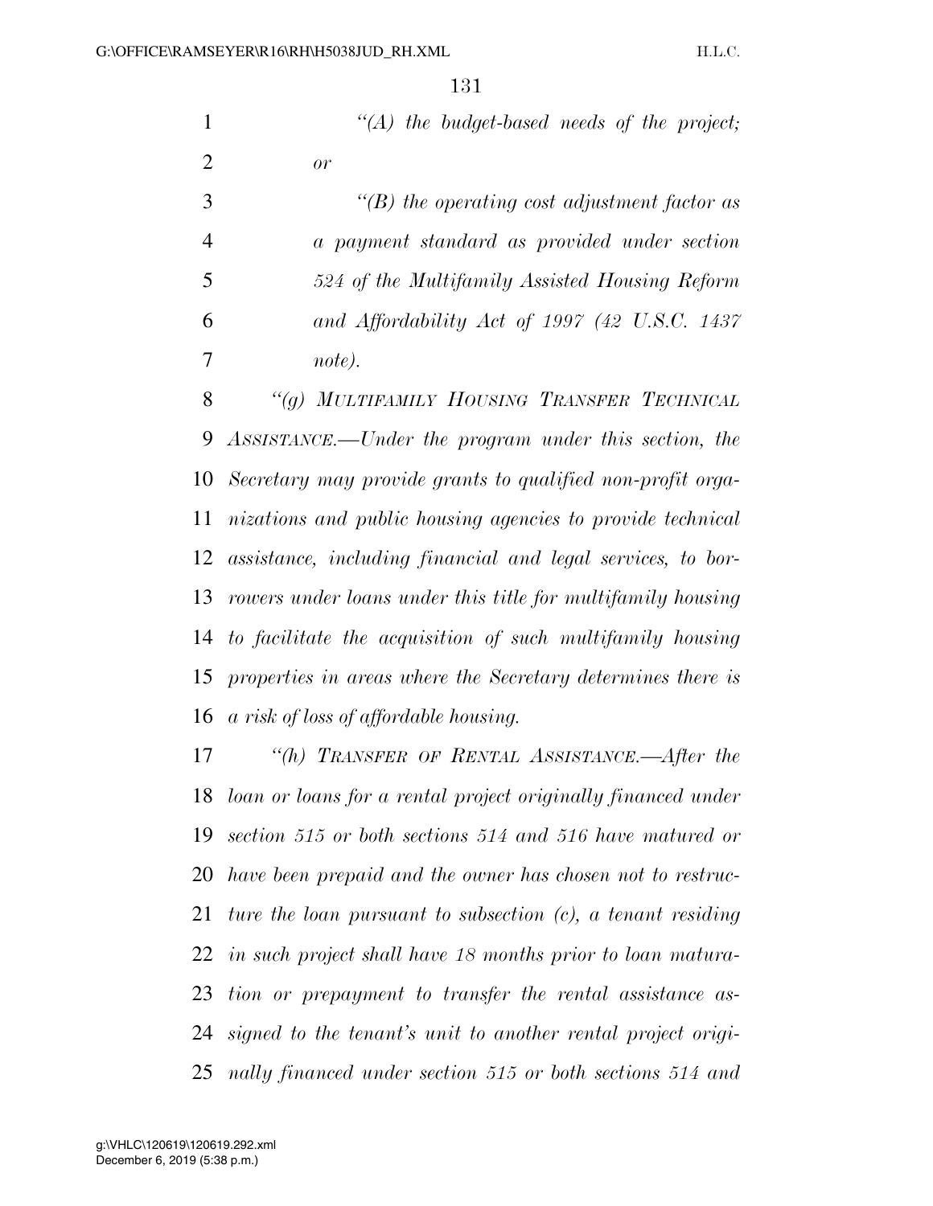*"(A) the budget-based needs of the project; or*

*"(B) the operating cost adjustment factor as a payment standard as provided under section 524 of the Multifamily Assisted Housing Reform and Affordability Act of 1997 (42 U.S.C. 1437 note).*

*"(g) MULTIFAMILY HOUSING TRANSFER TECHNICAL ASSISTANCE.—Under the program under this section, the Secretary may provide grants to qualified non-profit organizations and public housing agencies to provide technical assistance, including financial and legal services, to borrowers under loans under this title for multifamily housing to facilitate the acquisition of such multifamily housing properties in areas where the Secretary determines there is a risk of loss of affordable housing.*

*"(h) TRANSFER OF RENTAL ASSISTANCE.—After the loan or loans for a rental project originally financed under section 515 or both sections 514 and 516 have matured or have been prepaid and the owner has chosen not to restructure the loan pursuant to subsection (c), a tenant residing in such project shall have 18 months prior to loan maturation or prepayment to transfer the rental assistance assigned to the tenant's unit to another rental project originally financed under section 515 or both sections 514 and*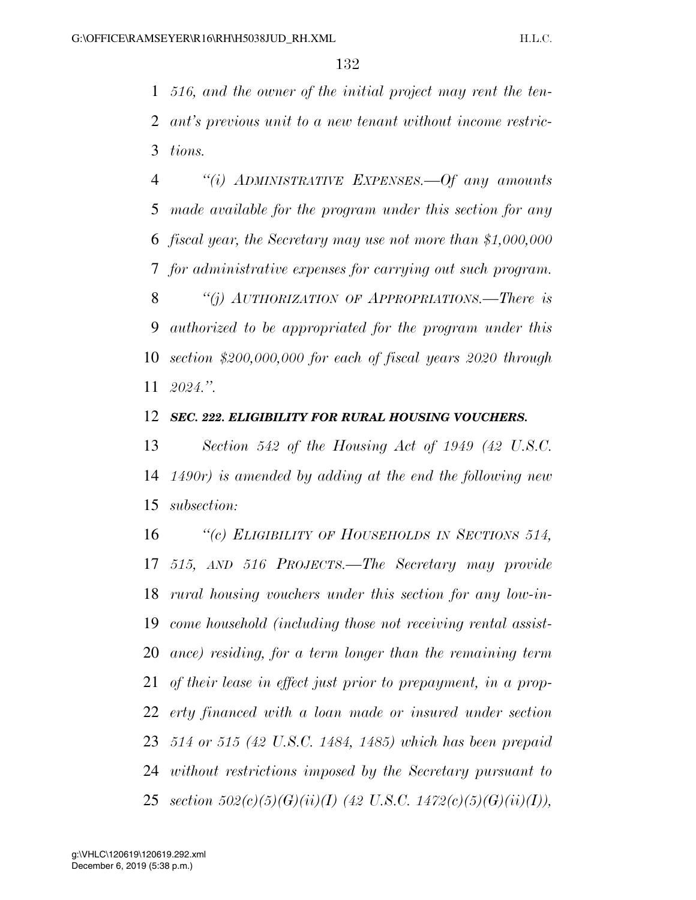*516, and the owner of the initial project may rent the tenant's previous unit to a new tenant without income restrictions.*

*"(i) ADMINISTRATIVE EXPENSES.—Of any amounts made available for the program under this section for any fiscal year, the Secretary may use not more than $1,000,000 for administrative expenses for carrying out such program.*

*"(j) AUTHORIZATION OF APPROPRIATIONS.—There is authorized to be appropriated for the program under this section $200,000,000 for each of fiscal years 2020 through 2024.".*

***SEC. 222. ELIGIBILITY FOR RURAL HOUSING VOUCHERS.***

*Section 542 of the Housing Act of 1949 (42 U.S.C. 1490r) is amended by adding at the end the following new subsection:*

*"(c) ELIGIBILITY OF HOUSEHOLDS IN SECTIONS 514, 515, AND 516 PROJECTS.—The Secretary may provide rural housing vouchers under this section for any low-income household (including those not receiving rental assistance) residing, for a term longer than the remaining term of their lease in effect just prior to prepayment, in a property financed with a loan made or insured under section 514 or 515 (42 U.S.C. 1484, 1485) which has been prepaid without restrictions imposed by the Secretary pursuant to section 502(c)(5)(G)(ii)(I) (42 U.S.C. 1472(c)(5)(G)(ii)(I)),*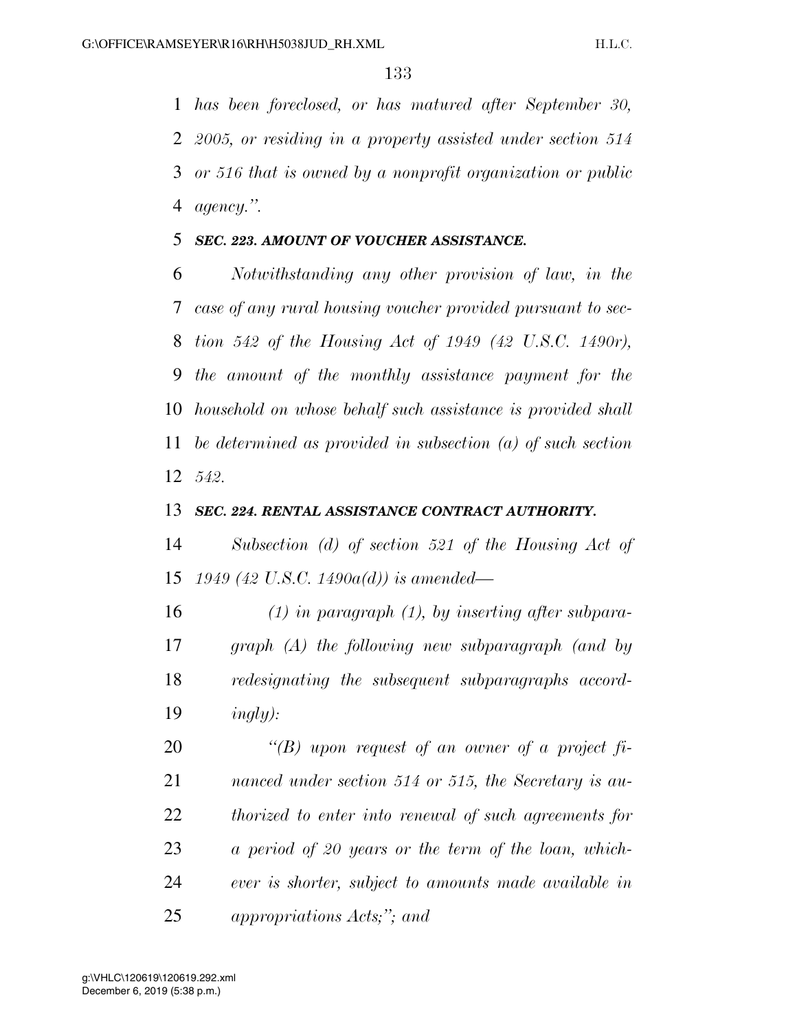*has been foreclosed, or has matured after September 30, 2005, or residing in a property assisted under section 514 or 516 that is owned by a nonprofit organization or public agency.".*

### *SEC. 223. AMOUNT OF VOUCHER ASSISTANCE.*

*Notwithstanding any other provision of law, in the case of any rural housing voucher provided pursuant to section 542 of the Housing Act of 1949 (42 U.S.C. 1490r), the amount of the monthly assistance payment for the household on whose behalf such assistance is provided shall be determined as provided in subsection (a) of such section 542.*

### *SEC. 224. RENTAL ASSISTANCE CONTRACT AUTHORITY.*

*Subsection (d) of section 521 of the Housing Act of 1949 (42 U.S.C. 1490a(d)) is amended—*

*(1) in paragraph (1), by inserting after subparagraph (A) the following new subparagraph (and by redesignating the subsequent subparagraphs accordingly):*

*"(B) upon request of an owner of a project financed under section 514 or 515, the Secretary is authorized to enter into renewal of such agreements for a period of 20 years or the term of the loan, whichever is shorter, subject to amounts made available in appropriations Acts;"; and*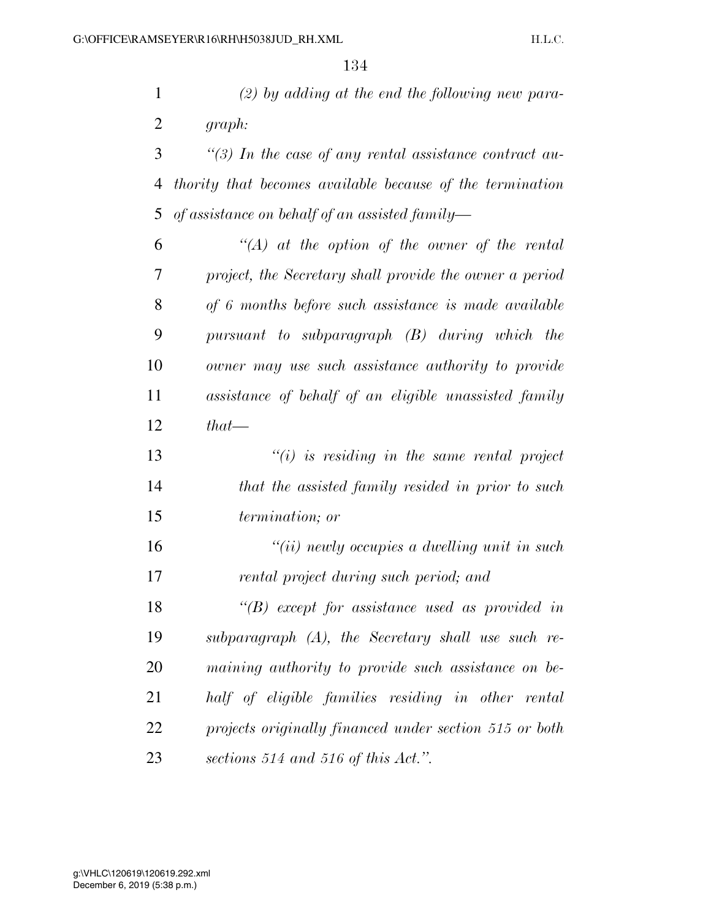*(2) by adding at the end the following new paragraph:*

*"(3) In the case of any rental assistance contract authority that becomes available because of the termination of assistance on behalf of an assisted family—*

*"(A) at the option of the owner of the rental project, the Secretary shall provide the owner a period of 6 months before such assistance is made available pursuant to subparagraph (B) during which the owner may use such assistance authority to provide assistance of behalf of an eligible unassisted family that—*

*"(i) is residing in the same rental project that the assisted family resided in prior to such termination; or*

*"(ii) newly occupies a dwelling unit in such rental project during such period; and*

*"(B) except for assistance used as provided in subparagraph (A), the Secretary shall use such remaining authority to provide such assistance on behalf of eligible families residing in other rental projects originally financed under section 515 or both sections 514 and 516 of this Act.".*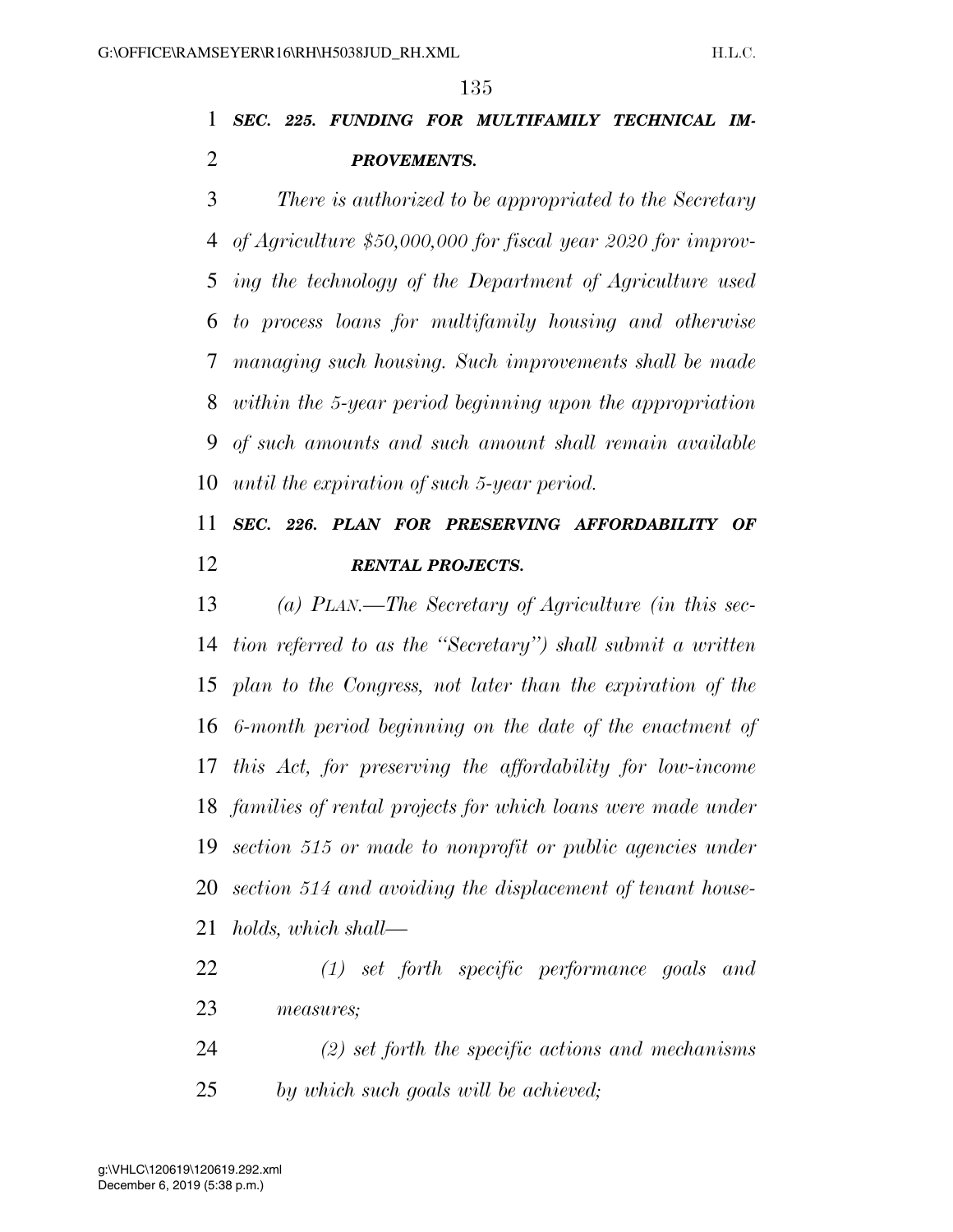***SEC. 225. FUNDING FOR MULTIFAMILY TECHNICAL IMPROVEMENTS.***

*There is authorized to be appropriated to the Secretary of Agriculture $50,000,000 for fiscal year 2020 for improving the technology of the Department of Agriculture used to process loans for multifamily housing and otherwise managing such housing. Such improvements shall be made within the 5-year period beginning upon the appropriation of such amounts and such amount shall remain available until the expiration of such 5-year period.*

***SEC. 226. PLAN FOR PRESERVING AFFORDABILITY OF RENTAL PROJECTS.***

*(a) PLAN.—The Secretary of Agriculture (in this section referred to as the "Secretary") shall submit a written plan to the Congress, not later than the expiration of the 6-month period beginning on the date of the enactment of this Act, for preserving the affordability for low-income families of rental projects for which loans were made under section 515 or made to nonprofit or public agencies under section 514 and avoiding the displacement of tenant households, which shall—*

*(1) set forth specific performance goals and measures;*

*(2) set forth the specific actions and mechanisms by which such goals will be achieved;*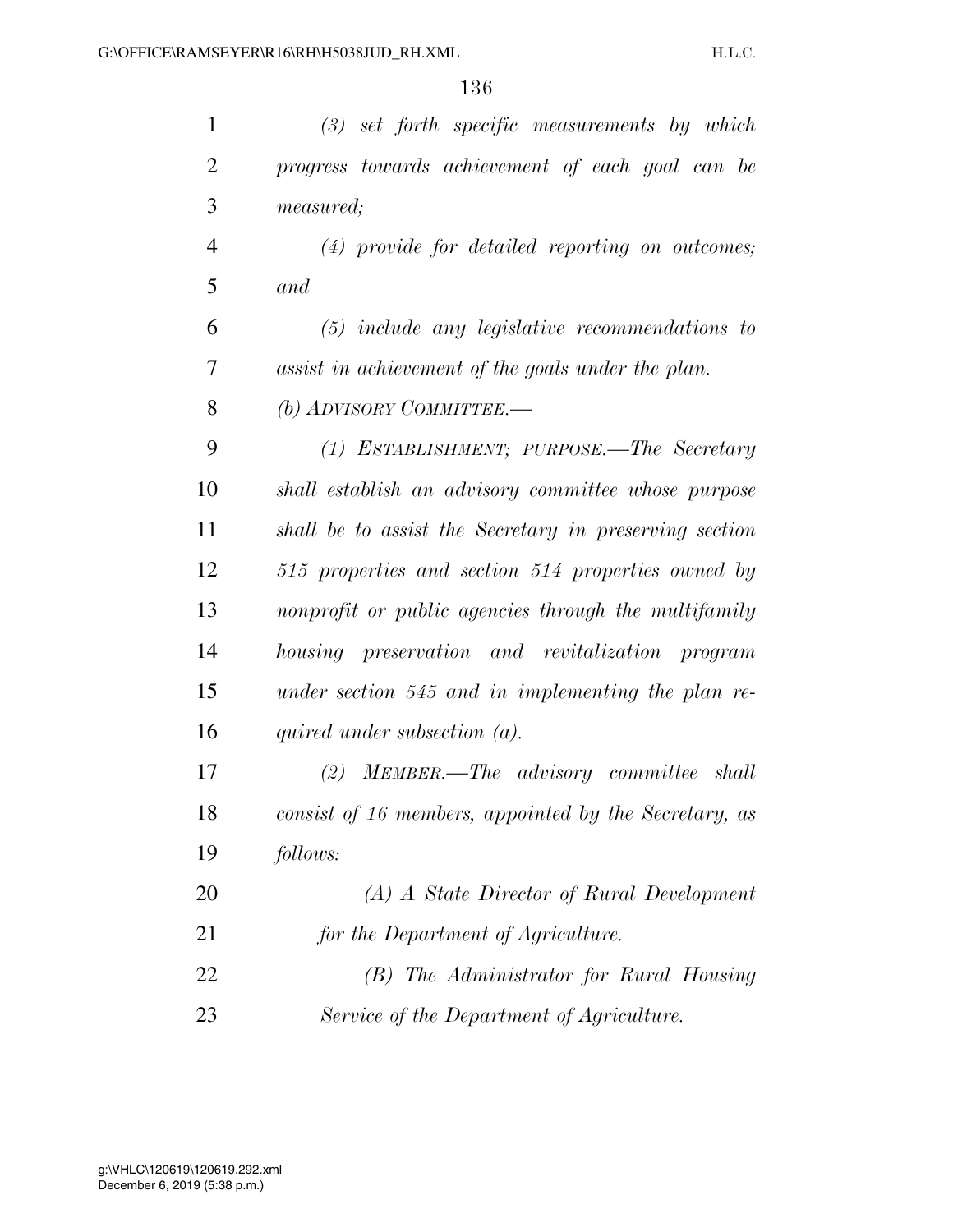*(3) set forth specific measurements by which progress towards achievement of each goal can be measured;*

*(4) provide for detailed reporting on outcomes; and*

*(5) include any legislative recommendations to assist in achievement of the goals under the plan.*

*(b) ADVISORY COMMITTEE.—*

*(1) ESTABLISHMENT; PURPOSE.—The Secretary shall establish an advisory committee whose purpose shall be to assist the Secretary in preserving section 515 properties and section 514 properties owned by nonprofit or public agencies through the multifamily housing preservation and revitalization program under section 545 and in implementing the plan required under subsection (a).*

*(2) MEMBER.—The advisory committee shall consist of 16 members, appointed by the Secretary, as follows:*

*(A) A State Director of Rural Development for the Department of Agriculture.*

*(B) The Administrator for Rural Housing Service of the Department of Agriculture.*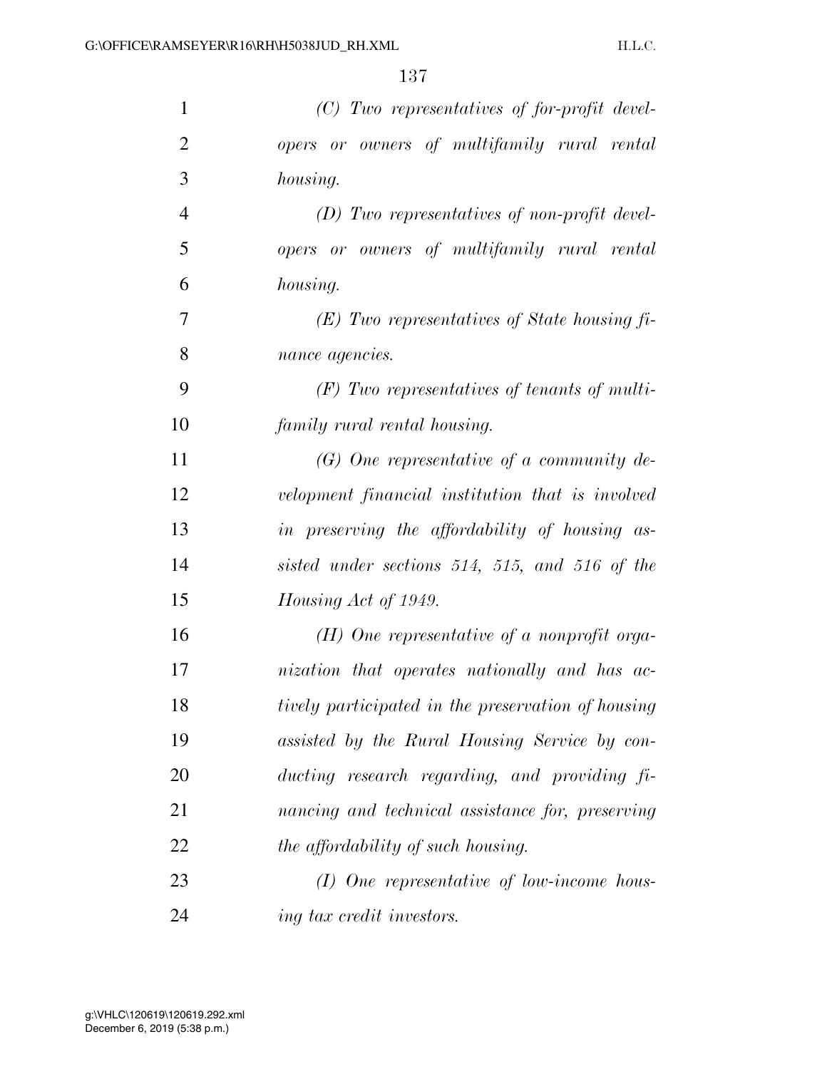*(C) Two representatives of for-profit developers or owners of multifamily rural rental housing.*

*(D) Two representatives of non-profit developers or owners of multifamily rural rental housing.*

*(E) Two representatives of State housing finance agencies.*

*(F) Two representatives of tenants of multifamily rural rental housing.*

*(G) One representative of a community development financial institution that is involved in preserving the affordability of housing assisted under sections 514, 515, and 516 of the Housing Act of 1949.*

*(H) One representative of a nonprofit organization that operates nationally and has actively participated in the preservation of housing assisted by the Rural Housing Service by conducting research regarding, and providing financing and technical assistance for, preserving the affordability of such housing.*

*(I) One representative of low-income housing tax credit investors.*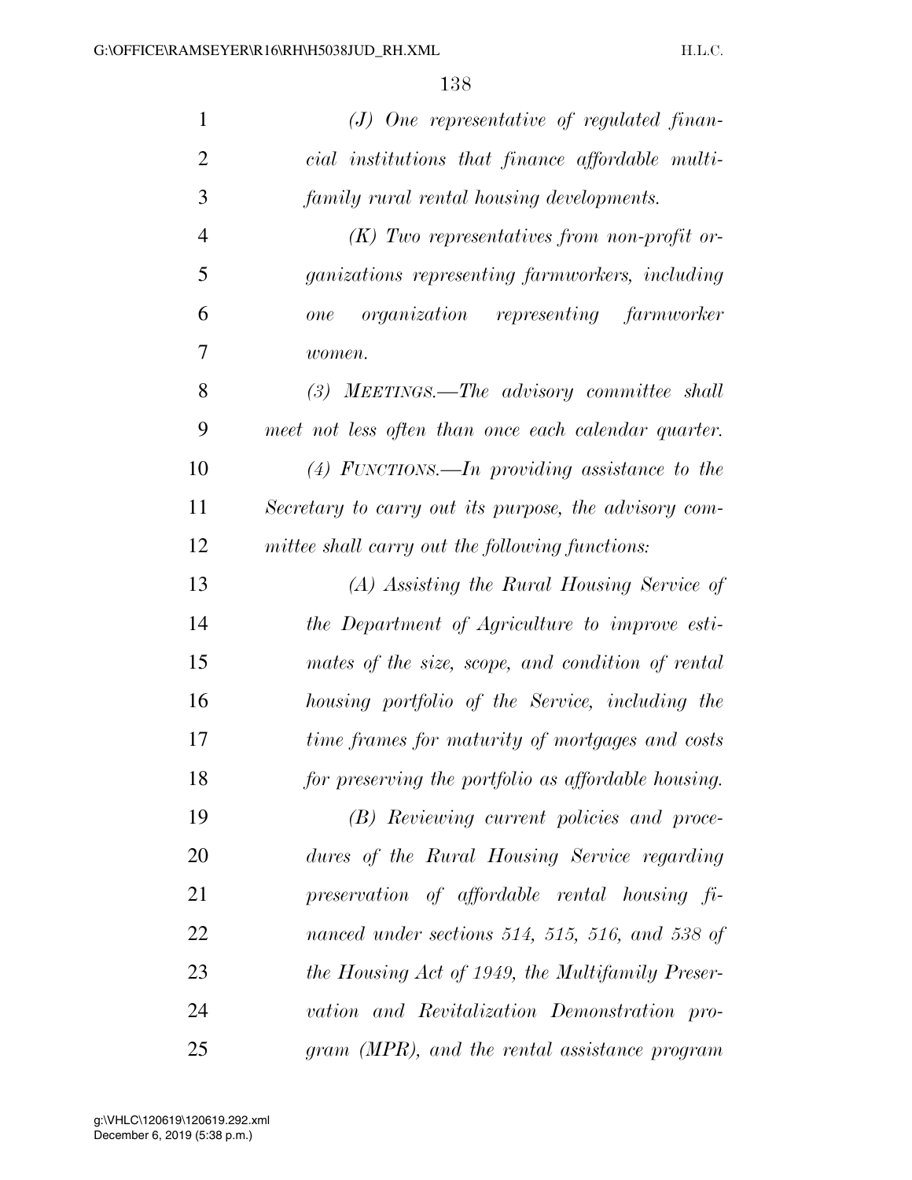*(J) One representative of regulated financial institutions that finance affordable multifamily rural rental housing developments.*

*(K) Two representatives from non-profit organizations representing farmworkers, including one organization representing farmworker women.*

*(3) MEETINGS.—The advisory committee shall meet not less often than once each calendar quarter.*

*(4) FUNCTIONS.—In providing assistance to the Secretary to carry out its purpose, the advisory committee shall carry out the following functions:*

*(A) Assisting the Rural Housing Service of the Department of Agriculture to improve estimates of the size, scope, and condition of rental housing portfolio of the Service, including the time frames for maturity of mortgages and costs for preserving the portfolio as affordable housing.*

*(B) Reviewing current policies and procedures of the Rural Housing Service regarding preservation of affordable rental housing financed under sections 514, 515, 516, and 538 of the Housing Act of 1949, the Multifamily Preservation and Revitalization Demonstration program (MPR), and the rental assistance program*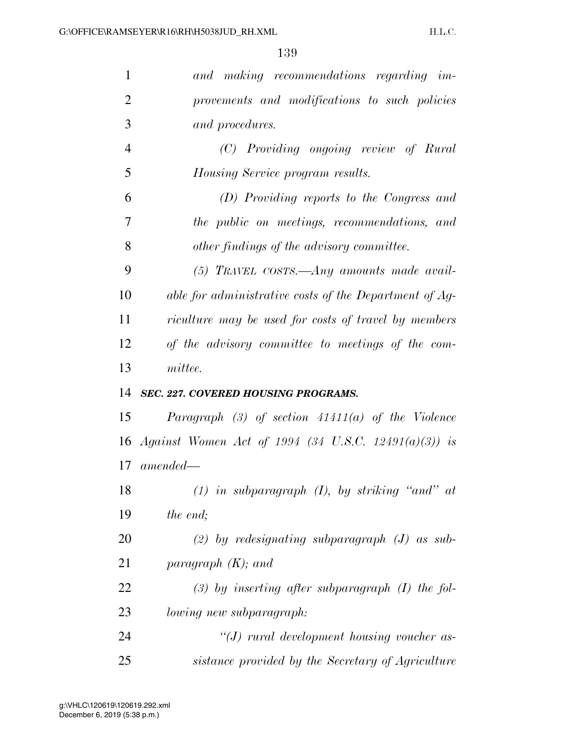*and making recommendations regarding improvements and modifications to such policies and procedures.*

*(C) Providing ongoing review of Rural Housing Service program results.*

*(D) Providing reports to the Congress and the public on meetings, recommendations, and other findings of the advisory committee.*

*(5) TRAVEL COSTS.—Any amounts made available for administrative costs of the Department of Agriculture may be used for costs of travel by members of the advisory committee to meetings of the committee.*

***SEC. 227. COVERED HOUSING PROGRAMS.***

*Paragraph (3) of section 41411(a) of the Violence Against Women Act of 1994 (34 U.S.C. 12491(a)(3)) is amended—*

*(1) in subparagraph (I), by striking "and" at the end;*

*(2) by redesignating subparagraph (J) as subparagraph (K); and*

*(3) by inserting after subparagraph (I) the following new subparagraph:*

*"(J) rural development housing voucher assistance provided by the Secretary of Agriculture*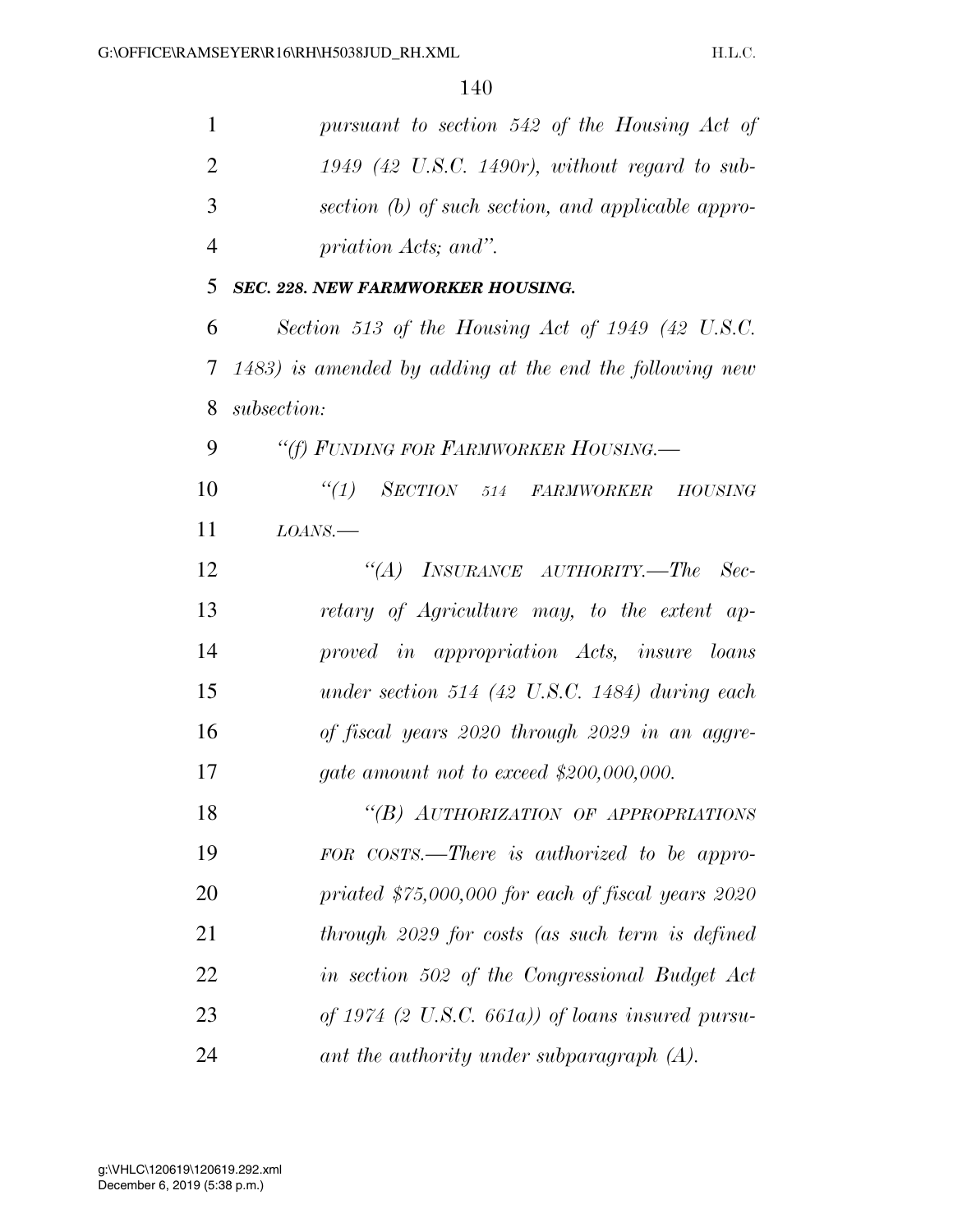*pursuant to section 542 of the Housing Act of 1949 (42 U.S.C. 1490r), without regard to subsection (b) of such section, and applicable appropriation Acts; and''.*

***SEC. 228. NEW FARMWORKER HOUSING.***

*Section 513 of the Housing Act of 1949 (42 U.S.C. 1483) is amended by adding at the end the following new subsection:*

*''(f) FUNDING FOR FARMWORKER HOUSING.—*

*''(1) SECTION 514 FARMWORKER HOUSING LOANS.—*

*''(A) INSURANCE AUTHORITY.—The Secretary of Agriculture may, to the extent approved in appropriation Acts, insure loans under section 514 (42 U.S.C. 1484) during each of fiscal years 2020 through 2029 in an aggregate amount not to exceed $200,000,000.*

*''(B) AUTHORIZATION OF APPROPRIATIONS FOR COSTS.—There is authorized to be appropriated $75,000,000 for each of fiscal years 2020 through 2029 for costs (as such term is defined in section 502 of the Congressional Budget Act of 1974 (2 U.S.C. 661a)) of loans insured pursuant the authority under subparagraph (A).*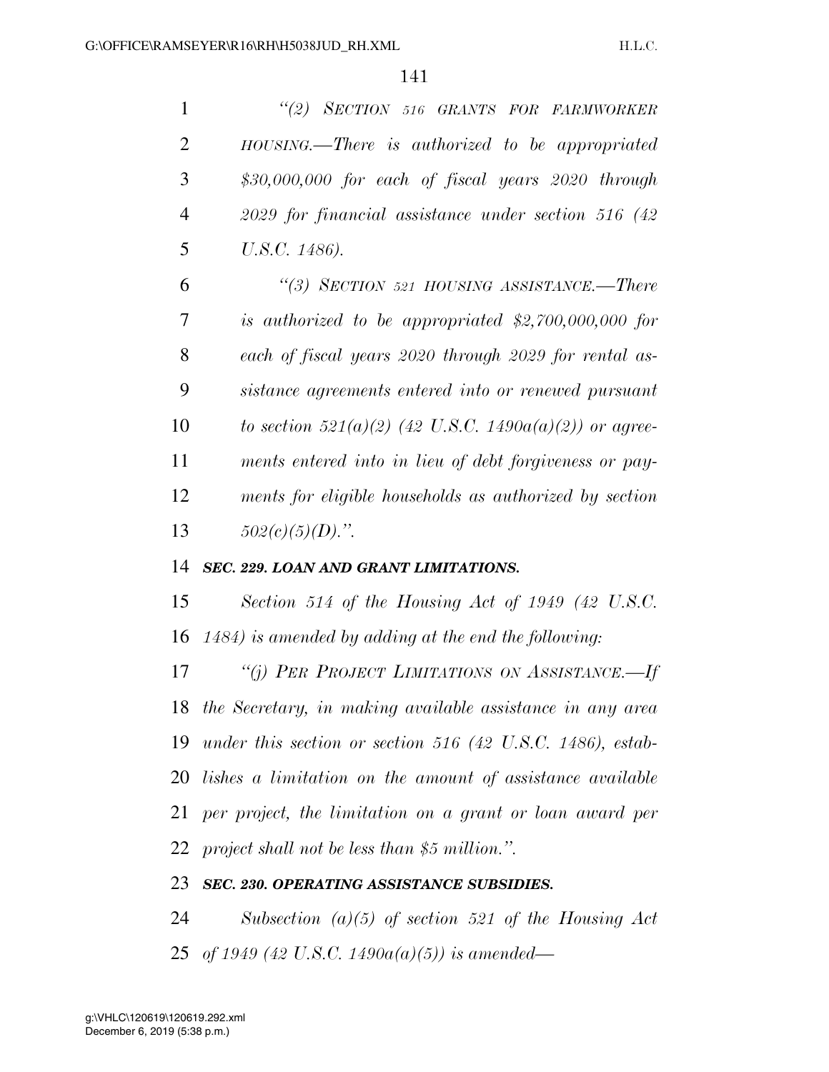*"(2) SECTION 516 GRANTS FOR FARMWORKER HOUSING.—There is authorized to be appropriated $30,000,000 for each of fiscal years 2020 through 2029 for financial assistance under section 516 (42 U.S.C. 1486).*

*"(3) SECTION 521 HOUSING ASSISTANCE.—There is authorized to be appropriated $2,700,000,000 for each of fiscal years 2020 through 2029 for rental assistance agreements entered into or renewed pursuant to section 521(a)(2) (42 U.S.C. 1490a(a)(2)) or agreements entered into in lieu of debt forgiveness or payments for eligible households as authorized by section 502(c)(5)(D).".*

***SEC. 229. LOAN AND GRANT LIMITATIONS.***

*Section 514 of the Housing Act of 1949 (42 U.S.C. 1484) is amended by adding at the end the following:*

*"(j) PER PROJECT LIMITATIONS ON ASSISTANCE.—If the Secretary, in making available assistance in any area under this section or section 516 (42 U.S.C. 1486), establishes a limitation on the amount of assistance available per project, the limitation on a grant or loan award per project shall not be less than $5 million.".*

***SEC. 230. OPERATING ASSISTANCE SUBSIDIES.***

*Subsection (a)(5) of section 521 of the Housing Act of 1949 (42 U.S.C. 1490a(a)(5)) is amended—*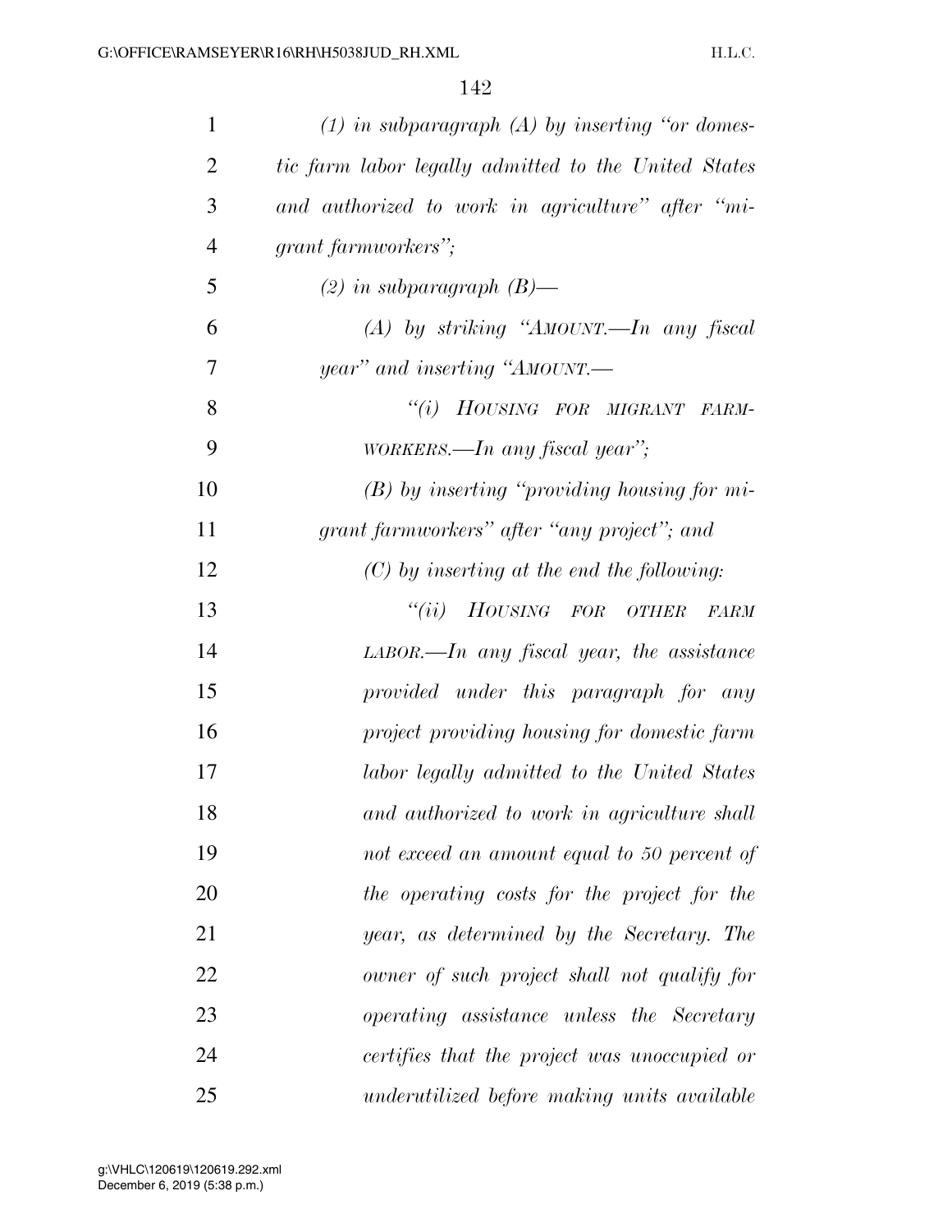*(1) in subparagraph (A) by inserting "or domestic farm labor legally admitted to the United States and authorized to work in agriculture" after "migrant farmworkers";*

*(2) in subparagraph (B)—*

*(A) by striking "AMOUNT.—In any fiscal year" and inserting "AMOUNT.—*

*"(i) HOUSING FOR MIGRANT FARMWORKERS.—In any fiscal year";*

*(B) by inserting "providing housing for migrant farmworkers" after "any project"; and*

*(C) by inserting at the end the following:*

*"(ii) HOUSING FOR OTHER FARM LABOR.—In any fiscal year, the assistance provided under this paragraph for any project providing housing for domestic farm labor legally admitted to the United States and authorized to work in agriculture shall not exceed an amount equal to 50 percent of the operating costs for the project for the year, as determined by the Secretary. The owner of such project shall not qualify for operating assistance unless the Secretary certifies that the project was unoccupied or underutilized before making units available*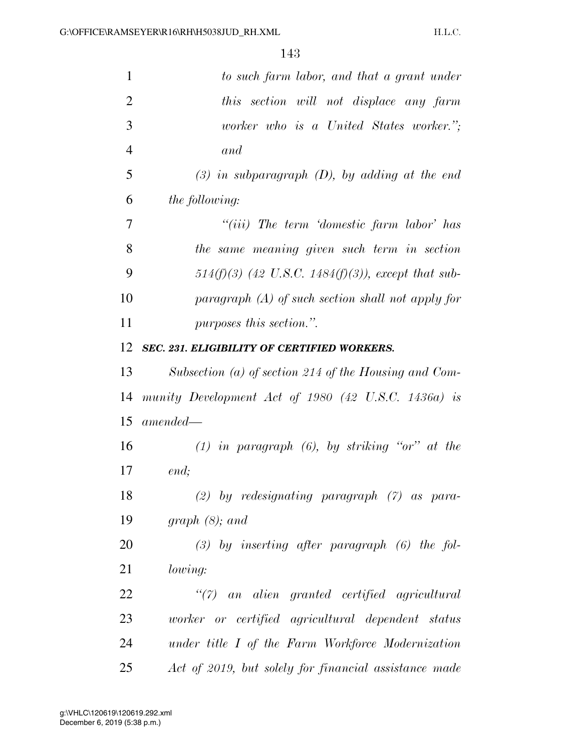*to such farm labor, and that a grant under this section will not displace any farm worker who is a United States worker.”; and*

*(3) in subparagraph (D), by adding at the end the following:*

*“(iii) The term ‘domestic farm labor’ has the same meaning given such term in section 514(f)(3) (42 U.S.C. 1484(f)(3)), except that subparagraph (A) of such section shall not apply for purposes this section.”.*

***SEC. 231. ELIGIBILITY OF CERTIFIED WORKERS.***

*Subsection (a) of section 214 of the Housing and Community Development Act of 1980 (42 U.S.C. 1436a) is amended—*

*(1) in paragraph (6), by striking “or” at the end;*

*(2) by redesignating paragraph (7) as paragraph (8); and*

*(3) by inserting after paragraph (6) the following:*

*“(7) an alien granted certified agricultural worker or certified agricultural dependent status under title I of the Farm Workforce Modernization Act of 2019, but solely for financial assistance made*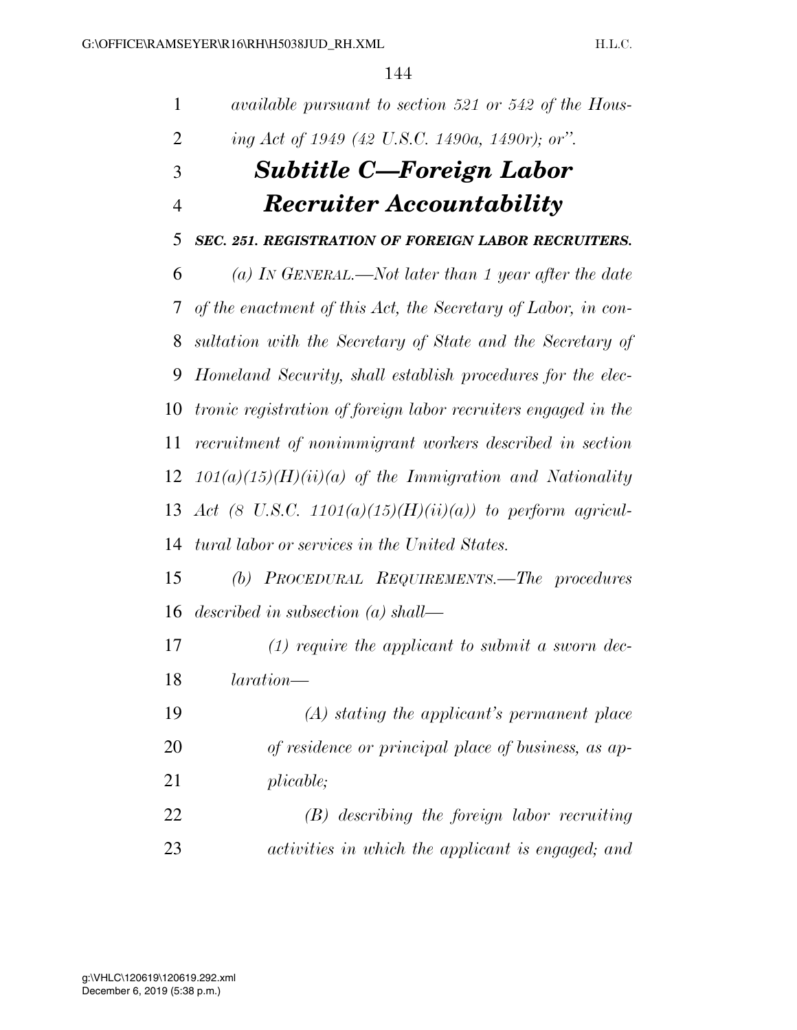*available pursuant to section 521 or 542 of the Housing Act of 1949 (42 U.S.C. 1490a, 1490r); or''.*

## *Subtitle C—Foreign Labor Recruiter Accountability*

***SEC. 251. REGISTRATION OF FOREIGN LABOR RECRUITERS.***

*(a) IN GENERAL.—Not later than 1 year after the date of the enactment of this Act, the Secretary of Labor, in consultation with the Secretary of State and the Secretary of Homeland Security, shall establish procedures for the electronic registration of foreign labor recruiters engaged in the recruitment of nonimmigrant workers described in section 101(a)(15)(H)(ii)(a) of the Immigration and Nationality Act (8 U.S.C. 1101(a)(15)(H)(ii)(a)) to perform agricultural labor or services in the United States.*

*(b) PROCEDURAL REQUIREMENTS.—The procedures described in subsection (a) shall—*

*(1) require the applicant to submit a sworn declaration—*

*(A) stating the applicant's permanent place of residence or principal place of business, as applicable;*

*(B) describing the foreign labor recruiting activities in which the applicant is engaged; and*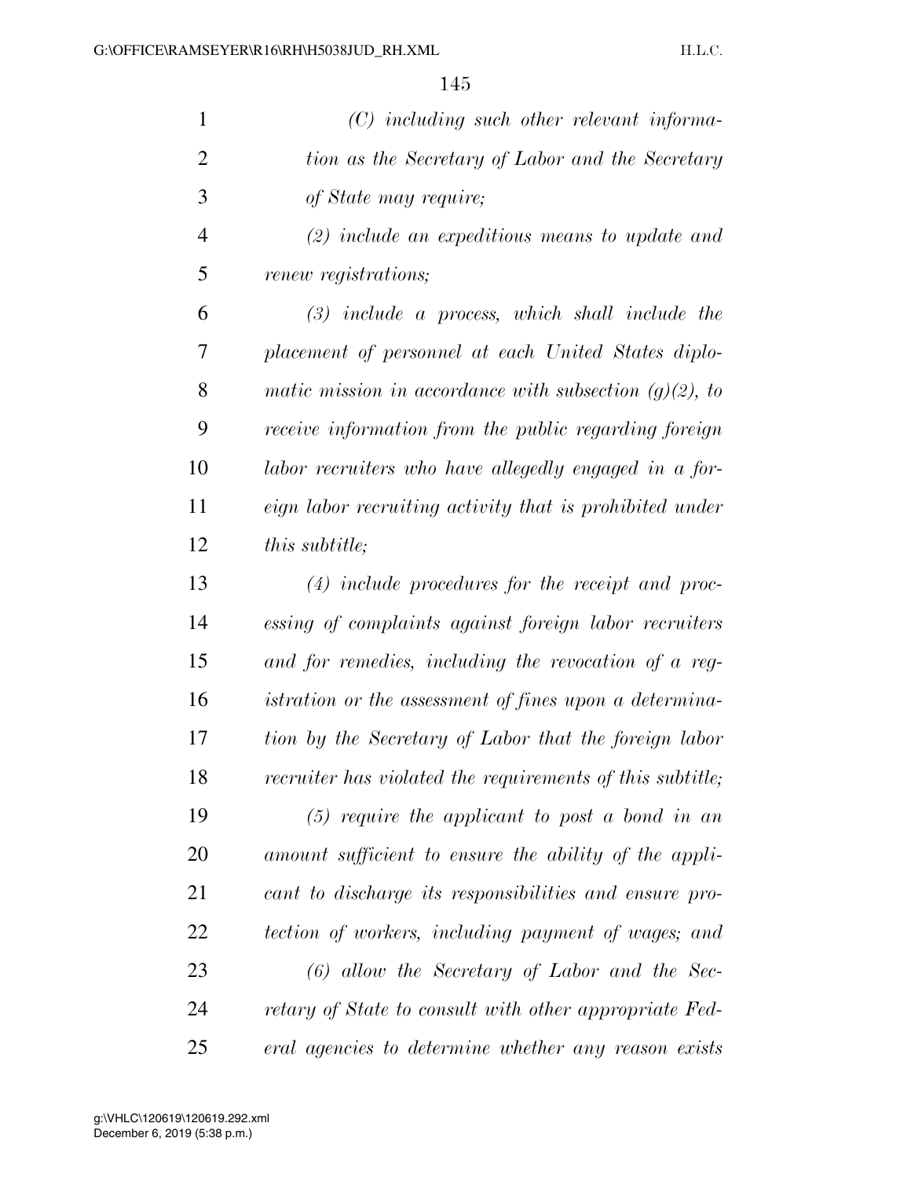*(C) including such other relevant information as the Secretary of Labor and the Secretary of State may require;*

*(2) include an expeditious means to update and renew registrations;*

*(3) include a process, which shall include the placement of personnel at each United States diplomatic mission in accordance with subsection (g)(2), to receive information from the public regarding foreign labor recruiters who have allegedly engaged in a foreign labor recruiting activity that is prohibited under this subtitle;*

*(4) include procedures for the receipt and processing of complaints against foreign labor recruiters and for remedies, including the revocation of a registration or the assessment of fines upon a determination by the Secretary of Labor that the foreign labor recruiter has violated the requirements of this subtitle;*

*(5) require the applicant to post a bond in an amount sufficient to ensure the ability of the applicant to discharge its responsibilities and ensure protection of workers, including payment of wages; and*

*(6) allow the Secretary of Labor and the Secretary of State to consult with other appropriate Federal agencies to determine whether any reason exists*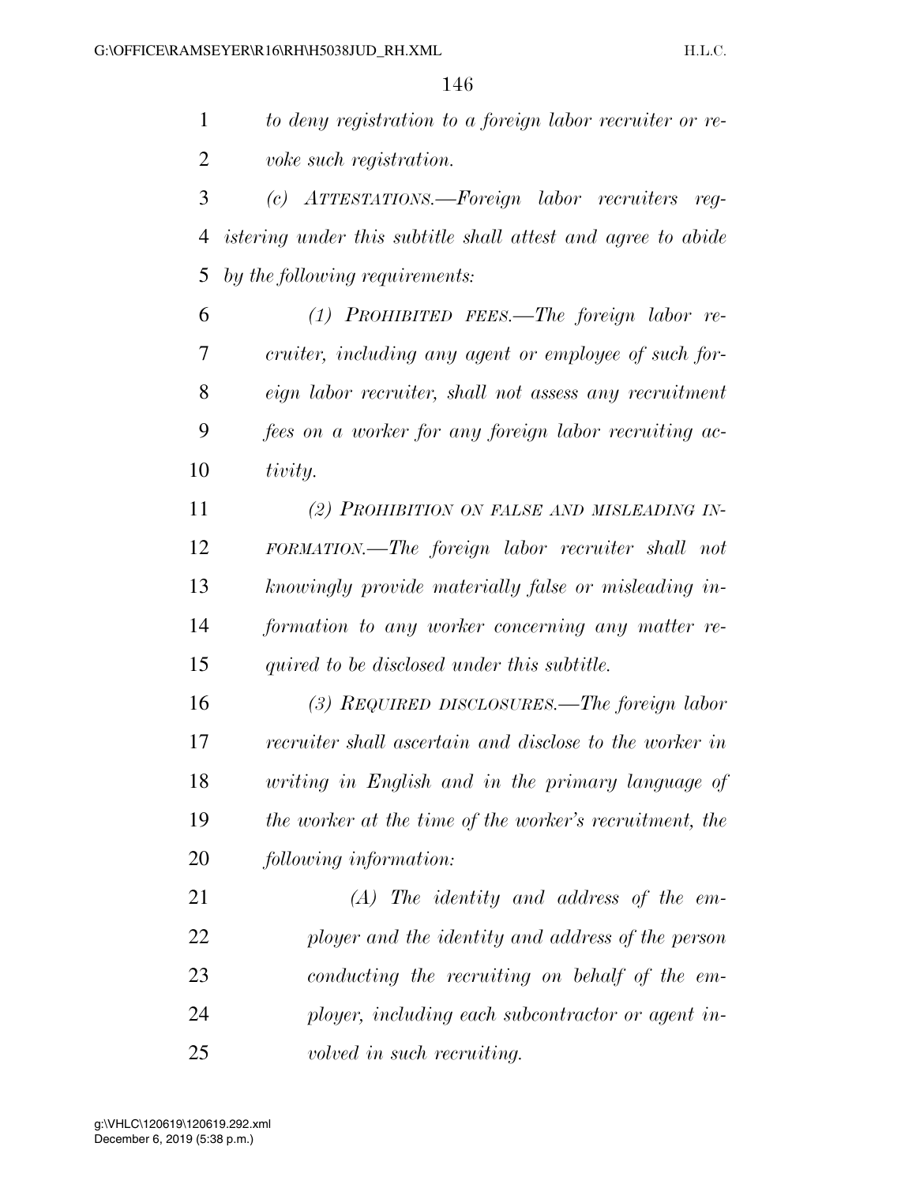*to deny registration to a foreign labor recruiter or revoke such registration.*

*(c) ATTESTATIONS.—Foreign labor recruiters registering under this subtitle shall attest and agree to abide by the following requirements:*

*(1) PROHIBITED FEES.—The foreign labor recruiter, including any agent or employee of such foreign labor recruiter, shall not assess any recruitment fees on a worker for any foreign labor recruiting activity.*

*(2) PROHIBITION ON FALSE AND MISLEADING INFORMATION.—The foreign labor recruiter shall not knowingly provide materially false or misleading information to any worker concerning any matter required to be disclosed under this subtitle.*

*(3) REQUIRED DISCLOSURES.—The foreign labor recruiter shall ascertain and disclose to the worker in writing in English and in the primary language of the worker at the time of the worker's recruitment, the following information:*

*(A) The identity and address of the employer and the identity and address of the person conducting the recruiting on behalf of the employer, including each subcontractor or agent involved in such recruiting.*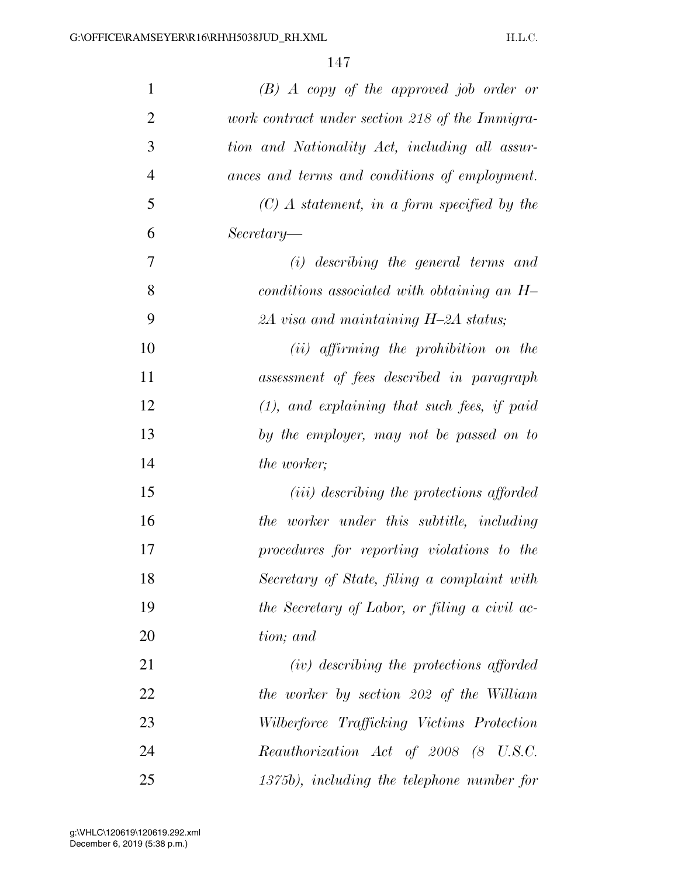*(B) A copy of the approved job order or work contract under section 218 of the Immigration and Nationality Act, including all assurances and terms and conditions of employment.*

*(C) A statement, in a form specified by the Secretary—*

*(i) describing the general terms and conditions associated with obtaining an H–2A visa and maintaining H–2A status;*

*(ii) affirming the prohibition on the assessment of fees described in paragraph (1), and explaining that such fees, if paid by the employer, may not be passed on to the worker;*

*(iii) describing the protections afforded the worker under this subtitle, including procedures for reporting violations to the Secretary of State, filing a complaint with the Secretary of Labor, or filing a civil action; and*

*(iv) describing the protections afforded the worker by section 202 of the William Wilberforce Trafficking Victims Protection Reauthorization Act of 2008 (8 U.S.C. 1375b), including the telephone number for*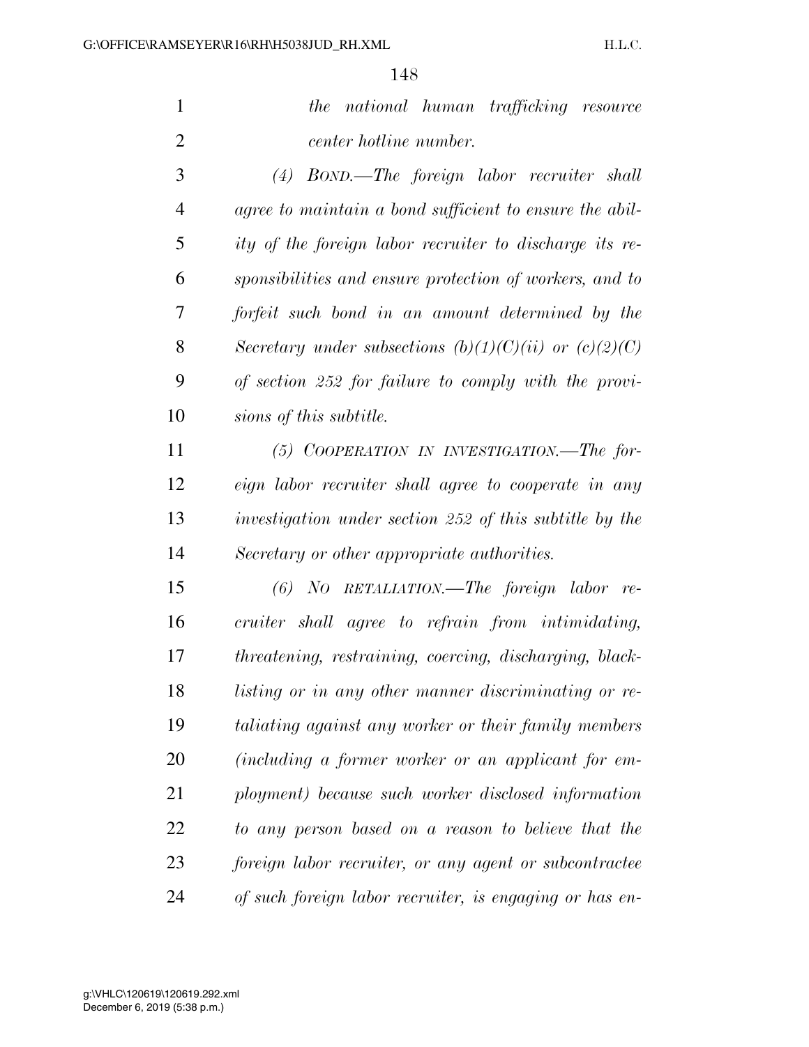*the national human trafficking resource center hotline number.*

*(4) BOND.—The foreign labor recruiter shall agree to maintain a bond sufficient to ensure the ability of the foreign labor recruiter to discharge its responsibilities and ensure protection of workers, and to forfeit such bond in an amount determined by the Secretary under subsections (b)(1)(C)(ii) or (c)(2)(C) of section 252 for failure to comply with the provisions of this subtitle.*

*(5) COOPERATION IN INVESTIGATION.—The foreign labor recruiter shall agree to cooperate in any investigation under section 252 of this subtitle by the Secretary or other appropriate authorities.*

*(6) NO RETALIATION.—The foreign labor recruiter shall agree to refrain from intimidating, threatening, restraining, coercing, discharging, blacklisting or in any other manner discriminating or retaliating against any worker or their family members (including a former worker or an applicant for employment) because such worker disclosed information to any person based on a reason to believe that the foreign labor recruiter, or any agent or subcontractee of such foreign labor recruiter, is engaging or has en-*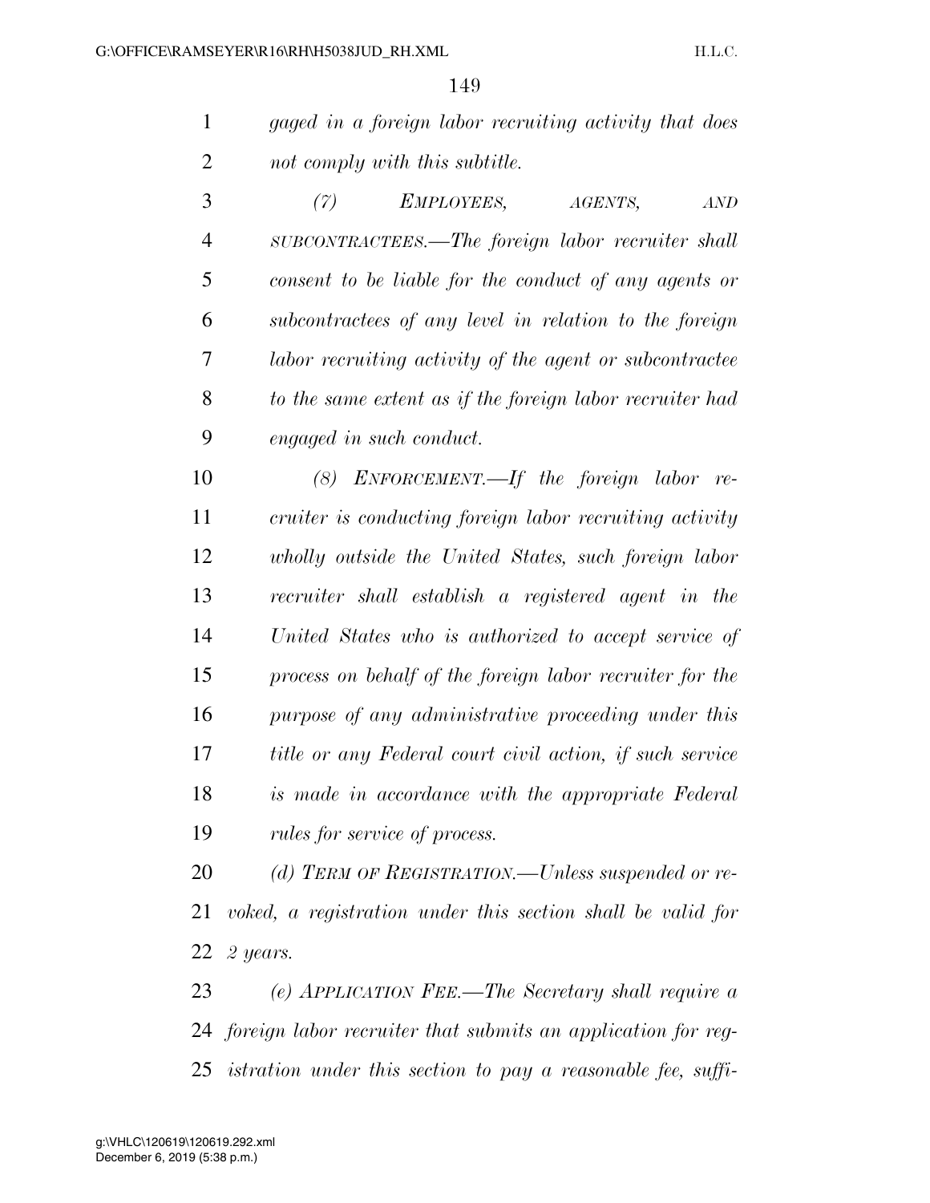*gaged in a foreign labor recruiting activity that does not comply with this subtitle.*

*(7) EMPLOYEES, AGENTS, AND SUBCONTRACTEES.—The foreign labor recruiter shall consent to be liable for the conduct of any agents or subcontractees of any level in relation to the foreign labor recruiting activity of the agent or subcontractee to the same extent as if the foreign labor recruiter had engaged in such conduct.*

*(8) ENFORCEMENT.—If the foreign labor recruiter is conducting foreign labor recruiting activity wholly outside the United States, such foreign labor recruiter shall establish a registered agent in the United States who is authorized to accept service of process on behalf of the foreign labor recruiter for the purpose of any administrative proceeding under this title or any Federal court civil action, if such service is made in accordance with the appropriate Federal rules for service of process.*

*(d) TERM OF REGISTRATION.—Unless suspended or revoked, a registration under this section shall be valid for 2 years.*

*(e) APPLICATION FEE.—The Secretary shall require a foreign labor recruiter that submits an application for registration under this section to pay a reasonable fee, suffi-*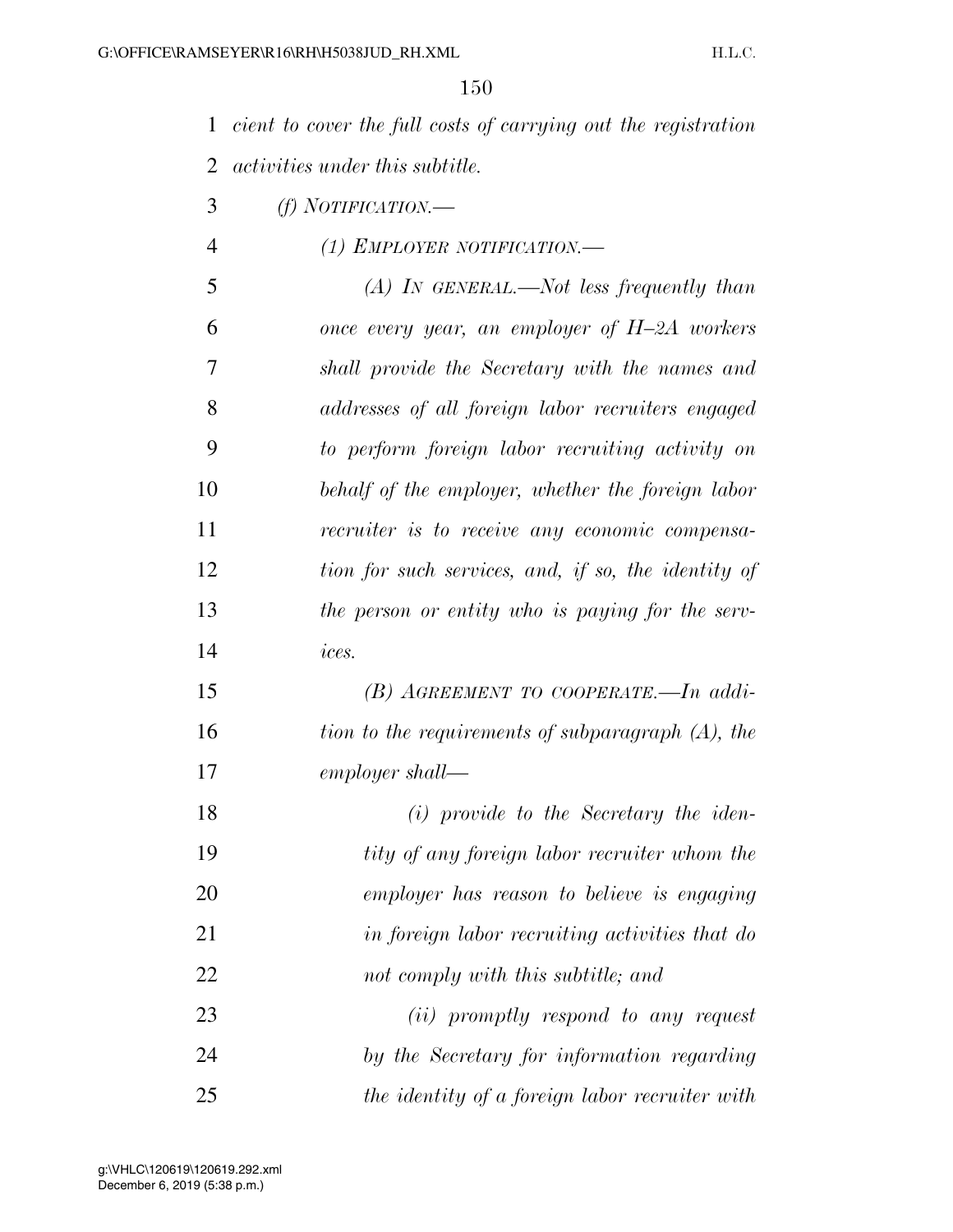*cient to cover the full costs of carrying out the registration activities under this subtitle.*

*(f) NOTIFICATION.—*

*(1) EMPLOYER NOTIFICATION.—*

*(A) IN GENERAL.—Not less frequently than once every year, an employer of H–2A workers shall provide the Secretary with the names and addresses of all foreign labor recruiters engaged to perform foreign labor recruiting activity on behalf of the employer, whether the foreign labor recruiter is to receive any economic compensation for such services, and, if so, the identity of the person or entity who is paying for the services.*

*(B) AGREEMENT TO COOPERATE.—In addition to the requirements of subparagraph (A), the employer shall—*

*(i) provide to the Secretary the identity of any foreign labor recruiter whom the employer has reason to believe is engaging in foreign labor recruiting activities that do not comply with this subtitle; and*

*(ii) promptly respond to any request by the Secretary for information regarding the identity of a foreign labor recruiter with*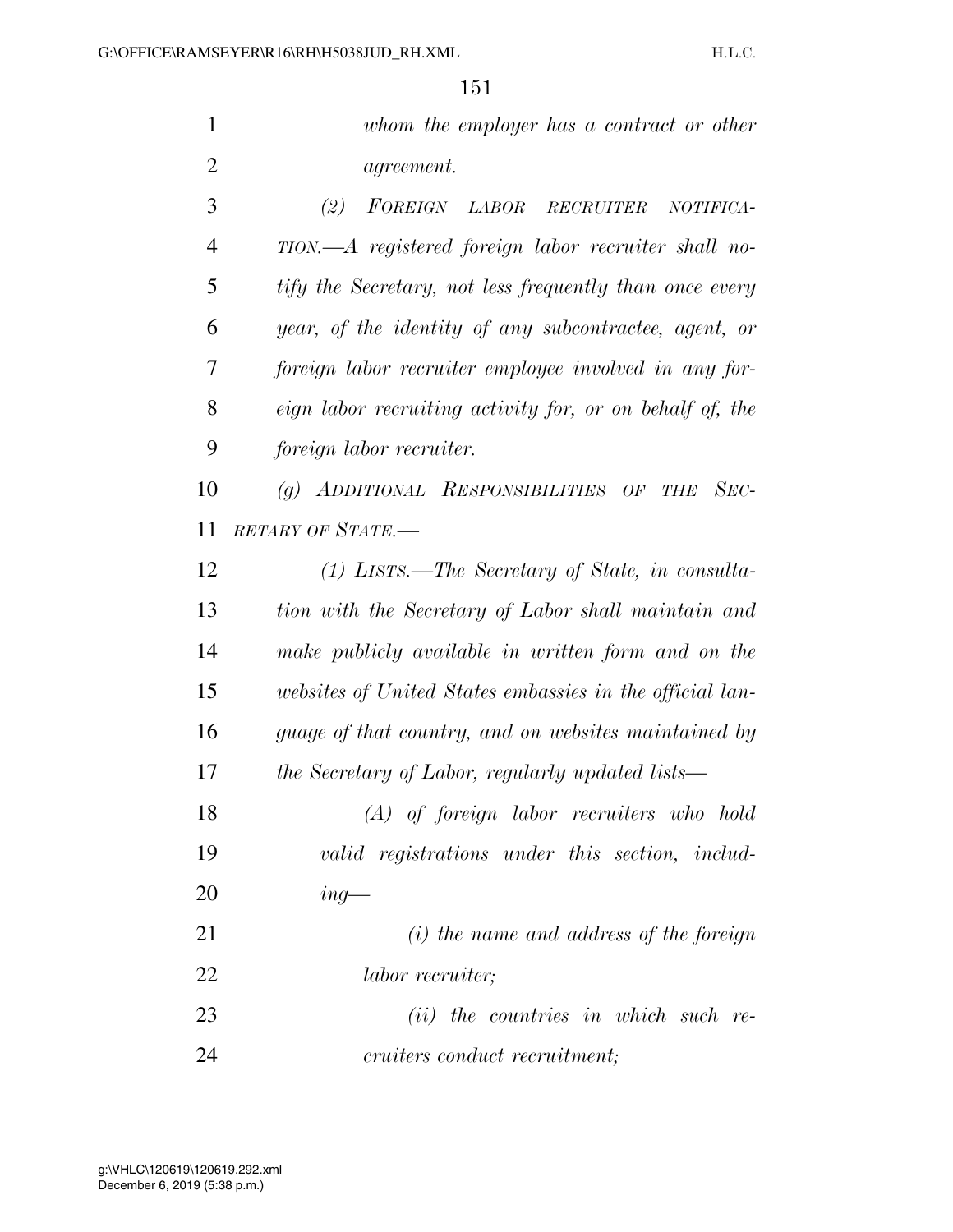*whom the employer has a contract or other agreement.*

*(2) FOREIGN LABOR RECRUITER NOTIFICATION.—A registered foreign labor recruiter shall notify the Secretary, not less frequently than once every year, of the identity of any subcontractee, agent, or foreign labor recruiter employee involved in any foreign labor recruiting activity for, or on behalf of, the foreign labor recruiter.*

*(g) ADDITIONAL RESPONSIBILITIES OF THE SECRETARY OF STATE.—*

*(1) LISTS.—The Secretary of State, in consultation with the Secretary of Labor shall maintain and make publicly available in written form and on the websites of United States embassies in the official language of that country, and on websites maintained by the Secretary of Labor, regularly updated lists—*

*(A) of foreign labor recruiters who hold valid registrations under this section, including—*

*(i) the name and address of the foreign labor recruiter;*

*(ii) the countries in which such recruiters conduct recruitment;*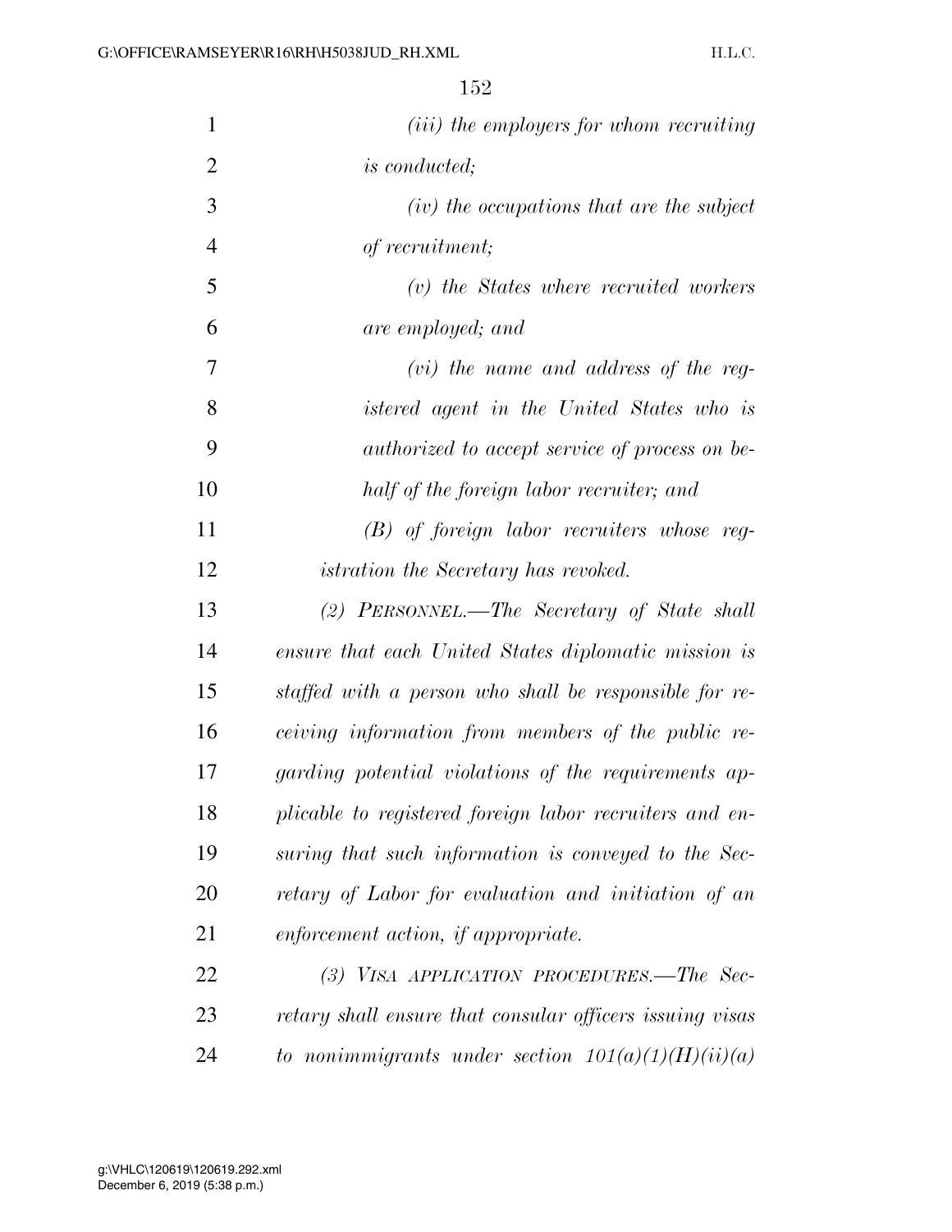*(iii) the employers for whom recruiting is conducted;*

*(iv) the occupations that are the subject of recruitment;*

*(v) the States where recruited workers are employed; and*

*(vi) the name and address of the registered agent in the United States who is authorized to accept service of process on behalf of the foreign labor recruiter; and*

*(B) of foreign labor recruiters whose registration the Secretary has revoked.*

*(2) PERSONNEL.—The Secretary of State shall ensure that each United States diplomatic mission is staffed with a person who shall be responsible for receiving information from members of the public regarding potential violations of the requirements applicable to registered foreign labor recruiters and ensuring that such information is conveyed to the Secretary of Labor for evaluation and initiation of an enforcement action, if appropriate.*

*(3) VISA APPLICATION PROCEDURES.—The Secretary shall ensure that consular officers issuing visas to nonimmigrants under section 101(a)(1)(H)(ii)(a)*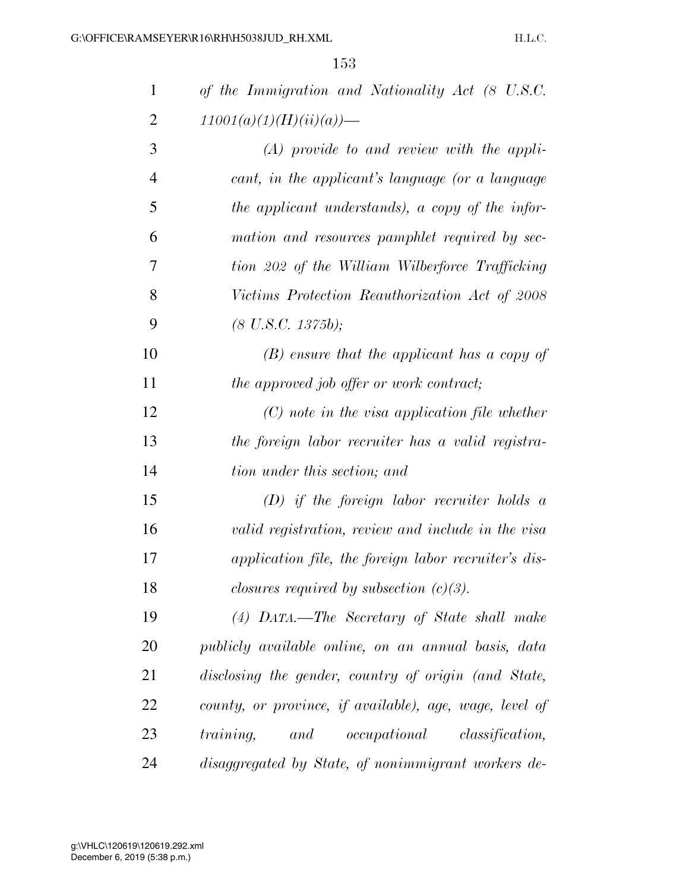*of the Immigration and Nationality Act (8 U.S.C. 11001(a)(1)(H)(ii)(a))—*

*(A) provide to and review with the applicant, in the applicant's language (or a language the applicant understands), a copy of the information and resources pamphlet required by section 202 of the William Wilberforce Trafficking Victims Protection Reauthorization Act of 2008 (8 U.S.C. 1375b);*

*(B) ensure that the applicant has a copy of the approved job offer or work contract;*

*(C) note in the visa application file whether the foreign labor recruiter has a valid registration under this section; and*

*(D) if the foreign labor recruiter holds a valid registration, review and include in the visa application file, the foreign labor recruiter's disclosures required by subsection (c)(3).*

*(4) DATA.—The Secretary of State shall make publicly available online, on an annual basis, data disclosing the gender, country of origin (and State, county, or province, if available), age, wage, level of training, and occupational classification, disaggregated by State, of nonimmigrant workers de-*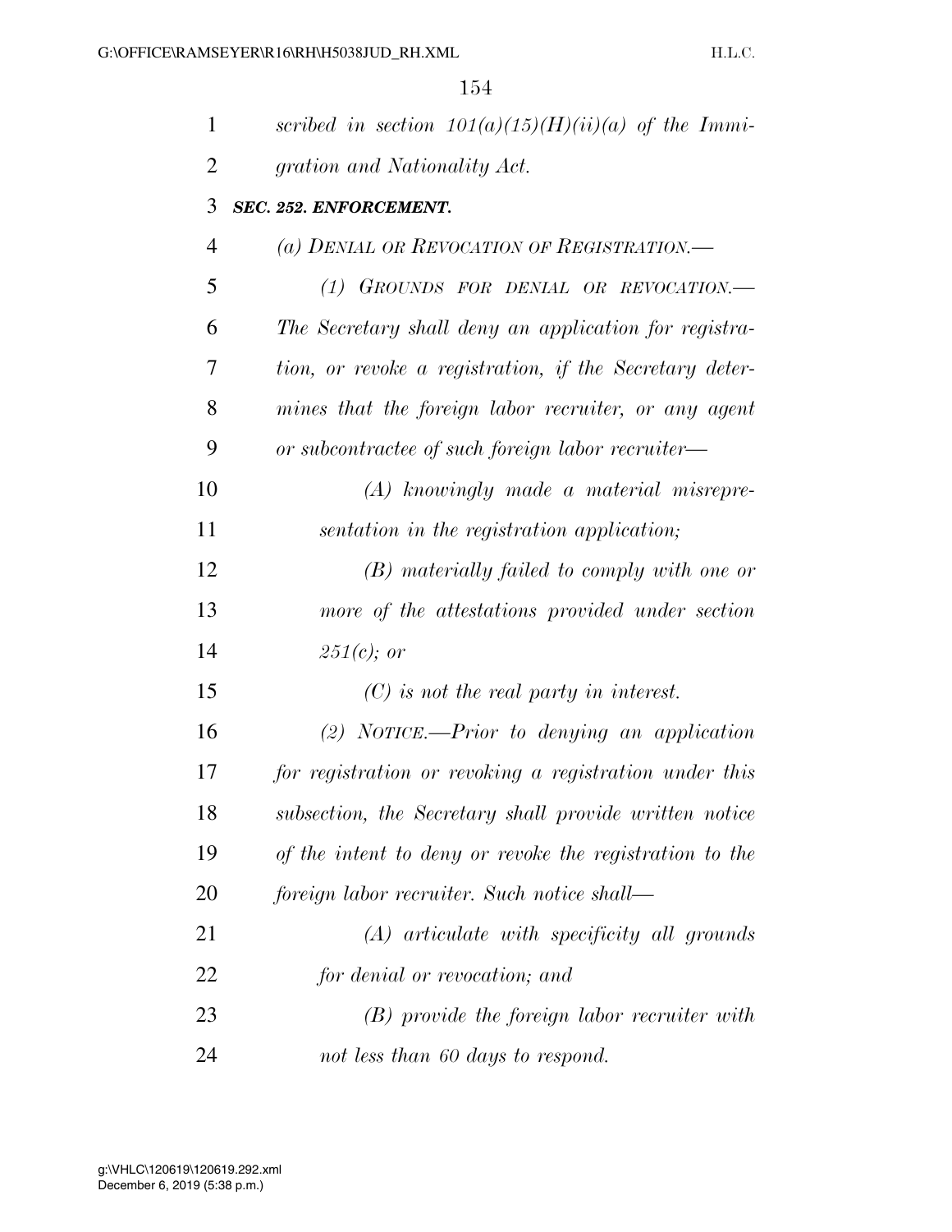*scribed in section 101(a)(15)(H)(ii)(a) of the Immigration and Nationality Act.*

### *SEC. 252. ENFORCEMENT.*

*(a) DENIAL OR REVOCATION OF REGISTRATION.—*

*(1) GROUNDS FOR DENIAL OR REVOCATION.—The Secretary shall deny an application for registration, or revoke a registration, if the Secretary determines that the foreign labor recruiter, or any agent or subcontractee of such foreign labor recruiter—*

*(A) knowingly made a material misrepresentation in the registration application;*

*(B) materially failed to comply with one or more of the attestations provided under section 251(c); or*

*(C) is not the real party in interest.*

*(2) NOTICE.—Prior to denying an application for registration or revoking a registration under this subsection, the Secretary shall provide written notice of the intent to deny or revoke the registration to the foreign labor recruiter. Such notice shall—*

*(A) articulate with specificity all grounds for denial or revocation; and*

*(B) provide the foreign labor recruiter with not less than 60 days to respond.*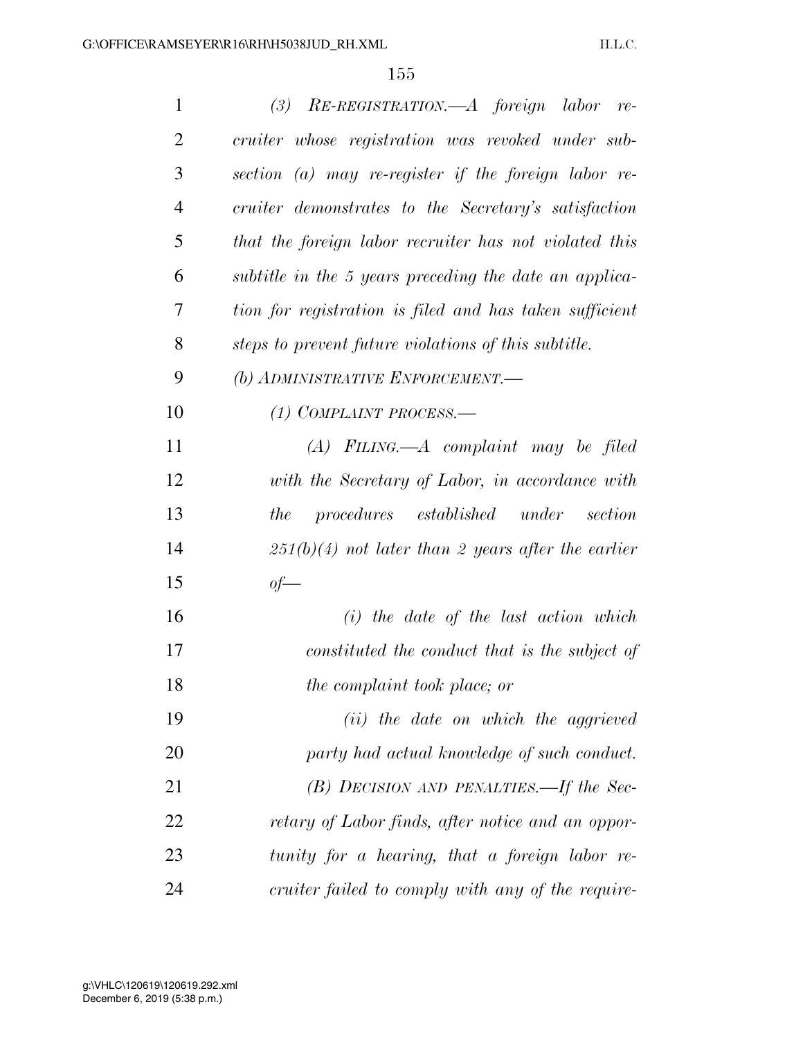*(3) RE-REGISTRATION.—A foreign labor recruiter whose registration was revoked under subsection (a) may re-register if the foreign labor recruiter demonstrates to the Secretary's satisfaction that the foreign labor recruiter has not violated this subtitle in the 5 years preceding the date an application for registration is filed and has taken sufficient steps to prevent future violations of this subtitle.*

*(b) ADMINISTRATIVE ENFORCEMENT.—*

*(1) COMPLAINT PROCESS.—*

*(A) FILING.—A complaint may be filed with the Secretary of Labor, in accordance with the procedures established under section 251(b)(4) not later than 2 years after the earlier of—*

*(i) the date of the last action which constituted the conduct that is the subject of the complaint took place; or*

*(ii) the date on which the aggrieved party had actual knowledge of such conduct.*

*(B) DECISION AND PENALTIES.—If the Secretary of Labor finds, after notice and an opportunity for a hearing, that a foreign labor recruiter failed to comply with any of the require-*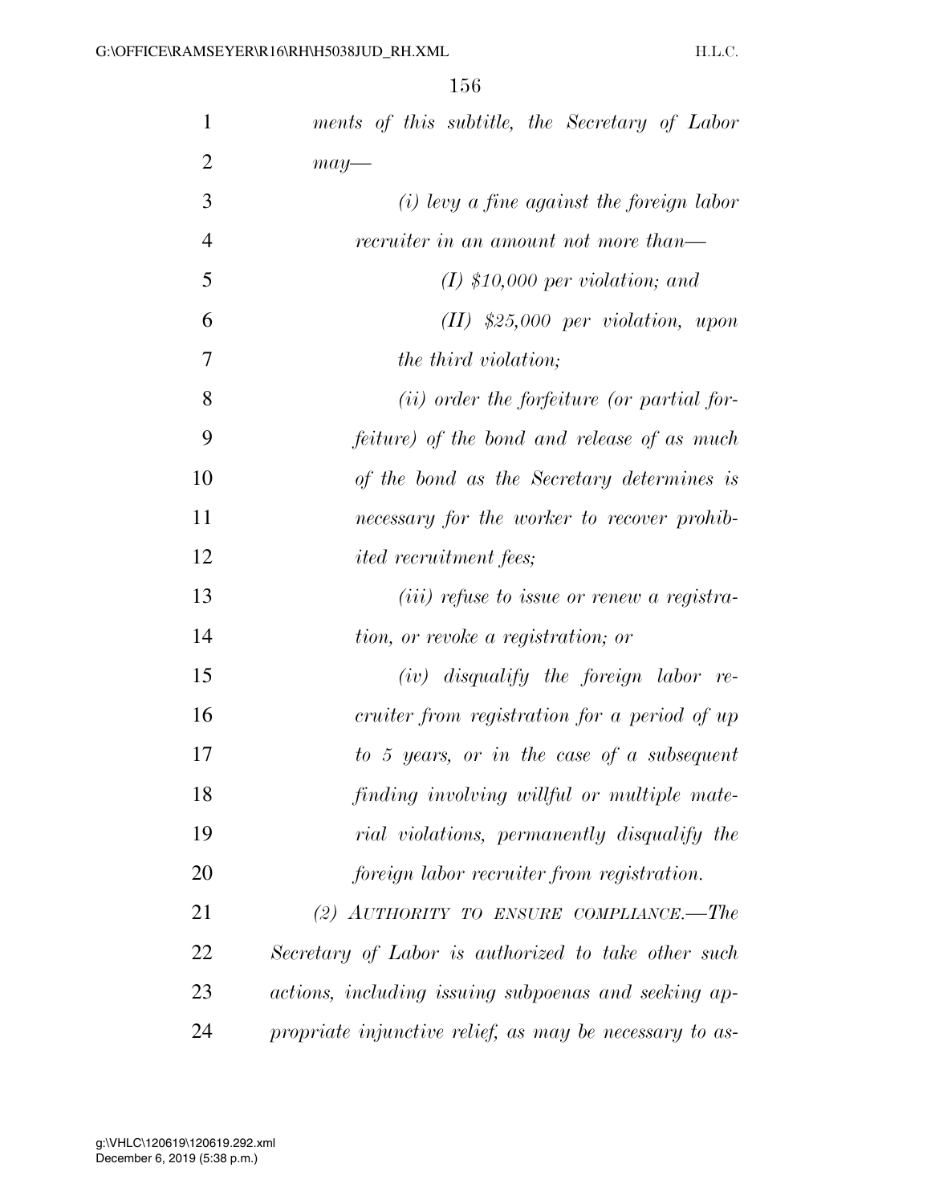*ments of this subtitle, the Secretary of Labor may—*

*(i) levy a fine against the foreign labor recruiter in an amount not more than—*

*(I) $10,000 per violation; and*

*(II) $25,000 per violation, upon the third violation;*

*(ii) order the forfeiture (or partial forfeiture) of the bond and release of as much of the bond as the Secretary determines is necessary for the worker to recover prohibited recruitment fees;*

*(iii) refuse to issue or renew a registration, or revoke a registration; or*

*(iv) disqualify the foreign labor recruiter from registration for a period of up to 5 years, or in the case of a subsequent finding involving willful or multiple material violations, permanently disqualify the foreign labor recruiter from registration.*

*(2) AUTHORITY TO ENSURE COMPLIANCE.—The Secretary of Labor is authorized to take other such actions, including issuing subpoenas and seeking appropriate injunctive relief, as may be necessary to as-*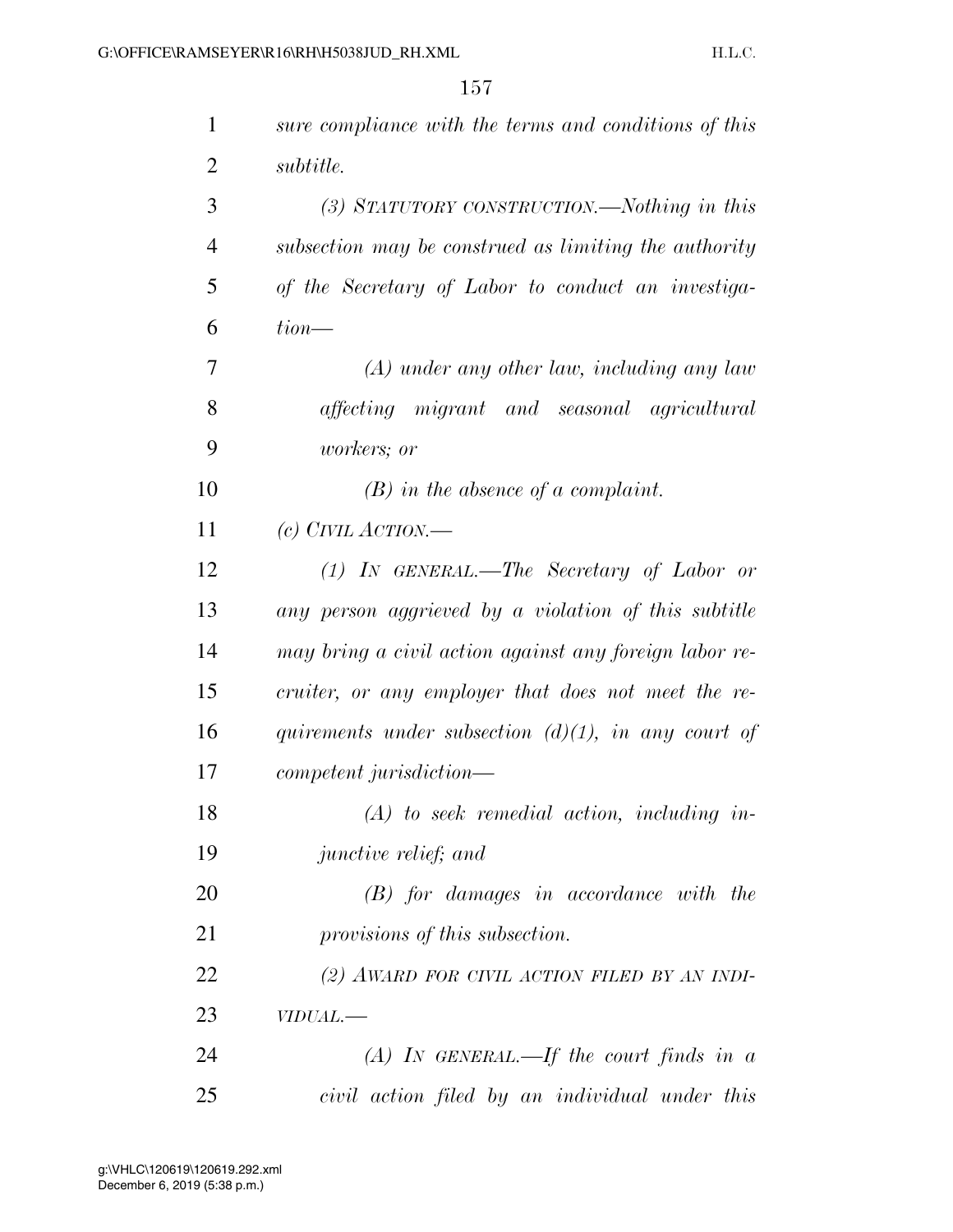*sure compliance with the terms and conditions of this subtitle.*

*(3) STATUTORY CONSTRUCTION.—Nothing in this subsection may be construed as limiting the authority of the Secretary of Labor to conduct an investigation—*

*(A) under any other law, including any law affecting migrant and seasonal agricultural workers; or*

*(B) in the absence of a complaint.*

*(c) CIVIL ACTION.—*

*(1) IN GENERAL.—The Secretary of Labor or any person aggrieved by a violation of this subtitle may bring a civil action against any foreign labor recruiter, or any employer that does not meet the requirements under subsection (d)(1), in any court of competent jurisdiction—*

*(A) to seek remedial action, including injunctive relief; and*

*(B) for damages in accordance with the provisions of this subsection.*

*(2) AWARD FOR CIVIL ACTION FILED BY AN INDIVIDUAL.—*

*(A) IN GENERAL.—If the court finds in a civil action filed by an individual under this*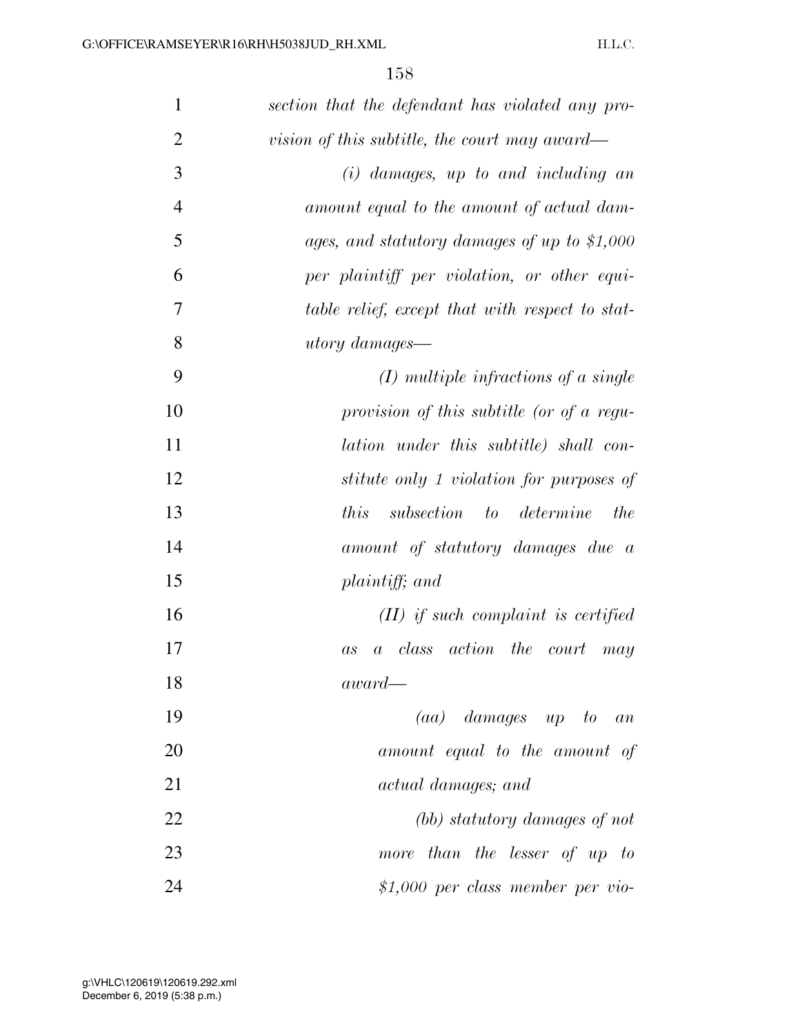*section that the defendant has violated any provision of this subtitle, the court may award—*

*(i) damages, up to and including an amount equal to the amount of actual damages, and statutory damages of up to $1,000 per plaintiff per violation, or other equitable relief, except that with respect to statutory damages—*

*(I) multiple infractions of a single provision of this subtitle (or of a regulation under this subtitle) shall constitute only 1 violation for purposes of this subsection to determine the amount of statutory damages due a plaintiff; and*

*(II) if such complaint is certified as a class action the court may award—*

*(aa) damages up to an amount equal to the amount of actual damages; and*

*(bb) statutory damages of not more than the lesser of up to $1,000 per class member per vio-*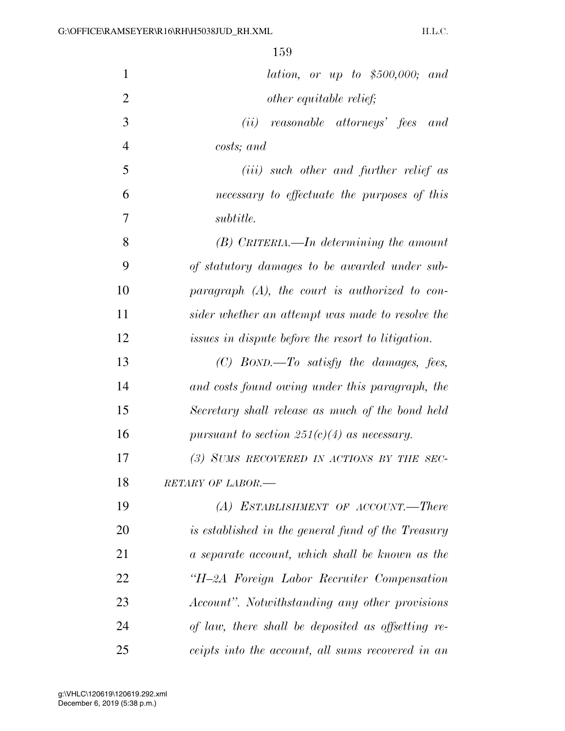*lation, or up to $500,000; and other equitable relief;*

*(ii) reasonable attorneys' fees and costs; and*

*(iii) such other and further relief as necessary to effectuate the purposes of this subtitle.*

*(B) CRITERIA.—In determining the amount of statutory damages to be awarded under subparagraph (A), the court is authorized to consider whether an attempt was made to resolve the issues in dispute before the resort to litigation.*

*(C) BOND.—To satisfy the damages, fees, and costs found owing under this paragraph, the Secretary shall release as much of the bond held pursuant to section 251(c)(4) as necessary.*

*(3) SUMS RECOVERED IN ACTIONS BY THE SECRETARY OF LABOR.—*

*(A) ESTABLISHMENT OF ACCOUNT.—There is established in the general fund of the Treasury a separate account, which shall be known as the "H–2A Foreign Labor Recruiter Compensation Account". Notwithstanding any other provisions of law, there shall be deposited as offsetting receipts into the account, all sums recovered in an*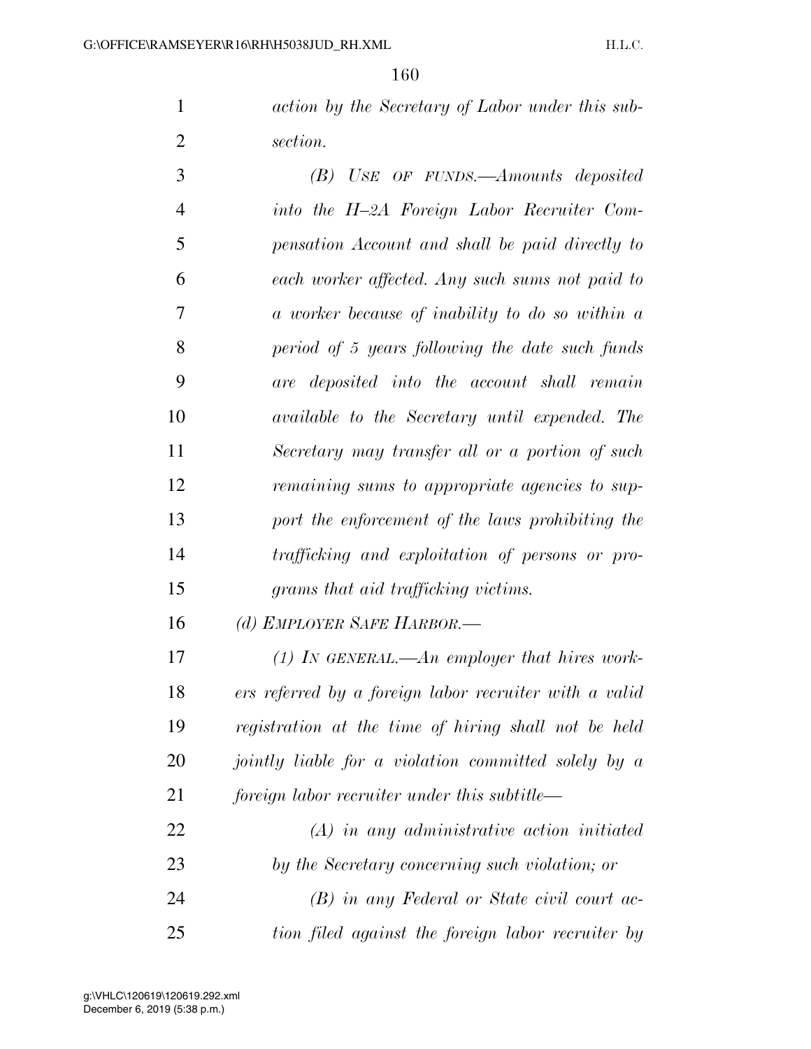*action by the Secretary of Labor under this subsection.*

*(B) USE OF FUNDS.—Amounts deposited into the H–2A Foreign Labor Recruiter Compensation Account and shall be paid directly to each worker affected. Any such sums not paid to a worker because of inability to do so within a period of 5 years following the date such funds are deposited into the account shall remain available to the Secretary until expended. The Secretary may transfer all or a portion of such remaining sums to appropriate agencies to support the enforcement of the laws prohibiting the trafficking and exploitation of persons or programs that aid trafficking victims.*

*(d) EMPLOYER SAFE HARBOR.—*

*(1) IN GENERAL.—An employer that hires workers referred by a foreign labor recruiter with a valid registration at the time of hiring shall not be held jointly liable for a violation committed solely by a foreign labor recruiter under this subtitle—*

*(A) in any administrative action initiated by the Secretary concerning such violation; or*

*(B) in any Federal or State civil court action filed against the foreign labor recruiter by*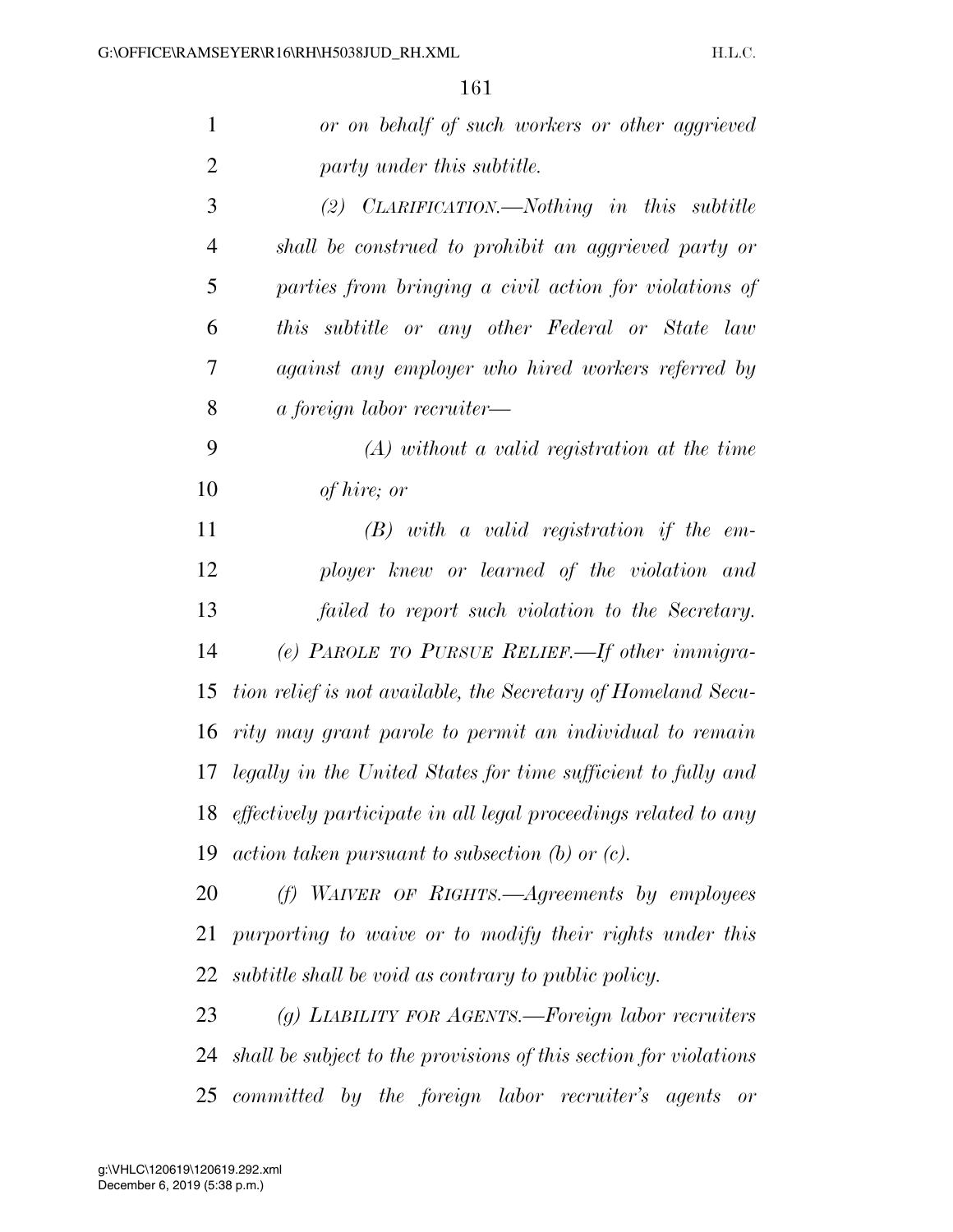*or on behalf of such workers or other aggrieved party under this subtitle.*

*(2) CLARIFICATION.—Nothing in this subtitle shall be construed to prohibit an aggrieved party or parties from bringing a civil action for violations of this subtitle or any other Federal or State law against any employer who hired workers referred by a foreign labor recruiter—*

*(A) without a valid registration at the time of hire; or*

*(B) with a valid registration if the employer knew or learned of the violation and failed to report such violation to the Secretary.*

*(e) PAROLE TO PURSUE RELIEF.—If other immigration relief is not available, the Secretary of Homeland Security may grant parole to permit an individual to remain legally in the United States for time sufficient to fully and effectively participate in all legal proceedings related to any action taken pursuant to subsection (b) or (c).*

*(f) WAIVER OF RIGHTS.—Agreements by employees purporting to waive or to modify their rights under this subtitle shall be void as contrary to public policy.*

*(g) LIABILITY FOR AGENTS.—Foreign labor recruiters shall be subject to the provisions of this section for violations committed by the foreign labor recruiter's agents or*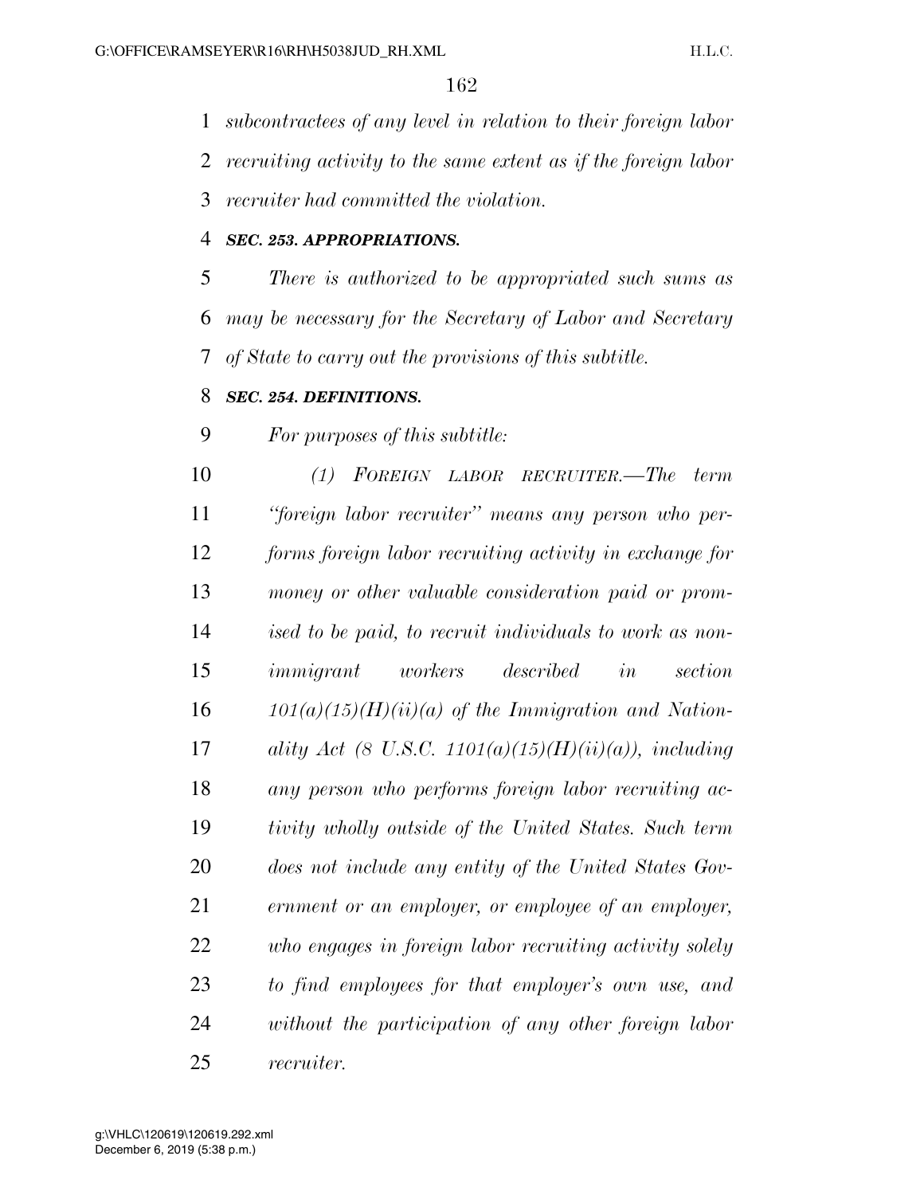*subcontractees of any level in relation to their foreign labor recruiting activity to the same extent as if the foreign labor recruiter had committed the violation.*

***SEC. 253. APPROPRIATIONS.***

*There is authorized to be appropriated such sums as may be necessary for the Secretary of Labor and Secretary of State to carry out the provisions of this subtitle.*

***SEC. 254. DEFINITIONS.***

*For purposes of this subtitle:*

*(1) FOREIGN LABOR RECRUITER.—The term "foreign labor recruiter" means any person who performs foreign labor recruiting activity in exchange for money or other valuable consideration paid or promised to be paid, to recruit individuals to work as nonimmigrant workers described in section 101(a)(15)(H)(ii)(a) of the Immigration and Nationality Act (8 U.S.C. 1101(a)(15)(H)(ii)(a)), including any person who performs foreign labor recruiting activity wholly outside of the United States. Such term does not include any entity of the United States Government or an employer, or employee of an employer, who engages in foreign labor recruiting activity solely to find employees for that employer's own use, and without the participation of any other foreign labor recruiter.*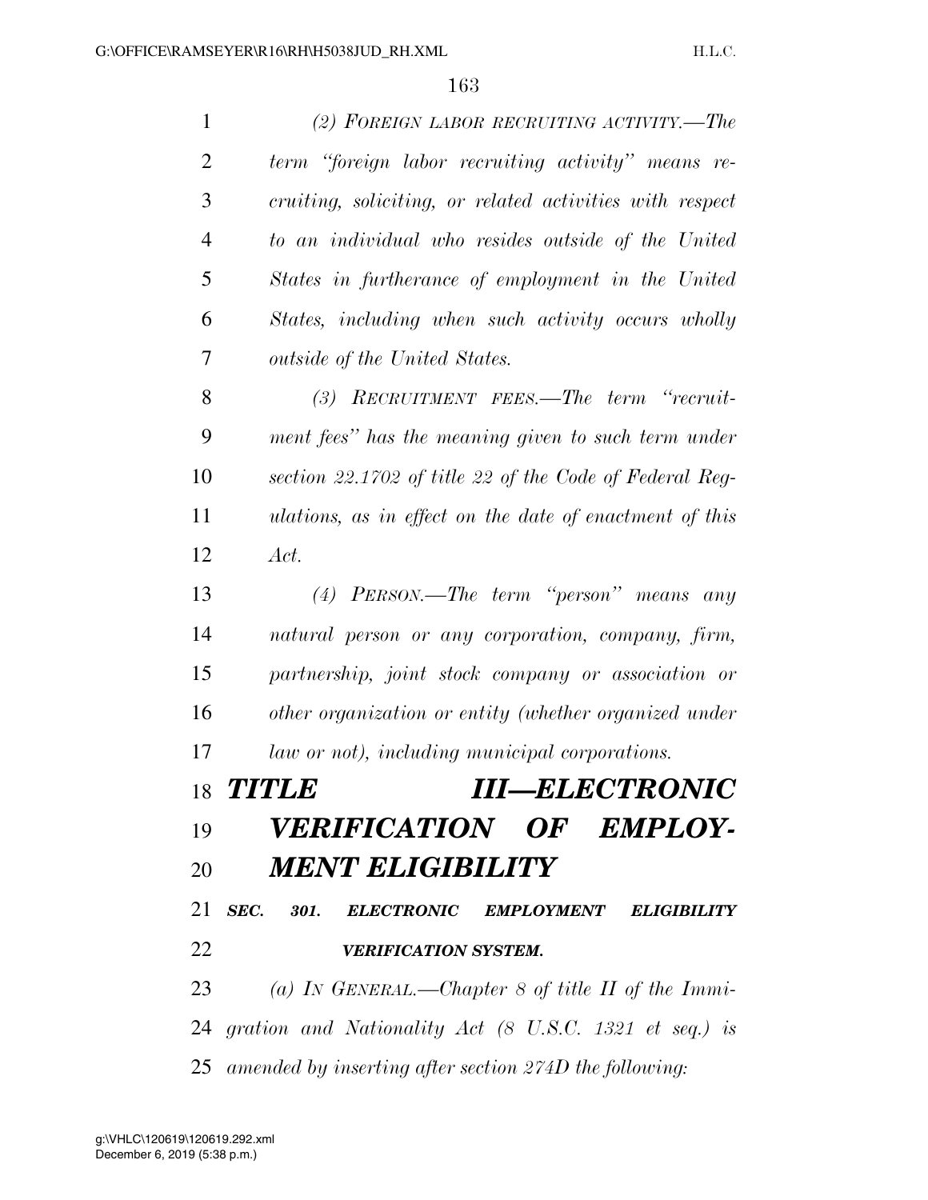*(2) FOREIGN LABOR RECRUITING ACTIVITY.—The term "foreign labor recruiting activity" means recruiting, soliciting, or related activities with respect to an individual who resides outside of the United States in furtherance of employment in the United States, including when such activity occurs wholly outside of the United States.*

*(3) RECRUITMENT FEES.—The term "recruitment fees" has the meaning given to such term under section 22.1702 of title 22 of the Code of Federal Regulations, as in effect on the date of enactment of this Act.*

*(4) PERSON.—The term "person" means any natural person or any corporation, company, firm, partnership, joint stock company or association or other organization or entity (whether organized under law or not), including municipal corporations.*

# *TITLE III—ELECTRONIC VERIFICATION OF EMPLOYMENT ELIGIBILITY*

## *SEC. 301. ELECTRONIC EMPLOYMENT ELIGIBILITY VERIFICATION SYSTEM.*

*(a) IN GENERAL.—Chapter 8 of title II of the Immigration and Nationality Act (8 U.S.C. 1321 et seq.) is amended by inserting after section 274D the following:*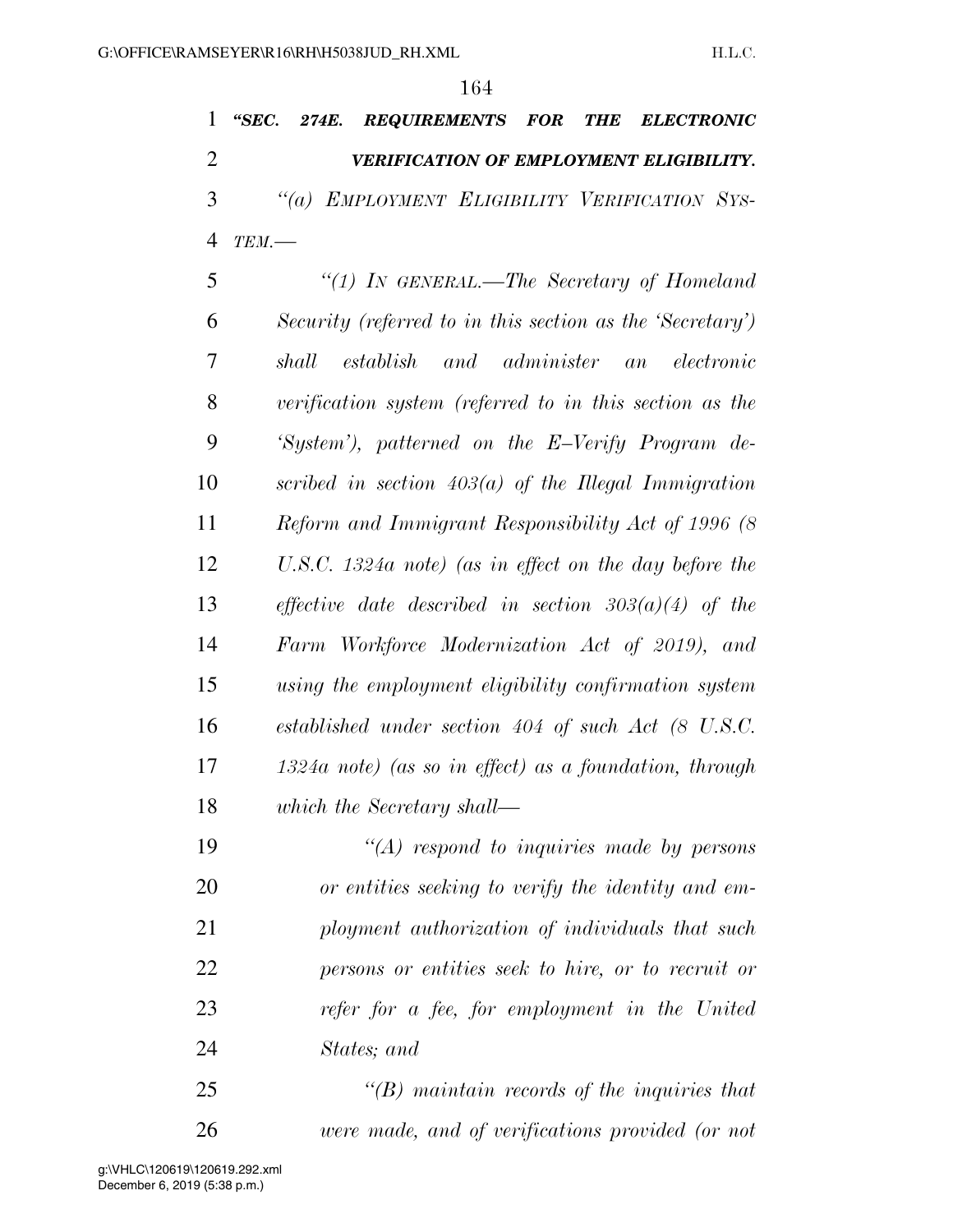*"SEC. 274E. REQUIREMENTS FOR THE ELECTRONIC VERIFICATION OF EMPLOYMENT ELIGIBILITY.*

*"(a) EMPLOYMENT ELIGIBILITY VERIFICATION SYSTEM.—*

*"(1) IN GENERAL.—The Secretary of Homeland Security (referred to in this section as the 'Secretary') shall establish and administer an electronic verification system (referred to in this section as the 'System'), patterned on the E–Verify Program described in section 403(a) of the Illegal Immigration Reform and Immigrant Responsibility Act of 1996 (8 U.S.C. 1324a note) (as in effect on the day before the effective date described in section 303(a)(4) of the Farm Workforce Modernization Act of 2019), and using the employment eligibility confirmation system established under section 404 of such Act (8 U.S.C. 1324a note) (as so in effect) as a foundation, through which the Secretary shall—*

*"(A) respond to inquiries made by persons or entities seeking to verify the identity and employment authorization of individuals that such persons or entities seek to hire, or to recruit or refer for a fee, for employment in the United States; and*

*"(B) maintain records of the inquiries that were made, and of verifications provided (or not*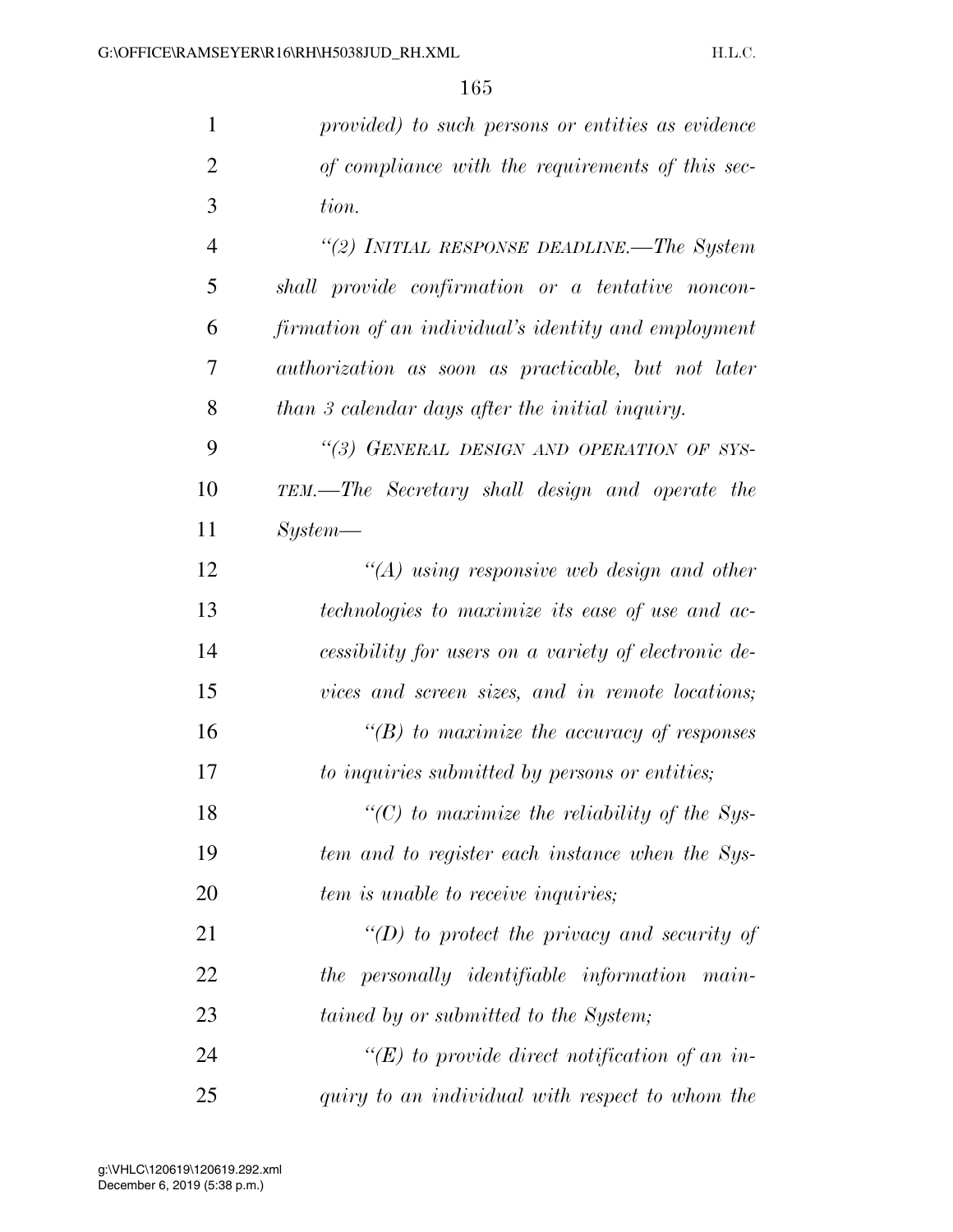*provided) to such persons or entities as evidence of compliance with the requirements of this section.*

*"(2) INITIAL RESPONSE DEADLINE.—The System shall provide confirmation or a tentative nonconfirmation of an individual's identity and employment authorization as soon as practicable, but not later than 3 calendar days after the initial inquiry.*

*"(3) GENERAL DESIGN AND OPERATION OF SYSTEM.—The Secretary shall design and operate the System—*

*"(A) using responsive web design and other technologies to maximize its ease of use and accessibility for users on a variety of electronic devices and screen sizes, and in remote locations;*

*"(B) to maximize the accuracy of responses to inquiries submitted by persons or entities;*

*"(C) to maximize the reliability of the System and to register each instance when the System is unable to receive inquiries;*

*"(D) to protect the privacy and security of the personally identifiable information maintained by or submitted to the System;*

*"(E) to provide direct notification of an inquiry to an individual with respect to whom the*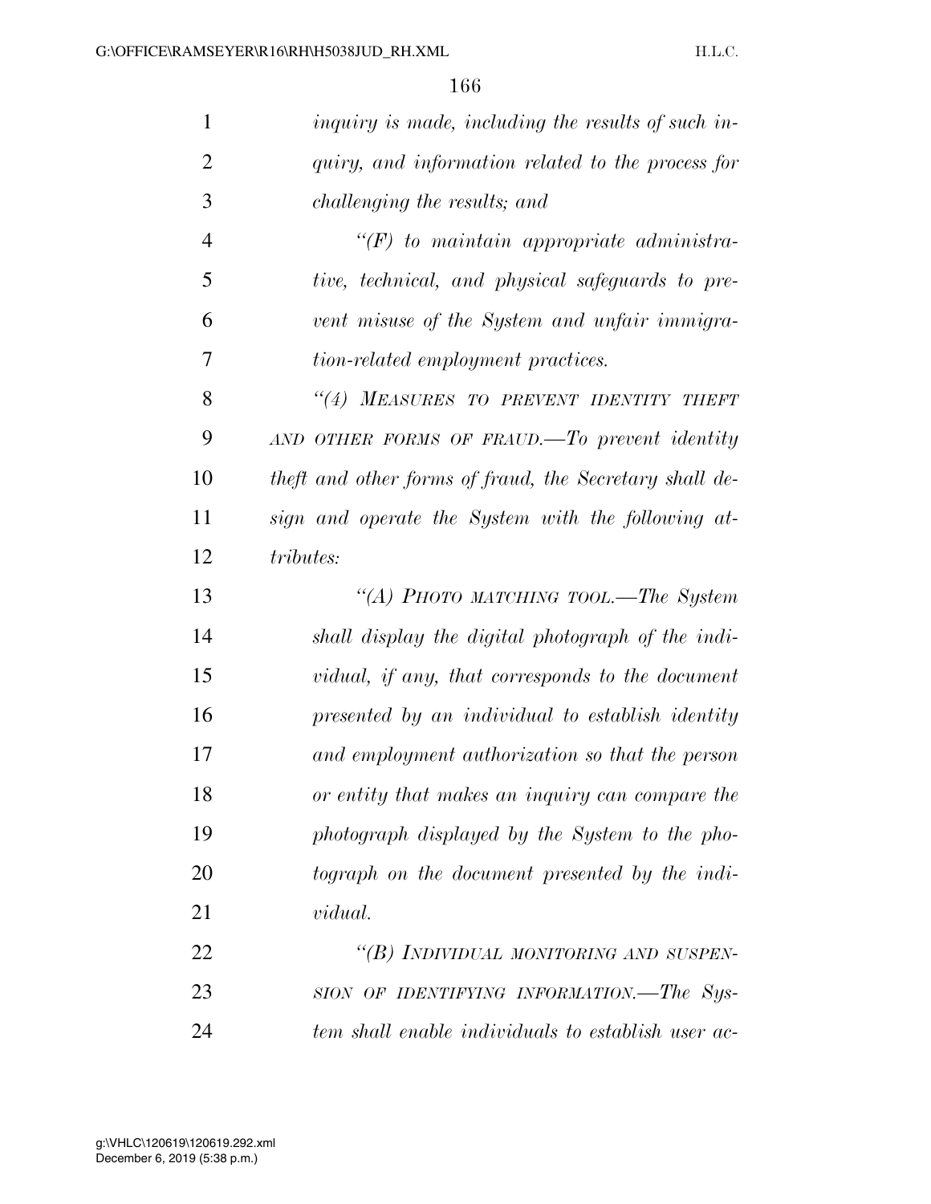*inquiry is made, including the results of such inquiry, and information related to the process for challenging the results; and*

*"(F) to maintain appropriate administrative, technical, and physical safeguards to prevent misuse of the System and unfair immigration-related employment practices.*

*"(4) MEASURES TO PREVENT IDENTITY THEFT AND OTHER FORMS OF FRAUD.—To prevent identity theft and other forms of fraud, the Secretary shall design and operate the System with the following attributes:*

*"(A) PHOTO MATCHING TOOL.—The System shall display the digital photograph of the individual, if any, that corresponds to the document presented by an individual to establish identity and employment authorization so that the person or entity that makes an inquiry can compare the photograph displayed by the System to the photograph on the document presented by the individual.*

*"(B) INDIVIDUAL MONITORING AND SUSPENSION OF IDENTIFYING INFORMATION.—The System shall enable individuals to establish user ac-*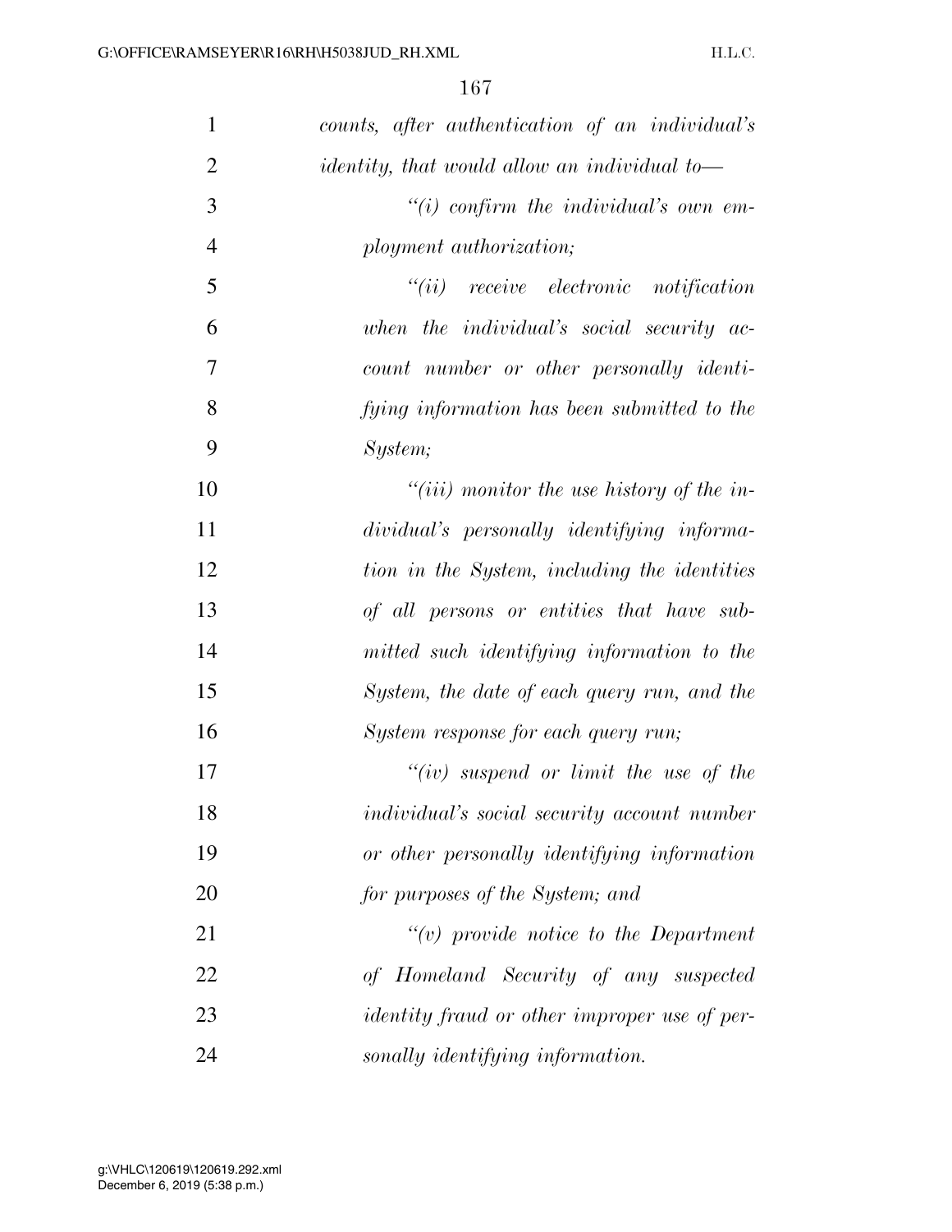*counts, after authentication of an individual's identity, that would allow an individual to—*

*"(i) confirm the individual's own employment authorization;*

*"(ii) receive electronic notification when the individual's social security account number or other personally identifying information has been submitted to the System;*

*"(iii) monitor the use history of the individual's personally identifying information in the System, including the identities of all persons or entities that have submitted such identifying information to the System, the date of each query run, and the System response for each query run;*

*"(iv) suspend or limit the use of the individual's social security account number or other personally identifying information for purposes of the System; and*

*"(v) provide notice to the Department of Homeland Security of any suspected identity fraud or other improper use of personally identifying information.*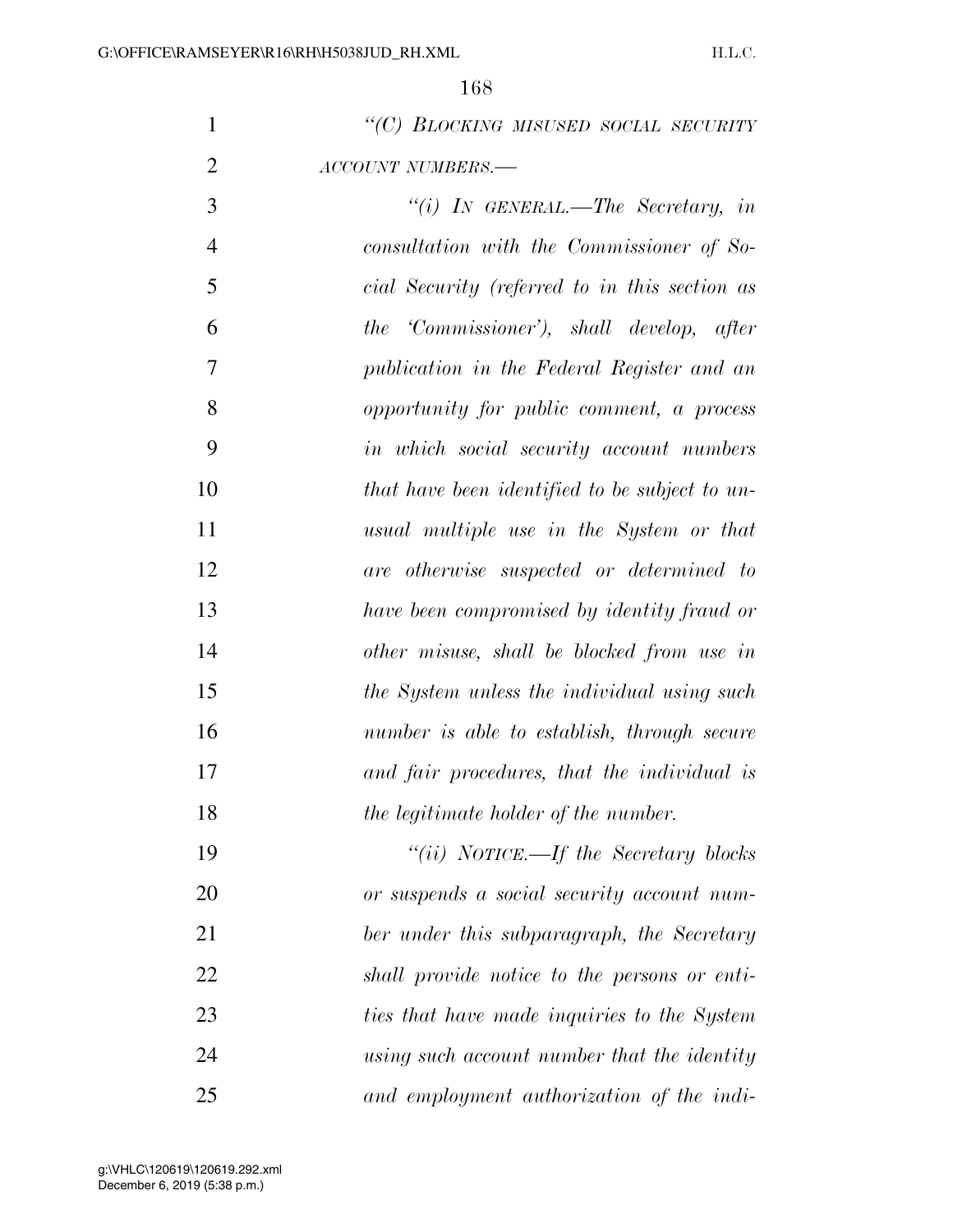*"(C) BLOCKING MISUSED SOCIAL SECURITY ACCOUNT NUMBERS.—*

*"(i) IN GENERAL.—The Secretary, in consultation with the Commissioner of Social Security (referred to in this section as the 'Commissioner'), shall develop, after publication in the Federal Register and an opportunity for public comment, a process in which social security account numbers that have been identified to be subject to unusual multiple use in the System or that are otherwise suspected or determined to have been compromised by identity fraud or other misuse, shall be blocked from use in the System unless the individual using such number is able to establish, through secure and fair procedures, that the individual is the legitimate holder of the number.*

*"(ii) NOTICE.—If the Secretary blocks or suspends a social security account number under this subparagraph, the Secretary shall provide notice to the persons or entities that have made inquiries to the System using such account number that the identity and employment authorization of the indi-*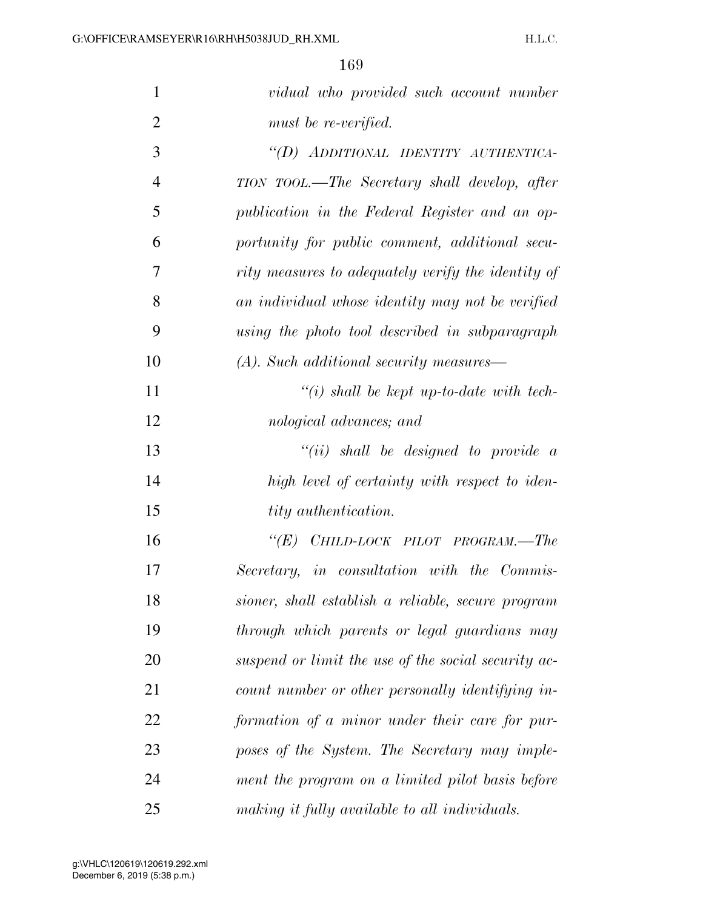*vidual who provided such account number must be re-verified.*

*"(D) ADDITIONAL IDENTITY AUTHENTICATION TOOL.—The Secretary shall develop, after publication in the Federal Register and an opportunity for public comment, additional security measures to adequately verify the identity of an individual whose identity may not be verified using the photo tool described in subparagraph (A). Such additional security measures—*

*"(i) shall be kept up-to-date with technological advances; and*

*"(ii) shall be designed to provide a high level of certainty with respect to identity authentication.*

*"(E) CHILD-LOCK PILOT PROGRAM.—The Secretary, in consultation with the Commissioner, shall establish a reliable, secure program through which parents or legal guardians may suspend or limit the use of the social security account number or other personally identifying information of a minor under their care for purposes of the System. The Secretary may implement the program on a limited pilot basis before making it fully available to all individuals.*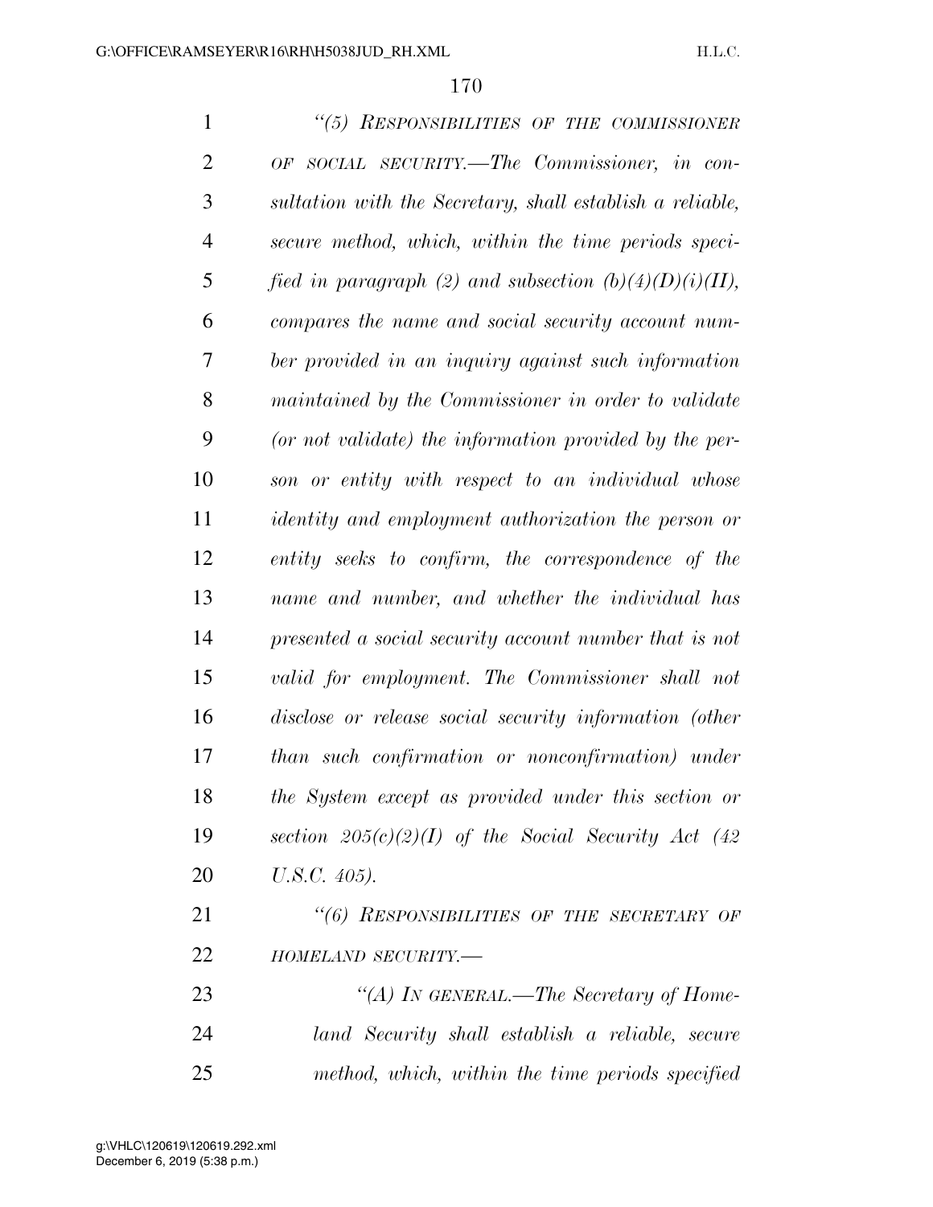*"(5) RESPONSIBILITIES OF THE COMMISSIONER OF SOCIAL SECURITY.—The Commissioner, in consultation with the Secretary, shall establish a reliable, secure method, which, within the time periods specified in paragraph (2) and subsection (b)(4)(D)(i)(II), compares the name and social security account number provided in an inquiry against such information maintained by the Commissioner in order to validate (or not validate) the information provided by the person or entity with respect to an individual whose identity and employment authorization the person or entity seeks to confirm, the correspondence of the name and number, and whether the individual has presented a social security account number that is not valid for employment. The Commissioner shall not disclose or release social security information (other than such confirmation or nonconfirmation) under the System except as provided under this section or section 205(c)(2)(I) of the Social Security Act (42 U.S.C. 405).*

*"(6) RESPONSIBILITIES OF THE SECRETARY OF HOMELAND SECURITY.—*

*"(A) IN GENERAL.—The Secretary of Homeland Security shall establish a reliable, secure method, which, within the time periods specified*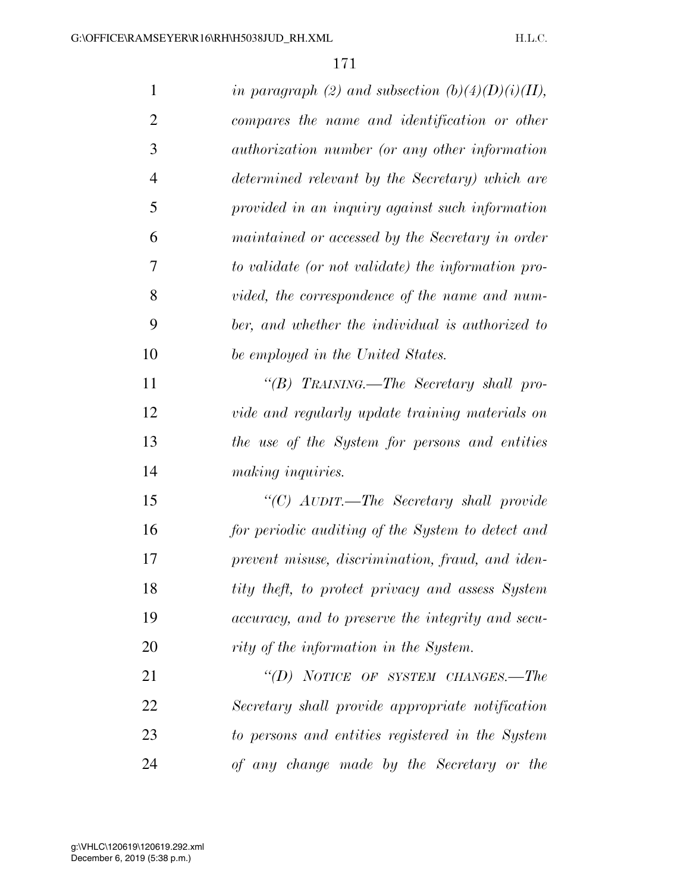*in paragraph (2) and subsection (b)(4)(D)(i)(II), compares the name and identification or other authorization number (or any other information determined relevant by the Secretary) which are provided in an inquiry against such information maintained or accessed by the Secretary in order to validate (or not validate) the information provided, the correspondence of the name and number, and whether the individual is authorized to be employed in the United States.*

*"(B) TRAINING.—The Secretary shall provide and regularly update training materials on the use of the System for persons and entities making inquiries.*

*"(C) AUDIT.—The Secretary shall provide for periodic auditing of the System to detect and prevent misuse, discrimination, fraud, and identity theft, to protect privacy and assess System accuracy, and to preserve the integrity and security of the information in the System.*

*"(D) NOTICE OF SYSTEM CHANGES.—The Secretary shall provide appropriate notification to persons and entities registered in the System of any change made by the Secretary or the*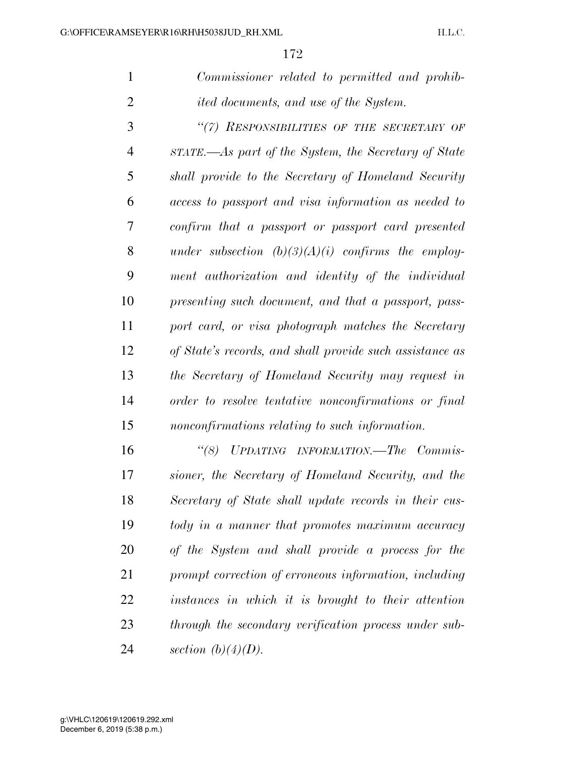*Commissioner related to permitted and prohibited documents, and use of the System.*

*"(7) RESPONSIBILITIES OF THE SECRETARY OF STATE.—As part of the System, the Secretary of State shall provide to the Secretary of Homeland Security access to passport and visa information as needed to confirm that a passport or passport card presented under subsection (b)(3)(A)(i) confirms the employment authorization and identity of the individual presenting such document, and that a passport, passport card, or visa photograph matches the Secretary of State's records, and shall provide such assistance as the Secretary of Homeland Security may request in order to resolve tentative nonconfirmations or final nonconfirmations relating to such information.*

*"(8) UPDATING INFORMATION.—The Commissioner, the Secretary of Homeland Security, and the Secretary of State shall update records in their custody in a manner that promotes maximum accuracy of the System and shall provide a process for the prompt correction of erroneous information, including instances in which it is brought to their attention through the secondary verification process under subsection (b)(4)(D).*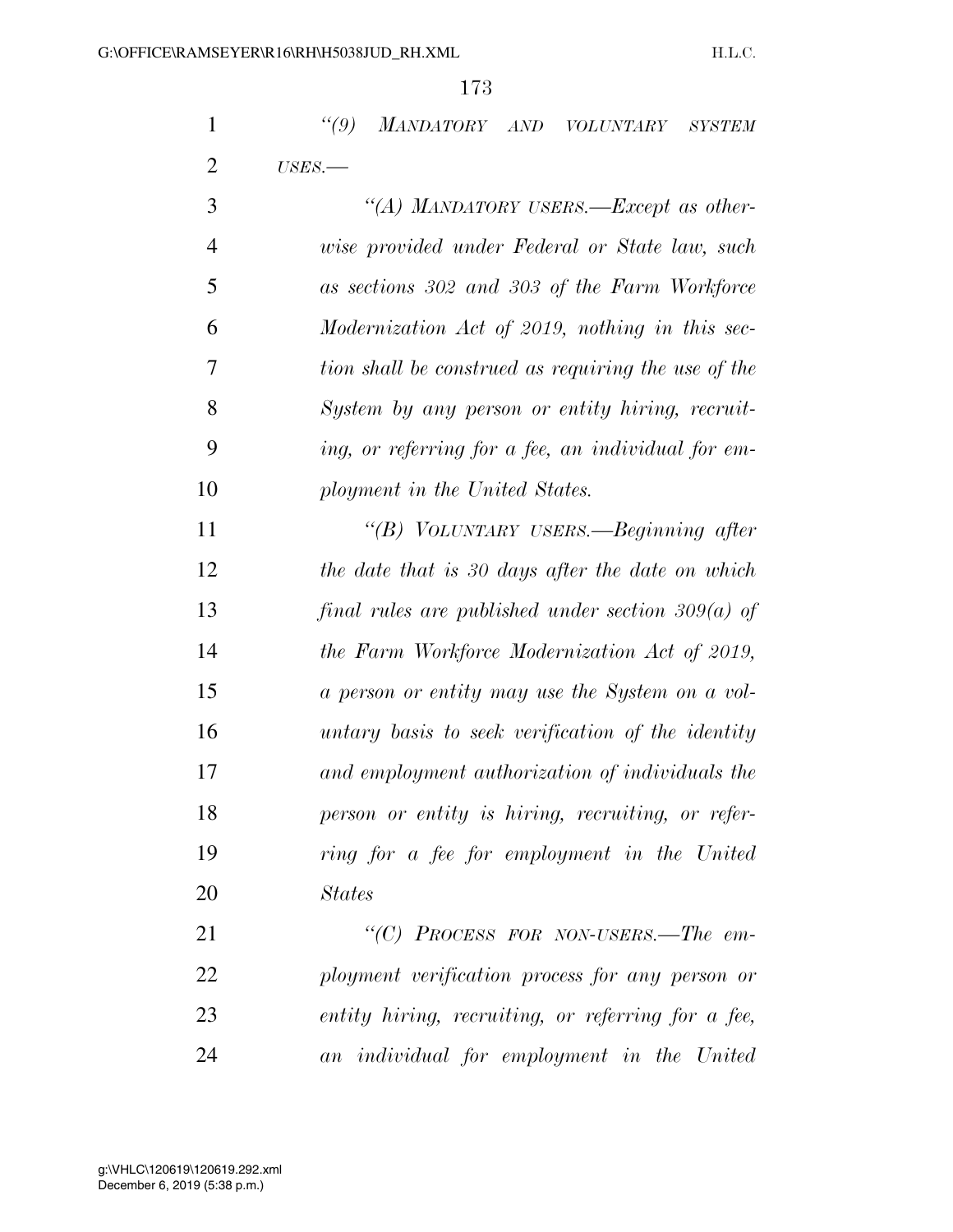*“(9) MANDATORY AND VOLUNTARY SYSTEM USES.—*

*“(A) MANDATORY USERS.—Except as otherwise provided under Federal or State law, such as sections 302 and 303 of the Farm Workforce Modernization Act of 2019, nothing in this section shall be construed as requiring the use of the System by any person or entity hiring, recruiting, or referring for a fee, an individual for employment in the United States.*

*“(B) VOLUNTARY USERS.—Beginning after the date that is 30 days after the date on which final rules are published under section 309(a) of the Farm Workforce Modernization Act of 2019, a person or entity may use the System on a voluntary basis to seek verification of the identity and employment authorization of individuals the person or entity is hiring, recruiting, or referring for a fee for employment in the United States*

*“(C) PROCESS FOR NON-USERS.—The employment verification process for any person or entity hiring, recruiting, or referring for a fee, an individual for employment in the United*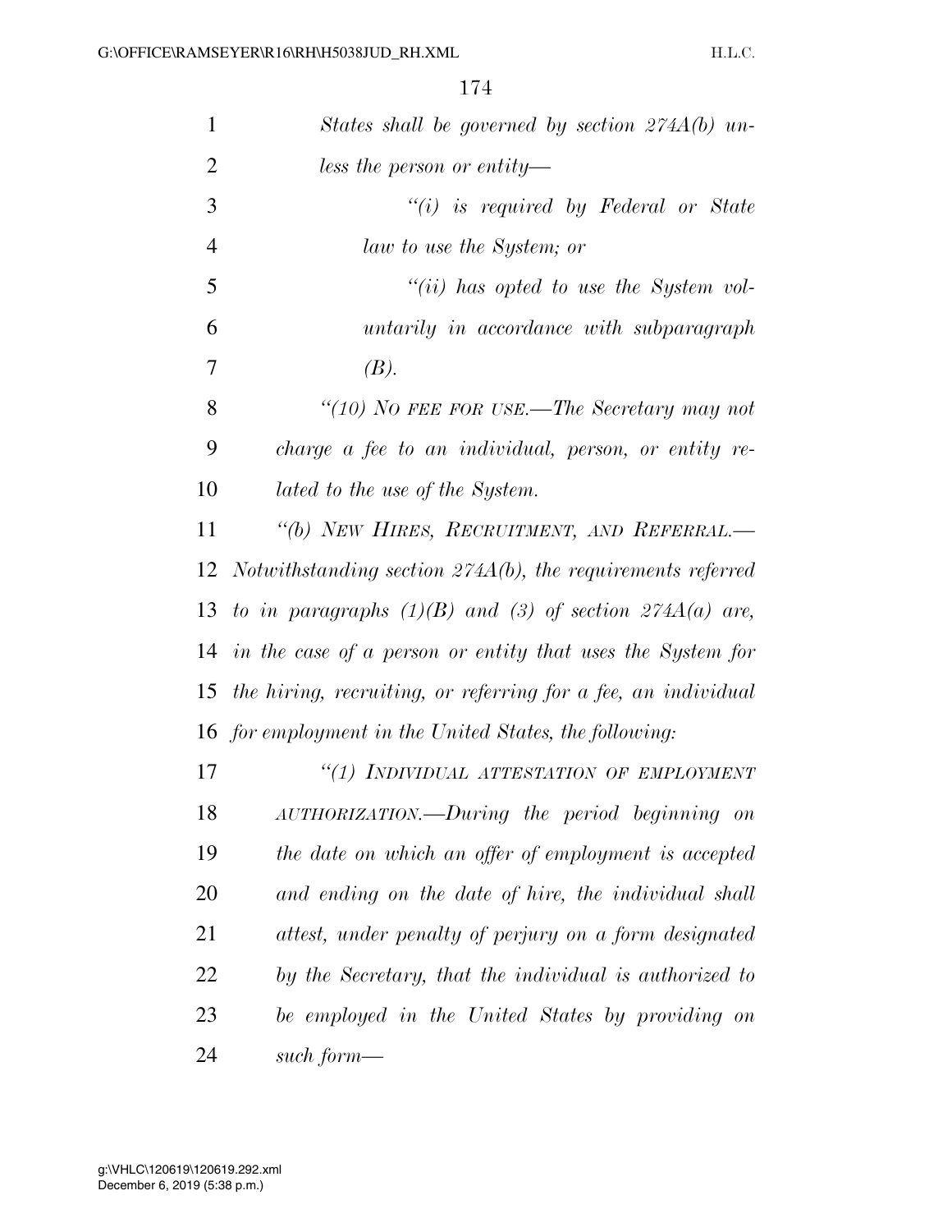*States shall be governed by section 274A(b) unless the person or entity—*

*"(i) is required by Federal or State law to use the System; or*

*"(ii) has opted to use the System voluntarily in accordance with subparagraph (B).*

*"(10) NO FEE FOR USE.—The Secretary may not charge a fee to an individual, person, or entity related to the use of the System.*

*"(b) NEW HIRES, RECRUITMENT, AND REFERRAL.—Notwithstanding section 274A(b), the requirements referred to in paragraphs (1)(B) and (3) of section 274A(a) are, in the case of a person or entity that uses the System for the hiring, recruiting, or referring for a fee, an individual for employment in the United States, the following:*

*"(1) INDIVIDUAL ATTESTATION OF EMPLOYMENT AUTHORIZATION.—During the period beginning on the date on which an offer of employment is accepted and ending on the date of hire, the individual shall attest, under penalty of perjury on a form designated by the Secretary, that the individual is authorized to be employed in the United States by providing on such form—*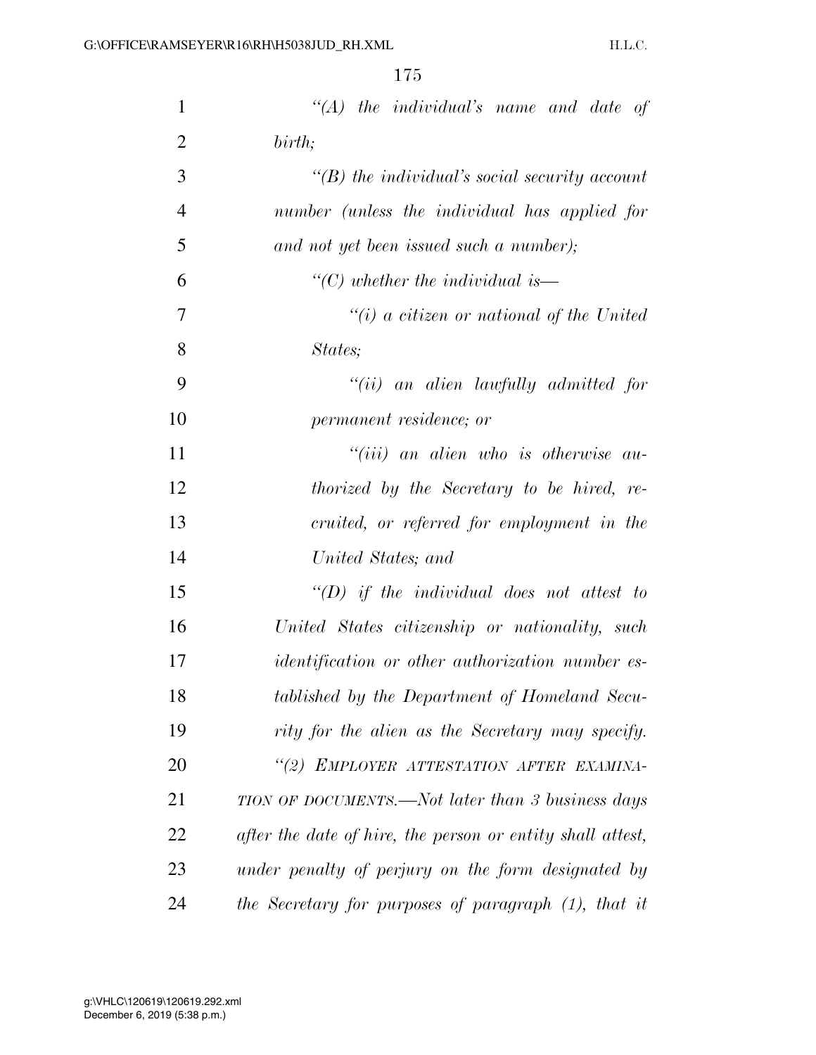*"(A) the individual's name and date of birth;*

*"(B) the individual's social security account number (unless the individual has applied for and not yet been issued such a number);*

*"(C) whether the individual is—*

*"(i) a citizen or national of the United States;*

*"(ii) an alien lawfully admitted for permanent residence; or*

*"(iii) an alien who is otherwise authorized by the Secretary to be hired, recruited, or referred for employment in the United States; and*

*"(D) if the individual does not attest to United States citizenship or nationality, such identification or other authorization number established by the Department of Homeland Security for the alien as the Secretary may specify.*

*"(2) EMPLOYER ATTESTATION AFTER EXAMINATION OF DOCUMENTS.—Not later than 3 business days after the date of hire, the person or entity shall attest, under penalty of perjury on the form designated by the Secretary for purposes of paragraph (1), that it*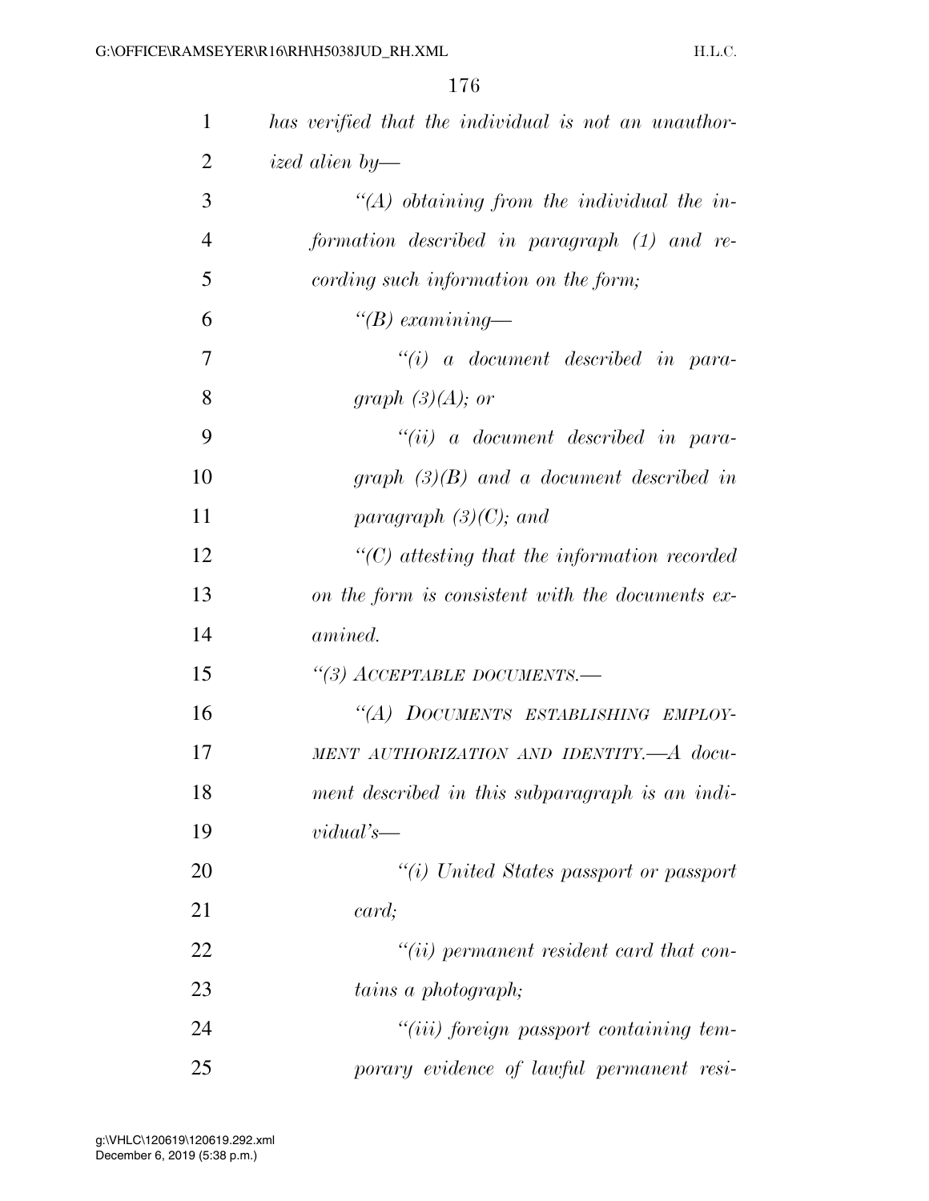*has verified that the individual is not an unauthorized alien by—*

*"(A) obtaining from the individual the information described in paragraph (1) and recording such information on the form;*

*"(B) examining—*

*"(i) a document described in paragraph (3)(A); or*

*"(ii) a document described in paragraph (3)(B) and a document described in paragraph (3)(C); and*

*"(C) attesting that the information recorded on the form is consistent with the documents examined.*

*"(3) ACCEPTABLE DOCUMENTS.—*

*"(A) DOCUMENTS ESTABLISHING EMPLOYMENT AUTHORIZATION AND IDENTITY.—A document described in this subparagraph is an individual's—*

*"(i) United States passport or passport card;*

*"(ii) permanent resident card that contains a photograph;*

*"(iii) foreign passport containing temporary evidence of lawful permanent resi-*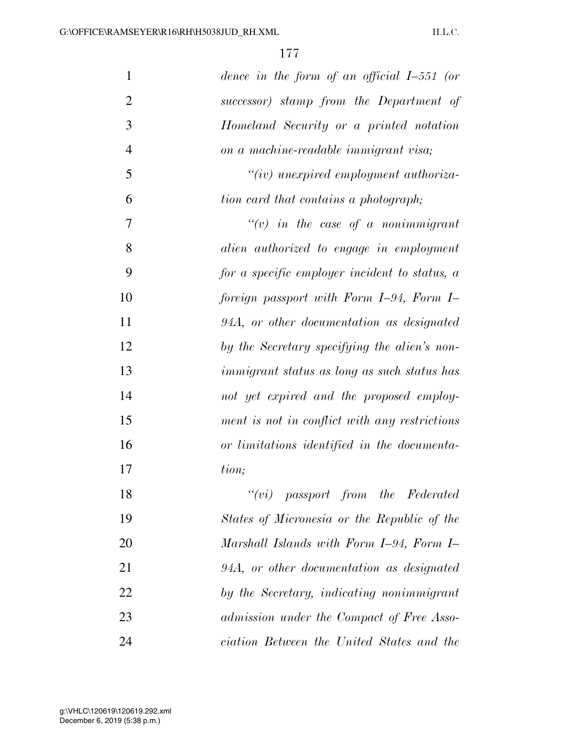*dence in the form of an official I–551 (or successor) stamp from the Department of Homeland Security or a printed notation on a machine-readable immigrant visa;*

*“(iv) unexpired employment authorization card that contains a photograph;*

*“(v) in the case of a nonimmigrant alien authorized to engage in employment for a specific employer incident to status, a foreign passport with Form I–94, Form I–94A, or other documentation as designated by the Secretary specifying the alien’s nonimmigrant status as long as such status has not yet expired and the proposed employment is not in conflict with any restrictions or limitations identified in the documentation;*

*“(vi) passport from the Federated States of Micronesia or the Republic of the Marshall Islands with Form I–94, Form I–94A, or other documentation as designated by the Secretary, indicating nonimmigrant admission under the Compact of Free Association Between the United States and the*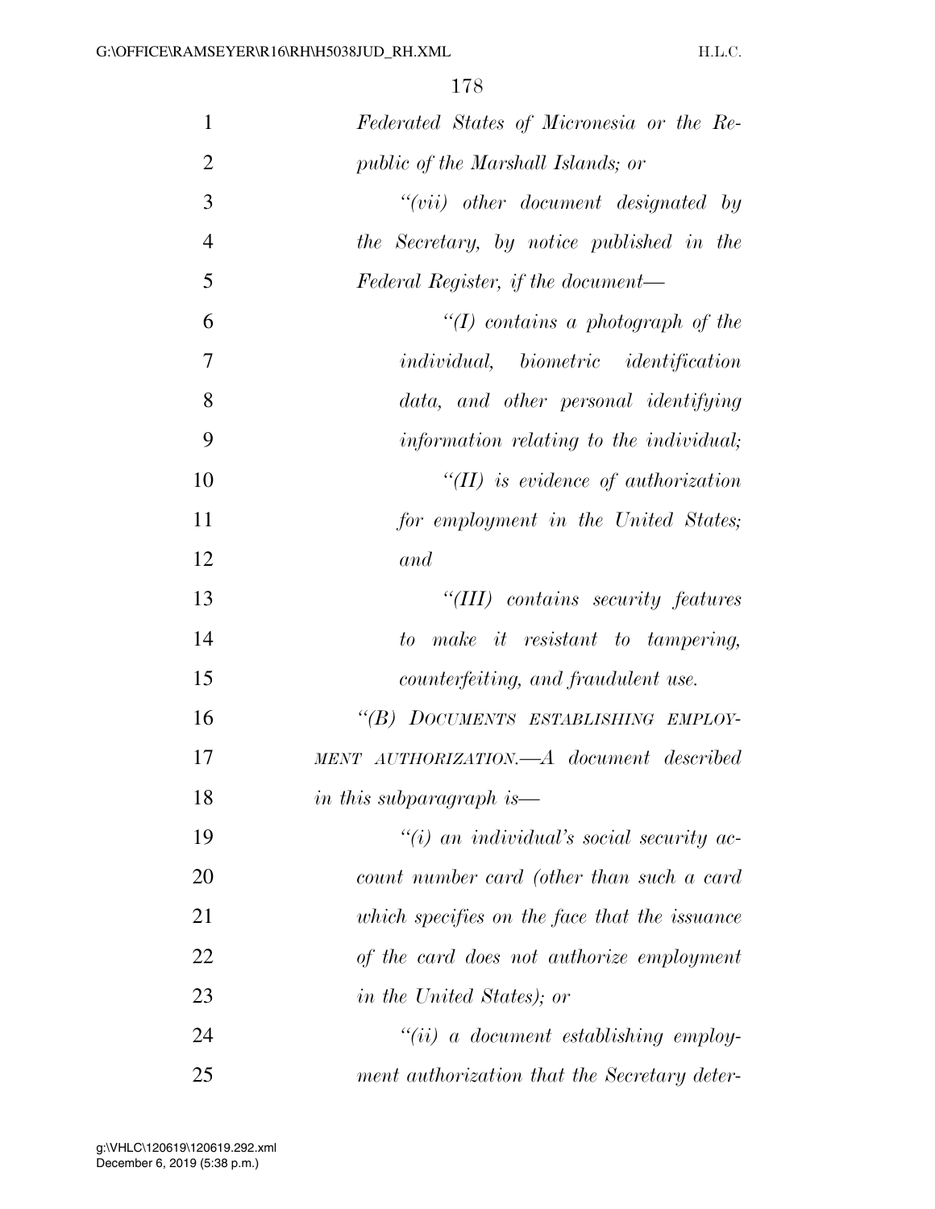*Federated States of Micronesia or the Republic of the Marshall Islands; or*

*''(vii) other document designated by the Secretary, by notice published in the Federal Register, if the document—*

*''(I) contains a photograph of the individual, biometric identification data, and other personal identifying information relating to the individual;*

*''(II) is evidence of authorization for employment in the United States; and*

*''(III) contains security features to make it resistant to tampering, counterfeiting, and fraudulent use.*

*''(B) DOCUMENTS ESTABLISHING EMPLOYMENT AUTHORIZATION.—A document described in this subparagraph is—*

*''(i) an individual's social security account number card (other than such a card which specifies on the face that the issuance of the card does not authorize employment in the United States); or*

*''(ii) a document establishing employment authorization that the Secretary deter-*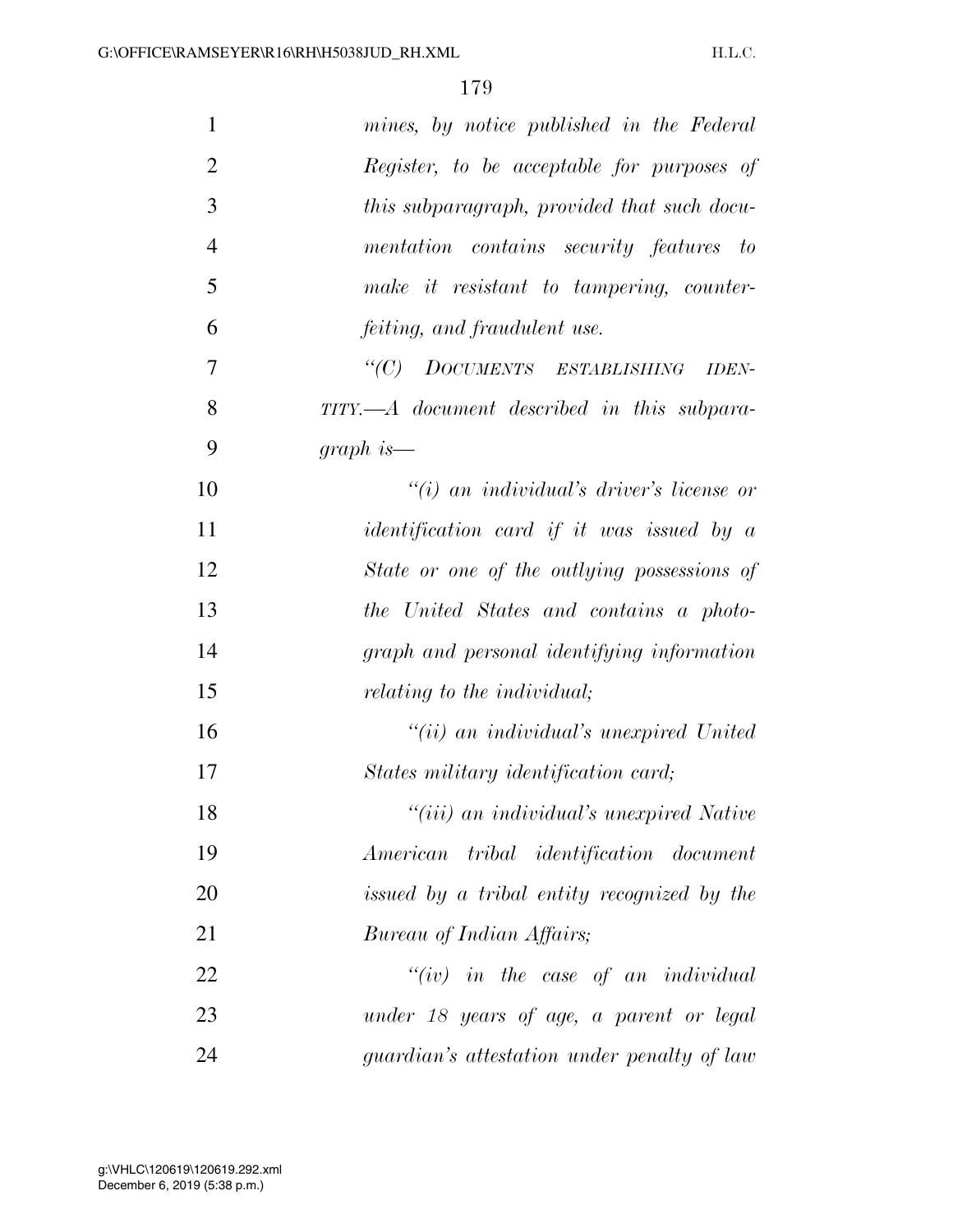*mines, by notice published in the Federal Register, to be acceptable for purposes of this subparagraph, provided that such documentation contains security features to make it resistant to tampering, counterfeiting, and fraudulent use.*

*"(C) DOCUMENTS ESTABLISHING IDENTITY.—A document described in this subparagraph is—*

*"(i) an individual's driver's license or identification card if it was issued by a State or one of the outlying possessions of the United States and contains a photograph and personal identifying information relating to the individual;*

*"(ii) an individual's unexpired United States military identification card;*

*"(iii) an individual's unexpired Native American tribal identification document issued by a tribal entity recognized by the Bureau of Indian Affairs;*

*"(iv) in the case of an individual under 18 years of age, a parent or legal guardian's attestation under penalty of law*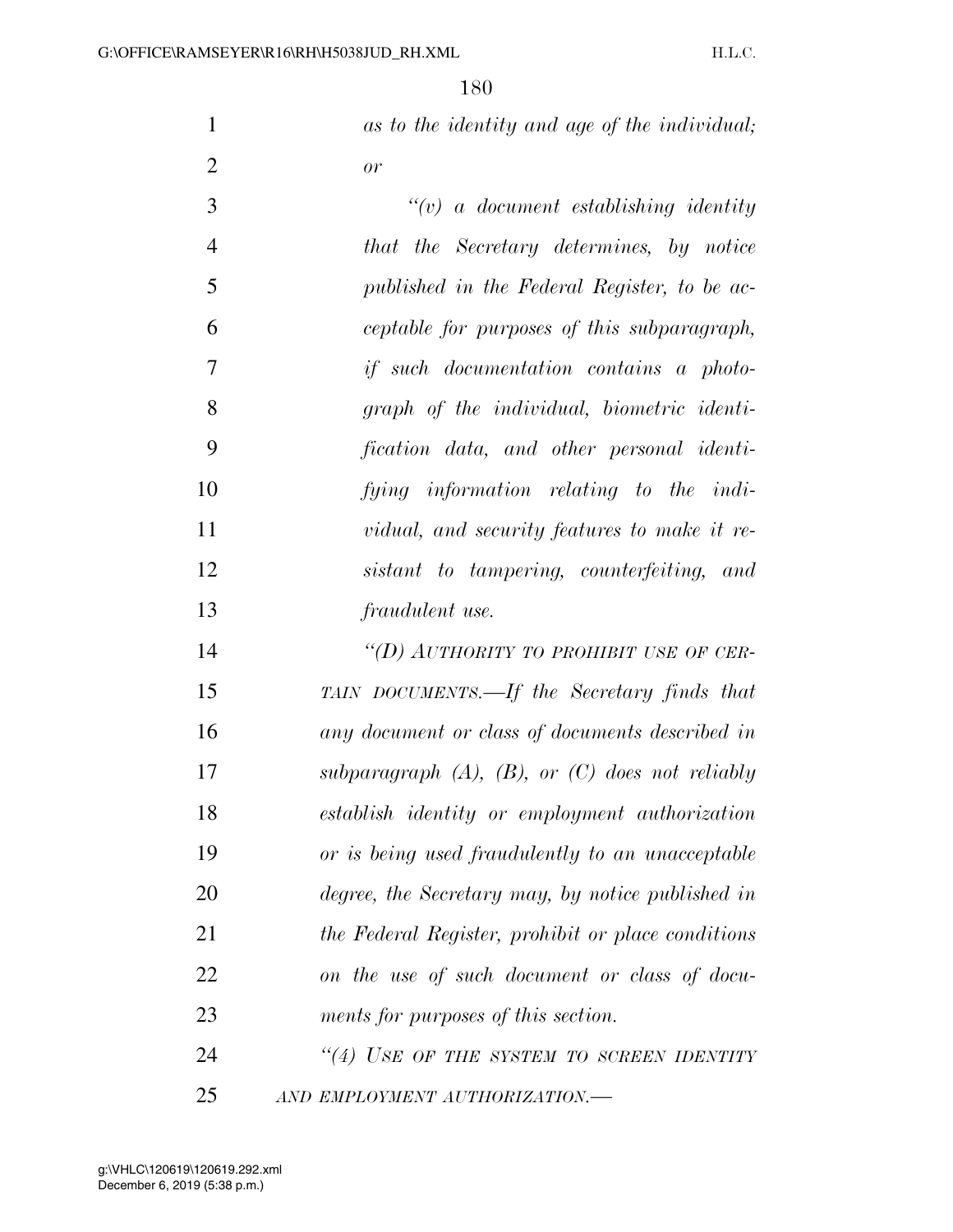*as to the identity and age of the individual; or*

*"(v) a document establishing identity that the Secretary determines, by notice published in the Federal Register, to be acceptable for purposes of this subparagraph, if such documentation contains a photograph of the individual, biometric identification data, and other personal identifying information relating to the individual, and security features to make it resistant to tampering, counterfeiting, and fraudulent use.*

*"(D) AUTHORITY TO PROHIBIT USE OF CERTAIN DOCUMENTS.—If the Secretary finds that any document or class of documents described in subparagraph (A), (B), or (C) does not reliably establish identity or employment authorization or is being used fraudulently to an unacceptable degree, the Secretary may, by notice published in the Federal Register, prohibit or place conditions on the use of such document or class of documents for purposes of this section.*

*"(4) USE OF THE SYSTEM TO SCREEN IDENTITY AND EMPLOYMENT AUTHORIZATION.—*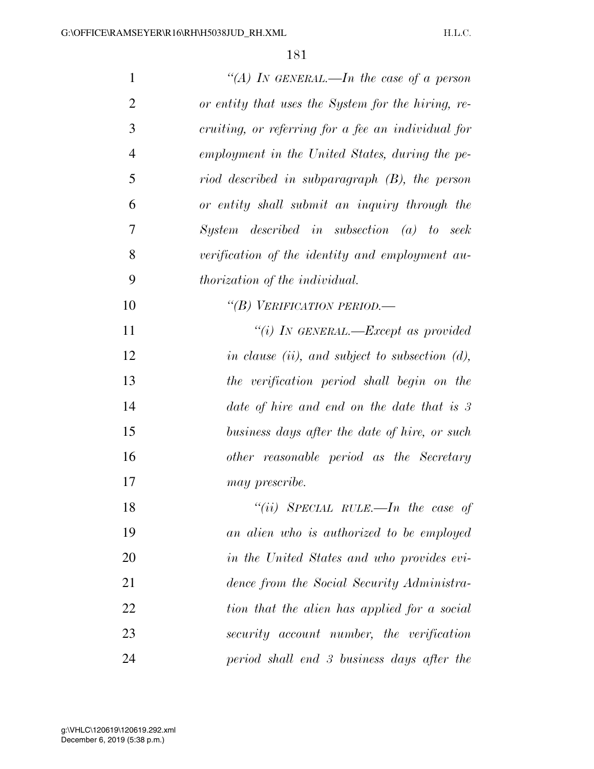*"(A) IN GENERAL.—In the case of a person or entity that uses the System for the hiring, recruiting, or referring for a fee an individual for employment in the United States, during the period described in subparagraph (B), the person or entity shall submit an inquiry through the System described in subsection (a) to seek verification of the identity and employment authorization of the individual.*

*"(B) VERIFICATION PERIOD.—*

*"(i) IN GENERAL.—Except as provided in clause (ii), and subject to subsection (d), the verification period shall begin on the date of hire and end on the date that is 3 business days after the date of hire, or such other reasonable period as the Secretary may prescribe.*

*"(ii) SPECIAL RULE.—In the case of an alien who is authorized to be employed in the United States and who provides evidence from the Social Security Administration that the alien has applied for a social security account number, the verification period shall end 3 business days after the*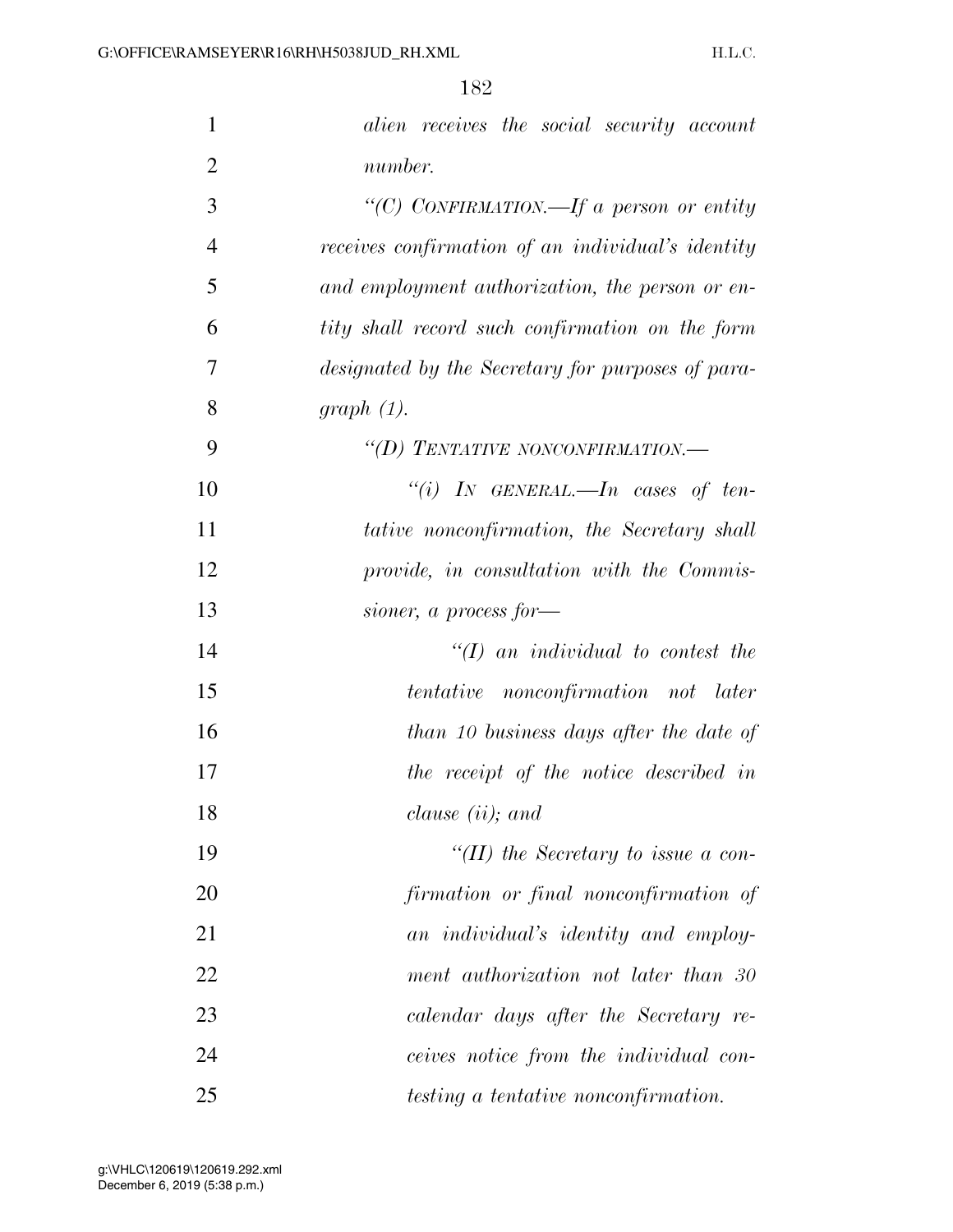*alien receives the social security account number.*

*"(C) CONFIRMATION.—If a person or entity receives confirmation of an individual's identity and employment authorization, the person or entity shall record such confirmation on the form designated by the Secretary for purposes of paragraph (1).*

*"(D) TENTATIVE NONCONFIRMATION.—*

*"(i) IN GENERAL.—In cases of tentative nonconfirmation, the Secretary shall provide, in consultation with the Commissioner, a process for—*

*"(I) an individual to contest the tentative nonconfirmation not later than 10 business days after the date of the receipt of the notice described in clause (ii); and*

*"(II) the Secretary to issue a confirmation or final nonconfirmation of an individual's identity and employment authorization not later than 30 calendar days after the Secretary receives notice from the individual contesting a tentative nonconfirmation.*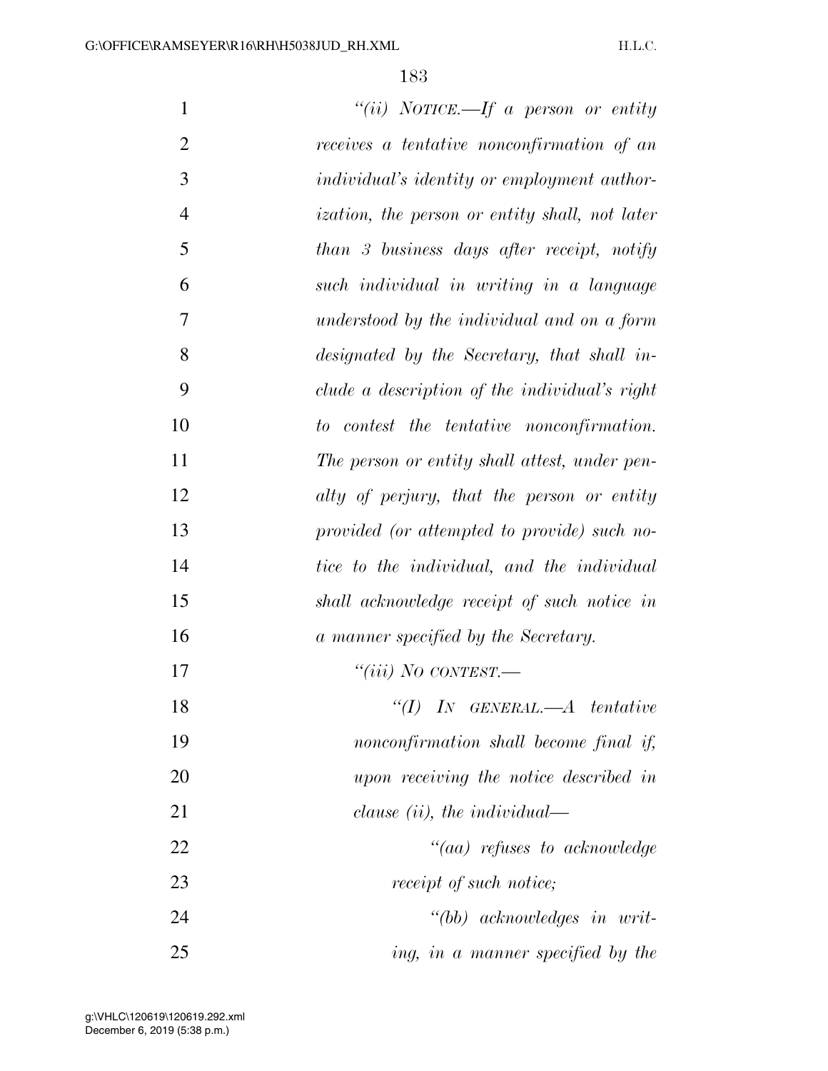*"(ii) NOTICE.—If a person or entity receives a tentative nonconfirmation of an individual's identity or employment authorization, the person or entity shall, not later than 3 business days after receipt, notify such individual in writing in a language understood by the individual and on a form designated by the Secretary, that shall include a description of the individual's right to contest the tentative nonconfirmation. The person or entity shall attest, under penalty of perjury, that the person or entity provided (or attempted to provide) such notice to the individual, and the individual shall acknowledge receipt of such notice in a manner specified by the Secretary.*

*"(iii) NO CONTEST.—*

*"(I) IN GENERAL.—A tentative nonconfirmation shall become final if, upon receiving the notice described in clause (ii), the individual—*

*"(aa) refuses to acknowledge receipt of such notice;*

*"(bb) acknowledges in writing, in a manner specified by the*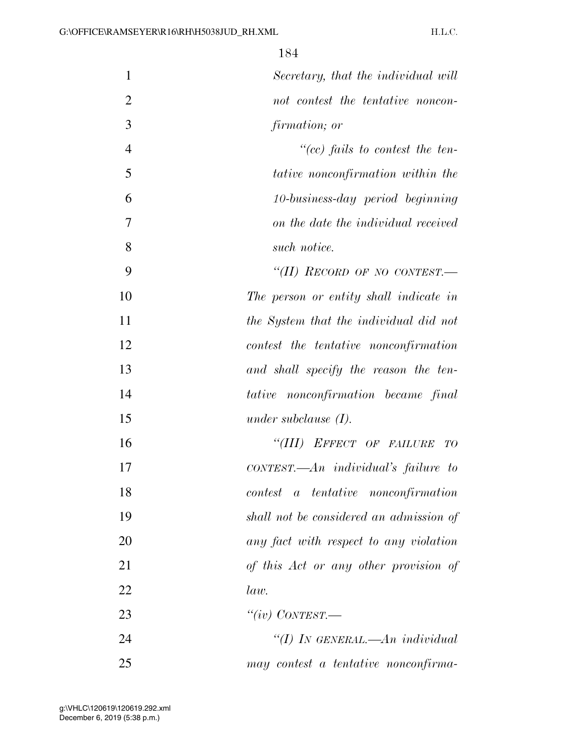*Secretary, that the individual will not contest the tentative nonconfirmation; or*

*"(cc) fails to contest the tentative nonconfirmation within the 10-business-day period beginning on the date the individual received such notice.*

*"(II) RECORD OF NO CONTEST.—The person or entity shall indicate in the System that the individual did not contest the tentative nonconfirmation and shall specify the reason the tentative nonconfirmation became final under subclause (I).*

*"(III) EFFECT OF FAILURE TO CONTEST.—An individual's failure to contest a tentative nonconfirmation shall not be considered an admission of any fact with respect to any violation of this Act or any other provision of law.*

*"(iv) CONTEST.—*

*"(I) IN GENERAL.—An individual may contest a tentative nonconfirma-*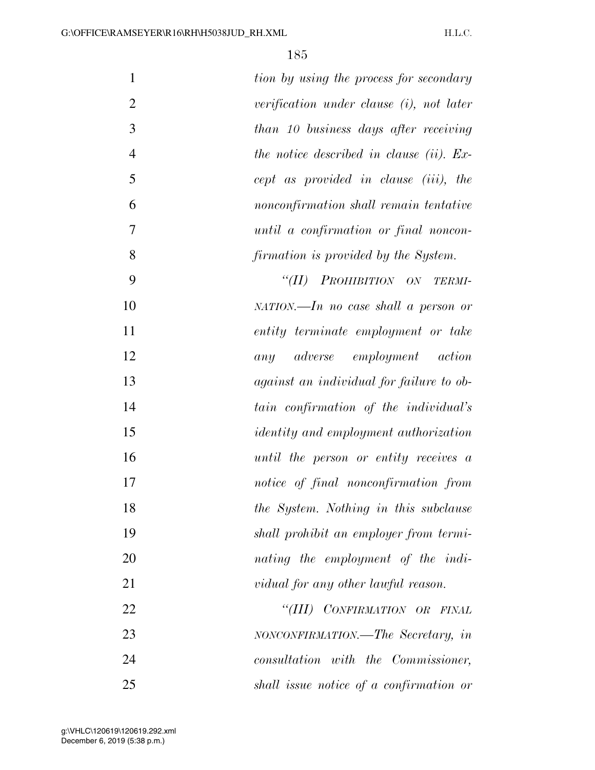*tion by using the process for secondary verification under clause (i), not later than 10 business days after receiving the notice described in clause (ii). Except as provided in clause (iii), the nonconfirmation shall remain tentative until a confirmation or final nonconfirmation is provided by the System.*

*"(II) PROHIBITION ON TERMINATION.—In no case shall a person or entity terminate employment or take any adverse employment action against an individual for failure to obtain confirmation of the individual's identity and employment authorization until the person or entity receives a notice of final nonconfirmation from the System. Nothing in this subclause shall prohibit an employer from terminating the employment of the individual for any other lawful reason.*

*"(III) CONFIRMATION OR FINAL NONCONFIRMATION.—The Secretary, in consultation with the Commissioner, shall issue notice of a confirmation or*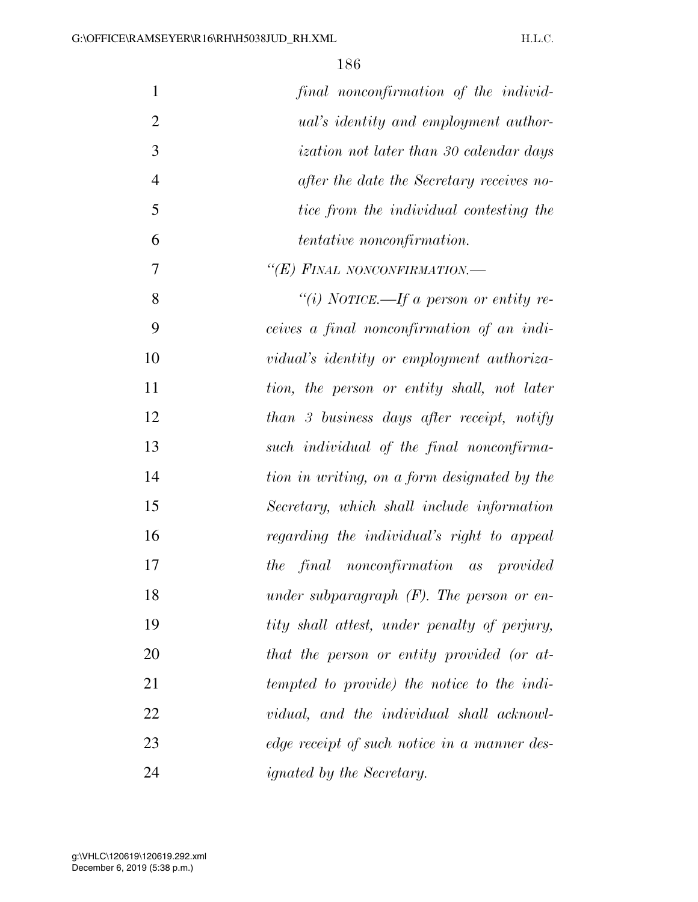*final nonconfirmation of the individual's identity and employment authorization not later than 30 calendar days after the date the Secretary receives notice from the individual contesting the tentative nonconfirmation.*

*"(E) FINAL NONCONFIRMATION.—*

*"(i) NOTICE.—If a person or entity receives a final nonconfirmation of an individual's identity or employment authorization, the person or entity shall, not later than 3 business days after receipt, notify such individual of the final nonconfirmation in writing, on a form designated by the Secretary, which shall include information regarding the individual's right to appeal the final nonconfirmation as provided under subparagraph (F). The person or entity shall attest, under penalty of perjury, that the person or entity provided (or attempted to provide) the notice to the individual, and the individual shall acknowledge receipt of such notice in a manner designated by the Secretary.*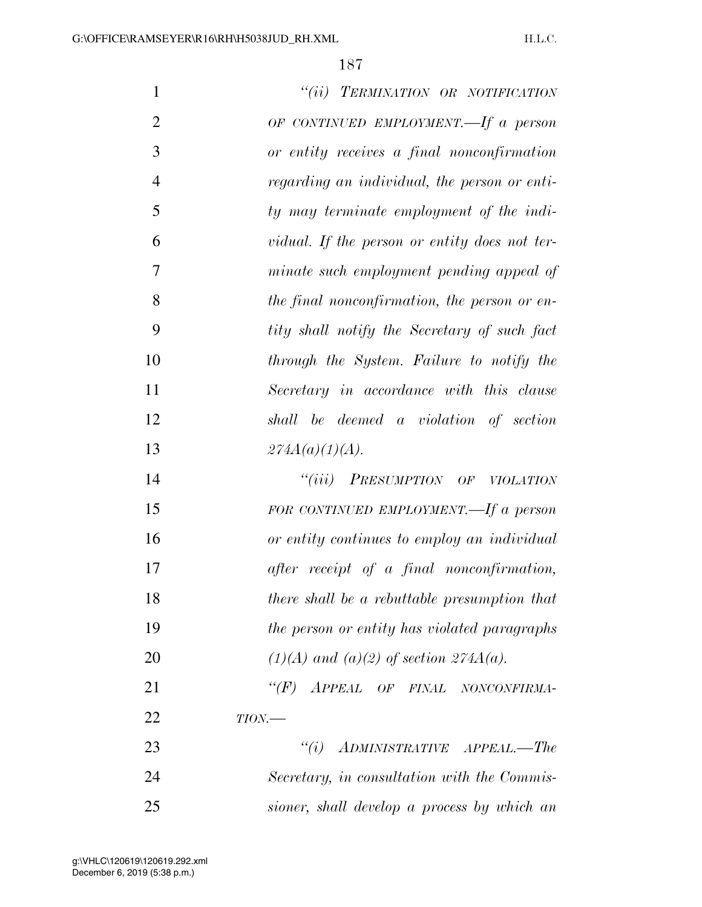*"(ii) TERMINATION OR NOTIFICATION OF CONTINUED EMPLOYMENT.—If a person or entity receives a final nonconfirmation regarding an individual, the person or entity may terminate employment of the individual. If the person or entity does not terminate such employment pending appeal of the final nonconfirmation, the person or entity shall notify the Secretary of such fact through the System. Failure to notify the Secretary in accordance with this clause shall be deemed a violation of section 274A(a)(1)(A).*

*"(iii) PRESUMPTION OF VIOLATION FOR CONTINUED EMPLOYMENT.—If a person or entity continues to employ an individual after receipt of a final nonconfirmation, there shall be a rebuttable presumption that the person or entity has violated paragraphs (1)(A) and (a)(2) of section 274A(a).*

*"(F) APPEAL OF FINAL NONCONFIRMATION.—*

*"(i) ADMINISTRATIVE APPEAL.—The Secretary, in consultation with the Commissioner, shall develop a process by which an*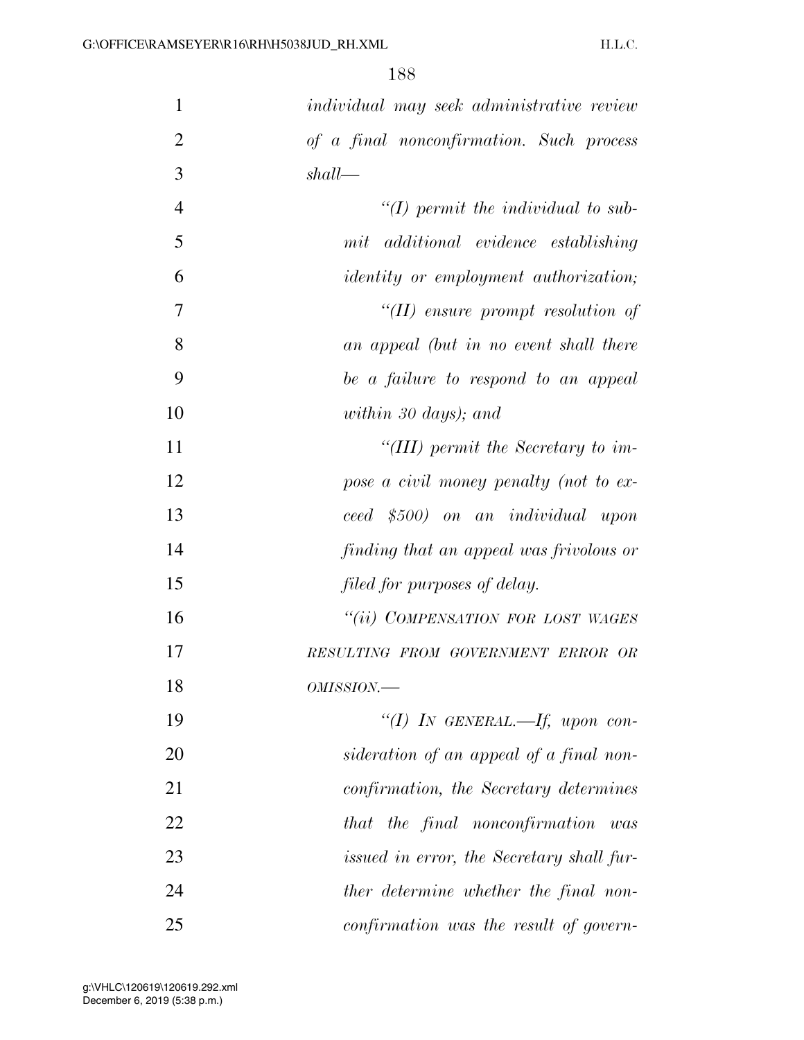*individual may seek administrative review of a final nonconfirmation. Such process shall—*

*"(I) permit the individual to submit additional evidence establishing identity or employment authorization;*

*"(II) ensure prompt resolution of an appeal (but in no event shall there be a failure to respond to an appeal within 30 days); and*

*"(III) permit the Secretary to impose a civil money penalty (not to exceed $500) on an individual upon finding that an appeal was frivolous or filed for purposes of delay.*

*"(ii) COMPENSATION FOR LOST WAGES RESULTING FROM GOVERNMENT ERROR OR OMISSION.—*

*"(I) IN GENERAL.—If, upon consideration of an appeal of a final nonconfirmation, the Secretary determines that the final nonconfirmation was issued in error, the Secretary shall further determine whether the final nonconfirmation was the result of govern-*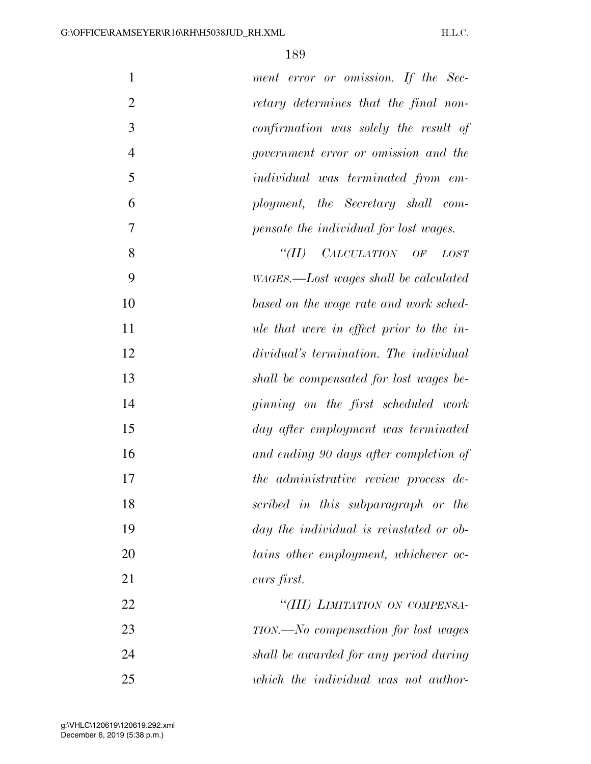*ment error or omission. If the Secretary determines that the final nonconfirmation was solely the result of government error or omission and the individual was terminated from employment, the Secretary shall compensate the individual for lost wages.*

*“(II) CALCULATION OF LOST WAGES.—Lost wages shall be calculated based on the wage rate and work schedule that were in effect prior to the individual’s termination. The individual shall be compensated for lost wages beginning on the first scheduled work day after employment was terminated and ending 90 days after completion of the administrative review process described in this subparagraph or the day the individual is reinstated or obtains other employment, whichever occurs first.*

*“(III) LIMITATION ON COMPENSATION.—No compensation for lost wages shall be awarded for any period during which the individual was not author-*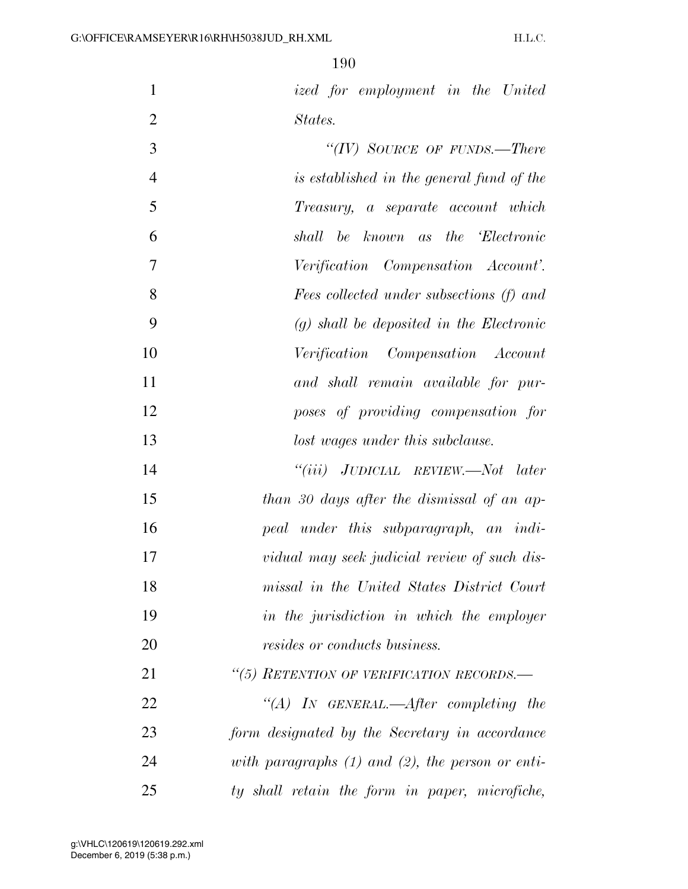*ized for employment in the United States.*

*"(IV) SOURCE OF FUNDS.—There is established in the general fund of the Treasury, a separate account which shall be known as the 'Electronic Verification Compensation Account'. Fees collected under subsections (f) and (g) shall be deposited in the Electronic Verification Compensation Account and shall remain available for purposes of providing compensation for lost wages under this subclause.*

*"(iii) JUDICIAL REVIEW.—Not later than 30 days after the dismissal of an appeal under this subparagraph, an individual may seek judicial review of such dismissal in the United States District Court in the jurisdiction in which the employer resides or conducts business.*

*"(5) RETENTION OF VERIFICATION RECORDS.—*

*"(A) IN GENERAL.—After completing the form designated by the Secretary in accordance with paragraphs (1) and (2), the person or entity shall retain the form in paper, microfiche,*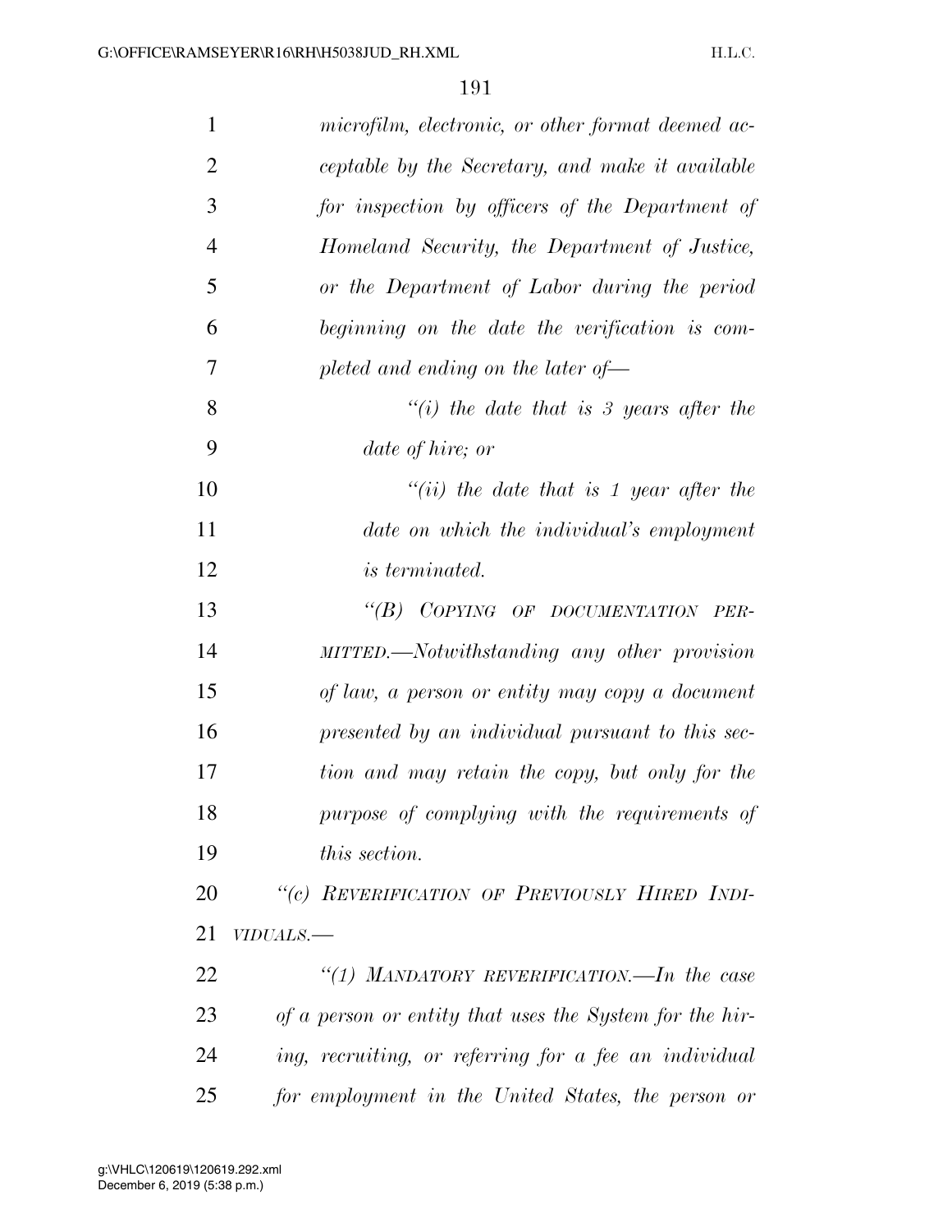*microfilm, electronic, or other format deemed acceptable by the Secretary, and make it available for inspection by officers of the Department of Homeland Security, the Department of Justice, or the Department of Labor during the period beginning on the date the verification is completed and ending on the later of—*

*“(i) the date that is 3 years after the date of hire; or*

*“(ii) the date that is 1 year after the date on which the individual’s employment is terminated.*

*“(B) COPYING OF DOCUMENTATION PERMITTED.—Notwithstanding any other provision of law, a person or entity may copy a document presented by an individual pursuant to this section and may retain the copy, but only for the purpose of complying with the requirements of this section.*

*“(c) REVERIFICATION OF PREVIOUSLY HIRED INDIVIDUALS.—*

*“(1) MANDATORY REVERIFICATION.—In the case of a person or entity that uses the System for the hiring, recruiting, or referring for a fee an individual for employment in the United States, the person or*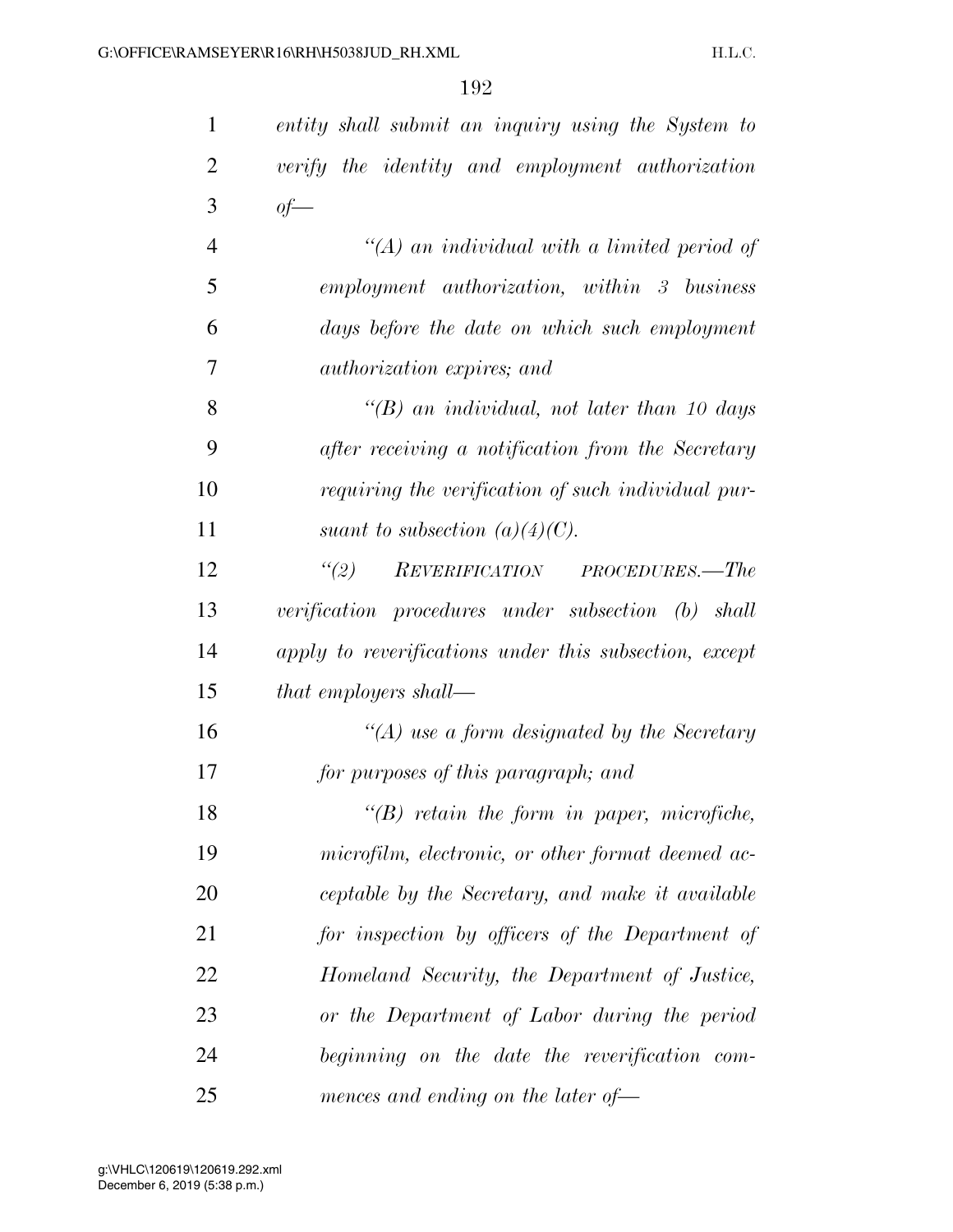*entity shall submit an inquiry using the System to verify the identity and employment authorization of—*

*"(A) an individual with a limited period of employment authorization, within 3 business days before the date on which such employment authorization expires; and*

*"(B) an individual, not later than 10 days after receiving a notification from the Secretary requiring the verification of such individual pursuant to subsection (a)(4)(C).*

*"(2) REVERIFICATION PROCEDURES.—The verification procedures under subsection (b) shall apply to reverifications under this subsection, except that employers shall—*

*"(A) use a form designated by the Secretary for purposes of this paragraph; and*

*"(B) retain the form in paper, microfiche, microfilm, electronic, or other format deemed acceptable by the Secretary, and make it available for inspection by officers of the Department of Homeland Security, the Department of Justice, or the Department of Labor during the period beginning on the date the reverification commences and ending on the later of—*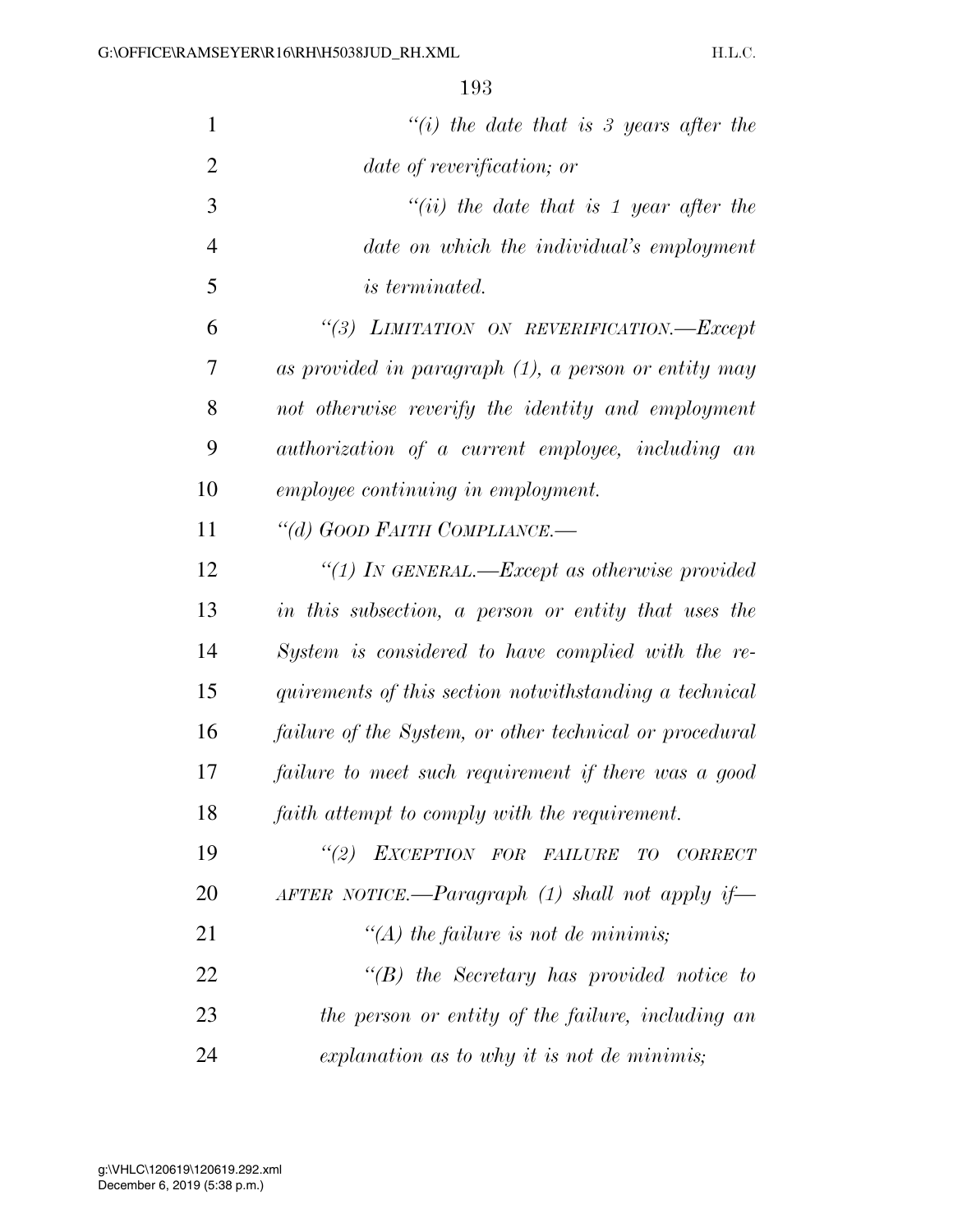*"(i) the date that is 3 years after the date of reverification; or*

*"(ii) the date that is 1 year after the date on which the individual's employment is terminated.*

*"(3) LIMITATION ON REVERIFICATION.—Except as provided in paragraph (1), a person or entity may not otherwise reverify the identity and employment authorization of a current employee, including an employee continuing in employment.*

*"(d) GOOD FAITH COMPLIANCE.—*

*"(1) IN GENERAL.—Except as otherwise provided in this subsection, a person or entity that uses the System is considered to have complied with the requirements of this section notwithstanding a technical failure of the System, or other technical or procedural failure to meet such requirement if there was a good faith attempt to comply with the requirement.*

*"(2) EXCEPTION FOR FAILURE TO CORRECT AFTER NOTICE.—Paragraph (1) shall not apply if—*

*"(A) the failure is not de minimis;*

*"(B) the Secretary has provided notice to the person or entity of the failure, including an explanation as to why it is not de minimis;*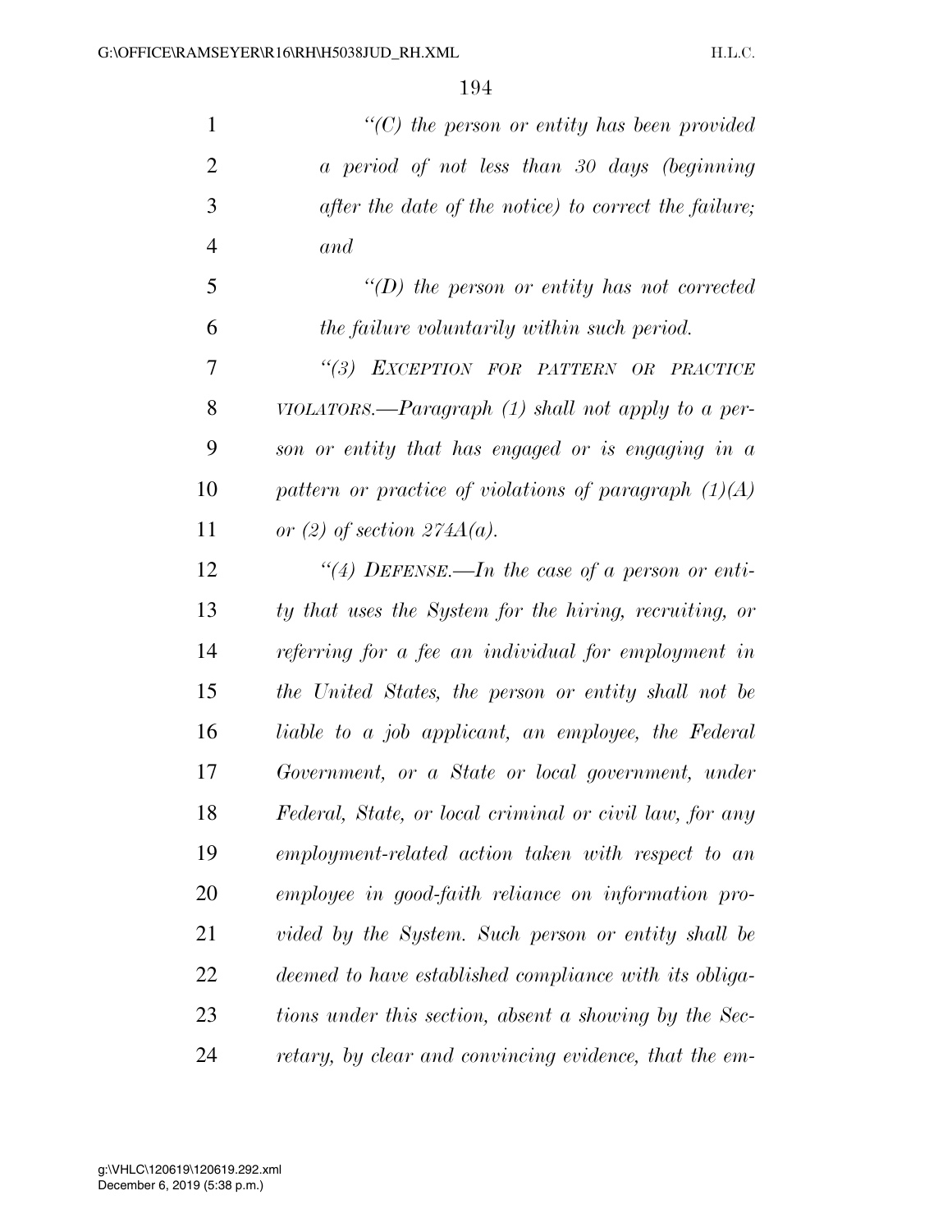*"(C) the person or entity has been provided a period of not less than 30 days (beginning after the date of the notice) to correct the failure; and*

*"(D) the person or entity has not corrected the failure voluntarily within such period.*

*"(3) EXCEPTION FOR PATTERN OR PRACTICE VIOLATORS.—Paragraph (1) shall not apply to a person or entity that has engaged or is engaging in a pattern or practice of violations of paragraph (1)(A) or (2) of section 274A(a).*

*"(4) DEFENSE.—In the case of a person or entity that uses the System for the hiring, recruiting, or referring for a fee an individual for employment in the United States, the person or entity shall not be liable to a job applicant, an employee, the Federal Government, or a State or local government, under Federal, State, or local criminal or civil law, for any employment-related action taken with respect to an employee in good-faith reliance on information provided by the System. Such person or entity shall be deemed to have established compliance with its obligations under this section, absent a showing by the Secretary, by clear and convincing evidence, that the em-*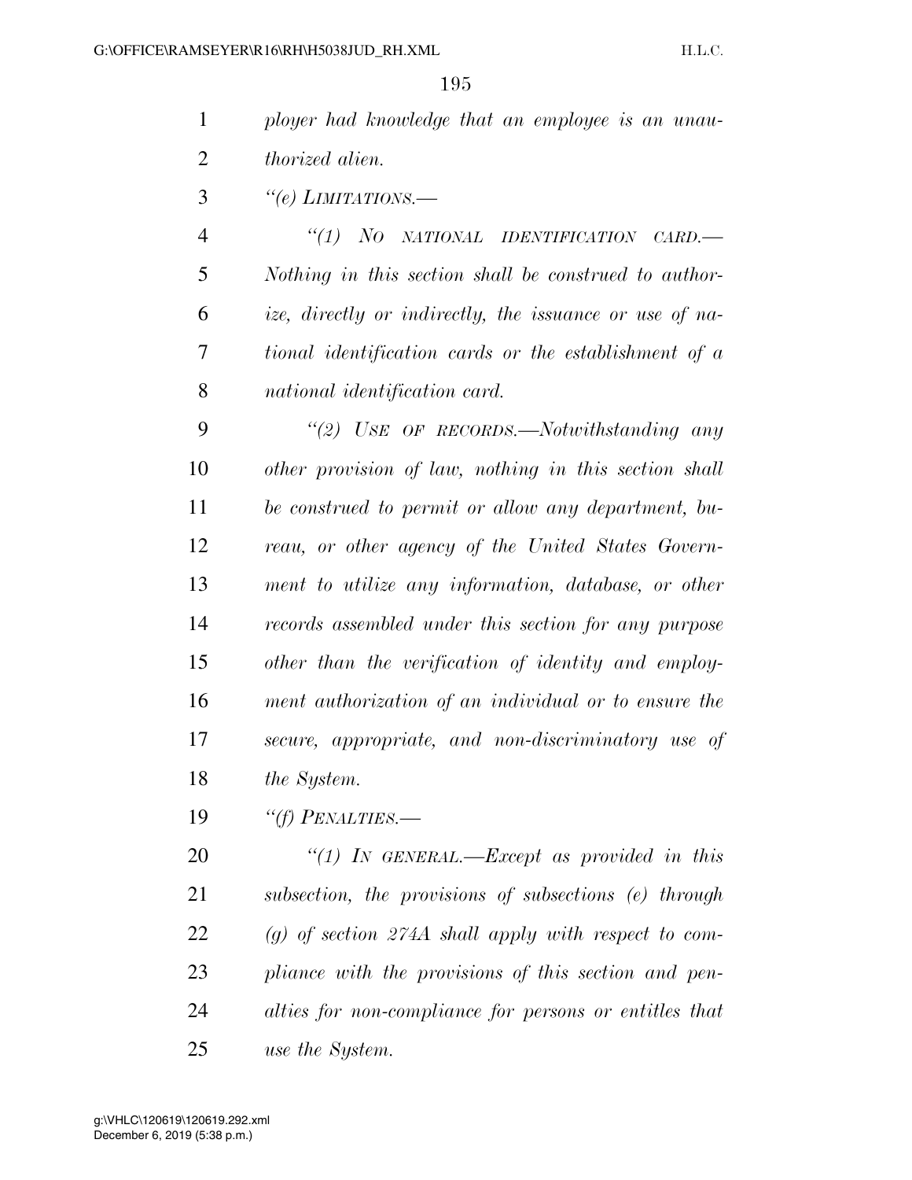*ployer had knowledge that an employee is an unauthorized alien.*

*"(e) LIMITATIONS.—*

*"(1) NO NATIONAL IDENTIFICATION CARD.—Nothing in this section shall be construed to authorize, directly or indirectly, the issuance or use of national identification cards or the establishment of a national identification card.*

*"(2) USE OF RECORDS.—Notwithstanding any other provision of law, nothing in this section shall be construed to permit or allow any department, bureau, or other agency of the United States Government to utilize any information, database, or other records assembled under this section for any purpose other than the verification of identity and employment authorization of an individual or to ensure the secure, appropriate, and non-discriminatory use of the System.*

*"(f) PENALTIES.—*

*"(1) IN GENERAL.—Except as provided in this subsection, the provisions of subsections (e) through (g) of section 274A shall apply with respect to compliance with the provisions of this section and penalties for non-compliance for persons or entitles that use the System.*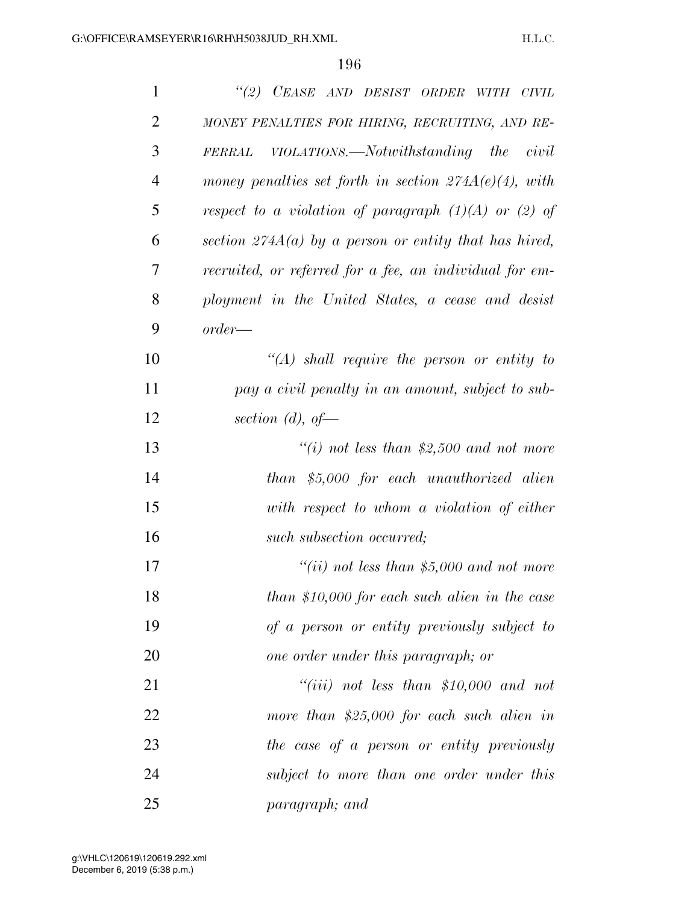*"(2) CEASE AND DESIST ORDER WITH CIVIL MONEY PENALTIES FOR HIRING, RECRUITING, AND REFERRAL VIOLATIONS.—Notwithstanding the civil money penalties set forth in section 274A(e)(4), with respect to a violation of paragraph (1)(A) or (2) of section 274A(a) by a person or entity that has hired, recruited, or referred for a fee, an individual for employment in the United States, a cease and desist order—*

*"(A) shall require the person or entity to pay a civil penalty in an amount, subject to subsection (d), of—*

*"(i) not less than $2,500 and not more than $5,000 for each unauthorized alien with respect to whom a violation of either such subsection occurred;*

*"(ii) not less than $5,000 and not more than $10,000 for each such alien in the case of a person or entity previously subject to one order under this paragraph; or*

*"(iii) not less than $10,000 and not more than $25,000 for each such alien in the case of a person or entity previously subject to more than one order under this paragraph; and*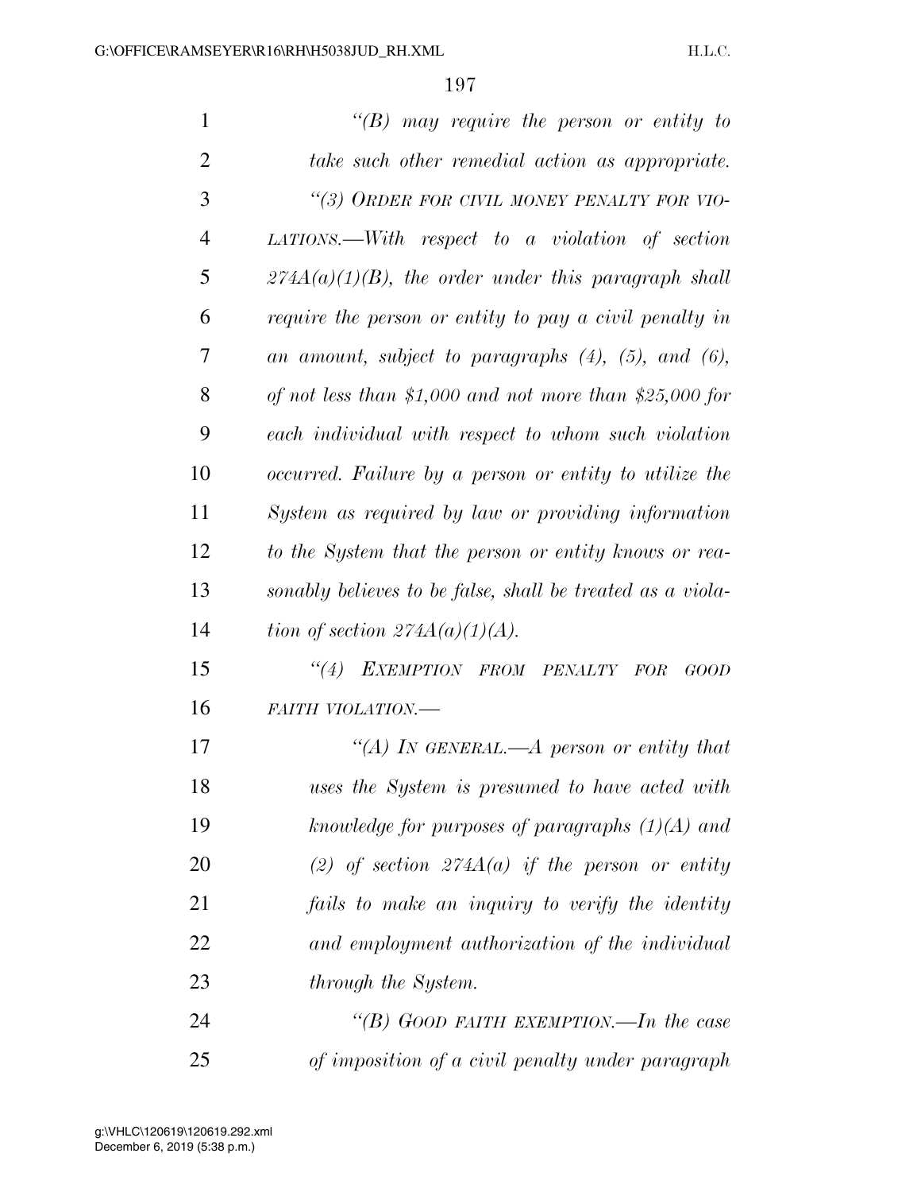*"(B) may require the person or entity to take such other remedial action as appropriate.*

*"(3) ORDER FOR CIVIL MONEY PENALTY FOR VIOLATIONS.—With respect to a violation of section 274A(a)(1)(B), the order under this paragraph shall require the person or entity to pay a civil penalty in an amount, subject to paragraphs (4), (5), and (6), of not less than $1,000 and not more than $25,000 for each individual with respect to whom such violation occurred. Failure by a person or entity to utilize the System as required by law or providing information to the System that the person or entity knows or reasonably believes to be false, shall be treated as a violation of section 274A(a)(1)(A).*

*"(4) EXEMPTION FROM PENALTY FOR GOOD FAITH VIOLATION.—*

*"(A) IN GENERAL.—A person or entity that uses the System is presumed to have acted with knowledge for purposes of paragraphs (1)(A) and (2) of section 274A(a) if the person or entity fails to make an inquiry to verify the identity and employment authorization of the individual through the System.*

*"(B) GOOD FAITH EXEMPTION.—In the case of imposition of a civil penalty under paragraph*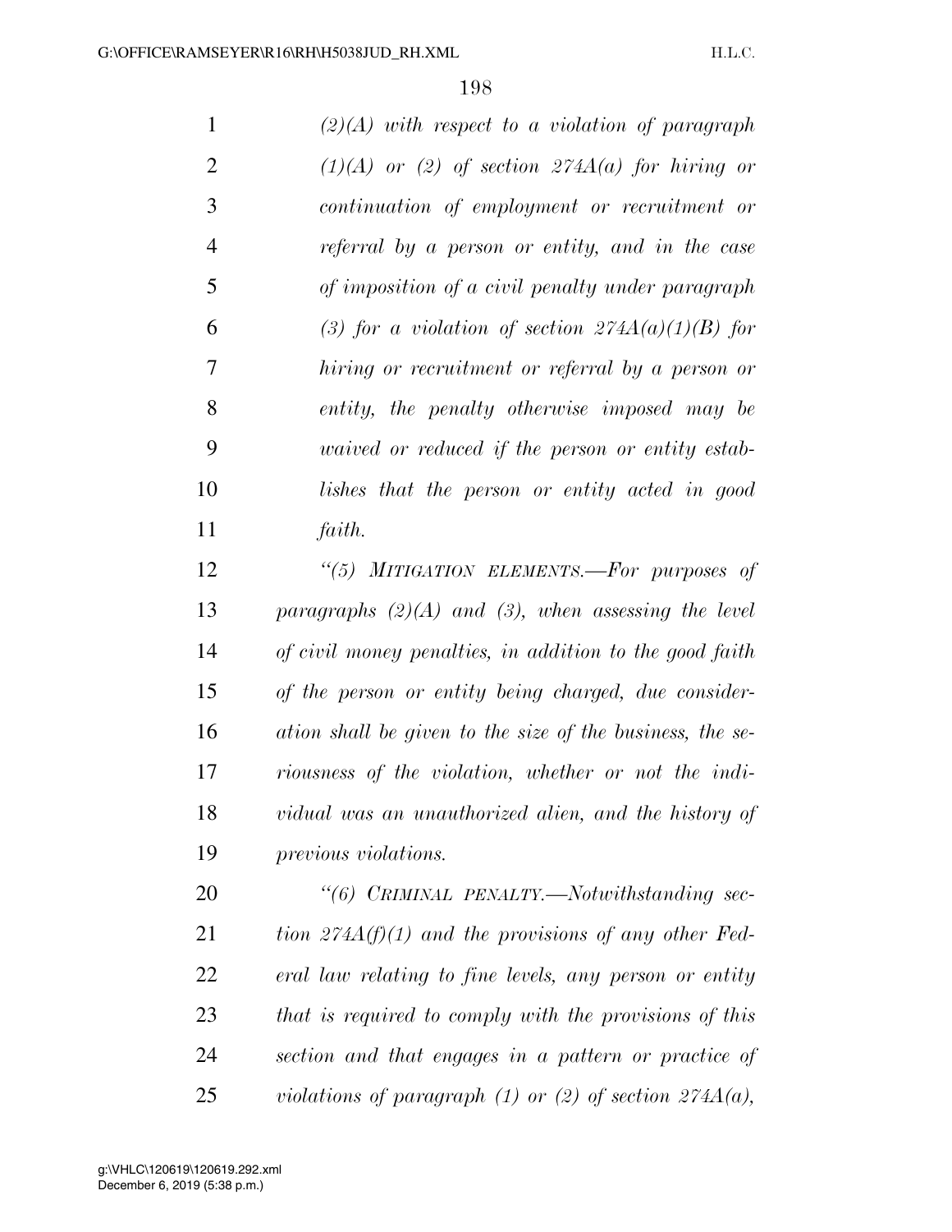*(2)(A) with respect to a violation of paragraph (1)(A) or (2) of section 274A(a) for hiring or continuation of employment or recruitment or referral by a person or entity, and in the case of imposition of a civil penalty under paragraph (3) for a violation of section 274A(a)(1)(B) for hiring or recruitment or referral by a person or entity, the penalty otherwise imposed may be waived or reduced if the person or entity establishes that the person or entity acted in good faith.*

*"(5) MITIGATION ELEMENTS.—For purposes of paragraphs (2)(A) and (3), when assessing the level of civil money penalties, in addition to the good faith of the person or entity being charged, due consideration shall be given to the size of the business, the seriousness of the violation, whether or not the individual was an unauthorized alien, and the history of previous violations.*

*"(6) CRIMINAL PENALTY.—Notwithstanding section 274A(f)(1) and the provisions of any other Federal law relating to fine levels, any person or entity that is required to comply with the provisions of this section and that engages in a pattern or practice of violations of paragraph (1) or (2) of section 274A(a),*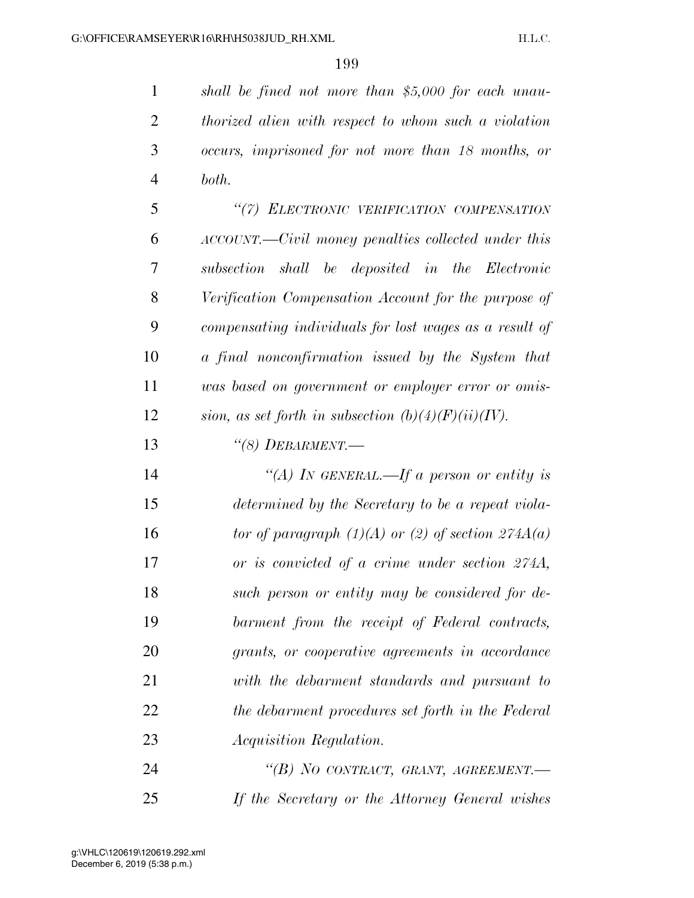*shall be fined not more than $5,000 for each unauthorized alien with respect to whom such a violation occurs, imprisoned for not more than 18 months, or both.*

*"(7) ELECTRONIC VERIFICATION COMPENSATION ACCOUNT.—Civil money penalties collected under this subsection shall be deposited in the Electronic Verification Compensation Account for the purpose of compensating individuals for lost wages as a result of a final nonconfirmation issued by the System that was based on government or employer error or omission, as set forth in subsection (b)(4)(F)(ii)(IV).*

*"(8) DEBARMENT.—*

*"(A) IN GENERAL.—If a person or entity is determined by the Secretary to be a repeat violator of paragraph (1)(A) or (2) of section 274A(a) or is convicted of a crime under section 274A, such person or entity may be considered for debarment from the receipt of Federal contracts, grants, or cooperative agreements in accordance with the debarment standards and pursuant to the debarment procedures set forth in the Federal Acquisition Regulation.*

*"(B) NO CONTRACT, GRANT, AGREEMENT.—If the Secretary or the Attorney General wishes*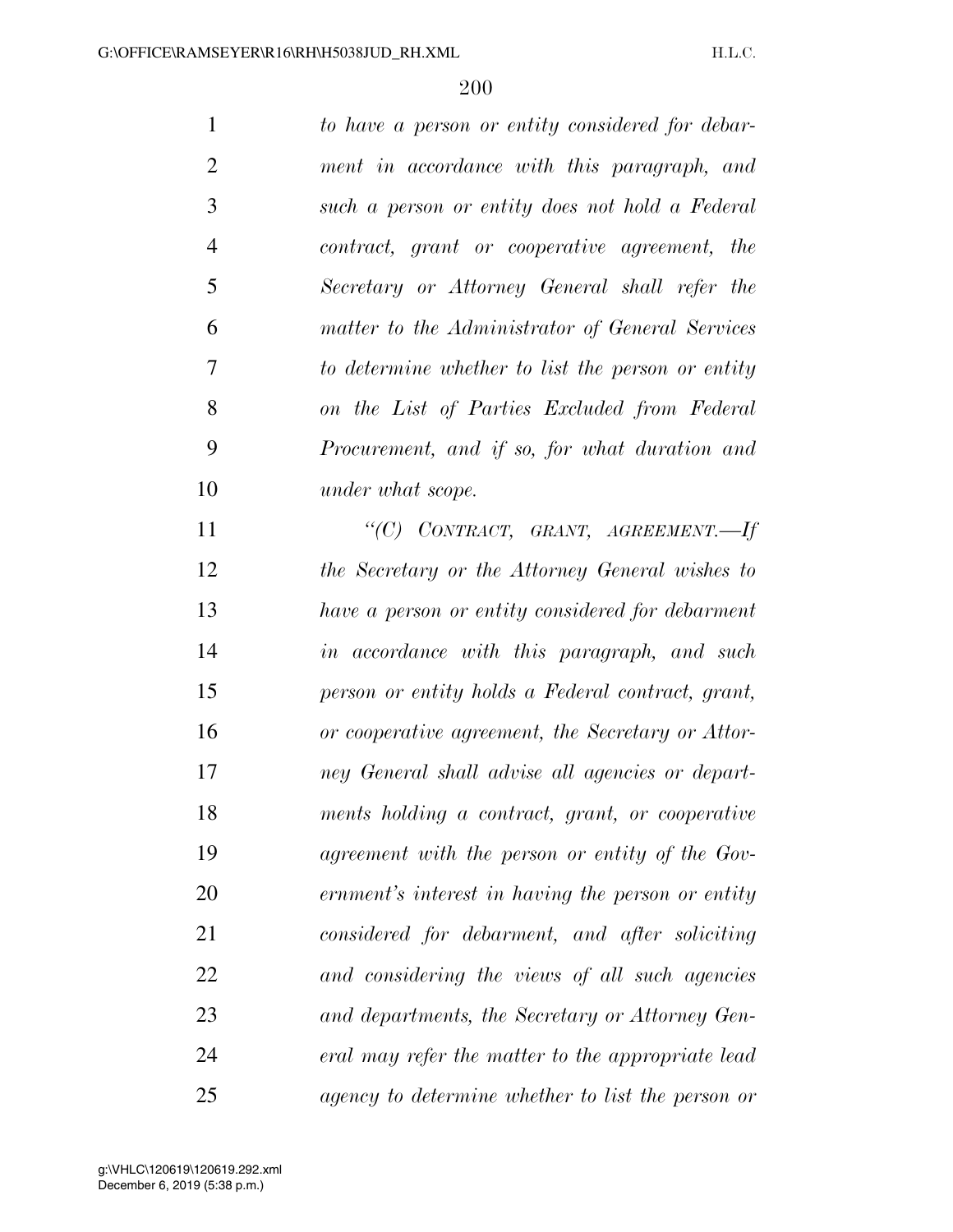*to have a person or entity considered for debarment in accordance with this paragraph, and such a person or entity does not hold a Federal contract, grant or cooperative agreement, the Secretary or Attorney General shall refer the matter to the Administrator of General Services to determine whether to list the person or entity on the List of Parties Excluded from Federal Procurement, and if so, for what duration and under what scope.*

*"(C) CONTRACT, GRANT, AGREEMENT.—If the Secretary or the Attorney General wishes to have a person or entity considered for debarment in accordance with this paragraph, and such person or entity holds a Federal contract, grant, or cooperative agreement, the Secretary or Attorney General shall advise all agencies or departments holding a contract, grant, or cooperative agreement with the person or entity of the Government's interest in having the person or entity considered for debarment, and after soliciting and considering the views of all such agencies and departments, the Secretary or Attorney General may refer the matter to the appropriate lead agency to determine whether to list the person or*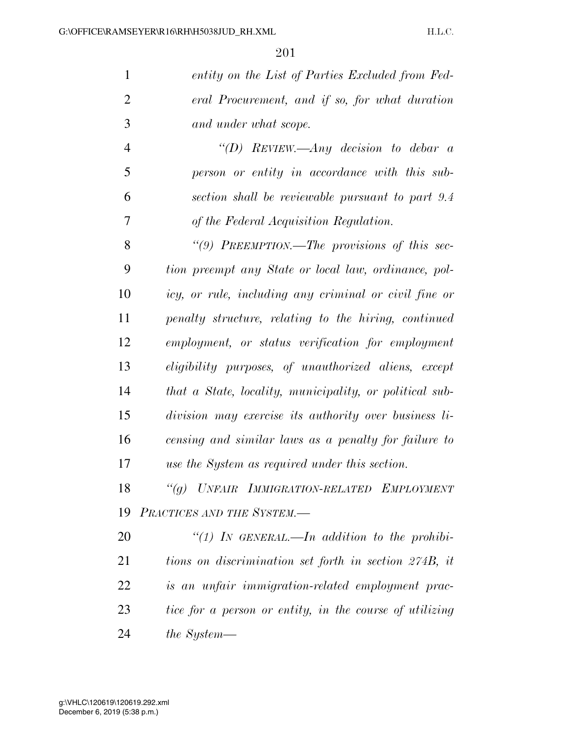*entity on the List of Parties Excluded from Federal Procurement, and if so, for what duration and under what scope.*

*"(D) REVIEW.—Any decision to debar a person or entity in accordance with this subsection shall be reviewable pursuant to part 9.4 of the Federal Acquisition Regulation.*

*"(9) PREEMPTION.—The provisions of this section preempt any State or local law, ordinance, policy, or rule, including any criminal or civil fine or penalty structure, relating to the hiring, continued employment, or status verification for employment eligibility purposes, of unauthorized aliens, except that a State, locality, municipality, or political subdivision may exercise its authority over business licensing and similar laws as a penalty for failure to use the System as required under this section.*

*"(g) UNFAIR IMMIGRATION-RELATED EMPLOYMENT PRACTICES AND THE SYSTEM.—*

*"(1) IN GENERAL.—In addition to the prohibitions on discrimination set forth in section 274B, it is an unfair immigration-related employment practice for a person or entity, in the course of utilizing the System—*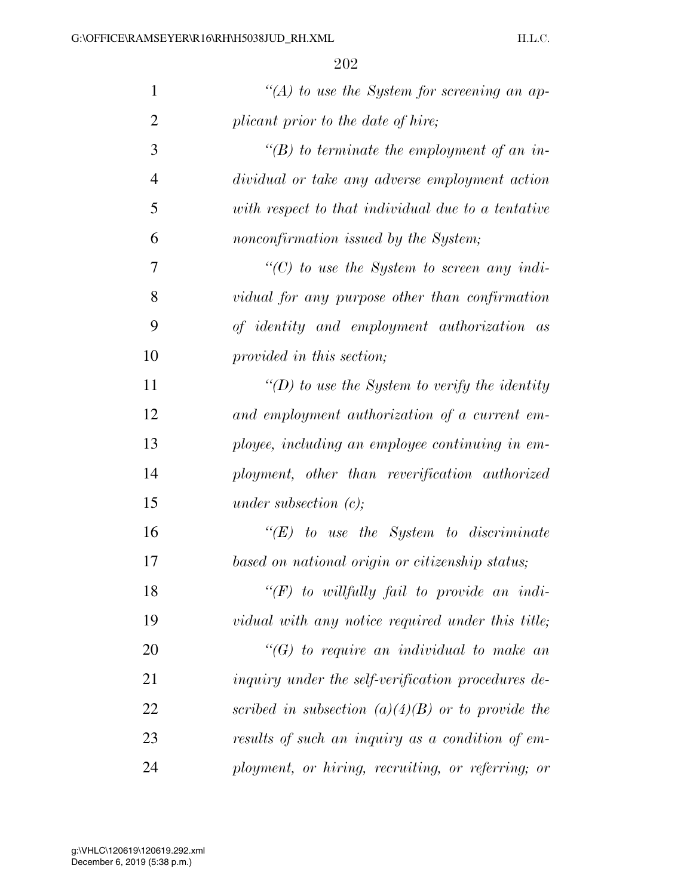*"(A) to use the System for screening an applicant prior to the date of hire;*

*"(B) to terminate the employment of an individual or take any adverse employment action with respect to that individual due to a tentative nonconfirmation issued by the System;*

*"(C) to use the System to screen any individual for any purpose other than confirmation of identity and employment authorization as provided in this section;*

*"(D) to use the System to verify the identity and employment authorization of a current employee, including an employee continuing in employment, other than reverification authorized under subsection (c);*

*"(E) to use the System to discriminate based on national origin or citizenship status;*

*"(F) to willfully fail to provide an individual with any notice required under this title;*

*"(G) to require an individual to make an inquiry under the self-verification procedures described in subsection (a)(4)(B) or to provide the results of such an inquiry as a condition of employment, or hiring, recruiting, or referring; or*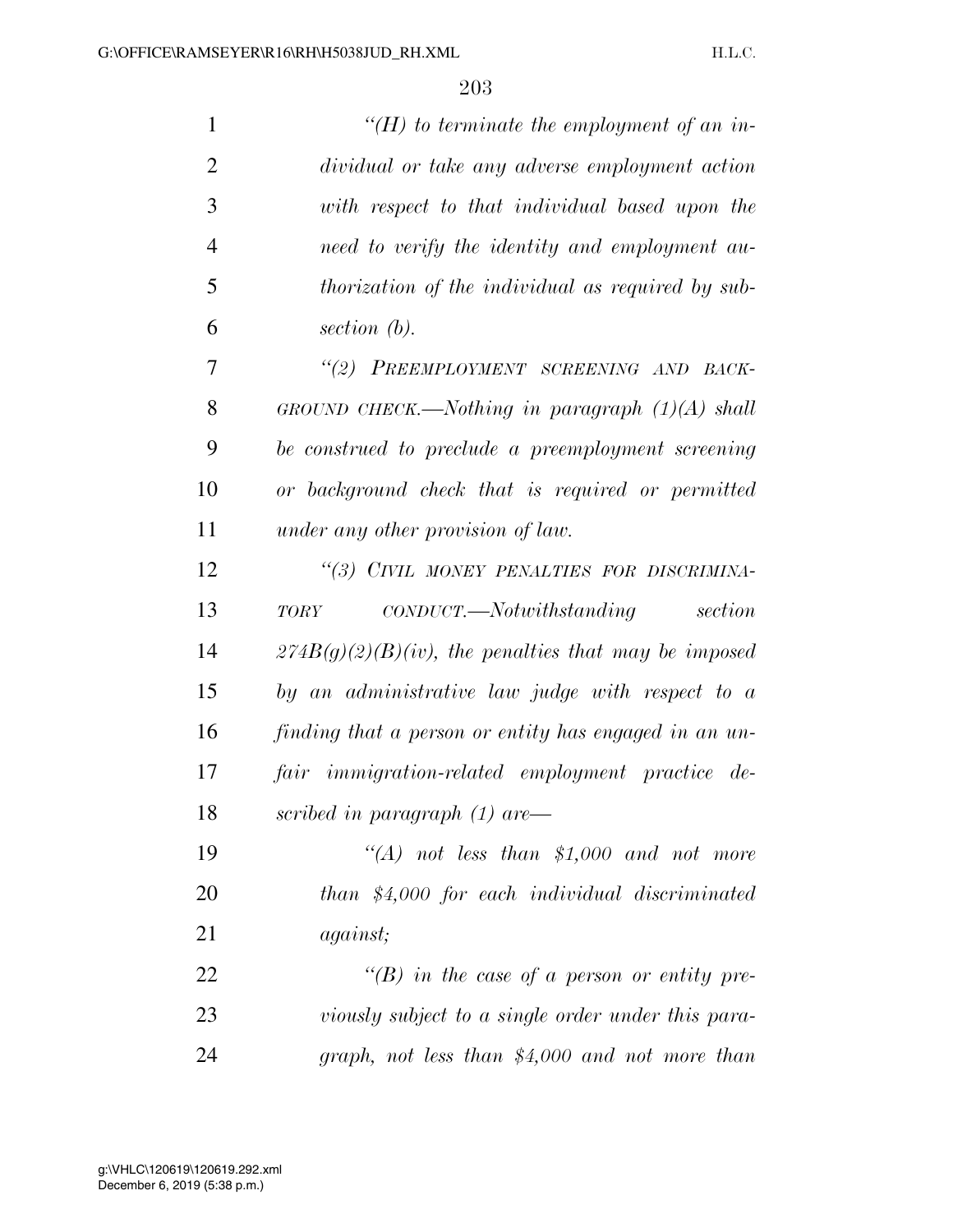*"(H) to terminate the employment of an individual or take any adverse employment action with respect to that individual based upon the need to verify the identity and employment authorization of the individual as required by subsection (b).*

*"(2) PREEMPLOYMENT SCREENING AND BACKGROUND CHECK.—Nothing in paragraph (1)(A) shall be construed to preclude a preemployment screening or background check that is required or permitted under any other provision of law.*

*"(3) CIVIL MONEY PENALTIES FOR DISCRIMINATORY CONDUCT.—Notwithstanding section 274B(g)(2)(B)(iv), the penalties that may be imposed by an administrative law judge with respect to a finding that a person or entity has engaged in an unfair immigration-related employment practice described in paragraph (1) are—*

*"(A) not less than $1,000 and not more than $4,000 for each individual discriminated against;*

*"(B) in the case of a person or entity previously subject to a single order under this paragraph, not less than $4,000 and not more than*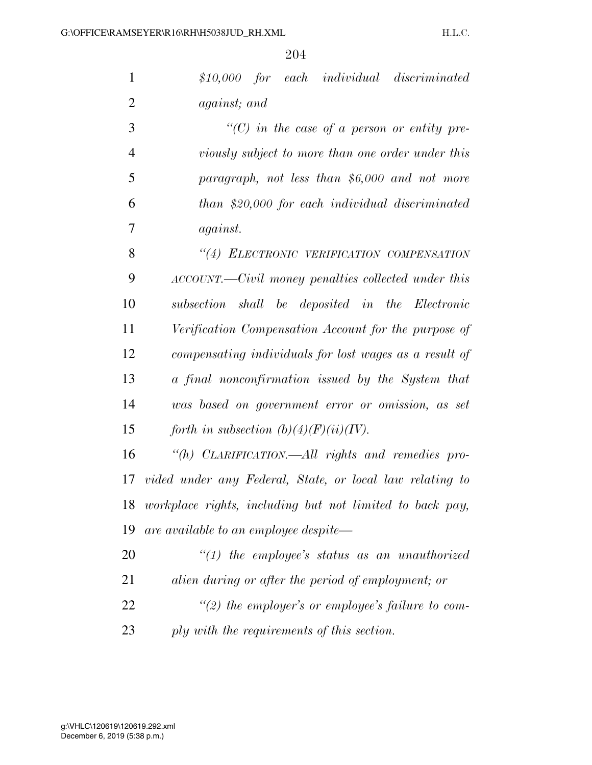*$10,000 for each individual discriminated against; and*

*"(C) in the case of a person or entity previously subject to more than one order under this paragraph, not less than $6,000 and not more than $20,000 for each individual discriminated against.*

*"(4) ELECTRONIC VERIFICATION COMPENSATION ACCOUNT.—Civil money penalties collected under this subsection shall be deposited in the Electronic Verification Compensation Account for the purpose of compensating individuals for lost wages as a result of a final nonconfirmation issued by the System that was based on government error or omission, as set forth in subsection (b)(4)(F)(ii)(IV).*

*"(h) CLARIFICATION.—All rights and remedies provided under any Federal, State, or local law relating to workplace rights, including but not limited to back pay, are available to an employee despite—*

*"(1) the employee's status as an unauthorized alien during or after the period of employment; or*

*"(2) the employer's or employee's failure to comply with the requirements of this section.*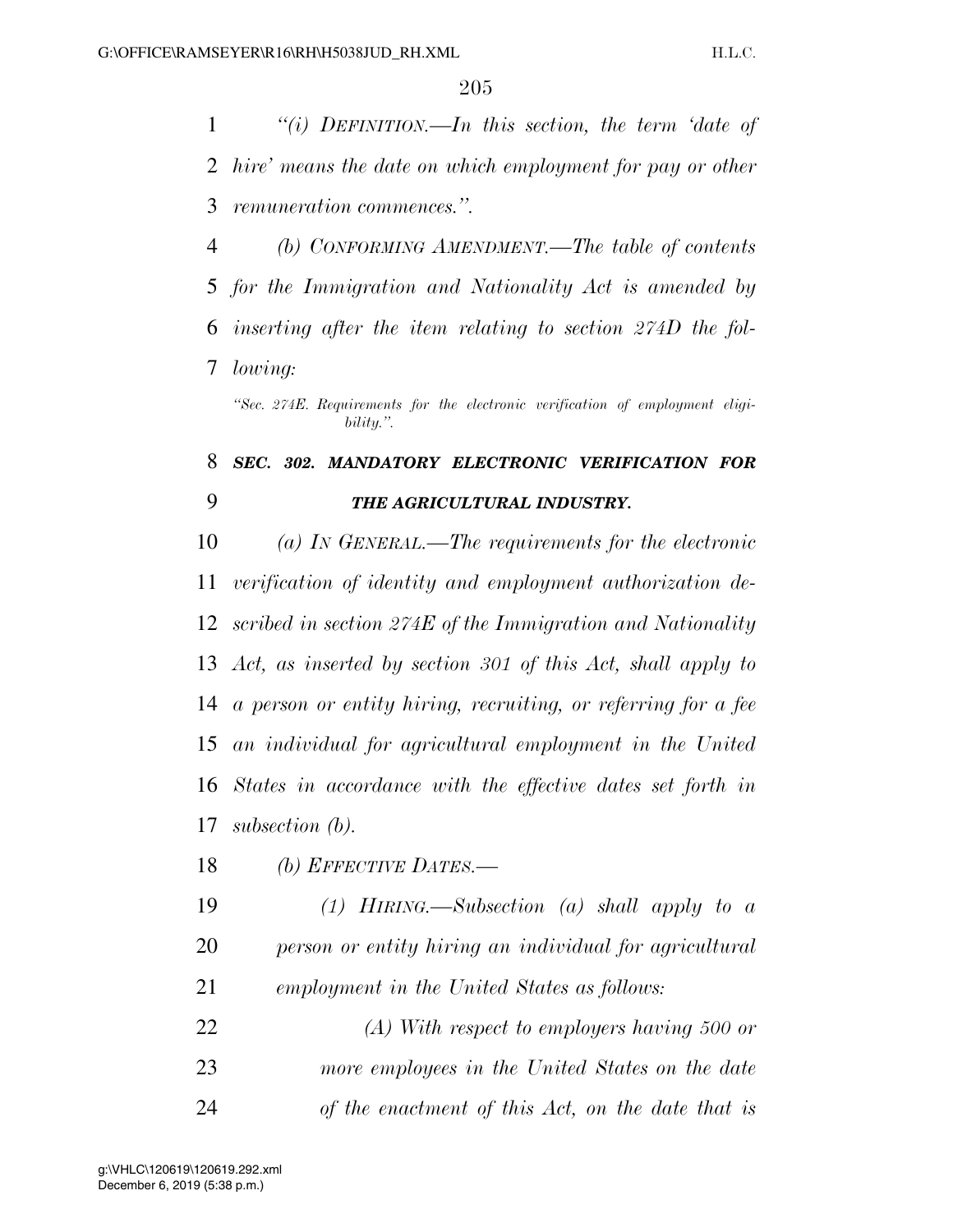*"(i) DEFINITION.—In this section, the term 'date of hire' means the date on which employment for pay or other remuneration commences.".*

*(b) CONFORMING AMENDMENT.—The table of contents for the Immigration and Nationality Act is amended by inserting after the item relating to section 274D the following:*

*"Sec. 274E. Requirements for the electronic verification of employment eligibility.".*

***SEC. 302. MANDATORY ELECTRONIC VERIFICATION FOR THE AGRICULTURAL INDUSTRY.***

*(a) IN GENERAL.—The requirements for the electronic verification of identity and employment authorization described in section 274E of the Immigration and Nationality Act, as inserted by section 301 of this Act, shall apply to a person or entity hiring, recruiting, or referring for a fee an individual for agricultural employment in the United States in accordance with the effective dates set forth in subsection (b).*

*(b) EFFECTIVE DATES.—*

*(1) HIRING.—Subsection (a) shall apply to a person or entity hiring an individual for agricultural employment in the United States as follows:*

*(A) With respect to employers having 500 or more employees in the United States on the date of the enactment of this Act, on the date that is*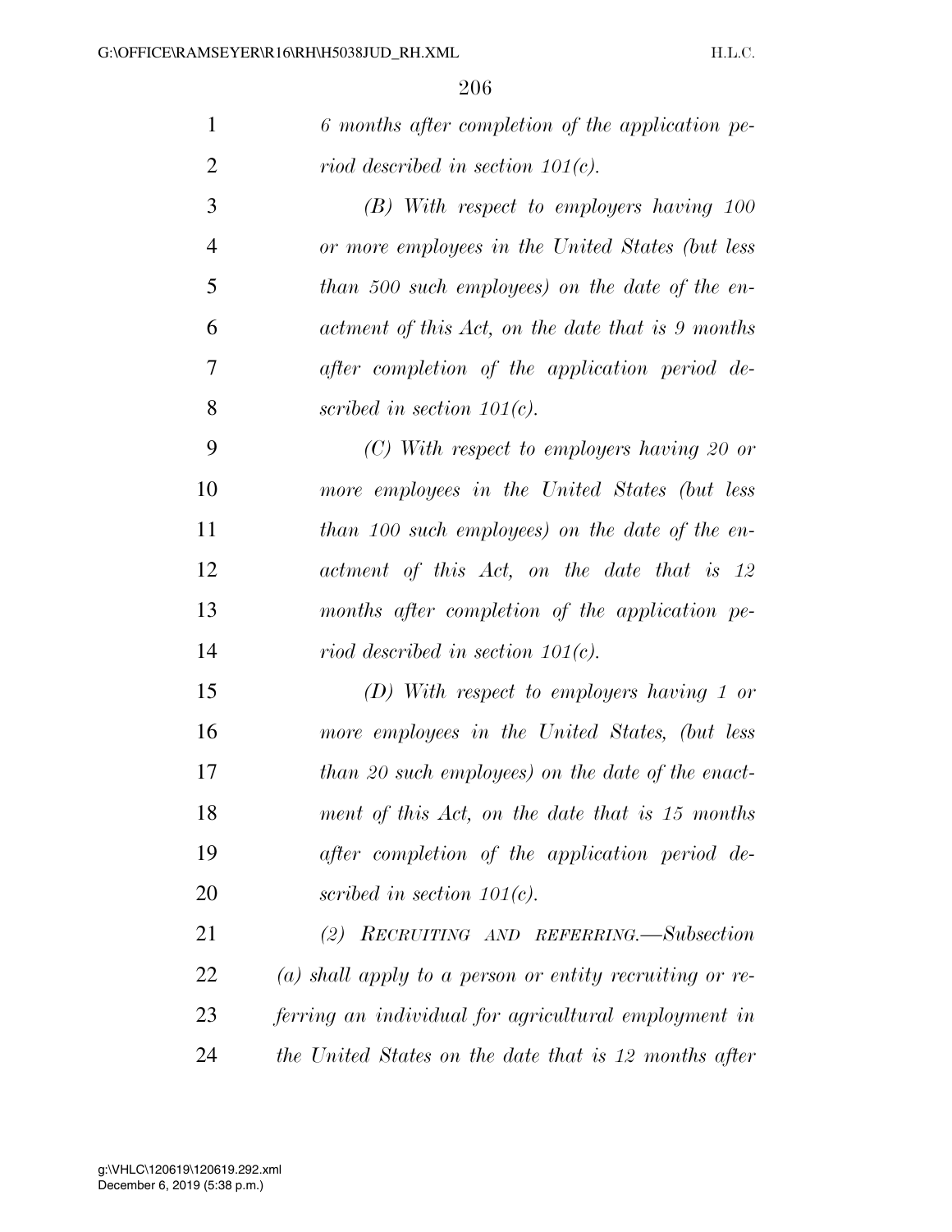*6 months after completion of the application period described in section 101(c).*

*(B) With respect to employers having 100 or more employees in the United States (but less than 500 such employees) on the date of the enactment of this Act, on the date that is 9 months after completion of the application period described in section 101(c).*

*(C) With respect to employers having 20 or more employees in the United States (but less than 100 such employees) on the date of the enactment of this Act, on the date that is 12 months after completion of the application period described in section 101(c).*

*(D) With respect to employers having 1 or more employees in the United States, (but less than 20 such employees) on the date of the enactment of this Act, on the date that is 15 months after completion of the application period described in section 101(c).*

*(2) RECRUITING AND REFERRING.—Subsection (a) shall apply to a person or entity recruiting or referring an individual for agricultural employment in the United States on the date that is 12 months after*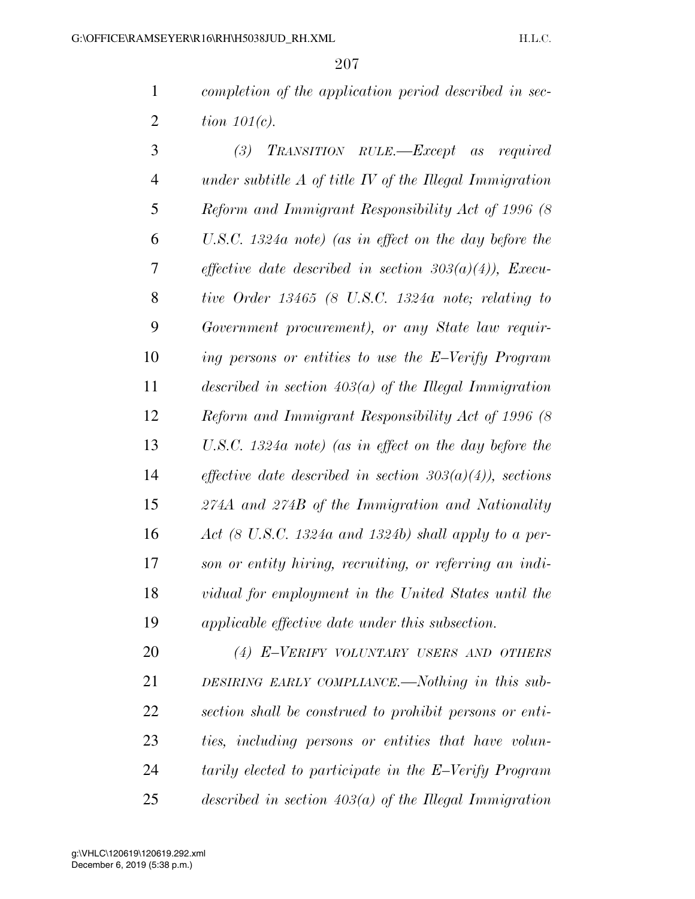*completion of the application period described in section 101(c).*

*(3) TRANSITION RULE.—Except as required under subtitle A of title IV of the Illegal Immigration Reform and Immigrant Responsibility Act of 1996 (8 U.S.C. 1324a note) (as in effect on the day before the effective date described in section 303(a)(4)), Executive Order 13465 (8 U.S.C. 1324a note; relating to Government procurement), or any State law requiring persons or entities to use the E–Verify Program described in section 403(a) of the Illegal Immigration Reform and Immigrant Responsibility Act of 1996 (8 U.S.C. 1324a note) (as in effect on the day before the effective date described in section 303(a)(4)), sections 274A and 274B of the Immigration and Nationality Act (8 U.S.C. 1324a and 1324b) shall apply to a person or entity hiring, recruiting, or referring an individual for employment in the United States until the applicable effective date under this subsection.*

*(4) E–VERIFY VOLUNTARY USERS AND OTHERS DESIRING EARLY COMPLIANCE.—Nothing in this subsection shall be construed to prohibit persons or entities, including persons or entities that have voluntarily elected to participate in the E–Verify Program described in section 403(a) of the Illegal Immigration*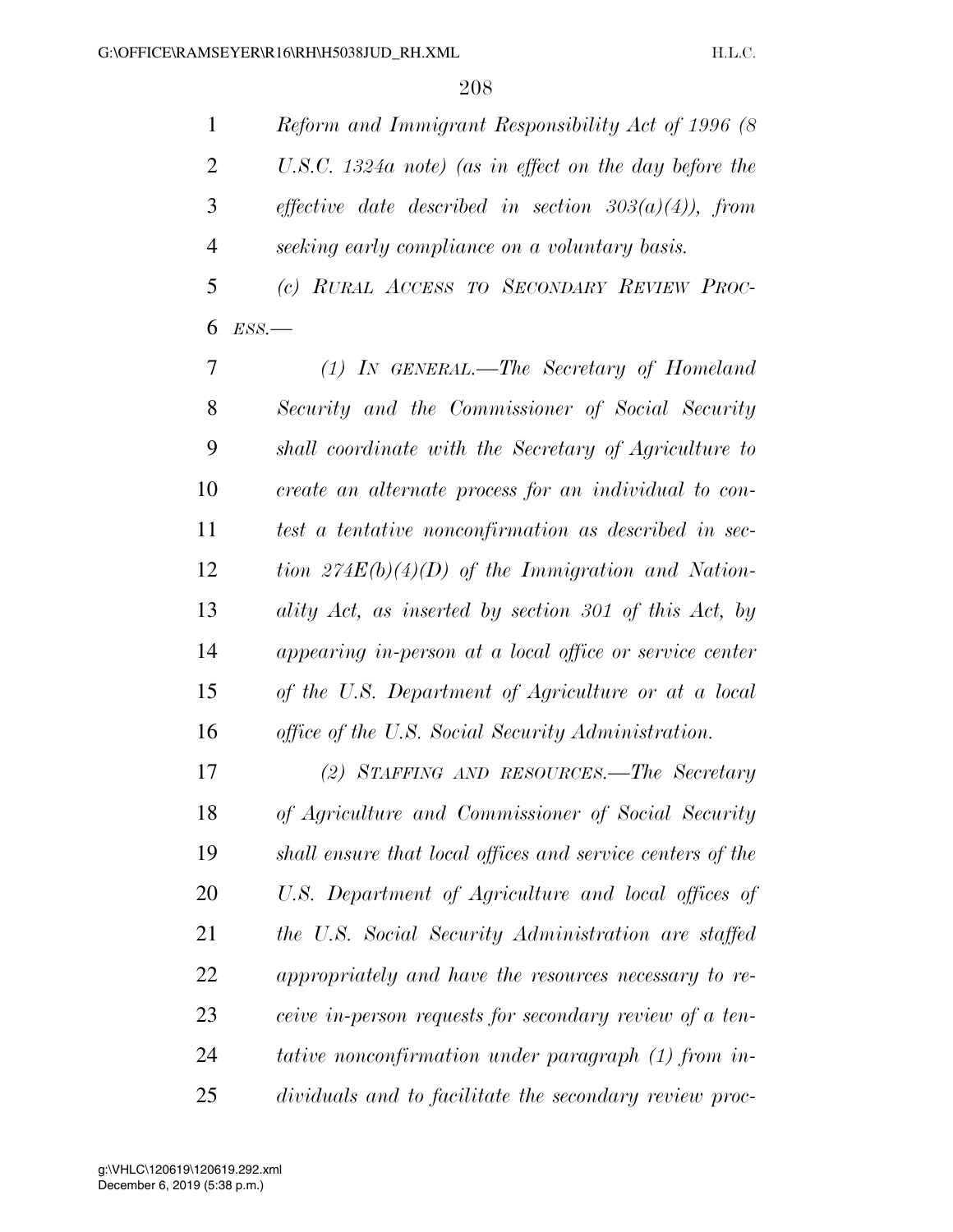*Reform and Immigrant Responsibility Act of 1996 (8 U.S.C. 1324a note) (as in effect on the day before the effective date described in section 303(a)(4)), from seeking early compliance on a voluntary basis.*

*(c) RURAL ACCESS TO SECONDARY REVIEW PROCESS.—*

*(1) IN GENERAL.—The Secretary of Homeland Security and the Commissioner of Social Security shall coordinate with the Secretary of Agriculture to create an alternate process for an individual to contest a tentative nonconfirmation as described in section 274E(b)(4)(D) of the Immigration and Nationality Act, as inserted by section 301 of this Act, by appearing in-person at a local office or service center of the U.S. Department of Agriculture or at a local office of the U.S. Social Security Administration.*

*(2) STAFFING AND RESOURCES.—The Secretary of Agriculture and Commissioner of Social Security shall ensure that local offices and service centers of the U.S. Department of Agriculture and local offices of the U.S. Social Security Administration are staffed appropriately and have the resources necessary to receive in-person requests for secondary review of a tentative nonconfirmation under paragraph (1) from individuals and to facilitate the secondary review proc-*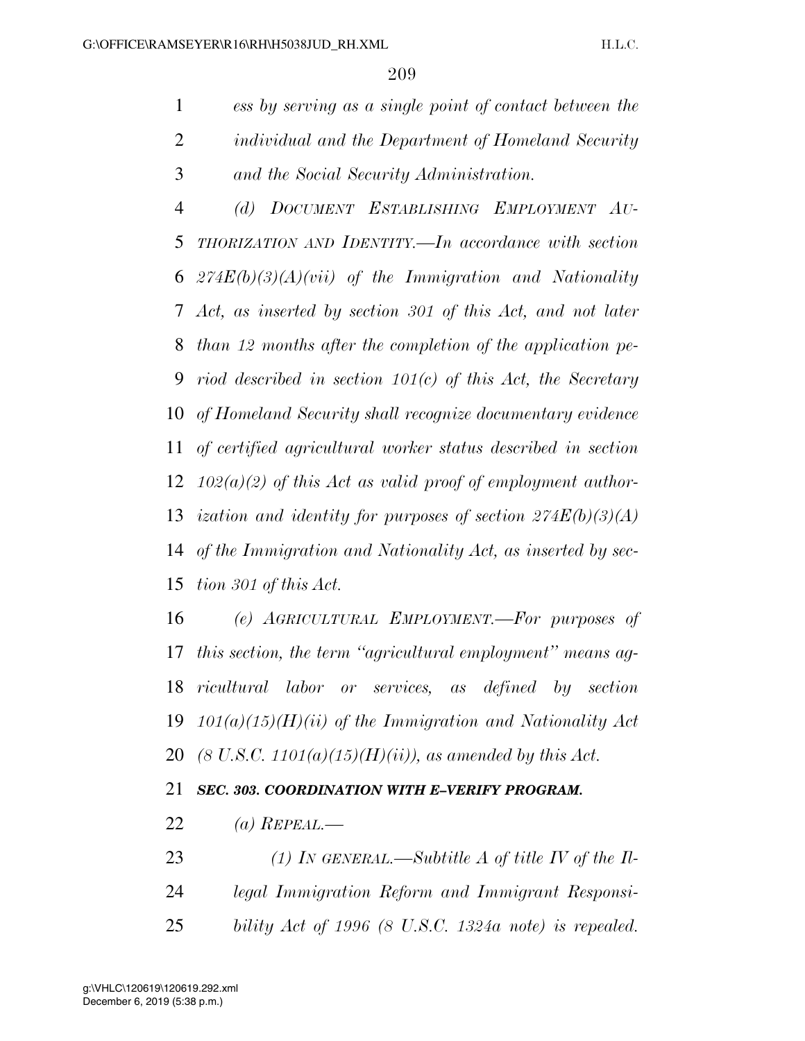*ess by serving as a single point of contact between the individual and the Department of Homeland Security and the Social Security Administration.*

*(d) DOCUMENT ESTABLISHING EMPLOYMENT AUTHORIZATION AND IDENTITY.—In accordance with section 274E(b)(3)(A)(vii) of the Immigration and Nationality Act, as inserted by section 301 of this Act, and not later than 12 months after the completion of the application period described in section 101(c) of this Act, the Secretary of Homeland Security shall recognize documentary evidence of certified agricultural worker status described in section 102(a)(2) of this Act as valid proof of employment authorization and identity for purposes of section 274E(b)(3)(A) of the Immigration and Nationality Act, as inserted by section 301 of this Act.*

*(e) AGRICULTURAL EMPLOYMENT.—For purposes of this section, the term "agricultural employment" means agricultural labor or services, as defined by section 101(a)(15)(H)(ii) of the Immigration and Nationality Act (8 U.S.C. 1101(a)(15)(H)(ii)), as amended by this Act.*

***SEC. 303. COORDINATION WITH E–VERIFY PROGRAM.***

*(a) REPEAL.—*

*(1) IN GENERAL.—Subtitle A of title IV of the Illegal Immigration Reform and Immigrant Responsibility Act of 1996 (8 U.S.C. 1324a note) is repealed.*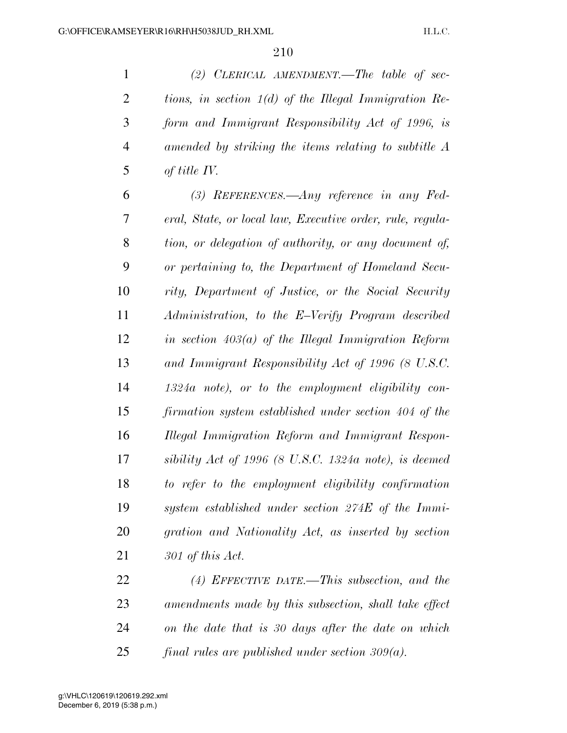*(2) CLERICAL AMENDMENT.—The table of sections, in section 1(d) of the Illegal Immigration Reform and Immigrant Responsibility Act of 1996, is amended by striking the items relating to subtitle A of title IV.*

*(3) REFERENCES.—Any reference in any Federal, State, or local law, Executive order, rule, regulation, or delegation of authority, or any document of, or pertaining to, the Department of Homeland Security, Department of Justice, or the Social Security Administration, to the E–Verify Program described in section 403(a) of the Illegal Immigration Reform and Immigrant Responsibility Act of 1996 (8 U.S.C. 1324a note), or to the employment eligibility confirmation system established under section 404 of the Illegal Immigration Reform and Immigrant Responsibility Act of 1996 (8 U.S.C. 1324a note), is deemed to refer to the employment eligibility confirmation system established under section 274E of the Immigration and Nationality Act, as inserted by section 301 of this Act.*

*(4) EFFECTIVE DATE.—This subsection, and the amendments made by this subsection, shall take effect on the date that is 30 days after the date on which final rules are published under section 309(a).*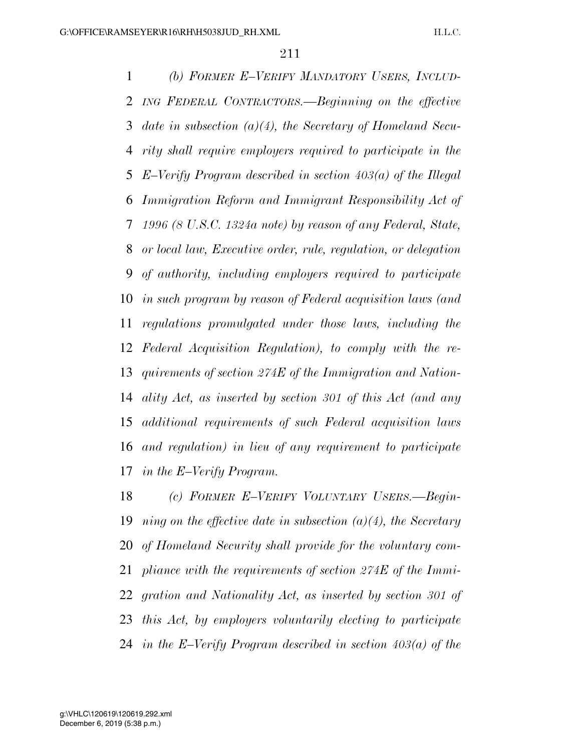*(b) FORMER E–VERIFY MANDATORY USERS, INCLUDING FEDERAL CONTRACTORS.—Beginning on the effective date in subsection (a)(4), the Secretary of Homeland Security shall require employers required to participate in the E–Verify Program described in section 403(a) of the Illegal Immigration Reform and Immigrant Responsibility Act of 1996 (8 U.S.C. 1324a note) by reason of any Federal, State, or local law, Executive order, rule, regulation, or delegation of authority, including employers required to participate in such program by reason of Federal acquisition laws (and regulations promulgated under those laws, including the Federal Acquisition Regulation), to comply with the requirements of section 274E of the Immigration and Nationality Act, as inserted by section 301 of this Act (and any additional requirements of such Federal acquisition laws and regulation) in lieu of any requirement to participate in the E–Verify Program.*

*(c) FORMER E–VERIFY VOLUNTARY USERS.—Beginning on the effective date in subsection (a)(4), the Secretary of Homeland Security shall provide for the voluntary compliance with the requirements of section 274E of the Immigration and Nationality Act, as inserted by section 301 of this Act, by employers voluntarily electing to participate in the E–Verify Program described in section 403(a) of the*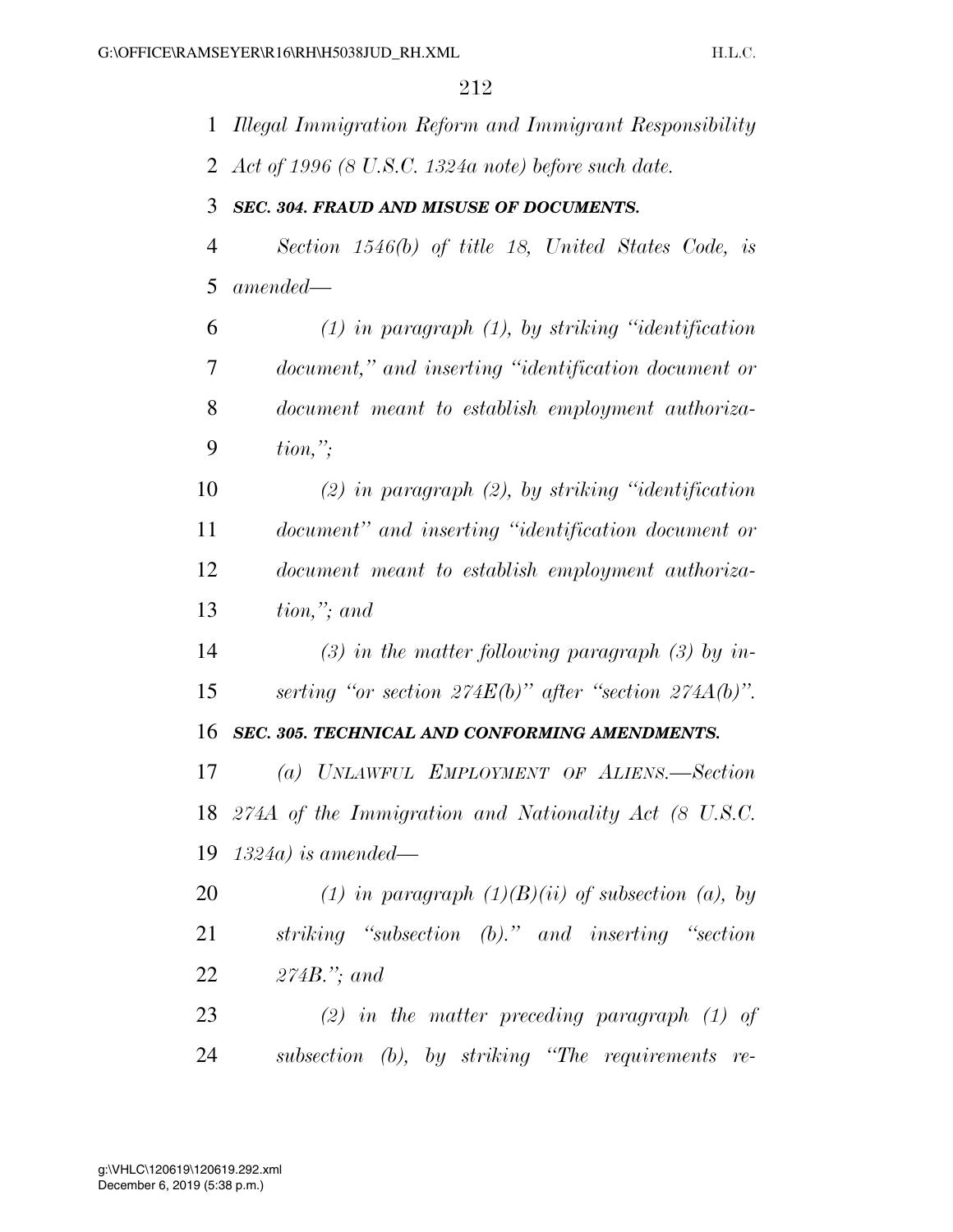*Illegal Immigration Reform and Immigrant Responsibility Act of 1996 (8 U.S.C. 1324a note) before such date.*

***SEC. 304. FRAUD AND MISUSE OF DOCUMENTS.***

*Section 1546(b) of title 18, United States Code, is amended—*

*(1) in paragraph (1), by striking "identification document," and inserting "identification document or document meant to establish employment authorization,";*

*(2) in paragraph (2), by striking "identification document" and inserting "identification document or document meant to establish employment authorization,"; and*

*(3) in the matter following paragraph (3) by inserting "or section 274E(b)" after "section 274A(b)".*

***SEC. 305. TECHNICAL AND CONFORMING AMENDMENTS.***

*(a) UNLAWFUL EMPLOYMENT OF ALIENS.—Section 274A of the Immigration and Nationality Act (8 U.S.C. 1324a) is amended—*

*(1) in paragraph (1)(B)(ii) of subsection (a), by striking "subsection (b)." and inserting "section 274B."; and*

*(2) in the matter preceding paragraph (1) of subsection (b), by striking "The requirements re-*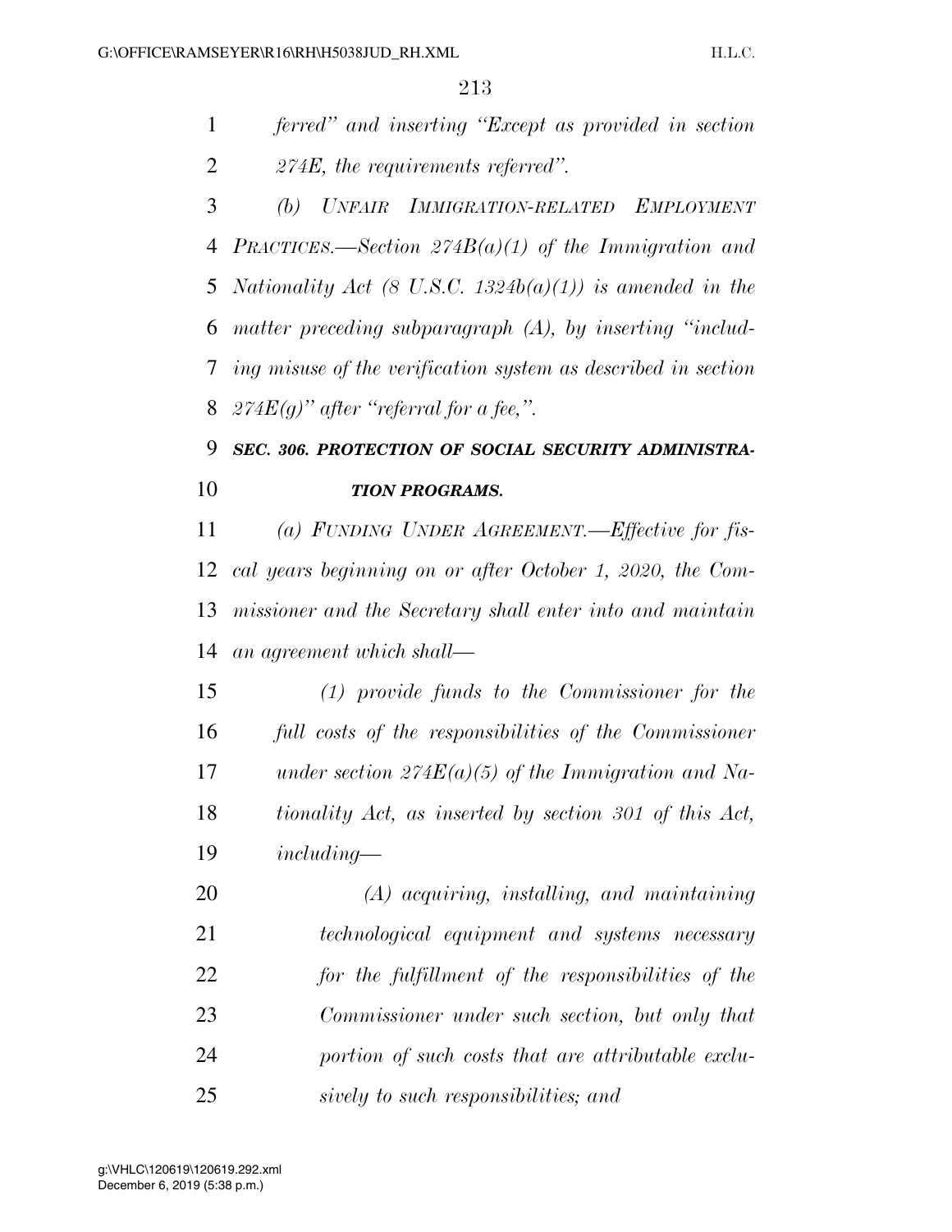*ferred" and inserting "Except as provided in section 274E, the requirements referred".*

*(b) Unfair Immigration-Related Employment Practices.—Section 274B(a)(1) of the Immigration and Nationality Act (8 U.S.C. 1324b(a)(1)) is amended in the matter preceding subparagraph (A), by inserting "including misuse of the verification system as described in section 274E(g)" after "referral for a fee,".*

***SEC. 306. PROTECTION OF SOCIAL SECURITY ADMINISTRATION PROGRAMS.***

*(a) Funding Under Agreement.—Effective for fiscal years beginning on or after October 1, 2020, the Commissioner and the Secretary shall enter into and maintain an agreement which shall—*

*(1) provide funds to the Commissioner for the full costs of the responsibilities of the Commissioner under section 274E(a)(5) of the Immigration and Nationality Act, as inserted by section 301 of this Act, including—*

*(A) acquiring, installing, and maintaining technological equipment and systems necessary for the fulfillment of the responsibilities of the Commissioner under such section, but only that portion of such costs that are attributable exclusively to such responsibilities; and*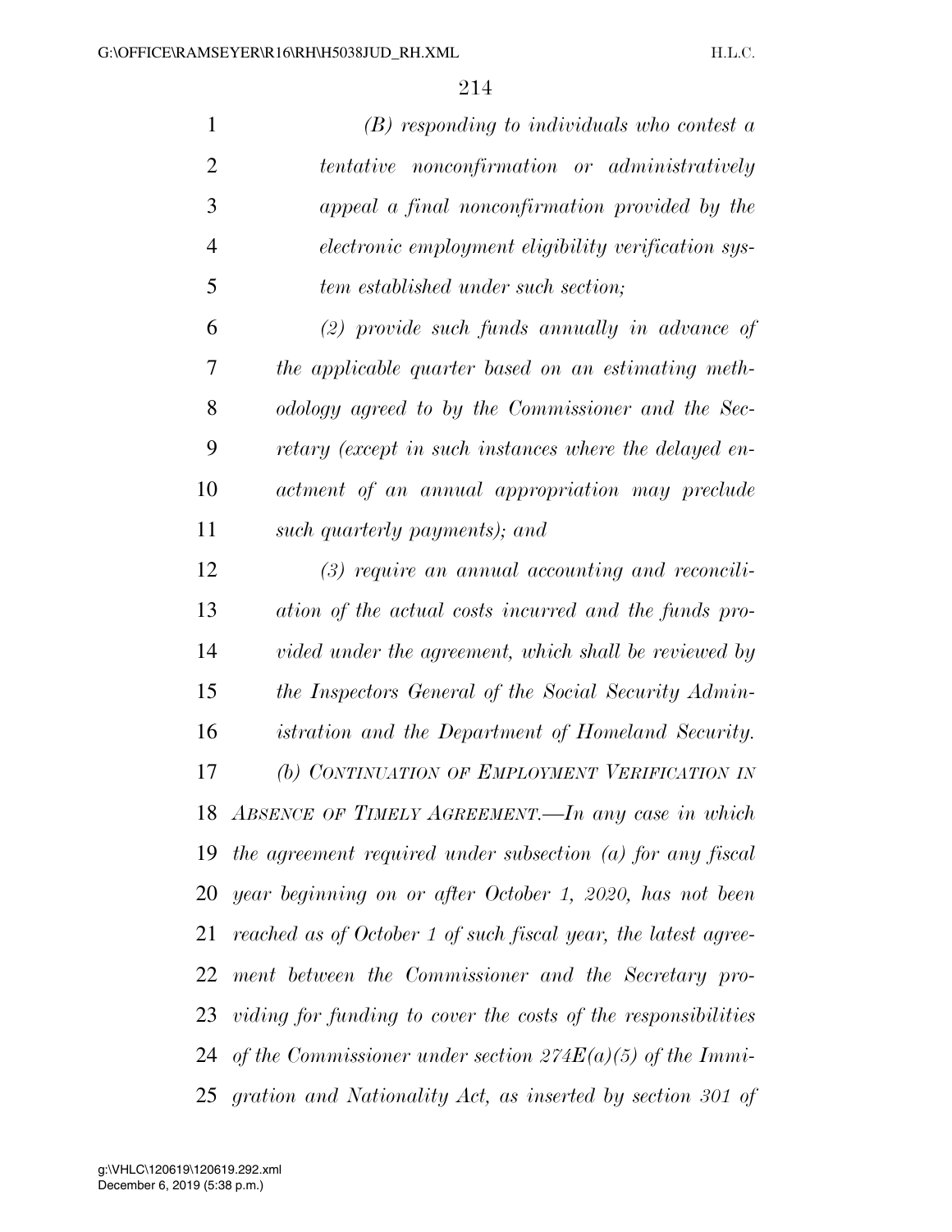*(B) responding to individuals who contest a tentative nonconfirmation or administratively appeal a final nonconfirmation provided by the electronic employment eligibility verification system established under such section;*

*(2) provide such funds annually in advance of the applicable quarter based on an estimating methodology agreed to by the Commissioner and the Secretary (except in such instances where the delayed enactment of an annual appropriation may preclude such quarterly payments); and*

*(3) require an annual accounting and reconciliation of the actual costs incurred and the funds provided under the agreement, which shall be reviewed by the Inspectors General of the Social Security Administration and the Department of Homeland Security.*

*(b) CONTINUATION OF EMPLOYMENT VERIFICATION IN ABSENCE OF TIMELY AGREEMENT.—In any case in which the agreement required under subsection (a) for any fiscal year beginning on or after October 1, 2020, has not been reached as of October 1 of such fiscal year, the latest agreement between the Commissioner and the Secretary providing for funding to cover the costs of the responsibilities of the Commissioner under section 274E(a)(5) of the Immigration and Nationality Act, as inserted by section 301 of*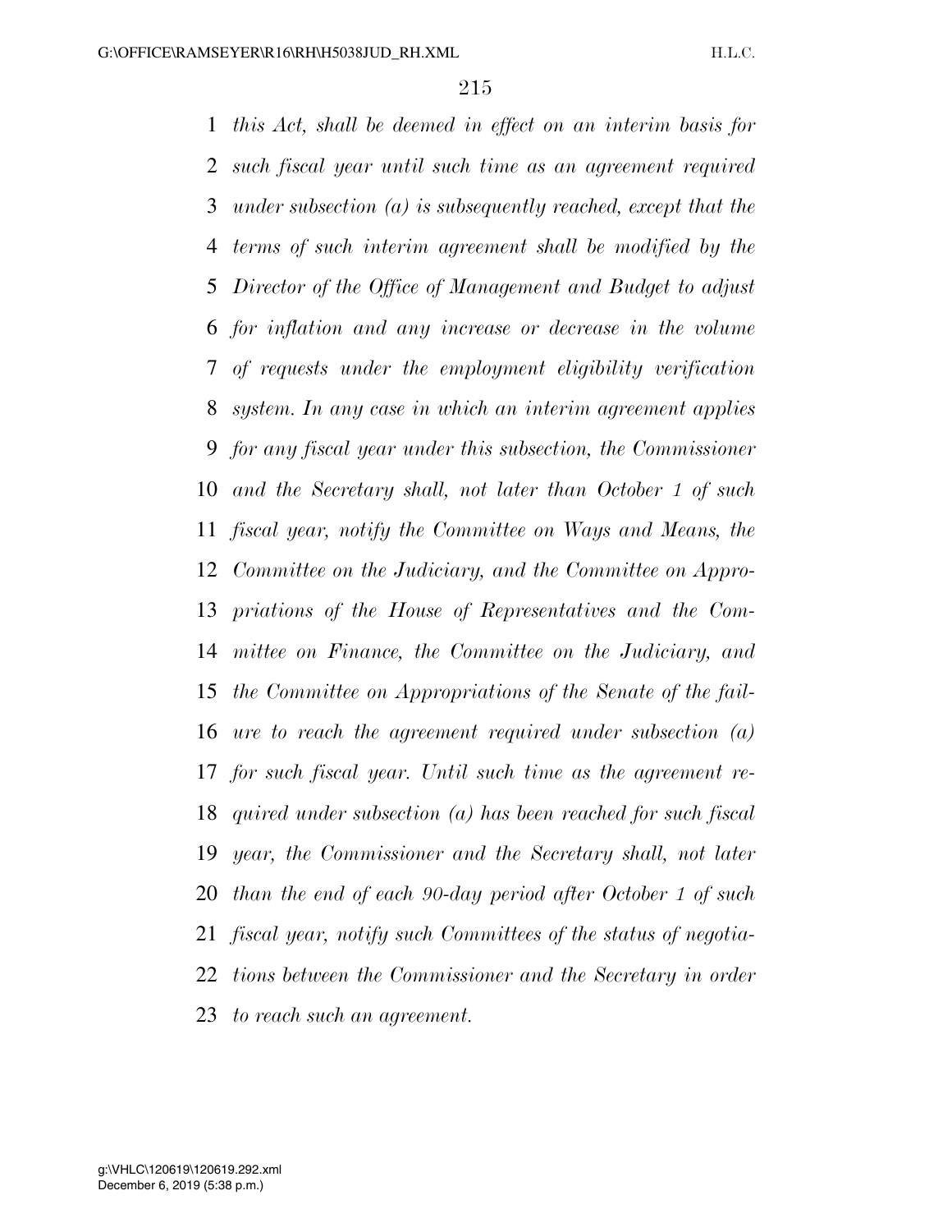*this Act, shall be deemed in effect on an interim basis for such fiscal year until such time as an agreement required under subsection (a) is subsequently reached, except that the terms of such interim agreement shall be modified by the Director of the Office of Management and Budget to adjust for inflation and any increase or decrease in the volume of requests under the employment eligibility verification system. In any case in which an interim agreement applies for any fiscal year under this subsection, the Commissioner and the Secretary shall, not later than October 1 of such fiscal year, notify the Committee on Ways and Means, the Committee on the Judiciary, and the Committee on Appropriations of the House of Representatives and the Committee on Finance, the Committee on the Judiciary, and the Committee on Appropriations of the Senate of the failure to reach the agreement required under subsection (a) for such fiscal year. Until such time as the agreement required under subsection (a) has been reached for such fiscal year, the Commissioner and the Secretary shall, not later than the end of each 90-day period after October 1 of such fiscal year, notify such Committees of the status of negotiations between the Commissioner and the Secretary in order to reach such an agreement.*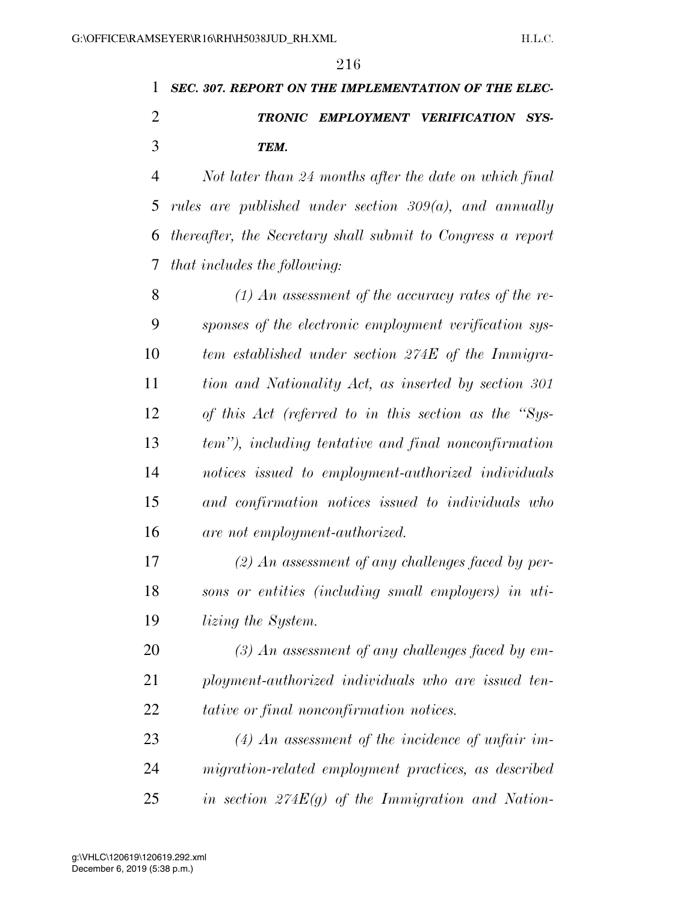***SEC. 307. REPORT ON THE IMPLEMENTATION OF THE ELECTRONIC EMPLOYMENT VERIFICATION SYSTEM.***

*Not later than 24 months after the date on which final rules are published under section 309(a), and annually thereafter, the Secretary shall submit to Congress a report that includes the following:*

*(1) An assessment of the accuracy rates of the responses of the electronic employment verification system established under section 274E of the Immigration and Nationality Act, as inserted by section 301 of this Act (referred to in this section as the "System"), including tentative and final nonconfirmation notices issued to employment-authorized individuals and confirmation notices issued to individuals who are not employment-authorized.*

*(2) An assessment of any challenges faced by persons or entities (including small employers) in utilizing the System.*

*(3) An assessment of any challenges faced by employment-authorized individuals who are issued tentative or final nonconfirmation notices.*

*(4) An assessment of the incidence of unfair immigration-related employment practices, as described in section 274E(g) of the Immigration and Nation-*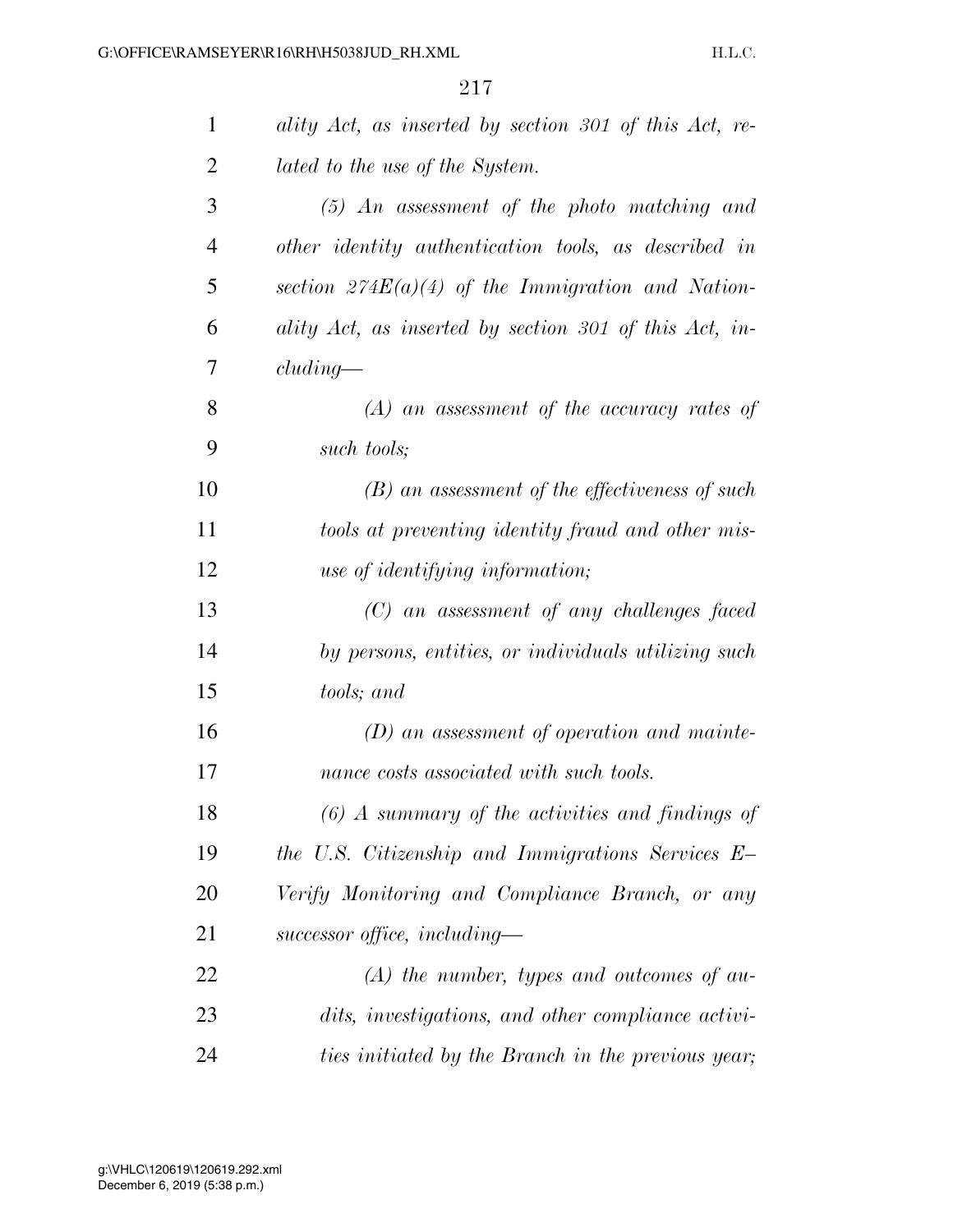*ality Act, as inserted by section 301 of this Act, related to the use of the System.*

*(5) An assessment of the photo matching and other identity authentication tools, as described in section 274E(a)(4) of the Immigration and Nationality Act, as inserted by section 301 of this Act, including—*

*(A) an assessment of the accuracy rates of such tools;*

*(B) an assessment of the effectiveness of such tools at preventing identity fraud and other misuse of identifying information;*

*(C) an assessment of any challenges faced by persons, entities, or individuals utilizing such tools; and*

*(D) an assessment of operation and maintenance costs associated with such tools.*

*(6) A summary of the activities and findings of the U.S. Citizenship and Immigrations Services E–Verify Monitoring and Compliance Branch, or any successor office, including—*

*(A) the number, types and outcomes of audits, investigations, and other compliance activities initiated by the Branch in the previous year;*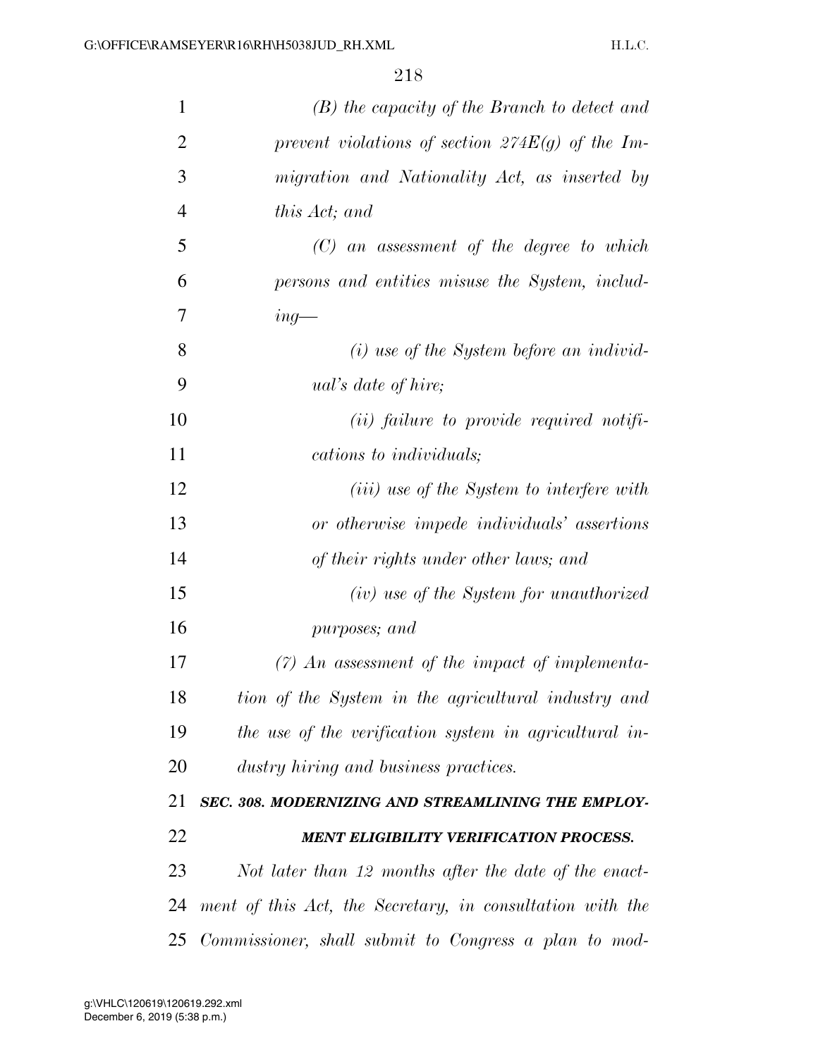*(B) the capacity of the Branch to detect and prevent violations of section 274E(g) of the Immigration and Nationality Act, as inserted by this Act; and*

*(C) an assessment of the degree to which persons and entities misuse the System, including—*

*(i) use of the System before an individual's date of hire;*

*(ii) failure to provide required notifications to individuals;*

*(iii) use of the System to interfere with or otherwise impede individuals' assertions of their rights under other laws; and*

*(iv) use of the System for unauthorized purposes; and*

*(7) An assessment of the impact of implementation of the System in the agricultural industry and the use of the verification system in agricultural industry hiring and business practices.*

***SEC. 308. MODERNIZING AND STREAMLINING THE EMPLOYMENT ELIGIBILITY VERIFICATION PROCESS.***

*Not later than 12 months after the date of the enactment of this Act, the Secretary, in consultation with the Commissioner, shall submit to Congress a plan to mod-*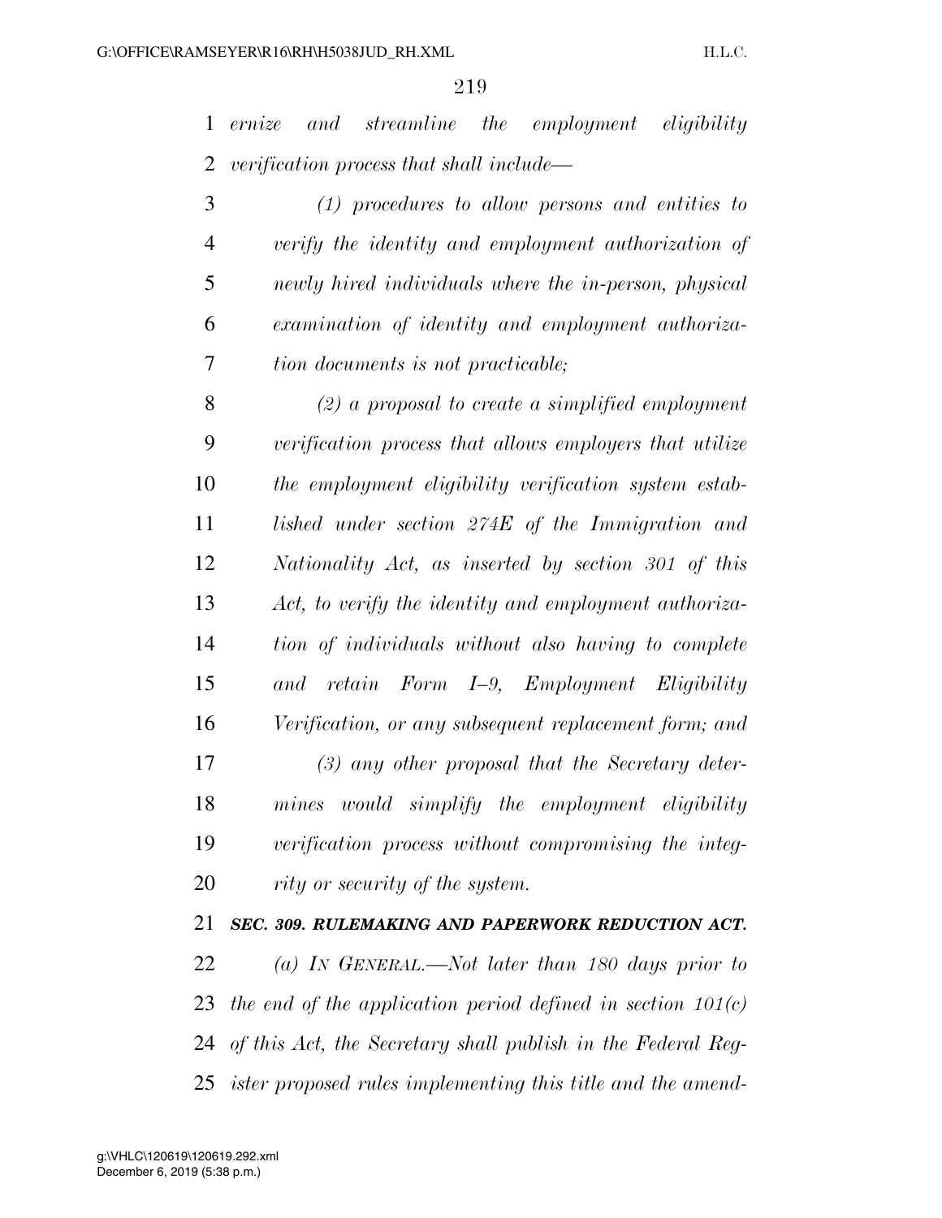*ernize and streamline the employment eligibility verification process that shall include—*

*(1) procedures to allow persons and entities to verify the identity and employment authorization of newly hired individuals where the in-person, physical examination of identity and employment authorization documents is not practicable;*

*(2) a proposal to create a simplified employment verification process that allows employers that utilize the employment eligibility verification system established under section 274E of the Immigration and Nationality Act, as inserted by section 301 of this Act, to verify the identity and employment authorization of individuals without also having to complete and retain Form I–9, Employment Eligibility Verification, or any subsequent replacement form; and*

*(3) any other proposal that the Secretary determines would simplify the employment eligibility verification process without compromising the integrity or security of the system.*

***SEC. 309. RULEMAKING AND PAPERWORK REDUCTION ACT.***

*(a) IN GENERAL.—Not later than 180 days prior to the end of the application period defined in section 101(c) of this Act, the Secretary shall publish in the Federal Register proposed rules implementing this title and the amend-*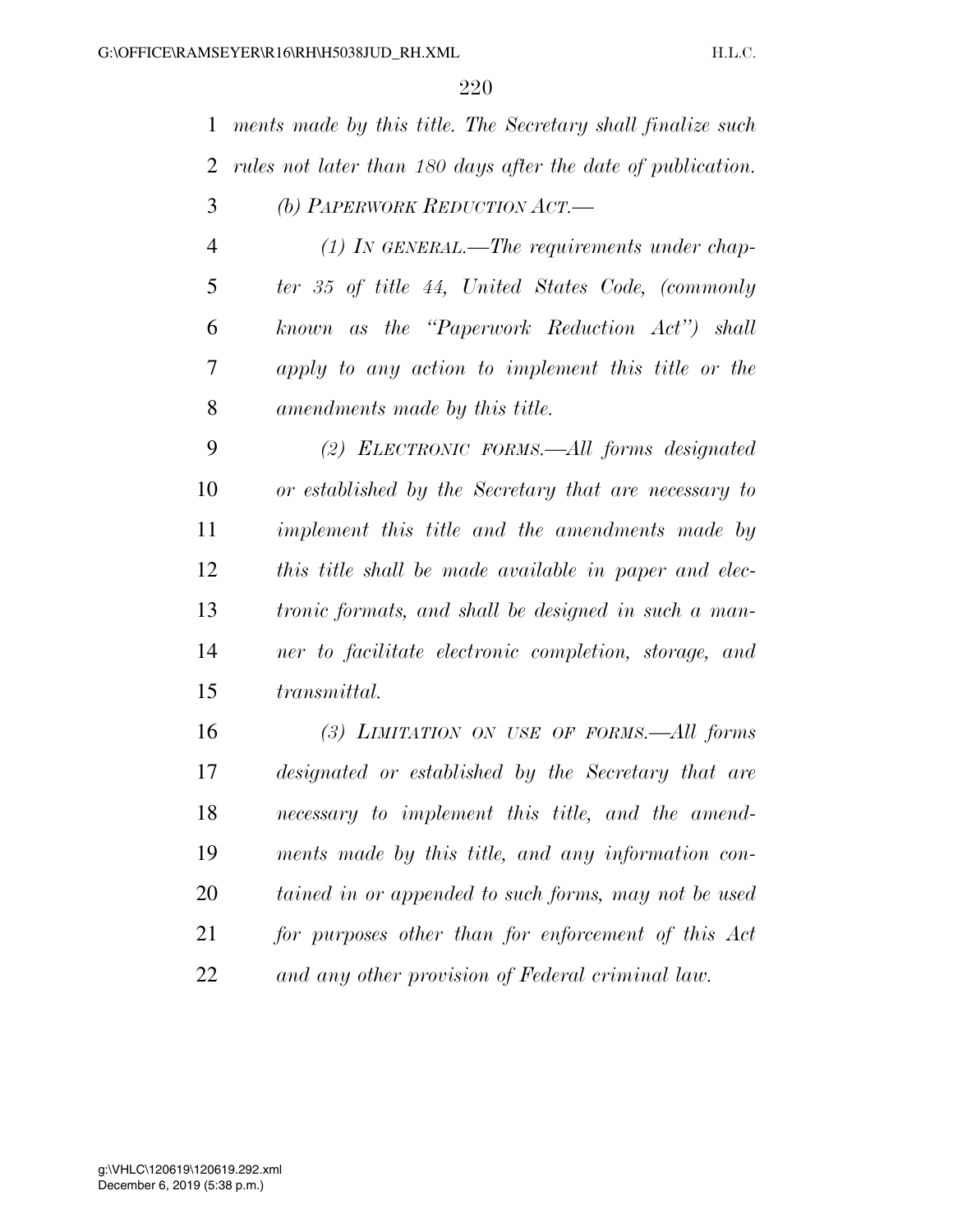*ments made by this title. The Secretary shall finalize such rules not later than 180 days after the date of publication.*

*(b) PAPERWORK REDUCTION ACT.—*

*(1) IN GENERAL.—The requirements under chapter 35 of title 44, United States Code, (commonly known as the "Paperwork Reduction Act") shall apply to any action to implement this title or the amendments made by this title.*

*(2) ELECTRONIC FORMS.—All forms designated or established by the Secretary that are necessary to implement this title and the amendments made by this title shall be made available in paper and electronic formats, and shall be designed in such a manner to facilitate electronic completion, storage, and transmittal.*

*(3) LIMITATION ON USE OF FORMS.—All forms designated or established by the Secretary that are necessary to implement this title, and the amendments made by this title, and any information contained in or appended to such forms, may not be used for purposes other than for enforcement of this Act and any other provision of Federal criminal law.*